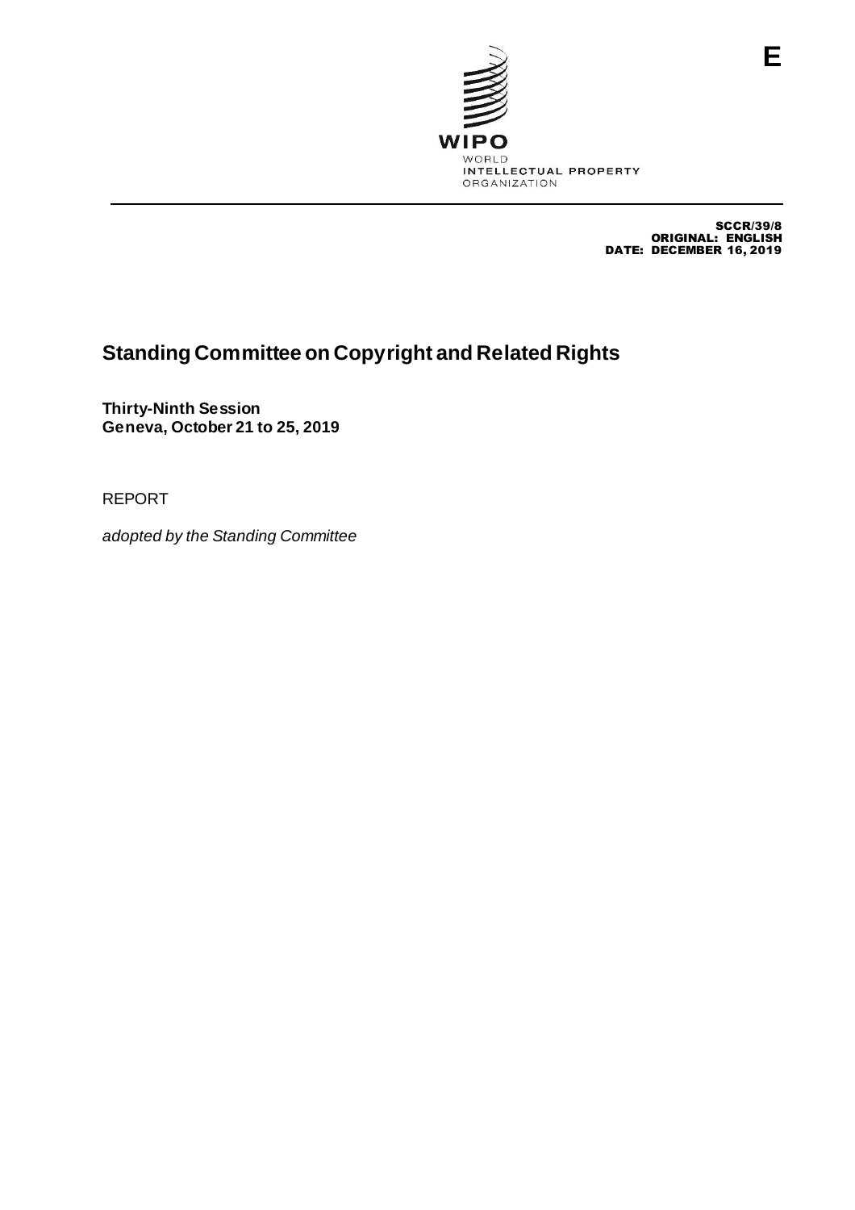E

WIPO
WORLD
INTELLECTUAL PROPERTY
ORGANIZATION

SCCR/39/8
ORIGINAL: ENGLISH
DATE: DECEMBER 16, 2019

# Standing Committee on Copyright and Related Rights

**Thirty-Ninth Session**
**Geneva, October 21 to 25, 2019**

REPORT

*adopted by the Standing Committee*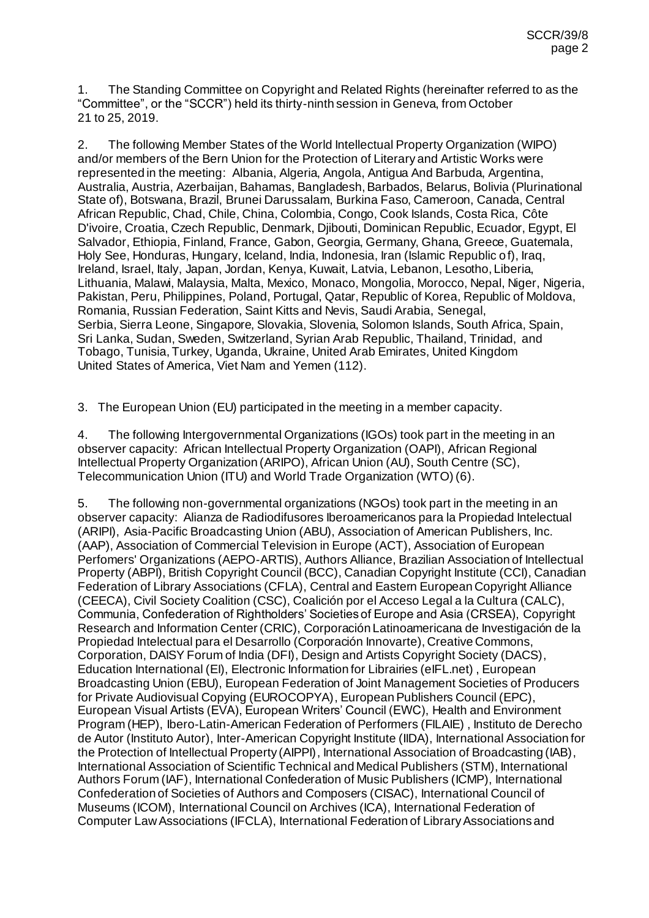1. The Standing Committee on Copyright and Related Rights (hereinafter referred to as the "Committee", or the "SCCR") held its thirty-ninth session in Geneva, from October 21 to 25, 2019.

2. The following Member States of the World Intellectual Property Organization (WIPO) and/or members of the Bern Union for the Protection of Literary and Artistic Works were represented in the meeting: Albania, Algeria, Angola, Antigua And Barbuda, Argentina, Australia, Austria, Azerbaijan, Bahamas, Bangladesh, Barbados, Belarus, Bolivia (Plurinational State of), Botswana, Brazil, Brunei Darussalam, Burkina Faso, Cameroon, Canada, Central African Republic, Chad, Chile, China, Colombia, Congo, Cook Islands, Costa Rica, Côte D'ivoire, Croatia, Czech Republic, Denmark, Djibouti, Dominican Republic, Ecuador, Egypt, El Salvador, Ethiopia, Finland, France, Gabon, Georgia, Germany, Ghana, Greece, Guatemala, Holy See, Honduras, Hungary, Iceland, India, Indonesia, Iran (Islamic Republic of), Iraq, Ireland, Israel, Italy, Japan, Jordan, Kenya, Kuwait, Latvia, Lebanon, Lesotho, Liberia, Lithuania, Malawi, Malaysia, Malta, Mexico, Monaco, Mongolia, Morocco, Nepal, Niger, Nigeria, Pakistan, Peru, Philippines, Poland, Portugal, Qatar, Republic of Korea, Republic of Moldova, Romania, Russian Federation, Saint Kitts and Nevis, Saudi Arabia, Senegal, Serbia, Sierra Leone, Singapore, Slovakia, Slovenia, Solomon Islands, South Africa, Spain, Sri Lanka, Sudan, Sweden, Switzerland, Syrian Arab Republic, Thailand, Trinidad, and Tobago, Tunisia, Turkey, Uganda, Ukraine, United Arab Emirates, United Kingdom United States of America, Viet Nam and Yemen (112).

3. The European Union (EU) participated in the meeting in a member capacity.

4. The following Intergovernmental Organizations (IGOs) took part in the meeting in an observer capacity: African Intellectual Property Organization (OAPI), African Regional Intellectual Property Organization (ARIPO), African Union (AU), South Centre (SC), Telecommunication Union (ITU) and World Trade Organization (WTO) (6).

5. The following non-governmental organizations (NGOs) took part in the meeting in an observer capacity: Alianza de Radiodifusores Iberoamericanos para la Propiedad Intelectual (ARIPI), Asia-Pacific Broadcasting Union (ABU), Association of American Publishers, Inc. (AAP), Association of Commercial Television in Europe (ACT), Association of European Perfomers' Organizations (AEPO-ARTIS), Authors Alliance, Brazilian Association of Intellectual Property (ABPI), British Copyright Council (BCC), Canadian Copyright Institute (CCI), Canadian Federation of Library Associations (CFLA), Central and Eastern European Copyright Alliance (CEECA), Civil Society Coalition (CSC), Coalición por el Acceso Legal a la Cultura (CALC), Communia, Confederation of Rightholders' Societies of Europe and Asia (CRSEA), Copyright Research and Information Center (CRIC), Corporación Latinoamericana de Investigación de la Propiedad Intelectual para el Desarrollo (Corporación Innovarte), Creative Commons, Corporation, DAISY Forum of India (DFI), Design and Artists Copyright Society (DACS), Education International (EI), Electronic Information for Librairies (eIFL.net) , European Broadcasting Union (EBU), European Federation of Joint Management Societies of Producers for Private Audiovisual Copying (EUROCOPYA), European Publishers Council (EPC), European Visual Artists (EVA), European Writers' Council (EWC), Health and Environment Program (HEP), Ibero-Latin-American Federation of Performers (FILAIE) , Instituto de Derecho de Autor (Instituto Autor), Inter-American Copyright Institute (IIDA), International Association for the Protection of Intellectual Property (AIPPI), International Association of Broadcasting (IAB), International Association of Scientific Technical and Medical Publishers (STM), International Authors Forum (IAF), International Confederation of Music Publishers (ICMP), International Confederation of Societies of Authors and Composers (CISAC), International Council of Museums (ICOM), International Council on Archives (ICA), International Federation of Computer Law Associations (IFCLA), International Federation of Library Associations and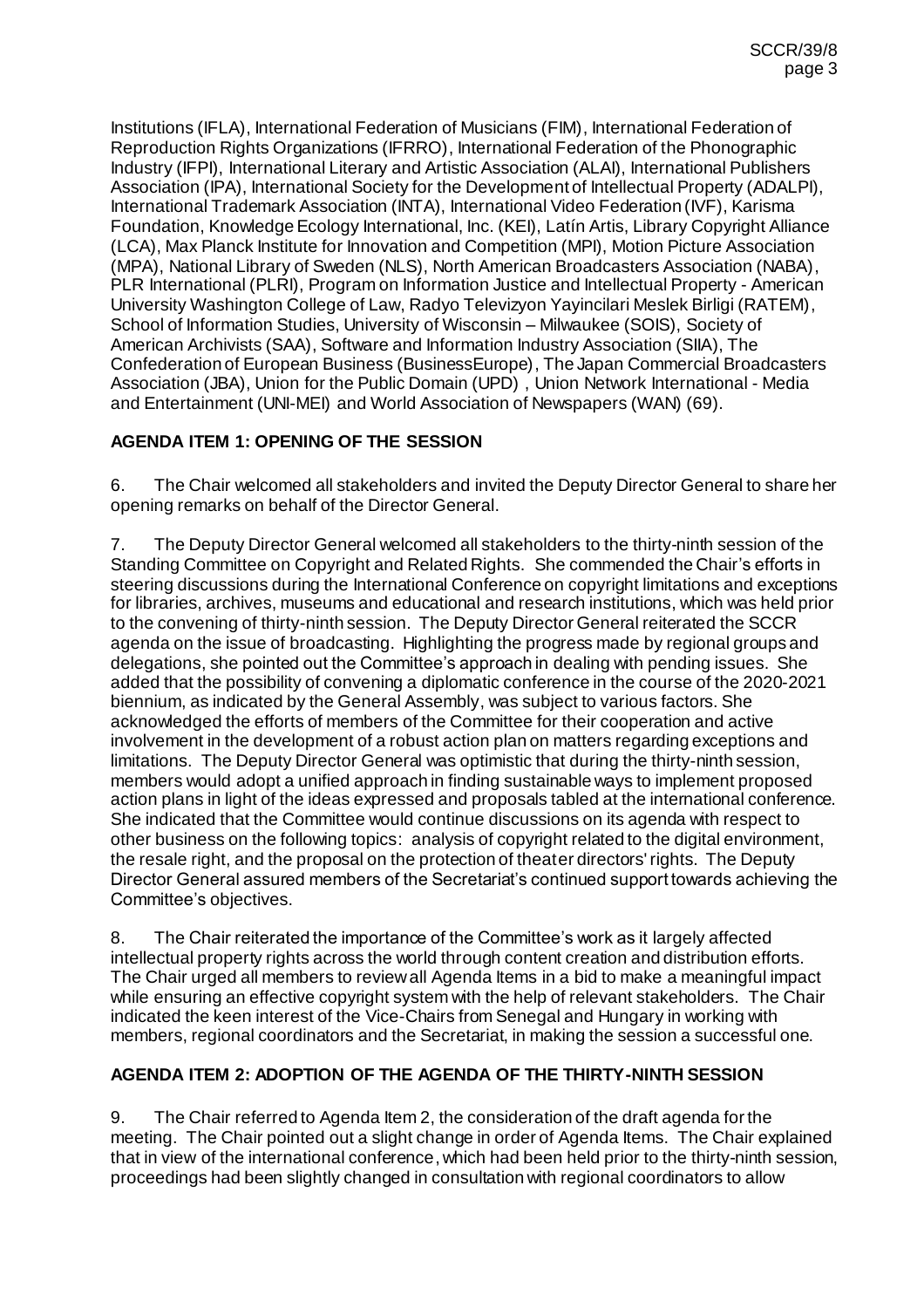Institutions (IFLA), International Federation of Musicians (FIM), International Federation of Reproduction Rights Organizations (IFRRO), International Federation of the Phonographic Industry (IFPI), International Literary and Artistic Association (ALAI), International Publishers Association (IPA), International Society for the Development of Intellectual Property (ADALPI), International Trademark Association (INTA), International Video Federation (IVF), Karisma Foundation, Knowledge Ecology International, Inc. (KEI), Latín Artis, Library Copyright Alliance (LCA), Max Planck Institute for Innovation and Competition (MPI), Motion Picture Association (MPA), National Library of Sweden (NLS), North American Broadcasters Association (NABA), PLR International (PLRI), Program on Information Justice and Intellectual Property - American University Washington College of Law, Radyo Televizyon Yayincilari Meslek Birligi (RATEM), School of Information Studies, University of Wisconsin – Milwaukee (SOIS), Society of American Archivists (SAA), Software and Information Industry Association (SIIA), The Confederation of European Business (BusinessEurope), The Japan Commercial Broadcasters Association (JBA), Union for the Public Domain (UPD) , Union Network International - Media and Entertainment (UNI-MEI) and World Association of Newspapers (WAN) (69).

## AGENDA ITEM 1: OPENING OF THE SESSION

6. The Chair welcomed all stakeholders and invited the Deputy Director General to share her opening remarks on behalf of the Director General.

7. The Deputy Director General welcomed all stakeholders to the thirty-ninth session of the Standing Committee on Copyright and Related Rights. She commended the Chair's efforts in steering discussions during the International Conference on copyright limitations and exceptions for libraries, archives, museums and educational and research institutions, which was held prior to the convening of thirty-ninth session. The Deputy Director General reiterated the SCCR agenda on the issue of broadcasting. Highlighting the progress made by regional groups and delegations, she pointed out the Committee's approach in dealing with pending issues. She added that the possibility of convening a diplomatic conference in the course of the 2020-2021 biennium, as indicated by the General Assembly, was subject to various factors. She acknowledged the efforts of members of the Committee for their cooperation and active involvement in the development of a robust action plan on matters regarding exceptions and limitations. The Deputy Director General was optimistic that during the thirty-ninth session, members would adopt a unified approach in finding sustainable ways to implement proposed action plans in light of the ideas expressed and proposals tabled at the international conference. She indicated that the Committee would continue discussions on its agenda with respect to other business on the following topics: analysis of copyright related to the digital environment, the resale right, and the proposal on the protection of theater directors' rights. The Deputy Director General assured members of the Secretariat's continued support towards achieving the Committee's objectives.

8. The Chair reiterated the importance of the Committee's work as it largely affected intellectual property rights across the world through content creation and distribution efforts. The Chair urged all members to review all Agenda Items in a bid to make a meaningful impact while ensuring an effective copyright system with the help of relevant stakeholders. The Chair indicated the keen interest of the Vice-Chairs from Senegal and Hungary in working with members, regional coordinators and the Secretariat, in making the session a successful one.

## AGENDA ITEM 2: ADOPTION OF THE AGENDA OF THE THIRTY-NINTH SESSION

9. The Chair referred to Agenda Item 2, the consideration of the draft agenda for the meeting. The Chair pointed out a slight change in order of Agenda Items. The Chair explained that in view of the international conference, which had been held prior to the thirty-ninth session, proceedings had been slightly changed in consultation with regional coordinators to allow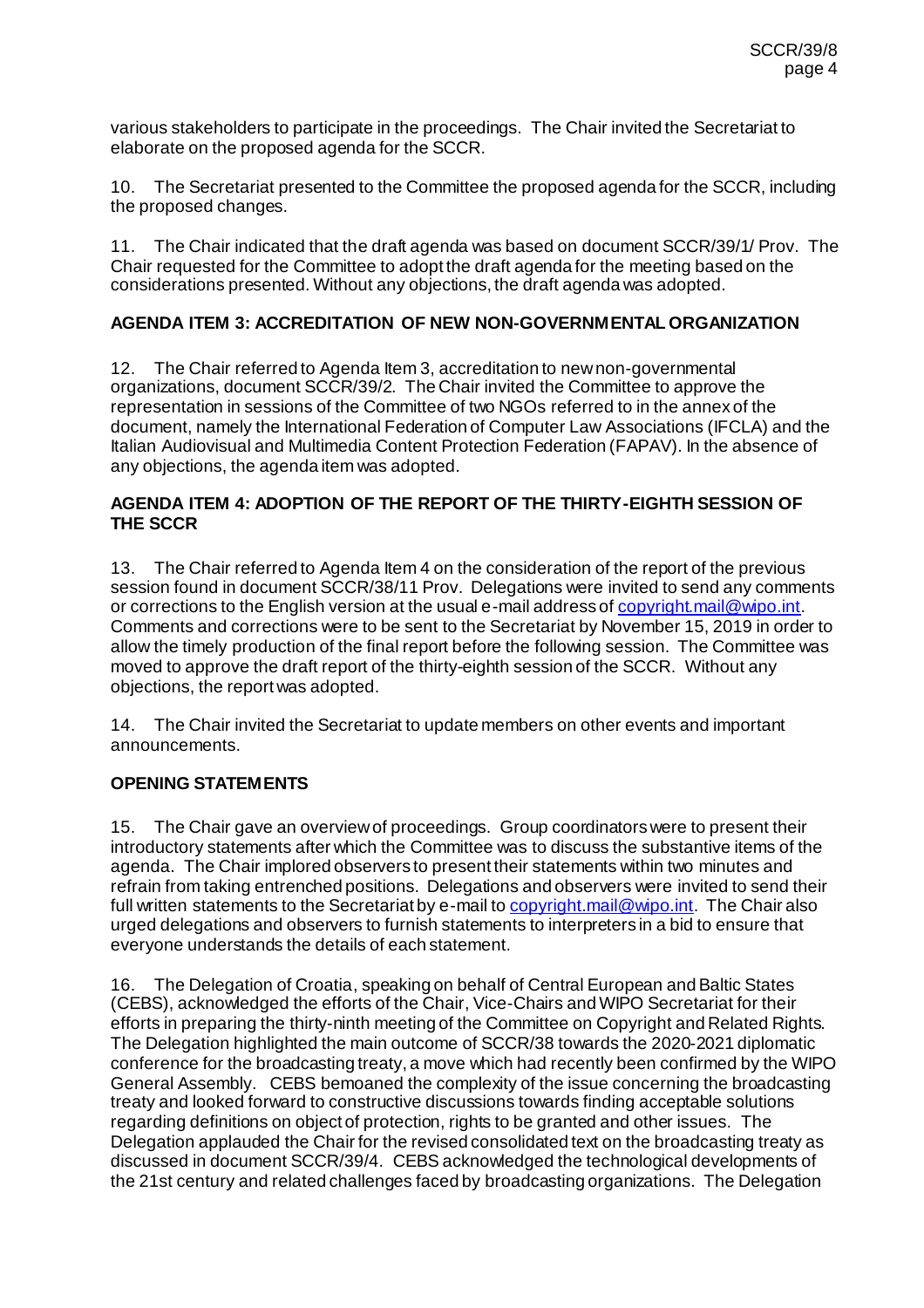various stakeholders to participate in the proceedings. The Chair invited the Secretariat to elaborate on the proposed agenda for the SCCR.

10. The Secretariat presented to the Committee the proposed agenda for the SCCR, including the proposed changes.

11. The Chair indicated that the draft agenda was based on document SCCR/39/1/ Prov. The Chair requested for the Committee to adopt the draft agenda for the meeting based on the considerations presented. Without any objections, the draft agenda was adopted.

**AGENDA ITEM 3: ACCREDITATION OF NEW NON-GOVERNMENTAL ORGANIZATION**

12. The Chair referred to Agenda Item 3, accreditation to new non-governmental organizations, document SCCR/39/2. The Chair invited the Committee to approve the representation in sessions of the Committee of two NGOs referred to in the annex of the document, namely the International Federation of Computer Law Associations (IFCLA) and the Italian Audiovisual and Multimedia Content Protection Federation (FAPAV). In the absence of any objections, the agenda item was adopted.

**AGENDA ITEM 4: ADOPTION OF THE REPORT OF THE THIRTY-EIGHTH SESSION OF THE SCCR**

13. The Chair referred to Agenda Item 4 on the consideration of the report of the previous session found in document SCCR/38/11 Prov. Delegations were invited to send any comments or corrections to the English version at the usual e-mail address of copyright.mail@wipo.int. Comments and corrections were to be sent to the Secretariat by November 15, 2019 in order to allow the timely production of the final report before the following session. The Committee was moved to approve the draft report of the thirty-eighth session of the SCCR. Without any objections, the report was adopted.

14. The Chair invited the Secretariat to update members on other events and important announcements.

**OPENING STATEMENTS**

15. The Chair gave an overview of proceedings. Group coordinators were to present their introductory statements after which the Committee was to discuss the substantive items of the agenda. The Chair implored observers to present their statements within two minutes and refrain from taking entrenched positions. Delegations and observers were invited to send their full written statements to the Secretariat by e-mail to copyright.mail@wipo.int. The Chair also urged delegations and observers to furnish statements to interpreters in a bid to ensure that everyone understands the details of each statement.

16. The Delegation of Croatia, speaking on behalf of Central European and Baltic States (CEBS), acknowledged the efforts of the Chair, Vice-Chairs and WIPO Secretariat for their efforts in preparing the thirty-ninth meeting of the Committee on Copyright and Related Rights. The Delegation highlighted the main outcome of SCCR/38 towards the 2020-2021 diplomatic conference for the broadcasting treaty, a move which had recently been confirmed by the WIPO General Assembly. CEBS bemoaned the complexity of the issue concerning the broadcasting treaty and looked forward to constructive discussions towards finding acceptable solutions regarding definitions on object of protection, rights to be granted and other issues. The Delegation applauded the Chair for the revised consolidated text on the broadcasting treaty as discussed in document SCCR/39/4. CEBS acknowledged the technological developments of the 21st century and related challenges faced by broadcasting organizations. The Delegation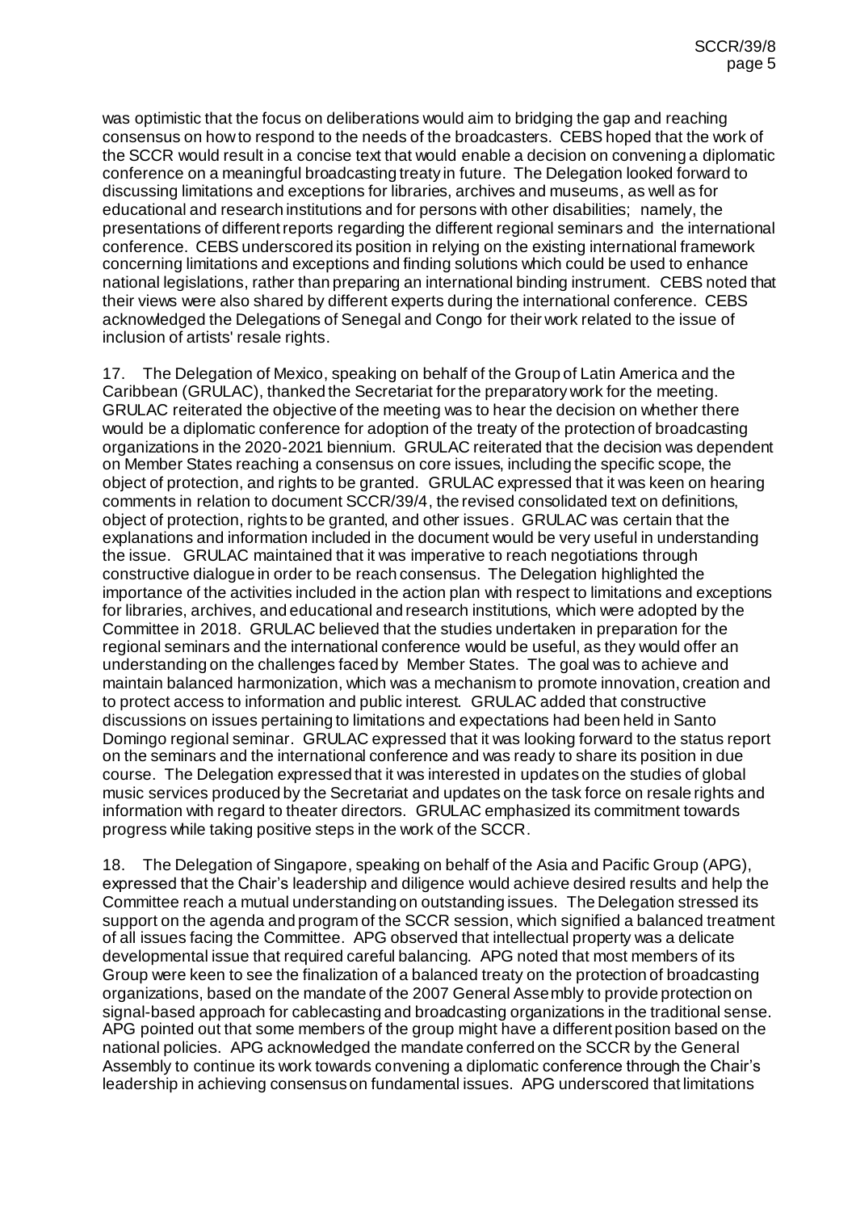was optimistic that the focus on deliberations would aim to bridging the gap and reaching consensus on how to respond to the needs of the broadcasters. CEBS hoped that the work of the SCCR would result in a concise text that would enable a decision on convening a diplomatic conference on a meaningful broadcasting treaty in future. The Delegation looked forward to discussing limitations and exceptions for libraries, archives and museums, as well as for educational and research institutions and for persons with other disabilities; namely, the presentations of different reports regarding the different regional seminars and the international conference. CEBS underscored its position in relying on the existing international framework concerning limitations and exceptions and finding solutions which could be used to enhance national legislations, rather than preparing an international binding instrument. CEBS noted that their views were also shared by different experts during the international conference. CEBS acknowledged the Delegations of Senegal and Congo for their work related to the issue of inclusion of artists' resale rights.

17. The Delegation of Mexico, speaking on behalf of the Group of Latin America and the Caribbean (GRULAC), thanked the Secretariat for the preparatory work for the meeting. GRULAC reiterated the objective of the meeting was to hear the decision on whether there would be a diplomatic conference for adoption of the treaty of the protection of broadcasting organizations in the 2020-2021 biennium. GRULAC reiterated that the decision was dependent on Member States reaching a consensus on core issues, including the specific scope, the object of protection, and rights to be granted. GRULAC expressed that it was keen on hearing comments in relation to document SCCR/39/4, the revised consolidated text on definitions, object of protection, rights to be granted, and other issues. GRULAC was certain that the explanations and information included in the document would be very useful in understanding the issue. GRULAC maintained that it was imperative to reach negotiations through constructive dialogue in order to be reach consensus. The Delegation highlighted the importance of the activities included in the action plan with respect to limitations and exceptions for libraries, archives, and educational and research institutions, which were adopted by the Committee in 2018. GRULAC believed that the studies undertaken in preparation for the regional seminars and the international conference would be useful, as they would offer an understanding on the challenges faced by Member States. The goal was to achieve and maintain balanced harmonization, which was a mechanism to promote innovation, creation and to protect access to information and public interest. GRULAC added that constructive discussions on issues pertaining to limitations and expectations had been held in Santo Domingo regional seminar. GRULAC expressed that it was looking forward to the status report on the seminars and the international conference and was ready to share its position in due course. The Delegation expressed that it was interested in updates on the studies of global music services produced by the Secretariat and updates on the task force on resale rights and information with regard to theater directors. GRULAC emphasized its commitment towards progress while taking positive steps in the work of the SCCR.

18. The Delegation of Singapore, speaking on behalf of the Asia and Pacific Group (APG), expressed that the Chair's leadership and diligence would achieve desired results and help the Committee reach a mutual understanding on outstanding issues. The Delegation stressed its support on the agenda and program of the SCCR session, which signified a balanced treatment of all issues facing the Committee. APG observed that intellectual property was a delicate developmental issue that required careful balancing. APG noted that most members of its Group were keen to see the finalization of a balanced treaty on the protection of broadcasting organizations, based on the mandate of the 2007 General Assembly to provide protection on signal-based approach for cablecasting and broadcasting organizations in the traditional sense. APG pointed out that some members of the group might have a different position based on the national policies. APG acknowledged the mandate conferred on the SCCR by the General Assembly to continue its work towards convening a diplomatic conference through the Chair's leadership in achieving consensus on fundamental issues. APG underscored that limitations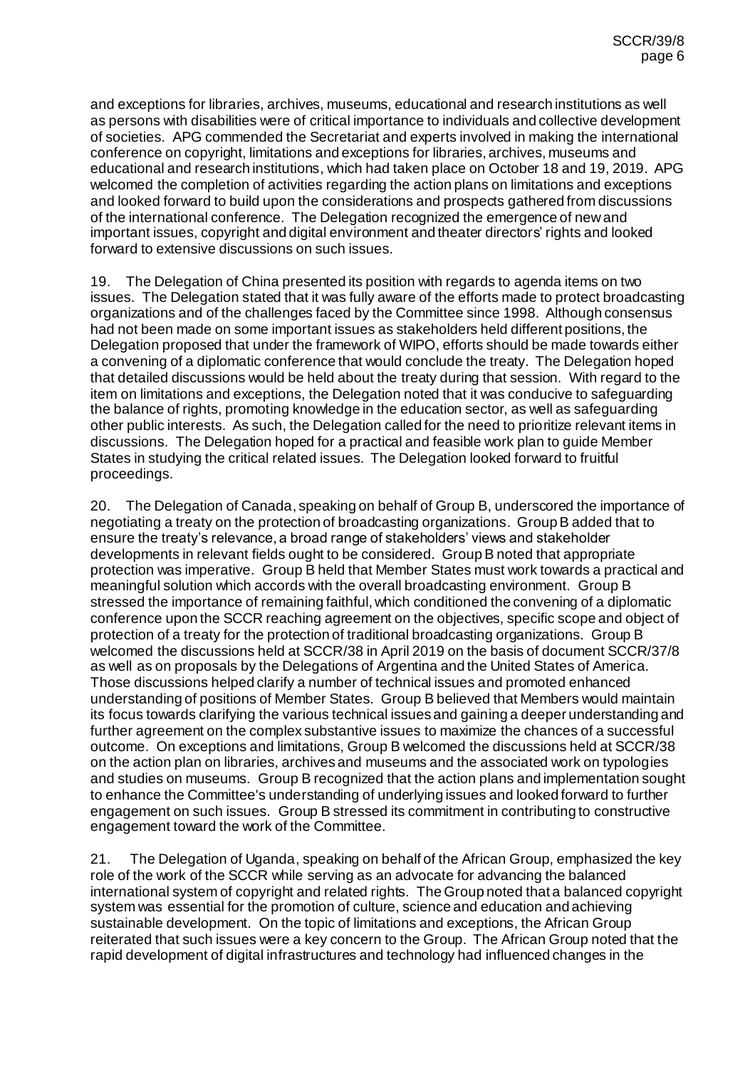and exceptions for libraries, archives, museums, educational and research institutions as well as persons with disabilities were of critical importance to individuals and collective development of societies. APG commended the Secretariat and experts involved in making the international conference on copyright, limitations and exceptions for libraries, archives, museums and educational and research institutions, which had taken place on October 18 and 19, 2019. APG welcomed the completion of activities regarding the action plans on limitations and exceptions and looked forward to build upon the considerations and prospects gathered from discussions of the international conference. The Delegation recognized the emergence of new and important issues, copyright and digital environment and theater directors' rights and looked forward to extensive discussions on such issues.

19. The Delegation of China presented its position with regards to agenda items on two issues. The Delegation stated that it was fully aware of the efforts made to protect broadcasting organizations and of the challenges faced by the Committee since 1998. Although consensus had not been made on some important issues as stakeholders held different positions, the Delegation proposed that under the framework of WIPO, efforts should be made towards either a convening of a diplomatic conference that would conclude the treaty. The Delegation hoped that detailed discussions would be held about the treaty during that session. With regard to the item on limitations and exceptions, the Delegation noted that it was conducive to safeguarding the balance of rights, promoting knowledge in the education sector, as well as safeguarding other public interests. As such, the Delegation called for the need to prioritize relevant items in discussions. The Delegation hoped for a practical and feasible work plan to guide Member States in studying the critical related issues. The Delegation looked forward to fruitful proceedings.

20. The Delegation of Canada, speaking on behalf of Group B, underscored the importance of negotiating a treaty on the protection of broadcasting organizations. Group B added that to ensure the treaty's relevance, a broad range of stakeholders' views and stakeholder developments in relevant fields ought to be considered. Group B noted that appropriate protection was imperative. Group B held that Member States must work towards a practical and meaningful solution which accords with the overall broadcasting environment. Group B stressed the importance of remaining faithful, which conditioned the convening of a diplomatic conference upon the SCCR reaching agreement on the objectives, specific scope and object of protection of a treaty for the protection of traditional broadcasting organizations. Group B welcomed the discussions held at SCCR/38 in April 2019 on the basis of document SCCR/37/8 as well as on proposals by the Delegations of Argentina and the United States of America. Those discussions helped clarify a number of technical issues and promoted enhanced understanding of positions of Member States. Group B believed that Members would maintain its focus towards clarifying the various technical issues and gaining a deeper understanding and further agreement on the complex substantive issues to maximize the chances of a successful outcome. On exceptions and limitations, Group B welcomed the discussions held at SCCR/38 on the action plan on libraries, archives and museums and the associated work on typologies and studies on museums. Group B recognized that the action plans and implementation sought to enhance the Committee's understanding of underlying issues and looked forward to further engagement on such issues. Group B stressed its commitment in contributing to constructive engagement toward the work of the Committee.

21. The Delegation of Uganda, speaking on behalf of the African Group, emphasized the key role of the work of the SCCR while serving as an advocate for advancing the balanced international system of copyright and related rights. The Group noted that a balanced copyright system was essential for the promotion of culture, science and education and achieving sustainable development. On the topic of limitations and exceptions, the African Group reiterated that such issues were a key concern to the Group. The African Group noted that the rapid development of digital infrastructures and technology had influenced changes in the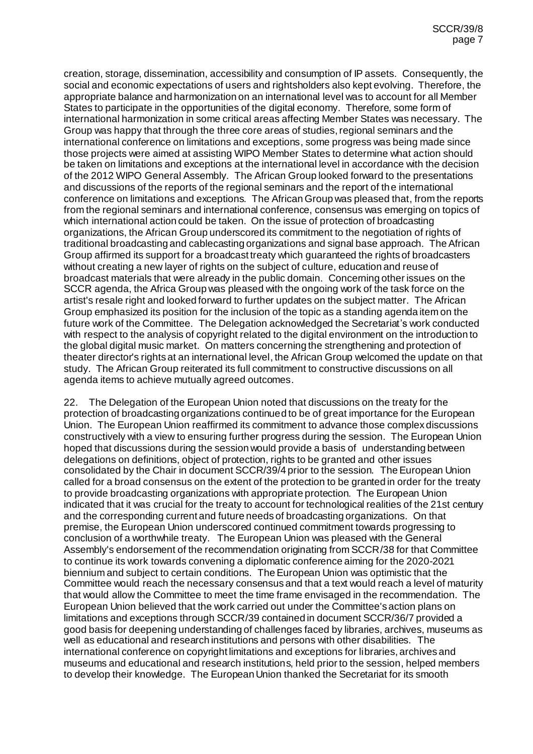creation, storage, dissemination, accessibility and consumption of IP assets. Consequently, the social and economic expectations of users and rightsholders also kept evolving. Therefore, the appropriate balance and harmonization on an international level was to account for all Member States to participate in the opportunities of the digital economy. Therefore, some form of international harmonization in some critical areas affecting Member States was necessary. The Group was happy that through the three core areas of studies, regional seminars and the international conference on limitations and exceptions, some progress was being made since those projects were aimed at assisting WIPO Member States to determine what action should be taken on limitations and exceptions at the international level in accordance with the decision of the 2012 WIPO General Assembly. The African Group looked forward to the presentations and discussions of the reports of the regional seminars and the report of the international conference on limitations and exceptions. The African Group was pleased that, from the reports from the regional seminars and international conference, consensus was emerging on topics of which international action could be taken. On the issue of protection of broadcasting organizations, the African Group underscored its commitment to the negotiation of rights of traditional broadcasting and cablecasting organizations and signal base approach. The African Group affirmed its support for a broadcast treaty which guaranteed the rights of broadcasters without creating a new layer of rights on the subject of culture, education and reuse of broadcast materials that were already in the public domain. Concerning other issues on the SCCR agenda, the Africa Group was pleased with the ongoing work of the task force on the artist's resale right and looked forward to further updates on the subject matter. The African Group emphasized its position for the inclusion of the topic as a standing agenda item on the future work of the Committee. The Delegation acknowledged the Secretariat's work conducted with respect to the analysis of copyright related to the digital environment on the introduction to the global digital music market. On matters concerning the strengthening and protection of theater director's rights at an international level, the African Group welcomed the update on that study. The African Group reiterated its full commitment to constructive discussions on all agenda items to achieve mutually agreed outcomes.

22. The Delegation of the European Union noted that discussions on the treaty for the protection of broadcasting organizations continued to be of great importance for the European Union. The European Union reaffirmed its commitment to advance those complex discussions constructively with a view to ensuring further progress during the session. The European Union hoped that discussions during the session would provide a basis of understanding between delegations on definitions, object of protection, rights to be granted and other issues consolidated by the Chair in document SCCR/39/4 prior to the session. The European Union called for a broad consensus on the extent of the protection to be granted in order for the treaty to provide broadcasting organizations with appropriate protection. The European Union indicated that it was crucial for the treaty to account for technological realities of the 21st century and the corresponding current and future needs of broadcasting organizations. On that premise, the European Union underscored continued commitment towards progressing to conclusion of a worthwhile treaty. The European Union was pleased with the General Assembly's endorsement of the recommendation originating from SCCR/38 for that Committee to continue its work towards convening a diplomatic conference aiming for the 2020-2021 biennium and subject to certain conditions. The European Union was optimistic that the Committee would reach the necessary consensus and that a text would reach a level of maturity that would allow the Committee to meet the time frame envisaged in the recommendation. The European Union believed that the work carried out under the Committee's action plans on limitations and exceptions through SCCR/39 contained in document SCCR/36/7 provided a good basis for deepening understanding of challenges faced by libraries, archives, museums as well as educational and research institutions and persons with other disabilities. The international conference on copyright limitations and exceptions for libraries, archives and museums and educational and research institutions, held prior to the session, helped members to develop their knowledge. The European Union thanked the Secretariat for its smooth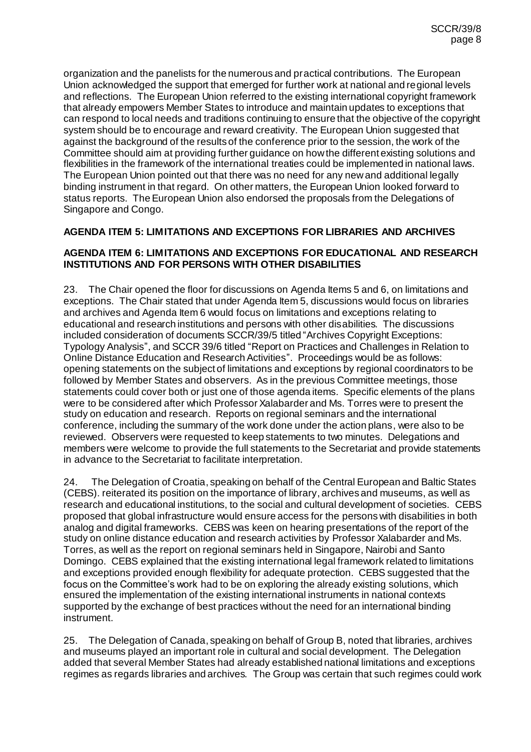organization and the panelists for the numerous and practical contributions. The European Union acknowledged the support that emerged for further work at national and regional levels and reflections. The European Union referred to the existing international copyright framework that already empowers Member States to introduce and maintain updates to exceptions that can respond to local needs and traditions continuing to ensure that the objective of the copyright system should be to encourage and reward creativity. The European Union suggested that against the background of the results of the conference prior to the session, the work of the Committee should aim at providing further guidance on how the different existing solutions and flexibilities in the framework of the international treaties could be implemented in national laws. The European Union pointed out that there was no need for any new and additional legally binding instrument in that regard. On other matters, the European Union looked forward to status reports. The European Union also endorsed the proposals from the Delegations of Singapore and Congo.

**AGENDA ITEM 5: LIMITATIONS AND EXCEPTIONS FOR LIBRARIES AND ARCHIVES**

**AGENDA ITEM 6: LIMITATIONS AND EXCEPTIONS FOR EDUCATIONAL AND RESEARCH INSTITUTIONS AND FOR PERSONS WITH OTHER DISABILITIES**

23. The Chair opened the floor for discussions on Agenda Items 5 and 6, on limitations and exceptions. The Chair stated that under Agenda Item 5, discussions would focus on libraries and archives and Agenda Item 6 would focus on limitations and exceptions relating to educational and research institutions and persons with other disabilities. The discussions included consideration of documents SCCR/39/5 titled "Archives Copyright Exceptions: Typology Analysis", and SCCR 39/6 titled "Report on Practices and Challenges in Relation to Online Distance Education and Research Activities". Proceedings would be as follows: opening statements on the subject of limitations and exceptions by regional coordinators to be followed by Member States and observers. As in the previous Committee meetings, those statements could cover both or just one of those agenda items. Specific elements of the plans were to be considered after which Professor Xalabarder and Ms. Torres were to present the study on education and research. Reports on regional seminars and the international conference, including the summary of the work done under the action plans, were also to be reviewed. Observers were requested to keep statements to two minutes. Delegations and members were welcome to provide the full statements to the Secretariat and provide statements in advance to the Secretariat to facilitate interpretation.

24. The Delegation of Croatia, speaking on behalf of the Central European and Baltic States (CEBS). reiterated its position on the importance of library, archives and museums, as well as research and educational institutions, to the social and cultural development of societies. CEBS proposed that global infrastructure would ensure access for the persons with disabilities in both analog and digital frameworks. CEBS was keen on hearing presentations of the report of the study on online distance education and research activities by Professor Xalabarder and Ms. Torres, as well as the report on regional seminars held in Singapore, Nairobi and Santo Domingo. CEBS explained that the existing international legal framework related to limitations and exceptions provided enough flexibility for adequate protection. CEBS suggested that the focus on the Committee's work had to be on exploring the already existing solutions, which ensured the implementation of the existing international instruments in national contexts supported by the exchange of best practices without the need for an international binding instrument.

25. The Delegation of Canada, speaking on behalf of Group B, noted that libraries, archives and museums played an important role in cultural and social development. The Delegation added that several Member States had already established national limitations and exceptions regimes as regards libraries and archives. The Group was certain that such regimes could work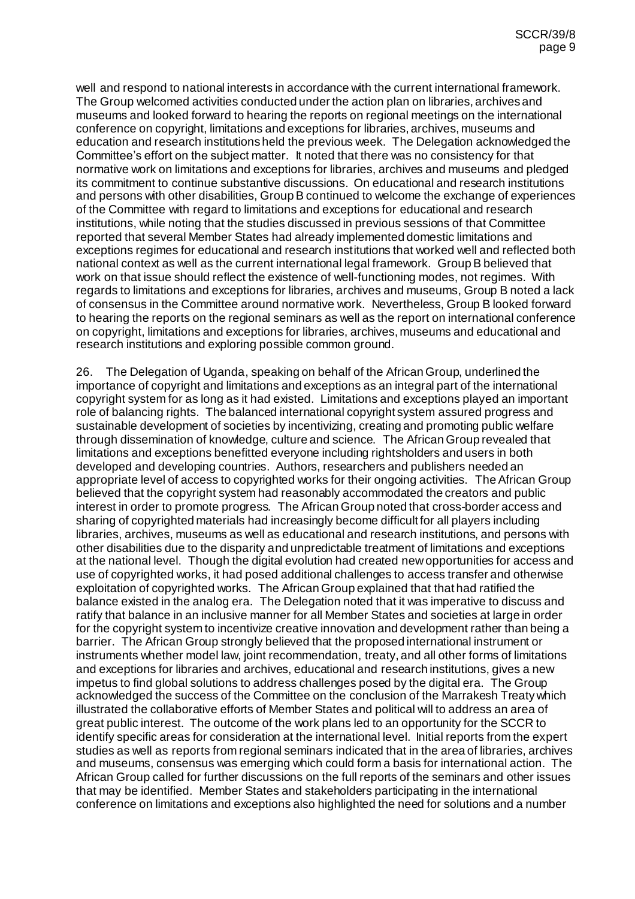well and respond to national interests in accordance with the current international framework. The Group welcomed activities conducted under the action plan on libraries, archives and museums and looked forward to hearing the reports on regional meetings on the international conference on copyright, limitations and exceptions for libraries, archives, museums and education and research institutions held the previous week. The Delegation acknowledged the Committee's effort on the subject matter. It noted that there was no consistency for that normative work on limitations and exceptions for libraries, archives and museums and pledged its commitment to continue substantive discussions. On educational and research institutions and persons with other disabilities, Group B continued to welcome the exchange of experiences of the Committee with regard to limitations and exceptions for educational and research institutions, while noting that the studies discussed in previous sessions of that Committee reported that several Member States had already implemented domestic limitations and exceptions regimes for educational and research institutions that worked well and reflected both national context as well as the current international legal framework. Group B believed that work on that issue should reflect the existence of well-functioning modes, not regimes. With regards to limitations and exceptions for libraries, archives and museums, Group B noted a lack of consensus in the Committee around normative work. Nevertheless, Group B looked forward to hearing the reports on the regional seminars as well as the report on international conference on copyright, limitations and exceptions for libraries, archives, museums and educational and research institutions and exploring possible common ground.

26. The Delegation of Uganda, speaking on behalf of the African Group, underlined the importance of copyright and limitations and exceptions as an integral part of the international copyright system for as long as it had existed. Limitations and exceptions played an important role of balancing rights. The balanced international copyright system assured progress and sustainable development of societies by incentivizing, creating and promoting public welfare through dissemination of knowledge, culture and science. The African Group revealed that limitations and exceptions benefitted everyone including rightsholders and users in both developed and developing countries. Authors, researchers and publishers needed an appropriate level of access to copyrighted works for their ongoing activities. The African Group believed that the copyright system had reasonably accommodated the creators and public interest in order to promote progress. The African Group noted that cross-border access and sharing of copyrighted materials had increasingly become difficult for all players including libraries, archives, museums as well as educational and research institutions, and persons with other disabilities due to the disparity and unpredictable treatment of limitations and exceptions at the national level. Though the digital evolution had created new opportunities for access and use of copyrighted works, it had posed additional challenges to access transfer and otherwise exploitation of copyrighted works. The African Group explained that that had ratified the balance existed in the analog era. The Delegation noted that it was imperative to discuss and ratify that balance in an inclusive manner for all Member States and societies at large in order for the copyright system to incentivize creative innovation and development rather than being a barrier. The African Group strongly believed that the proposed international instrument or instruments whether model law, joint recommendation, treaty, and all other forms of limitations and exceptions for libraries and archives, educational and research institutions, gives a new impetus to find global solutions to address challenges posed by the digital era. The Group acknowledged the success of the Committee on the conclusion of the Marrakesh Treaty which illustrated the collaborative efforts of Member States and political will to address an area of great public interest. The outcome of the work plans led to an opportunity for the SCCR to identify specific areas for consideration at the international level. Initial reports from the expert studies as well as reports from regional seminars indicated that in the area of libraries, archives and museums, consensus was emerging which could form a basis for international action. The African Group called for further discussions on the full reports of the seminars and other issues that may be identified. Member States and stakeholders participating in the international conference on limitations and exceptions also highlighted the need for solutions and a number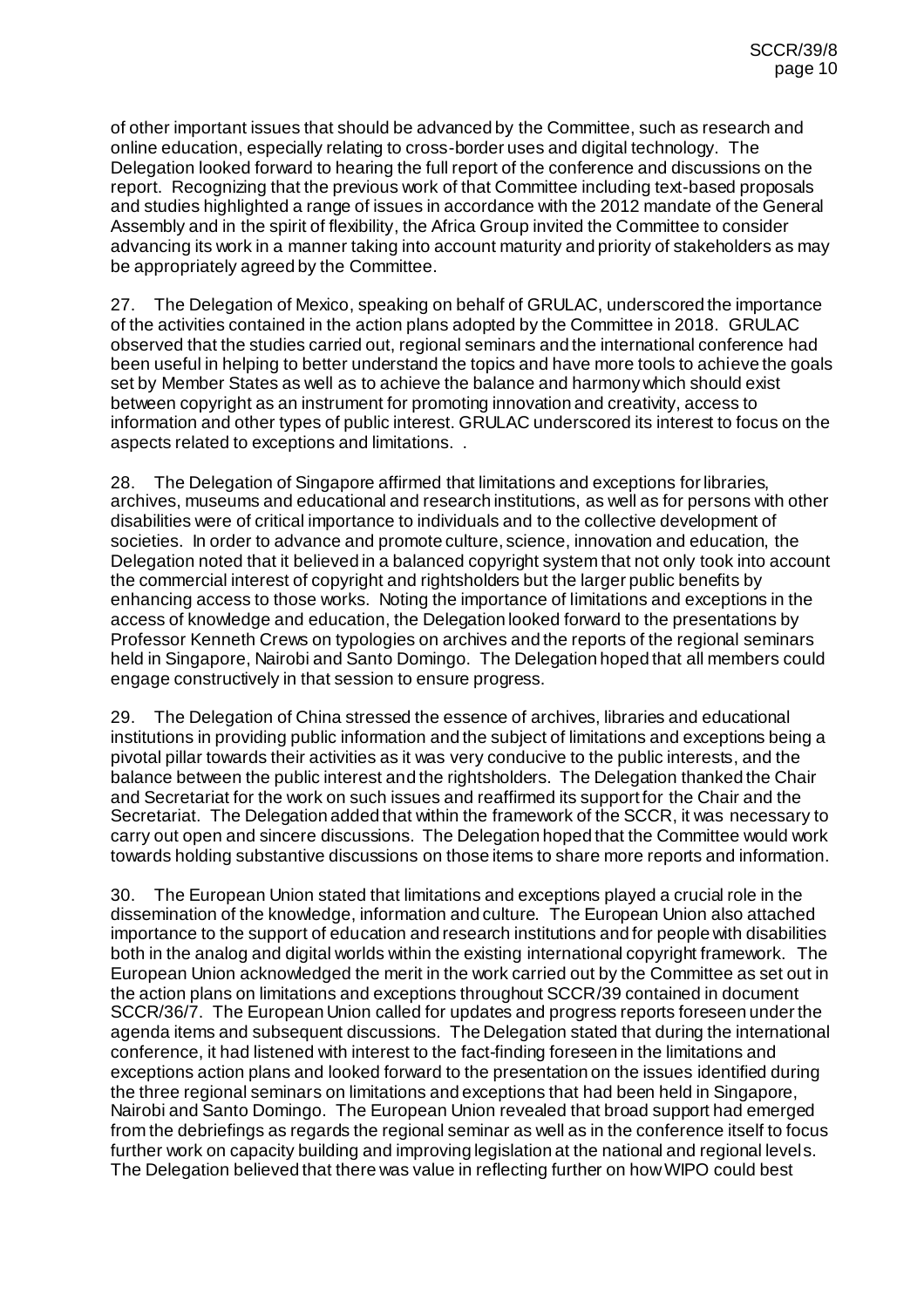of other important issues that should be advanced by the Committee, such as research and online education, especially relating to cross-border uses and digital technology. The Delegation looked forward to hearing the full report of the conference and discussions on the report. Recognizing that the previous work of that Committee including text-based proposals and studies highlighted a range of issues in accordance with the 2012 mandate of the General Assembly and in the spirit of flexibility, the Africa Group invited the Committee to consider advancing its work in a manner taking into account maturity and priority of stakeholders as may be appropriately agreed by the Committee.

27. The Delegation of Mexico, speaking on behalf of GRULAC, underscored the importance of the activities contained in the action plans adopted by the Committee in 2018. GRULAC observed that the studies carried out, regional seminars and the international conference had been useful in helping to better understand the topics and have more tools to achieve the goals set by Member States as well as to achieve the balance and harmony which should exist between copyright as an instrument for promoting innovation and creativity, access to information and other types of public interest. GRULAC underscored its interest to focus on the aspects related to exceptions and limitations. .

28. The Delegation of Singapore affirmed that limitations and exceptions for libraries, archives, museums and educational and research institutions, as well as for persons with other disabilities were of critical importance to individuals and to the collective development of societies. In order to advance and promote culture, science, innovation and education, the Delegation noted that it believed in a balanced copyright system that not only took into account the commercial interest of copyright and rightsholders but the larger public benefits by enhancing access to those works. Noting the importance of limitations and exceptions in the access of knowledge and education, the Delegation looked forward to the presentations by Professor Kenneth Crews on typologies on archives and the reports of the regional seminars held in Singapore, Nairobi and Santo Domingo. The Delegation hoped that all members could engage constructively in that session to ensure progress.

29. The Delegation of China stressed the essence of archives, libraries and educational institutions in providing public information and the subject of limitations and exceptions being a pivotal pillar towards their activities as it was very conducive to the public interests, and the balance between the public interest and the rightsholders. The Delegation thanked the Chair and Secretariat for the work on such issues and reaffirmed its support for the Chair and the Secretariat. The Delegation added that within the framework of the SCCR, it was necessary to carry out open and sincere discussions. The Delegation hoped that the Committee would work towards holding substantive discussions on those items to share more reports and information.

30. The European Union stated that limitations and exceptions played a crucial role in the dissemination of the knowledge, information and culture. The European Union also attached importance to the support of education and research institutions and for people with disabilities both in the analog and digital worlds within the existing international copyright framework. The European Union acknowledged the merit in the work carried out by the Committee as set out in the action plans on limitations and exceptions throughout SCCR/39 contained in document SCCR/36/7. The European Union called for updates and progress reports foreseen under the agenda items and subsequent discussions. The Delegation stated that during the international conference, it had listened with interest to the fact-finding foreseen in the limitations and exceptions action plans and looked forward to the presentation on the issues identified during the three regional seminars on limitations and exceptions that had been held in Singapore, Nairobi and Santo Domingo. The European Union revealed that broad support had emerged from the debriefings as regards the regional seminar as well as in the conference itself to focus further work on capacity building and improving legislation at the national and regional levels. The Delegation believed that there was value in reflecting further on how WIPO could best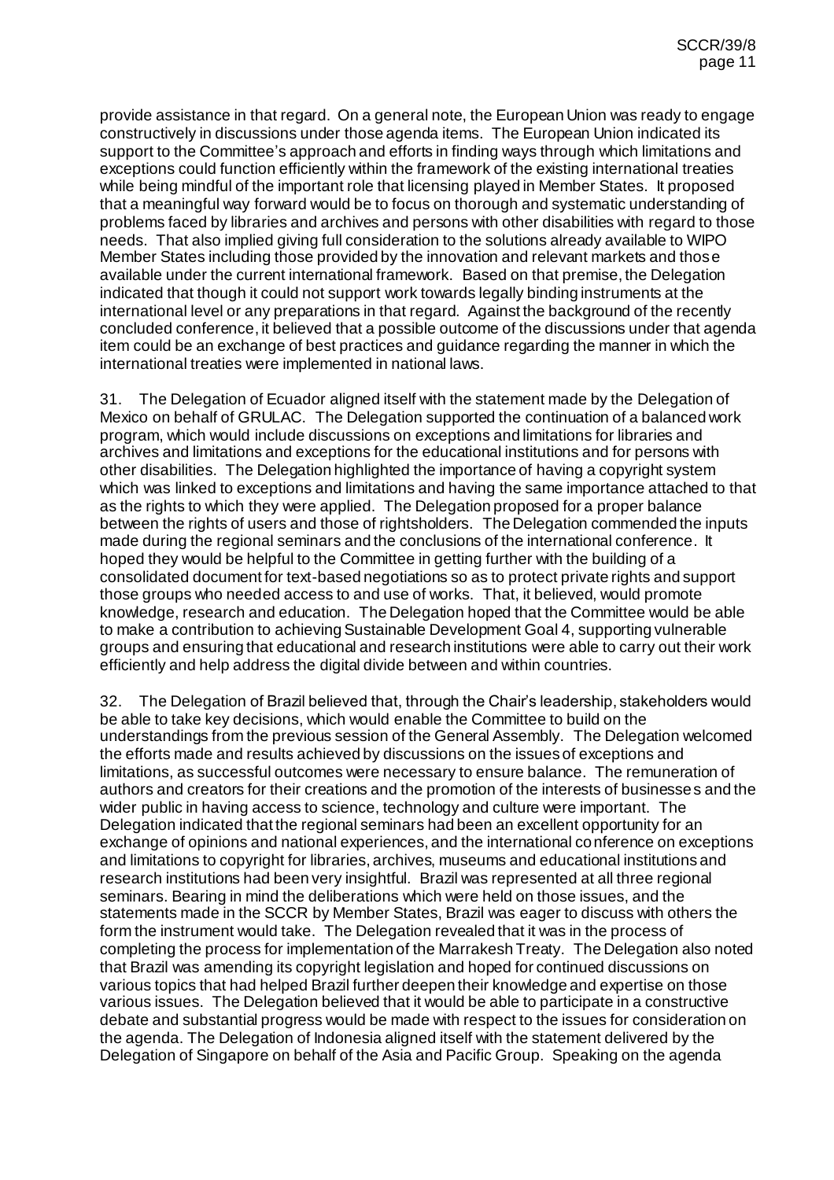provide assistance in that regard. On a general note, the European Union was ready to engage constructively in discussions under those agenda items. The European Union indicated its support to the Committee's approach and efforts in finding ways through which limitations and exceptions could function efficiently within the framework of the existing international treaties while being mindful of the important role that licensing played in Member States. It proposed that a meaningful way forward would be to focus on thorough and systematic understanding of problems faced by libraries and archives and persons with other disabilities with regard to those needs. That also implied giving full consideration to the solutions already available to WIPO Member States including those provided by the innovation and relevant markets and those available under the current international framework. Based on that premise, the Delegation indicated that though it could not support work towards legally binding instruments at the international level or any preparations in that regard. Against the background of the recently concluded conference, it believed that a possible outcome of the discussions under that agenda item could be an exchange of best practices and guidance regarding the manner in which the international treaties were implemented in national laws.

31. The Delegation of Ecuador aligned itself with the statement made by the Delegation of Mexico on behalf of GRULAC. The Delegation supported the continuation of a balanced work program, which would include discussions on exceptions and limitations for libraries and archives and limitations and exceptions for the educational institutions and for persons with other disabilities. The Delegation highlighted the importance of having a copyright system which was linked to exceptions and limitations and having the same importance attached to that as the rights to which they were applied. The Delegation proposed for a proper balance between the rights of users and those of rightsholders. The Delegation commended the inputs made during the regional seminars and the conclusions of the international conference. It hoped they would be helpful to the Committee in getting further with the building of a consolidated document for text-based negotiations so as to protect private rights and support those groups who needed access to and use of works. That, it believed, would promote knowledge, research and education. The Delegation hoped that the Committee would be able to make a contribution to achieving Sustainable Development Goal 4, supporting vulnerable groups and ensuring that educational and research institutions were able to carry out their work efficiently and help address the digital divide between and within countries.

32. The Delegation of Brazil believed that, through the Chair's leadership, stakeholders would be able to take key decisions, which would enable the Committee to build on the understandings from the previous session of the General Assembly. The Delegation welcomed the efforts made and results achieved by discussions on the issues of exceptions and limitations, as successful outcomes were necessary to ensure balance. The remuneration of authors and creators for their creations and the promotion of the interests of businesses and the wider public in having access to science, technology and culture were important. The Delegation indicated that the regional seminars had been an excellent opportunity for an exchange of opinions and national experiences, and the international conference on exceptions and limitations to copyright for libraries, archives, museums and educational institutions and research institutions had been very insightful. Brazil was represented at all three regional seminars. Bearing in mind the deliberations which were held on those issues, and the statements made in the SCCR by Member States, Brazil was eager to discuss with others the form the instrument would take. The Delegation revealed that it was in the process of completing the process for implementation of the Marrakesh Treaty. The Delegation also noted that Brazil was amending its copyright legislation and hoped for continued discussions on various topics that had helped Brazil further deepen their knowledge and expertise on those various issues. The Delegation believed that it would be able to participate in a constructive debate and substantial progress would be made with respect to the issues for consideration on the agenda. The Delegation of Indonesia aligned itself with the statement delivered by the Delegation of Singapore on behalf of the Asia and Pacific Group. Speaking on the agenda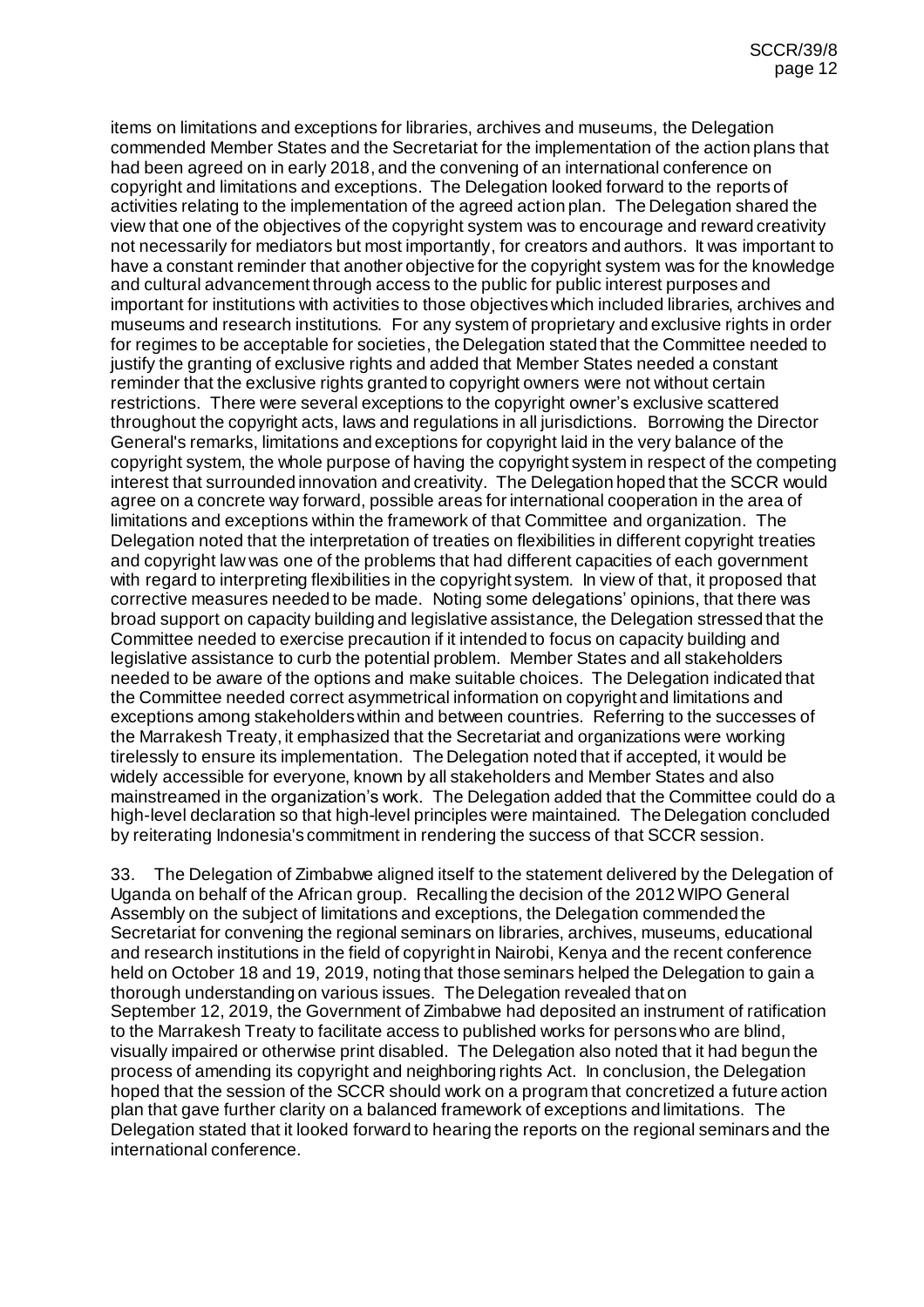items on limitations and exceptions for libraries, archives and museums, the Delegation commended Member States and the Secretariat for the implementation of the action plans that had been agreed on in early 2018, and the convening of an international conference on copyright and limitations and exceptions. The Delegation looked forward to the reports of activities relating to the implementation of the agreed action plan. The Delegation shared the view that one of the objectives of the copyright system was to encourage and reward creativity not necessarily for mediators but most importantly, for creators and authors. It was important to have a constant reminder that another objective for the copyright system was for the knowledge and cultural advancement through access to the public for public interest purposes and important for institutions with activities to those objectives which included libraries, archives and museums and research institutions. For any system of proprietary and exclusive rights in order for regimes to be acceptable for societies, the Delegation stated that the Committee needed to justify the granting of exclusive rights and added that Member States needed a constant reminder that the exclusive rights granted to copyright owners were not without certain restrictions. There were several exceptions to the copyright owner's exclusive scattered throughout the copyright acts, laws and regulations in all jurisdictions. Borrowing the Director General's remarks, limitations and exceptions for copyright laid in the very balance of the copyright system, the whole purpose of having the copyright system in respect of the competing interest that surrounded innovation and creativity. The Delegation hoped that the SCCR would agree on a concrete way forward, possible areas for international cooperation in the area of limitations and exceptions within the framework of that Committee and organization. The Delegation noted that the interpretation of treaties on flexibilities in different copyright treaties and copyright law was one of the problems that had different capacities of each government with regard to interpreting flexibilities in the copyright system. In view of that, it proposed that corrective measures needed to be made. Noting some delegations' opinions, that there was broad support on capacity building and legislative assistance, the Delegation stressed that the Committee needed to exercise precaution if it intended to focus on capacity building and legislative assistance to curb the potential problem. Member States and all stakeholders needed to be aware of the options and make suitable choices. The Delegation indicated that the Committee needed correct asymmetrical information on copyright and limitations and exceptions among stakeholders within and between countries. Referring to the successes of the Marrakesh Treaty, it emphasized that the Secretariat and organizations were working tirelessly to ensure its implementation. The Delegation noted that if accepted, it would be widely accessible for everyone, known by all stakeholders and Member States and also mainstreamed in the organization's work. The Delegation added that the Committee could do a high-level declaration so that high-level principles were maintained. The Delegation concluded by reiterating Indonesia's commitment in rendering the success of that SCCR session.

33. The Delegation of Zimbabwe aligned itself to the statement delivered by the Delegation of Uganda on behalf of the African group. Recalling the decision of the 2012 WIPO General Assembly on the subject of limitations and exceptions, the Delegation commended the Secretariat for convening the regional seminars on libraries, archives, museums, educational and research institutions in the field of copyright in Nairobi, Kenya and the recent conference held on October 18 and 19, 2019, noting that those seminars helped the Delegation to gain a thorough understanding on various issues. The Delegation revealed that on September 12, 2019, the Government of Zimbabwe had deposited an instrument of ratification to the Marrakesh Treaty to facilitate access to published works for persons who are blind, visually impaired or otherwise print disabled. The Delegation also noted that it had begun the process of amending its copyright and neighboring rights Act. In conclusion, the Delegation hoped that the session of the SCCR should work on a program that concretized a future action plan that gave further clarity on a balanced framework of exceptions and limitations. The Delegation stated that it looked forward to hearing the reports on the regional seminars and the international conference.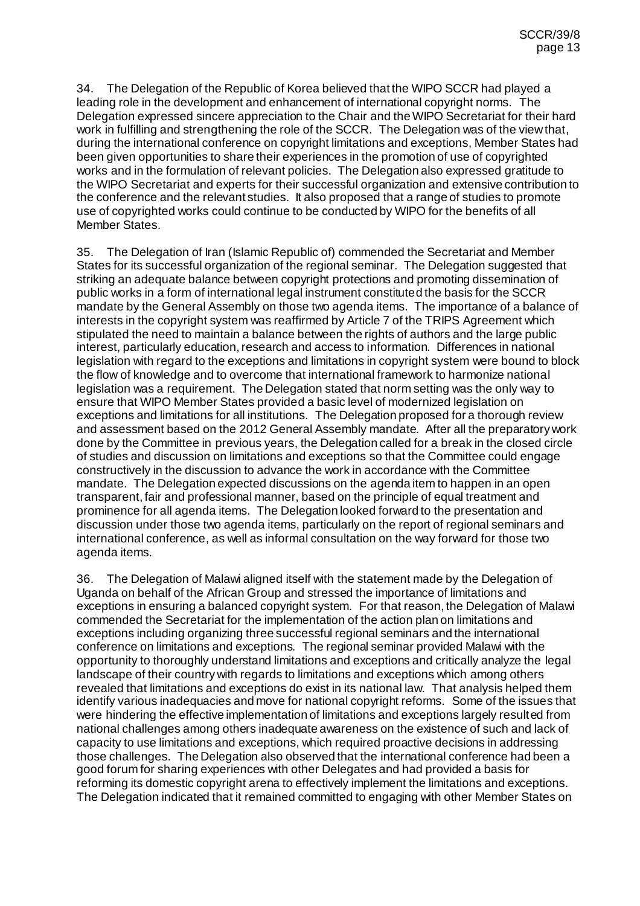34. The Delegation of the Republic of Korea believed that the WIPO SCCR had played a leading role in the development and enhancement of international copyright norms. The Delegation expressed sincere appreciation to the Chair and the WIPO Secretariat for their hard work in fulfilling and strengthening the role of the SCCR. The Delegation was of the view that, during the international conference on copyright limitations and exceptions, Member States had been given opportunities to share their experiences in the promotion of use of copyrighted works and in the formulation of relevant policies. The Delegation also expressed gratitude to the WIPO Secretariat and experts for their successful organization and extensive contribution to the conference and the relevant studies. It also proposed that a range of studies to promote use of copyrighted works could continue to be conducted by WIPO for the benefits of all Member States.

35. The Delegation of Iran (Islamic Republic of) commended the Secretariat and Member States for its successful organization of the regional seminar. The Delegation suggested that striking an adequate balance between copyright protections and promoting dissemination of public works in a form of international legal instrument constituted the basis for the SCCR mandate by the General Assembly on those two agenda items. The importance of a balance of interests in the copyright system was reaffirmed by Article 7 of the TRIPS Agreement which stipulated the need to maintain a balance between the rights of authors and the large public interest, particularly education, research and access to information. Differences in national legislation with regard to the exceptions and limitations in copyright system were bound to block the flow of knowledge and to overcome that international framework to harmonize national legislation was a requirement. The Delegation stated that norm setting was the only way to ensure that WIPO Member States provided a basic level of modernized legislation on exceptions and limitations for all institutions. The Delegation proposed for a thorough review and assessment based on the 2012 General Assembly mandate. After all the preparatory work done by the Committee in previous years, the Delegation called for a break in the closed circle of studies and discussion on limitations and exceptions so that the Committee could engage constructively in the discussion to advance the work in accordance with the Committee mandate. The Delegation expected discussions on the agenda item to happen in an open transparent, fair and professional manner, based on the principle of equal treatment and prominence for all agenda items. The Delegation looked forward to the presentation and discussion under those two agenda items, particularly on the report of regional seminars and international conference, as well as informal consultation on the way forward for those two agenda items.

36. The Delegation of Malawi aligned itself with the statement made by the Delegation of Uganda on behalf of the African Group and stressed the importance of limitations and exceptions in ensuring a balanced copyright system. For that reason, the Delegation of Malawi commended the Secretariat for the implementation of the action plan on limitations and exceptions including organizing three successful regional seminars and the international conference on limitations and exceptions. The regional seminar provided Malawi with the opportunity to thoroughly understand limitations and exceptions and critically analyze the legal landscape of their country with regards to limitations and exceptions which among others revealed that limitations and exceptions do exist in its national law. That analysis helped them identify various inadequacies and move for national copyright reforms. Some of the issues that were hindering the effective implementation of limitations and exceptions largely resulted from national challenges among others inadequate awareness on the existence of such and lack of capacity to use limitations and exceptions, which required proactive decisions in addressing those challenges. The Delegation also observed that the international conference had been a good forum for sharing experiences with other Delegates and had provided a basis for reforming its domestic copyright arena to effectively implement the limitations and exceptions. The Delegation indicated that it remained committed to engaging with other Member States on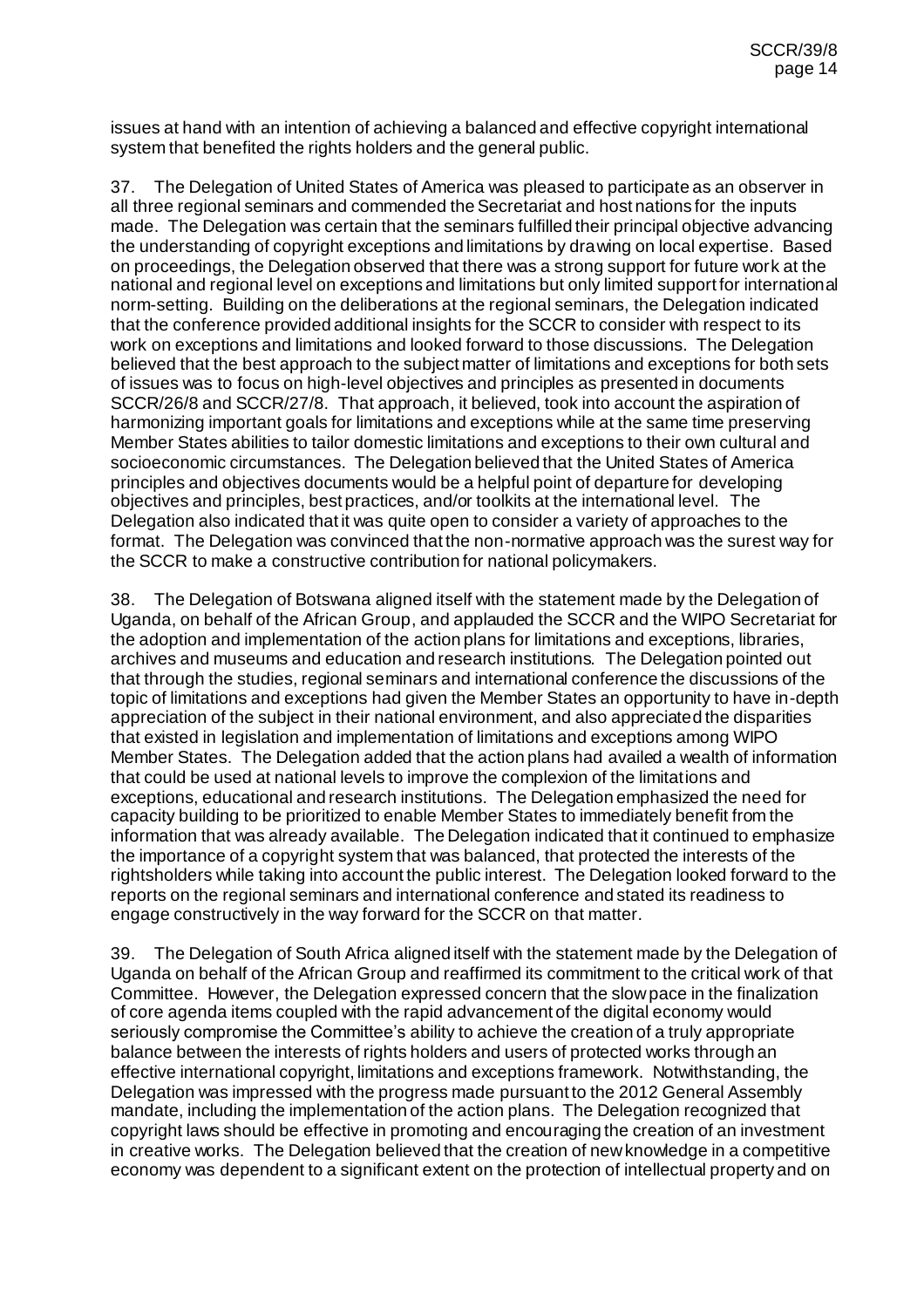issues at hand with an intention of achieving a balanced and effective copyright international system that benefited the rights holders and the general public.

37. The Delegation of United States of America was pleased to participate as an observer in all three regional seminars and commended the Secretariat and host nations for the inputs made. The Delegation was certain that the seminars fulfilled their principal objective advancing the understanding of copyright exceptions and limitations by drawing on local expertise. Based on proceedings, the Delegation observed that there was a strong support for future work at the national and regional level on exceptions and limitations but only limited support for international norm-setting. Building on the deliberations at the regional seminars, the Delegation indicated that the conference provided additional insights for the SCCR to consider with respect to its work on exceptions and limitations and looked forward to those discussions. The Delegation believed that the best approach to the subject matter of limitations and exceptions for both sets of issues was to focus on high-level objectives and principles as presented in documents SCCR/26/8 and SCCR/27/8. That approach, it believed, took into account the aspiration of harmonizing important goals for limitations and exceptions while at the same time preserving Member States abilities to tailor domestic limitations and exceptions to their own cultural and socioeconomic circumstances. The Delegation believed that the United States of America principles and objectives documents would be a helpful point of departure for developing objectives and principles, best practices, and/or toolkits at the international level. The Delegation also indicated that it was quite open to consider a variety of approaches to the format. The Delegation was convinced that the non-normative approach was the surest way for the SCCR to make a constructive contribution for national policymakers.

38. The Delegation of Botswana aligned itself with the statement made by the Delegation of Uganda, on behalf of the African Group, and applauded the SCCR and the WIPO Secretariat for the adoption and implementation of the action plans for limitations and exceptions, libraries, archives and museums and education and research institutions. The Delegation pointed out that through the studies, regional seminars and international conference the discussions of the topic of limitations and exceptions had given the Member States an opportunity to have in-depth appreciation of the subject in their national environment, and also appreciated the disparities that existed in legislation and implementation of limitations and exceptions among WIPO Member States. The Delegation added that the action plans had availed a wealth of information that could be used at national levels to improve the complexion of the limitations and exceptions, educational and research institutions. The Delegation emphasized the need for capacity building to be prioritized to enable Member States to immediately benefit from the information that was already available. The Delegation indicated that it continued to emphasize the importance of a copyright system that was balanced, that protected the interests of the rightsholders while taking into account the public interest. The Delegation looked forward to the reports on the regional seminars and international conference and stated its readiness to engage constructively in the way forward for the SCCR on that matter.

39. The Delegation of South Africa aligned itself with the statement made by the Delegation of Uganda on behalf of the African Group and reaffirmed its commitment to the critical work of that Committee. However, the Delegation expressed concern that the slow pace in the finalization of core agenda items coupled with the rapid advancement of the digital economy would seriously compromise the Committee's ability to achieve the creation of a truly appropriate balance between the interests of rights holders and users of protected works through an effective international copyright, limitations and exceptions framework. Notwithstanding, the Delegation was impressed with the progress made pursuant to the 2012 General Assembly mandate, including the implementation of the action plans. The Delegation recognized that copyright laws should be effective in promoting and encouraging the creation of an investment in creative works. The Delegation believed that the creation of new knowledge in a competitive economy was dependent to a significant extent on the protection of intellectual property and on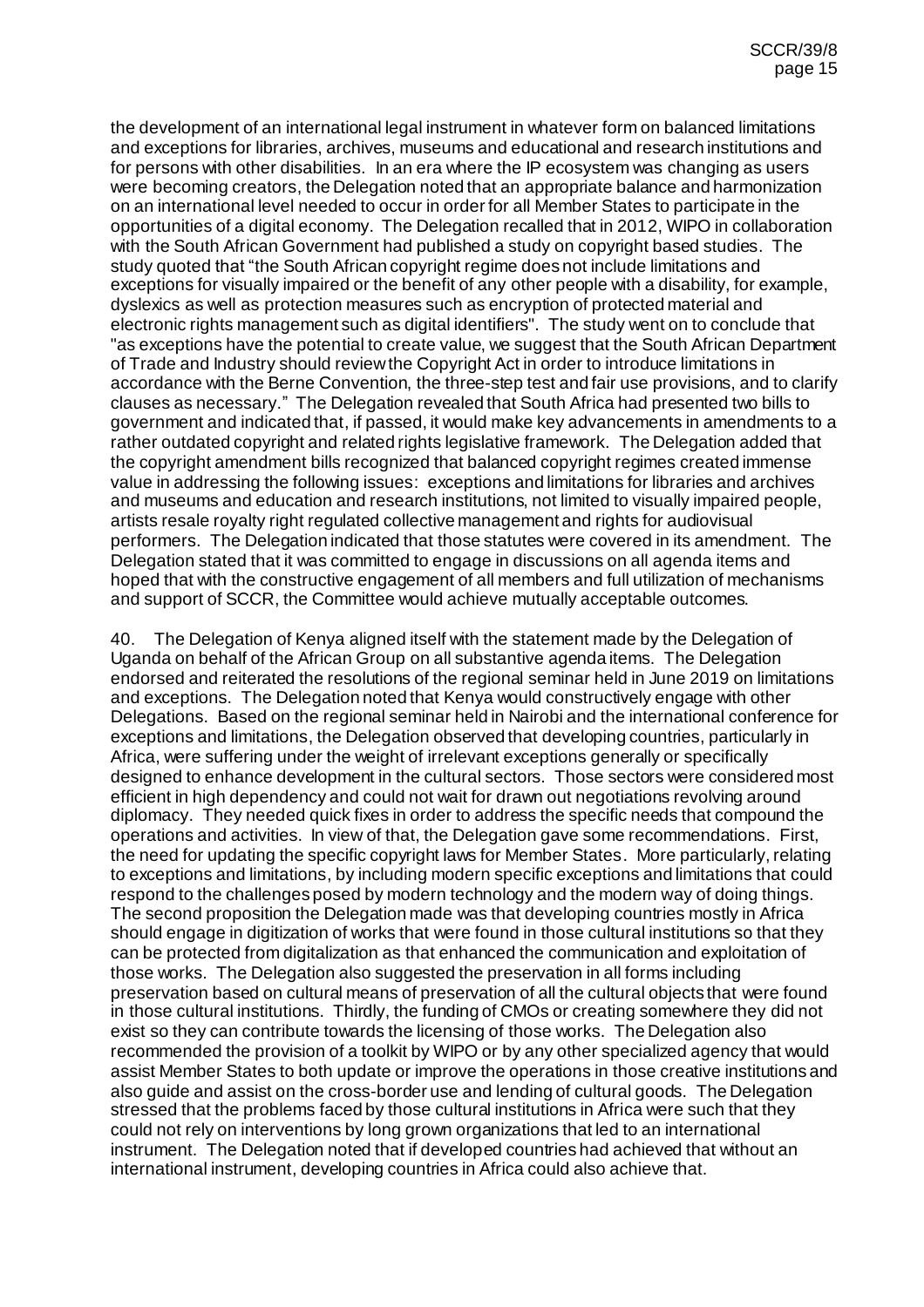the development of an international legal instrument in whatever form on balanced limitations and exceptions for libraries, archives, museums and educational and research institutions and for persons with other disabilities. In an era where the IP ecosystem was changing as users were becoming creators, the Delegation noted that an appropriate balance and harmonization on an international level needed to occur in order for all Member States to participate in the opportunities of a digital economy. The Delegation recalled that in 2012, WIPO in collaboration with the South African Government had published a study on copyright based studies. The study quoted that "the South African copyright regime does not include limitations and exceptions for visually impaired or the benefit of any other people with a disability, for example, dyslexics as well as protection measures such as encryption of protected material and electronic rights management such as digital identifiers". The study went on to conclude that "as exceptions have the potential to create value, we suggest that the South African Department of Trade and Industry should review the Copyright Act in order to introduce limitations in accordance with the Berne Convention, the three-step test and fair use provisions, and to clarify clauses as necessary." The Delegation revealed that South Africa had presented two bills to government and indicated that, if passed, it would make key advancements in amendments to a rather outdated copyright and related rights legislative framework. The Delegation added that the copyright amendment bills recognized that balanced copyright regimes created immense value in addressing the following issues: exceptions and limitations for libraries and archives and museums and education and research institutions, not limited to visually impaired people, artists resale royalty right regulated collective management and rights for audiovisual performers. The Delegation indicated that those statutes were covered in its amendment. The Delegation stated that it was committed to engage in discussions on all agenda items and hoped that with the constructive engagement of all members and full utilization of mechanisms and support of SCCR, the Committee would achieve mutually acceptable outcomes.

40. The Delegation of Kenya aligned itself with the statement made by the Delegation of Uganda on behalf of the African Group on all substantive agenda items. The Delegation endorsed and reiterated the resolutions of the regional seminar held in June 2019 on limitations and exceptions. The Delegation noted that Kenya would constructively engage with other Delegations. Based on the regional seminar held in Nairobi and the international conference for exceptions and limitations, the Delegation observed that developing countries, particularly in Africa, were suffering under the weight of irrelevant exceptions generally or specifically designed to enhance development in the cultural sectors. Those sectors were considered most efficient in high dependency and could not wait for drawn out negotiations revolving around diplomacy. They needed quick fixes in order to address the specific needs that compound the operations and activities. In view of that, the Delegation gave some recommendations. First, the need for updating the specific copyright laws for Member States. More particularly, relating to exceptions and limitations, by including modern specific exceptions and limitations that could respond to the challenges posed by modern technology and the modern way of doing things. The second proposition the Delegation made was that developing countries mostly in Africa should engage in digitization of works that were found in those cultural institutions so that they can be protected from digitalization as that enhanced the communication and exploitation of those works. The Delegation also suggested the preservation in all forms including preservation based on cultural means of preservation of all the cultural objects that were found in those cultural institutions. Thirdly, the funding of CMOs or creating somewhere they did not exist so they can contribute towards the licensing of those works. The Delegation also recommended the provision of a toolkit by WIPO or by any other specialized agency that would assist Member States to both update or improve the operations in those creative institutions and also guide and assist on the cross-border use and lending of cultural goods. The Delegation stressed that the problems faced by those cultural institutions in Africa were such that they could not rely on interventions by long grown organizations that led to an international instrument. The Delegation noted that if developed countries had achieved that without an international instrument, developing countries in Africa could also achieve that.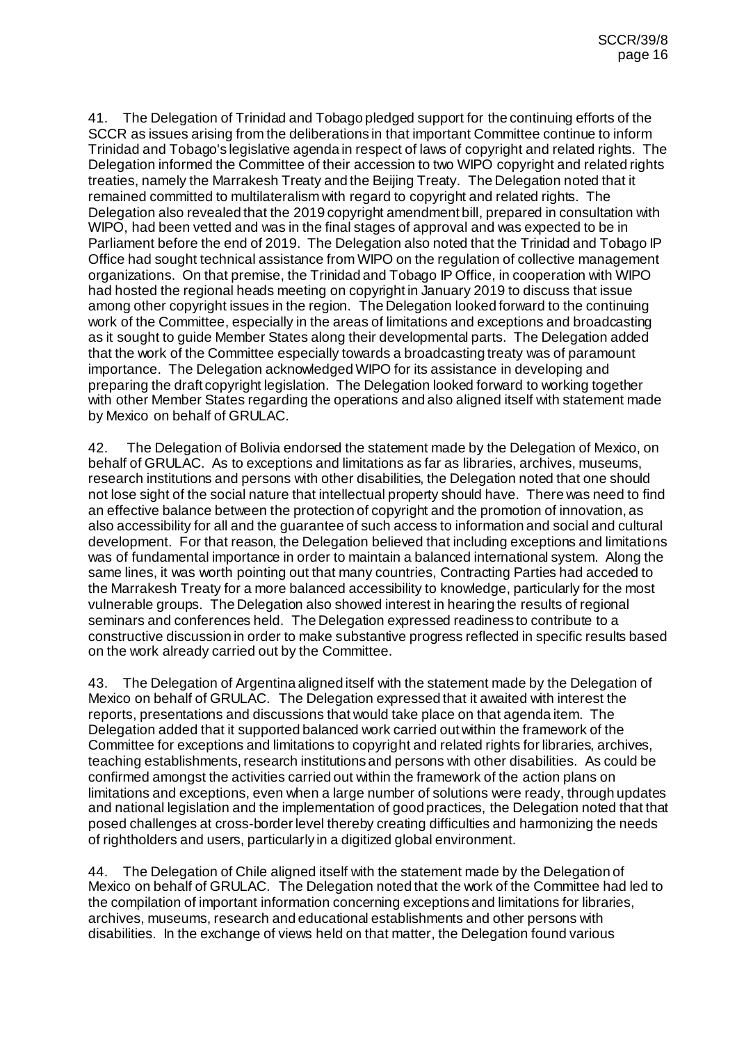41. The Delegation of Trinidad and Tobago pledged support for the continuing efforts of the SCCR as issues arising from the deliberations in that important Committee continue to inform Trinidad and Tobago's legislative agenda in respect of laws of copyright and related rights. The Delegation informed the Committee of their accession to two WIPO copyright and related rights treaties, namely the Marrakesh Treaty and the Beijing Treaty. The Delegation noted that it remained committed to multilateralism with regard to copyright and related rights. The Delegation also revealed that the 2019 copyright amendment bill, prepared in consultation with WIPO, had been vetted and was in the final stages of approval and was expected to be in Parliament before the end of 2019. The Delegation also noted that the Trinidad and Tobago IP Office had sought technical assistance from WIPO on the regulation of collective management organizations. On that premise, the Trinidad and Tobago IP Office, in cooperation with WIPO had hosted the regional heads meeting on copyright in January 2019 to discuss that issue among other copyright issues in the region. The Delegation looked forward to the continuing work of the Committee, especially in the areas of limitations and exceptions and broadcasting as it sought to guide Member States along their developmental parts. The Delegation added that the work of the Committee especially towards a broadcasting treaty was of paramount importance. The Delegation acknowledged WIPO for its assistance in developing and preparing the draft copyright legislation. The Delegation looked forward to working together with other Member States regarding the operations and also aligned itself with statement made by Mexico on behalf of GRULAC.

42. The Delegation of Bolivia endorsed the statement made by the Delegation of Mexico, on behalf of GRULAC. As to exceptions and limitations as far as libraries, archives, museums, research institutions and persons with other disabilities, the Delegation noted that one should not lose sight of the social nature that intellectual property should have. There was need to find an effective balance between the protection of copyright and the promotion of innovation, as also accessibility for all and the guarantee of such access to information and social and cultural development. For that reason, the Delegation believed that including exceptions and limitations was of fundamental importance in order to maintain a balanced international system. Along the same lines, it was worth pointing out that many countries, Contracting Parties had acceded to the Marrakesh Treaty for a more balanced accessibility to knowledge, particularly for the most vulnerable groups. The Delegation also showed interest in hearing the results of regional seminars and conferences held. The Delegation expressed readiness to contribute to a constructive discussion in order to make substantive progress reflected in specific results based on the work already carried out by the Committee.

43. The Delegation of Argentina aligned itself with the statement made by the Delegation of Mexico on behalf of GRULAC. The Delegation expressed that it awaited with interest the reports, presentations and discussions that would take place on that agenda item. The Delegation added that it supported balanced work carried out within the framework of the Committee for exceptions and limitations to copyright and related rights for libraries, archives, teaching establishments, research institutions and persons with other disabilities. As could be confirmed amongst the activities carried out within the framework of the action plans on limitations and exceptions, even when a large number of solutions were ready, through updates and national legislation and the implementation of good practices, the Delegation noted that that posed challenges at cross-border level thereby creating difficulties and harmonizing the needs of rightholders and users, particularly in a digitized global environment.

44. The Delegation of Chile aligned itself with the statement made by the Delegation of Mexico on behalf of GRULAC. The Delegation noted that the work of the Committee had led to the compilation of important information concerning exceptions and limitations for libraries, archives, museums, research and educational establishments and other persons with disabilities. In the exchange of views held on that matter, the Delegation found various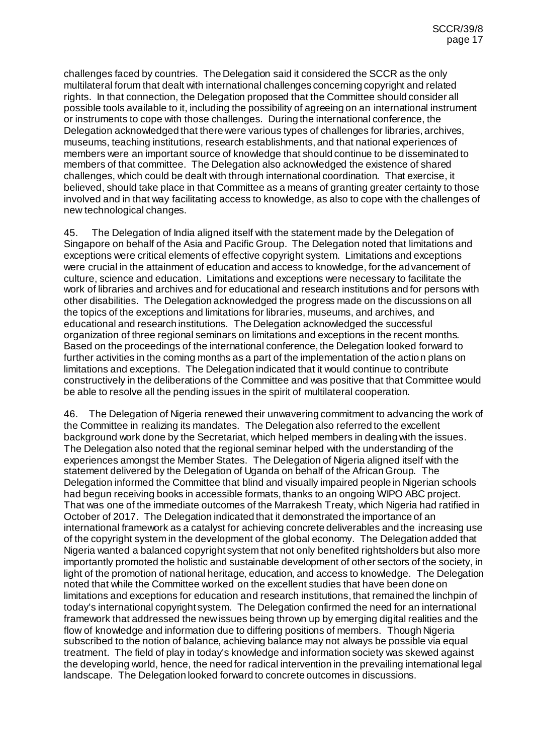challenges faced by countries. The Delegation said it considered the SCCR as the only multilateral forum that dealt with international challenges concerning copyright and related rights. In that connection, the Delegation proposed that the Committee should consider all possible tools available to it, including the possibility of agreeing on an international instrument or instruments to cope with those challenges. During the international conference, the Delegation acknowledged that there were various types of challenges for libraries, archives, museums, teaching institutions, research establishments, and that national experiences of members were an important source of knowledge that should continue to be disseminated to members of that committee. The Delegation also acknowledged the existence of shared challenges, which could be dealt with through international coordination. That exercise, it believed, should take place in that Committee as a means of granting greater certainty to those involved and in that way facilitating access to knowledge, as also to cope with the challenges of new technological changes.

45. The Delegation of India aligned itself with the statement made by the Delegation of Singapore on behalf of the Asia and Pacific Group. The Delegation noted that limitations and exceptions were critical elements of effective copyright system. Limitations and exceptions were crucial in the attainment of education and access to knowledge, for the advancement of culture, science and education. Limitations and exceptions were necessary to facilitate the work of libraries and archives and for educational and research institutions and for persons with other disabilities. The Delegation acknowledged the progress made on the discussions on all the topics of the exceptions and limitations for libraries, museums, and archives, and educational and research institutions. The Delegation acknowledged the successful organization of three regional seminars on limitations and exceptions in the recent months. Based on the proceedings of the international conference, the Delegation looked forward to further activities in the coming months as a part of the implementation of the action plans on limitations and exceptions. The Delegation indicated that it would continue to contribute constructively in the deliberations of the Committee and was positive that that Committee would be able to resolve all the pending issues in the spirit of multilateral cooperation.

46. The Delegation of Nigeria renewed their unwavering commitment to advancing the work of the Committee in realizing its mandates. The Delegation also referred to the excellent background work done by the Secretariat, which helped members in dealing with the issues. The Delegation also noted that the regional seminar helped with the understanding of the experiences amongst the Member States. The Delegation of Nigeria aligned itself with the statement delivered by the Delegation of Uganda on behalf of the African Group. The Delegation informed the Committee that blind and visually impaired people in Nigerian schools had begun receiving books in accessible formats, thanks to an ongoing WIPO ABC project. That was one of the immediate outcomes of the Marrakesh Treaty, which Nigeria had ratified in October of 2017. The Delegation indicated that it demonstrated the importance of an international framework as a catalyst for achieving concrete deliverables and the increasing use of the copyright system in the development of the global economy. The Delegation added that Nigeria wanted a balanced copyright system that not only benefited rightsholders but also more importantly promoted the holistic and sustainable development of other sectors of the society, in light of the promotion of national heritage, education, and access to knowledge. The Delegation noted that while the Committee worked on the excellent studies that have been done on limitations and exceptions for education and research institutions, that remained the linchpin of today's international copyright system. The Delegation confirmed the need for an international framework that addressed the new issues being thrown up by emerging digital realities and the flow of knowledge and information due to differing positions of members. Though Nigeria subscribed to the notion of balance, achieving balance may not always be possible via equal treatment. The field of play in today's knowledge and information society was skewed against the developing world, hence, the need for radical intervention in the prevailing international legal landscape. The Delegation looked forward to concrete outcomes in discussions.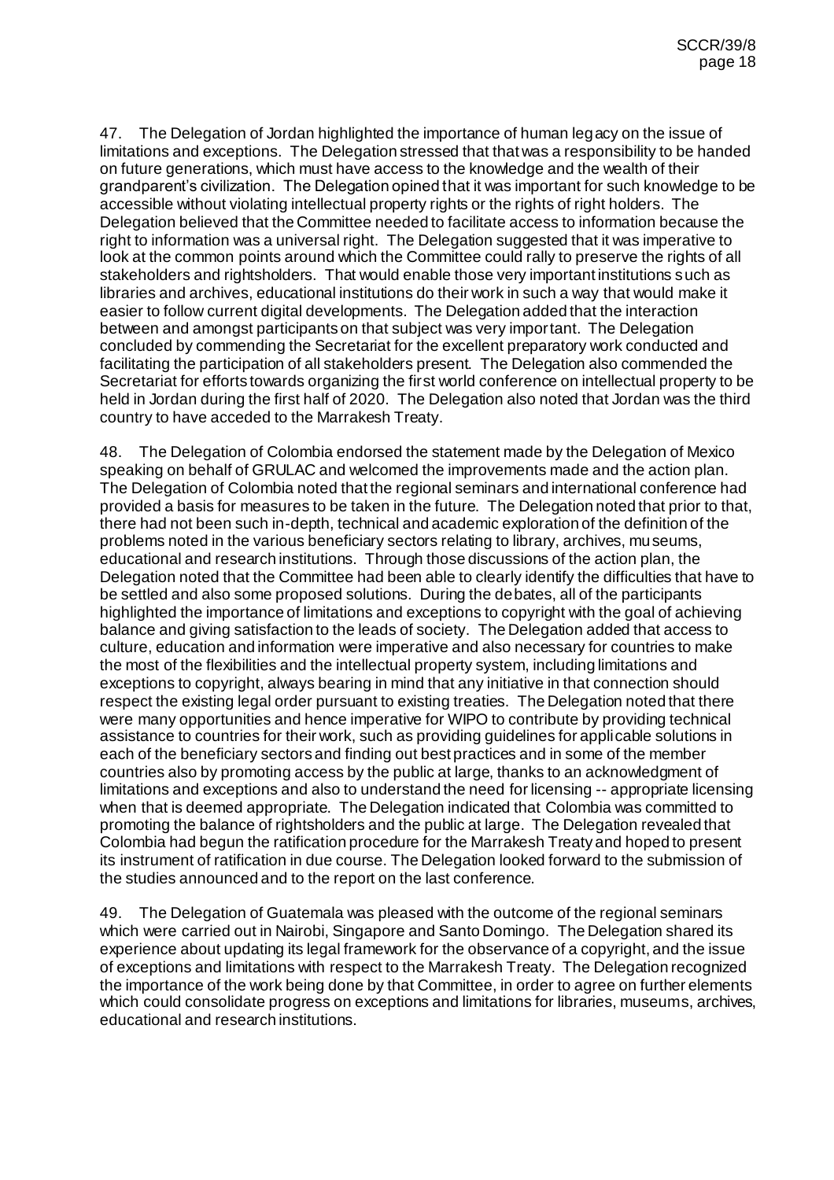47. The Delegation of Jordan highlighted the importance of human legacy on the issue of limitations and exceptions. The Delegation stressed that that was a responsibility to be handed on future generations, which must have access to the knowledge and the wealth of their grandparent's civilization. The Delegation opined that it was important for such knowledge to be accessible without violating intellectual property rights or the rights of right holders. The Delegation believed that the Committee needed to facilitate access to information because the right to information was a universal right. The Delegation suggested that it was imperative to look at the common points around which the Committee could rally to preserve the rights of all stakeholders and rightsholders. That would enable those very important institutions such as libraries and archives, educational institutions do their work in such a way that would make it easier to follow current digital developments. The Delegation added that the interaction between and amongst participants on that subject was very important. The Delegation concluded by commending the Secretariat for the excellent preparatory work conducted and facilitating the participation of all stakeholders present. The Delegation also commended the Secretariat for efforts towards organizing the first world conference on intellectual property to be held in Jordan during the first half of 2020. The Delegation also noted that Jordan was the third country to have acceded to the Marrakesh Treaty.

48. The Delegation of Colombia endorsed the statement made by the Delegation of Mexico speaking on behalf of GRULAC and welcomed the improvements made and the action plan. The Delegation of Colombia noted that the regional seminars and international conference had provided a basis for measures to be taken in the future. The Delegation noted that prior to that, there had not been such in-depth, technical and academic exploration of the definition of the problems noted in the various beneficiary sectors relating to library, archives, museums, educational and research institutions. Through those discussions of the action plan, the Delegation noted that the Committee had been able to clearly identify the difficulties that have to be settled and also some proposed solutions. During the debates, all of the participants highlighted the importance of limitations and exceptions to copyright with the goal of achieving balance and giving satisfaction to the leads of society. The Delegation added that access to culture, education and information were imperative and also necessary for countries to make the most of the flexibilities and the intellectual property system, including limitations and exceptions to copyright, always bearing in mind that any initiative in that connection should respect the existing legal order pursuant to existing treaties. The Delegation noted that there were many opportunities and hence imperative for WIPO to contribute by providing technical assistance to countries for their work, such as providing guidelines for applicable solutions in each of the beneficiary sectors and finding out best practices and in some of the member countries also by promoting access by the public at large, thanks to an acknowledgment of limitations and exceptions and also to understand the need for licensing -- appropriate licensing when that is deemed appropriate. The Delegation indicated that Colombia was committed to promoting the balance of rightsholders and the public at large. The Delegation revealed that Colombia had begun the ratification procedure for the Marrakesh Treaty and hoped to present its instrument of ratification in due course. The Delegation looked forward to the submission of the studies announced and to the report on the last conference.

49. The Delegation of Guatemala was pleased with the outcome of the regional seminars which were carried out in Nairobi, Singapore and Santo Domingo. The Delegation shared its experience about updating its legal framework for the observance of a copyright, and the issue of exceptions and limitations with respect to the Marrakesh Treaty. The Delegation recognized the importance of the work being done by that Committee, in order to agree on further elements which could consolidate progress on exceptions and limitations for libraries, museums, archives, educational and research institutions.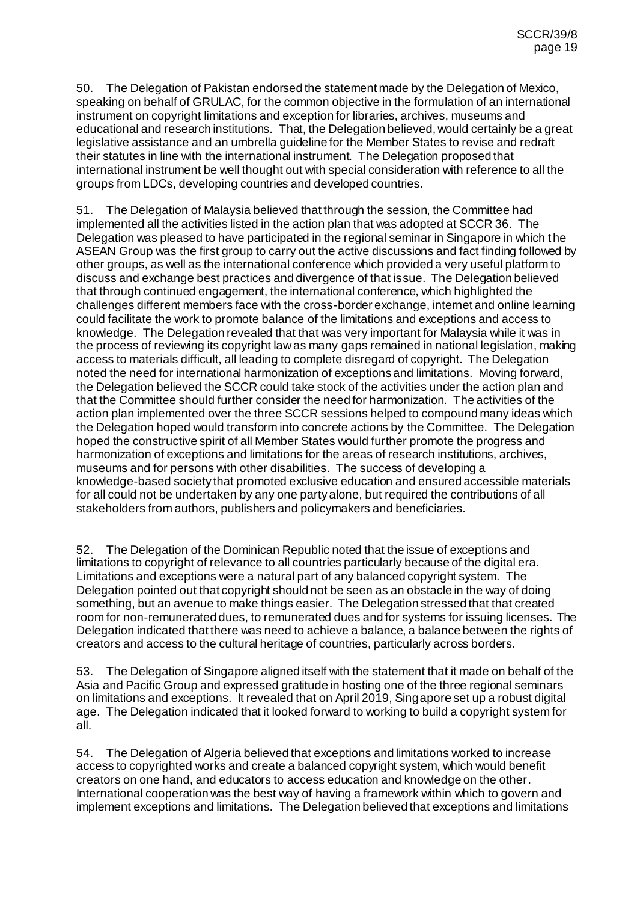50. The Delegation of Pakistan endorsed the statement made by the Delegation of Mexico, speaking on behalf of GRULAC, for the common objective in the formulation of an international instrument on copyright limitations and exception for libraries, archives, museums and educational and research institutions. That, the Delegation believed, would certainly be a great legislative assistance and an umbrella guideline for the Member States to revise and redraft their statutes in line with the international instrument. The Delegation proposed that international instrument be well thought out with special consideration with reference to all the groups from LDCs, developing countries and developed countries.

51. The Delegation of Malaysia believed that through the session, the Committee had implemented all the activities listed in the action plan that was adopted at SCCR 36. The Delegation was pleased to have participated in the regional seminar in Singapore in which the ASEAN Group was the first group to carry out the active discussions and fact finding followed by other groups, as well as the international conference which provided a very useful platform to discuss and exchange best practices and divergence of that issue. The Delegation believed that through continued engagement, the international conference, which highlighted the challenges different members face with the cross-border exchange, internet and online learning could facilitate the work to promote balance of the limitations and exceptions and access to knowledge. The Delegation revealed that that was very important for Malaysia while it was in the process of reviewing its copyright law as many gaps remained in national legislation, making access to materials difficult, all leading to complete disregard of copyright. The Delegation noted the need for international harmonization of exceptions and limitations. Moving forward, the Delegation believed the SCCR could take stock of the activities under the action plan and that the Committee should further consider the need for harmonization. The activities of the action plan implemented over the three SCCR sessions helped to compound many ideas which the Delegation hoped would transform into concrete actions by the Committee. The Delegation hoped the constructive spirit of all Member States would further promote the progress and harmonization of exceptions and limitations for the areas of research institutions, archives, museums and for persons with other disabilities. The success of developing a knowledge-based society that promoted exclusive education and ensured accessible materials for all could not be undertaken by any one party alone, but required the contributions of all stakeholders from authors, publishers and policymakers and beneficiaries.

52. The Delegation of the Dominican Republic noted that the issue of exceptions and limitations to copyright of relevance to all countries particularly because of the digital era. Limitations and exceptions were a natural part of any balanced copyright system. The Delegation pointed out that copyright should not be seen as an obstacle in the way of doing something, but an avenue to make things easier. The Delegation stressed that that created room for non-remunerated dues, to remunerated dues and for systems for issuing licenses. The Delegation indicated that there was need to achieve a balance, a balance between the rights of creators and access to the cultural heritage of countries, particularly across borders.

53. The Delegation of Singapore aligned itself with the statement that it made on behalf of the Asia and Pacific Group and expressed gratitude in hosting one of the three regional seminars on limitations and exceptions. It revealed that on April 2019, Singapore set up a robust digital age. The Delegation indicated that it looked forward to working to build a copyright system for all.

54. The Delegation of Algeria believed that exceptions and limitations worked to increase access to copyrighted works and create a balanced copyright system, which would benefit creators on one hand, and educators to access education and knowledge on the other. International cooperation was the best way of having a framework within which to govern and implement exceptions and limitations. The Delegation believed that exceptions and limitations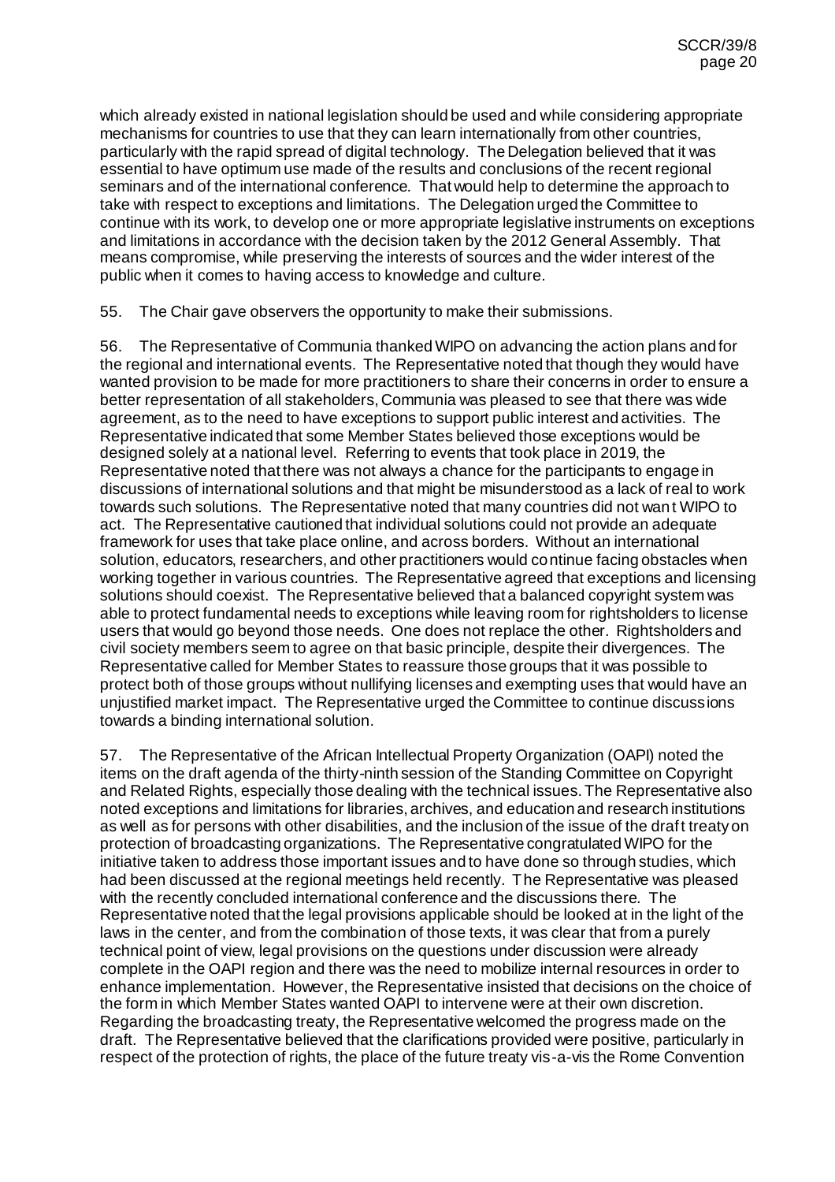which already existed in national legislation should be used and while considering appropriate mechanisms for countries to use that they can learn internationally from other countries, particularly with the rapid spread of digital technology. The Delegation believed that it was essential to have optimum use made of the results and conclusions of the recent regional seminars and of the international conference. That would help to determine the approach to take with respect to exceptions and limitations. The Delegation urged the Committee to continue with its work, to develop one or more appropriate legislative instruments on exceptions and limitations in accordance with the decision taken by the 2012 General Assembly. That means compromise, while preserving the interests of sources and the wider interest of the public when it comes to having access to knowledge and culture.

55. The Chair gave observers the opportunity to make their submissions.

56. The Representative of Communia thanked WIPO on advancing the action plans and for the regional and international events. The Representative noted that though they would have wanted provision to be made for more practitioners to share their concerns in order to ensure a better representation of all stakeholders, Communia was pleased to see that there was wide agreement, as to the need to have exceptions to support public interest and activities. The Representative indicated that some Member States believed those exceptions would be designed solely at a national level. Referring to events that took place in 2019, the Representative noted that there was not always a chance for the participants to engage in discussions of international solutions and that might be misunderstood as a lack of real to work towards such solutions. The Representative noted that many countries did not want WIPO to act. The Representative cautioned that individual solutions could not provide an adequate framework for uses that take place online, and across borders. Without an international solution, educators, researchers, and other practitioners would continue facing obstacles when working together in various countries. The Representative agreed that exceptions and licensing solutions should coexist. The Representative believed that a balanced copyright system was able to protect fundamental needs to exceptions while leaving room for rightsholders to license users that would go beyond those needs. One does not replace the other. Rightsholders and civil society members seem to agree on that basic principle, despite their divergences. The Representative called for Member States to reassure those groups that it was possible to protect both of those groups without nullifying licenses and exempting uses that would have an unjustified market impact. The Representative urged the Committee to continue discussions towards a binding international solution.

57. The Representative of the African Intellectual Property Organization (OAPI) noted the items on the draft agenda of the thirty-ninth session of the Standing Committee on Copyright and Related Rights, especially those dealing with the technical issues. The Representative also noted exceptions and limitations for libraries, archives, and education and research institutions as well as for persons with other disabilities, and the inclusion of the issue of the draft treaty on protection of broadcasting organizations. The Representative congratulated WIPO for the initiative taken to address those important issues and to have done so through studies, which had been discussed at the regional meetings held recently. The Representative was pleased with the recently concluded international conference and the discussions there. The Representative noted that the legal provisions applicable should be looked at in the light of the laws in the center, and from the combination of those texts, it was clear that from a purely technical point of view, legal provisions on the questions under discussion were already complete in the OAPI region and there was the need to mobilize internal resources in order to enhance implementation. However, the Representative insisted that decisions on the choice of the form in which Member States wanted OAPI to intervene were at their own discretion. Regarding the broadcasting treaty, the Representative welcomed the progress made on the draft. The Representative believed that the clarifications provided were positive, particularly in respect of the protection of rights, the place of the future treaty vis-a-vis the Rome Convention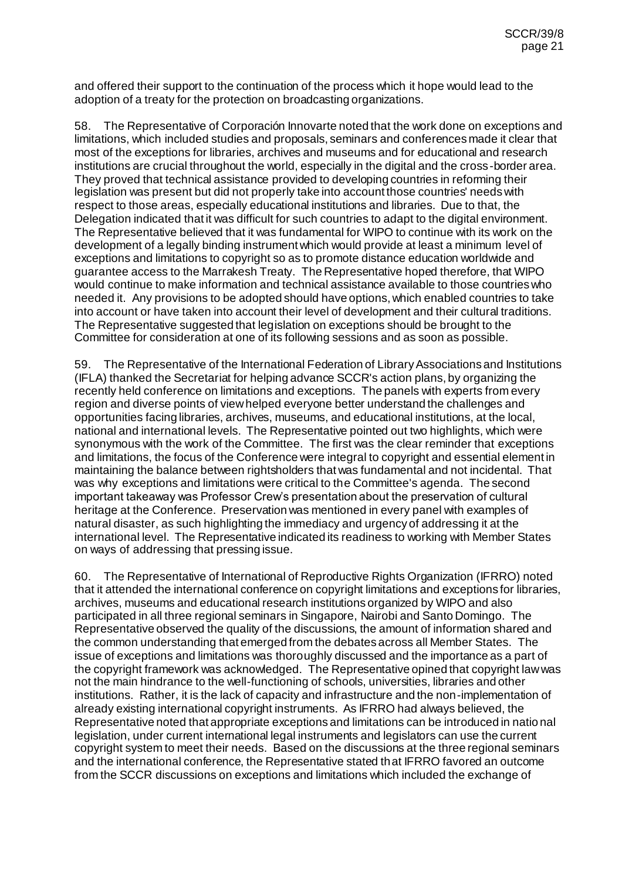and offered their support to the continuation of the process which it hope would lead to the adoption of a treaty for the protection on broadcasting organizations.

58. The Representative of Corporación Innovarte noted that the work done on exceptions and limitations, which included studies and proposals, seminars and conferences made it clear that most of the exceptions for libraries, archives and museums and for educational and research institutions are crucial throughout the world, especially in the digital and the cross-border area. They proved that technical assistance provided to developing countries in reforming their legislation was present but did not properly take into account those countries' needs with respect to those areas, especially educational institutions and libraries. Due to that, the Delegation indicated that it was difficult for such countries to adapt to the digital environment. The Representative believed that it was fundamental for WIPO to continue with its work on the development of a legally binding instrument which would provide at least a minimum level of exceptions and limitations to copyright so as to promote distance education worldwide and guarantee access to the Marrakesh Treaty. The Representative hoped therefore, that WIPO would continue to make information and technical assistance available to those countries who needed it. Any provisions to be adopted should have options, which enabled countries to take into account or have taken into account their level of development and their cultural traditions. The Representative suggested that legislation on exceptions should be brought to the Committee for consideration at one of its following sessions and as soon as possible.

59. The Representative of the International Federation of Library Associations and Institutions (IFLA) thanked the Secretariat for helping advance SCCR's action plans, by organizing the recently held conference on limitations and exceptions. The panels with experts from every region and diverse points of view helped everyone better understand the challenges and opportunities facing libraries, archives, museums, and educational institutions, at the local, national and international levels. The Representative pointed out two highlights, which were synonymous with the work of the Committee. The first was the clear reminder that exceptions and limitations, the focus of the Conference were integral to copyright and essential element in maintaining the balance between rightsholders that was fundamental and not incidental. That was why exceptions and limitations were critical to the Committee's agenda. The second important takeaway was Professor Crew's presentation about the preservation of cultural heritage at the Conference. Preservation was mentioned in every panel with examples of natural disaster, as such highlighting the immediacy and urgency of addressing it at the international level. The Representative indicated its readiness to working with Member States on ways of addressing that pressing issue.

60. The Representative of International of Reproductive Rights Organization (IFRRO) noted that it attended the international conference on copyright limitations and exceptions for libraries, archives, museums and educational research institutions organized by WIPO and also participated in all three regional seminars in Singapore, Nairobi and Santo Domingo. The Representative observed the quality of the discussions, the amount of information shared and the common understanding that emerged from the debates across all Member States. The issue of exceptions and limitations was thoroughly discussed and the importance as a part of the copyright framework was acknowledged. The Representative opined that copyright law was not the main hindrance to the well-functioning of schools, universities, libraries and other institutions. Rather, it is the lack of capacity and infrastructure and the non-implementation of already existing international copyright instruments. As IFRRO had always believed, the Representative noted that appropriate exceptions and limitations can be introduced in national legislation, under current international legal instruments and legislators can use the current copyright system to meet their needs. Based on the discussions at the three regional seminars and the international conference, the Representative stated that IFRRO favored an outcome from the SCCR discussions on exceptions and limitations which included the exchange of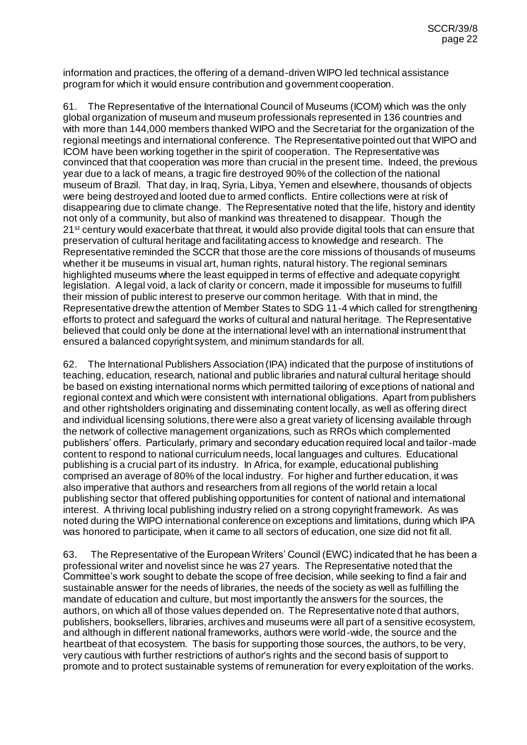information and practices, the offering of a demand-driven WIPO led technical assistance program for which it would ensure contribution and government cooperation.

61. The Representative of the International Council of Museums (ICOM) which was the only global organization of museum and museum professionals represented in 136 countries and with more than 144,000 members thanked WIPO and the Secretariat for the organization of the regional meetings and international conference. The Representative pointed out that WIPO and ICOM have been working together in the spirit of cooperation. The Representative was convinced that that cooperation was more than crucial in the present time. Indeed, the previous year due to a lack of means, a tragic fire destroyed 90% of the collection of the national museum of Brazil. That day, in Iraq, Syria, Libya, Yemen and elsewhere, thousands of objects were being destroyed and looted due to armed conflicts. Entire collections were at risk of disappearing due to climate change. The Representative noted that the life, history and identity not only of a community, but also of mankind was threatened to disappear. Though the 21st century would exacerbate that threat, it would also provide digital tools that can ensure that preservation of cultural heritage and facilitating access to knowledge and research. The Representative reminded the SCCR that those are the core missions of thousands of museums whether it be museums in visual art, human rights, natural history. The regional seminars highlighted museums where the least equipped in terms of effective and adequate copyright legislation. A legal void, a lack of clarity or concern, made it impossible for museums to fulfill their mission of public interest to preserve our common heritage. With that in mind, the Representative drew the attention of Member States to SDG 11-4 which called for strengthening efforts to protect and safeguard the works of cultural and natural heritage. The Representative believed that could only be done at the international level with an international instrument that ensured a balanced copyright system, and minimum standards for all.

62. The International Publishers Association (IPA) indicated that the purpose of institutions of teaching, education, research, national and public libraries and natural cultural heritage should be based on existing international norms which permitted tailoring of exceptions of national and regional context and which were consistent with international obligations. Apart from publishers and other rightsholders originating and disseminating content locally, as well as offering direct and individual licensing solutions, there were also a great variety of licensing available through the network of collective management organizations, such as RROs which complemented publishers' offers. Particularly, primary and secondary education required local and tailor-made content to respond to national curriculum needs, local languages and cultures. Educational publishing is a crucial part of its industry. In Africa, for example, educational publishing comprised an average of 80% of the local industry. For higher and further education, it was also imperative that authors and researchers from all regions of the world retain a local publishing sector that offered publishing opportunities for content of national and international interest. A thriving local publishing industry relied on a strong copyright framework. As was noted during the WIPO international conference on exceptions and limitations, during which IPA was honored to participate, when it came to all sectors of education, one size did not fit all.

63. The Representative of the European Writers' Council (EWC) indicated that he has been a professional writer and novelist since he was 27 years. The Representative noted that the Committee's work sought to debate the scope of free decision, while seeking to find a fair and sustainable answer for the needs of libraries, the needs of the society as well as fulfilling the mandate of education and culture, but most importantly the answers for the sources, the authors, on which all of those values depended on. The Representative noted that authors, publishers, booksellers, libraries, archives and museums were all part of a sensitive ecosystem, and although in different national frameworks, authors were world-wide, the source and the heartbeat of that ecosystem. The basis for supporting those sources, the authors, to be very, very cautious with further restrictions of author's rights and the second basis of support to promote and to protect sustainable systems of remuneration for every exploitation of the works.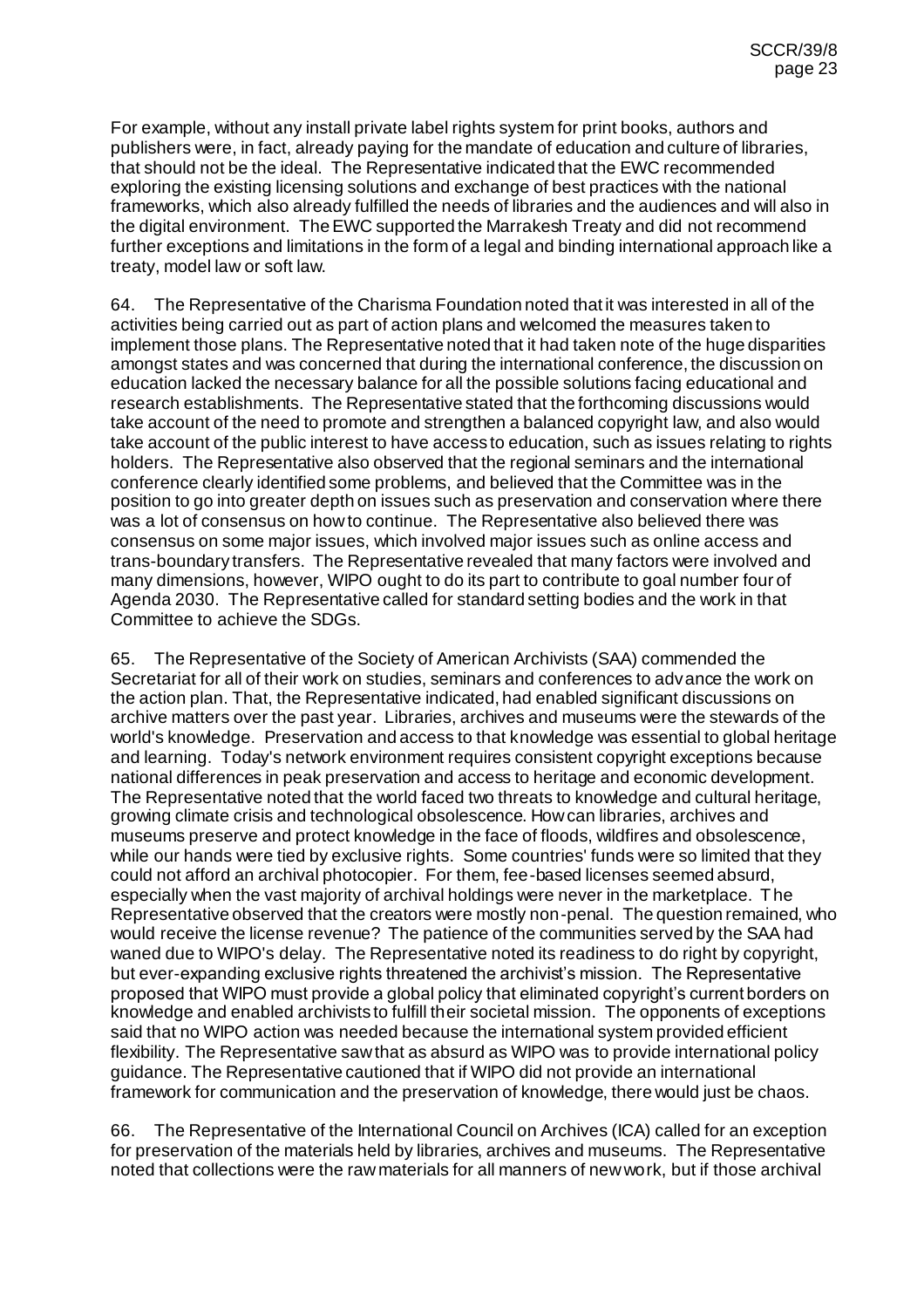For example, without any install private label rights system for print books, authors and publishers were, in fact, already paying for the mandate of education and culture of libraries, that should not be the ideal. The Representative indicated that the EWC recommended exploring the existing licensing solutions and exchange of best practices with the national frameworks, which also already fulfilled the needs of libraries and the audiences and will also in the digital environment. The EWC supported the Marrakesh Treaty and did not recommend further exceptions and limitations in the form of a legal and binding international approach like a treaty, model law or soft law.

64. The Representative of the Charisma Foundation noted that it was interested in all of the activities being carried out as part of action plans and welcomed the measures taken to implement those plans. The Representative noted that it had taken note of the huge disparities amongst states and was concerned that during the international conference, the discussion on education lacked the necessary balance for all the possible solutions facing educational and research establishments. The Representative stated that the forthcoming discussions would take account of the need to promote and strengthen a balanced copyright law, and also would take account of the public interest to have access to education, such as issues relating to rights holders. The Representative also observed that the regional seminars and the international conference clearly identified some problems, and believed that the Committee was in the position to go into greater depth on issues such as preservation and conservation where there was a lot of consensus on how to continue. The Representative also believed there was consensus on some major issues, which involved major issues such as online access and trans-boundary transfers. The Representative revealed that many factors were involved and many dimensions, however, WIPO ought to do its part to contribute to goal number four of Agenda 2030. The Representative called for standard setting bodies and the work in that Committee to achieve the SDGs.

65. The Representative of the Society of American Archivists (SAA) commended the Secretariat for all of their work on studies, seminars and conferences to advance the work on the action plan. That, the Representative indicated, had enabled significant discussions on archive matters over the past year. Libraries, archives and museums were the stewards of the world's knowledge. Preservation and access to that knowledge was essential to global heritage and learning. Today's network environment requires consistent copyright exceptions because national differences in peak preservation and access to heritage and economic development. The Representative noted that the world faced two threats to knowledge and cultural heritage, growing climate crisis and technological obsolescence. How can libraries, archives and museums preserve and protect knowledge in the face of floods, wildfires and obsolescence, while our hands were tied by exclusive rights. Some countries' funds were so limited that they could not afford an archival photocopier. For them, fee-based licenses seemed absurd, especially when the vast majority of archival holdings were never in the marketplace. The Representative observed that the creators were mostly non-penal. The question remained, who would receive the license revenue? The patience of the communities served by the SAA had waned due to WIPO's delay. The Representative noted its readiness to do right by copyright, but ever-expanding exclusive rights threatened the archivist's mission. The Representative proposed that WIPO must provide a global policy that eliminated copyright's current borders on knowledge and enabled archivists to fulfill their societal mission. The opponents of exceptions said that no WIPO action was needed because the international system provided efficient flexibility. The Representative saw that as absurd as WIPO was to provide international policy guidance. The Representative cautioned that if WIPO did not provide an international framework for communication and the preservation of knowledge, there would just be chaos.

66. The Representative of the International Council on Archives (ICA) called for an exception for preservation of the materials held by libraries, archives and museums. The Representative noted that collections were the raw materials for all manners of new work, but if those archival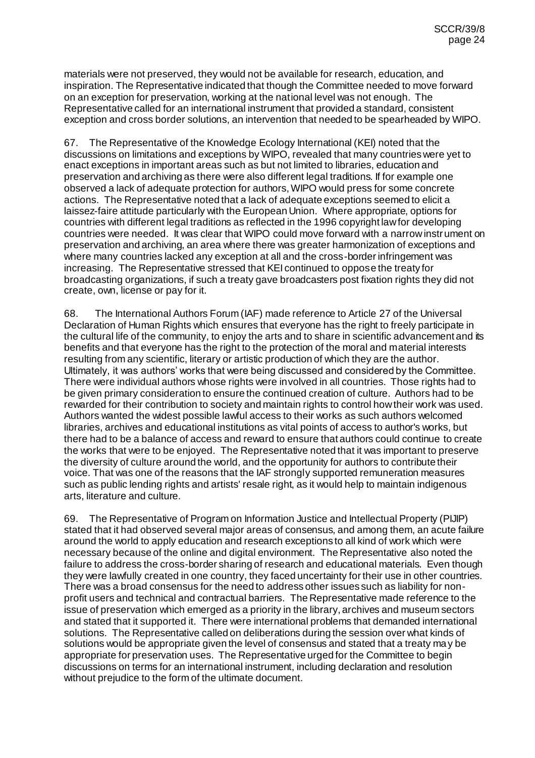materials were not preserved, they would not be available for research, education, and inspiration. The Representative indicated that though the Committee needed to move forward on an exception for preservation, working at the national level was not enough. The Representative called for an international instrument that provided a standard, consistent exception and cross border solutions, an intervention that needed to be spearheaded by WIPO.

67. The Representative of the Knowledge Ecology International (KEI) noted that the discussions on limitations and exceptions by WIPO, revealed that many countries were yet to enact exceptions in important areas such as but not limited to libraries, education and preservation and archiving as there were also different legal traditions. If for example one observed a lack of adequate protection for authors, WIPO would press for some concrete actions. The Representative noted that a lack of adequate exceptions seemed to elicit a laissez-faire attitude particularly with the European Union. Where appropriate, options for countries with different legal traditions as reflected in the 1996 copyright law for developing countries were needed. It was clear that WIPO could move forward with a narrow instrument on preservation and archiving, an area where there was greater harmonization of exceptions and where many countries lacked any exception at all and the cross-border infringement was increasing. The Representative stressed that KEI continued to oppose the treaty for broadcasting organizations, if such a treaty gave broadcasters post fixation rights they did not create, own, license or pay for it.

68. The International Authors Forum (IAF) made reference to Article 27 of the Universal Declaration of Human Rights which ensures that everyone has the right to freely participate in the cultural life of the community, to enjoy the arts and to share in scientific advancement and its benefits and that everyone has the right to the protection of the moral and material interests resulting from any scientific, literary or artistic production of which they are the author. Ultimately, it was authors' works that were being discussed and considered by the Committee. There were individual authors whose rights were involved in all countries. Those rights had to be given primary consideration to ensure the continued creation of culture. Authors had to be rewarded for their contribution to society and maintain rights to control how their work was used. Authors wanted the widest possible lawful access to their works as such authors welcomed libraries, archives and educational institutions as vital points of access to author's works, but there had to be a balance of access and reward to ensure that authors could continue to create the works that were to be enjoyed. The Representative noted that it was important to preserve the diversity of culture around the world, and the opportunity for authors to contribute their voice. That was one of the reasons that the IAF strongly supported remuneration measures such as public lending rights and artists' resale right, as it would help to maintain indigenous arts, literature and culture.

69. The Representative of Program on Information Justice and Intellectual Property (PIJIP) stated that it had observed several major areas of consensus, and among them, an acute failure around the world to apply education and research exceptions to all kind of work which were necessary because of the online and digital environment. The Representative also noted the failure to address the cross-border sharing of research and educational materials. Even though they were lawfully created in one country, they faced uncertainty for their use in other countries. There was a broad consensus for the need to address other issues such as liability for non-profit users and technical and contractual barriers. The Representative made reference to the issue of preservation which emerged as a priority in the library, archives and museum sectors and stated that it supported it. There were international problems that demanded international solutions. The Representative called on deliberations during the session over what kinds of solutions would be appropriate given the level of consensus and stated that a treaty may be appropriate for preservation uses. The Representative urged for the Committee to begin discussions on terms for an international instrument, including declaration and resolution without prejudice to the form of the ultimate document.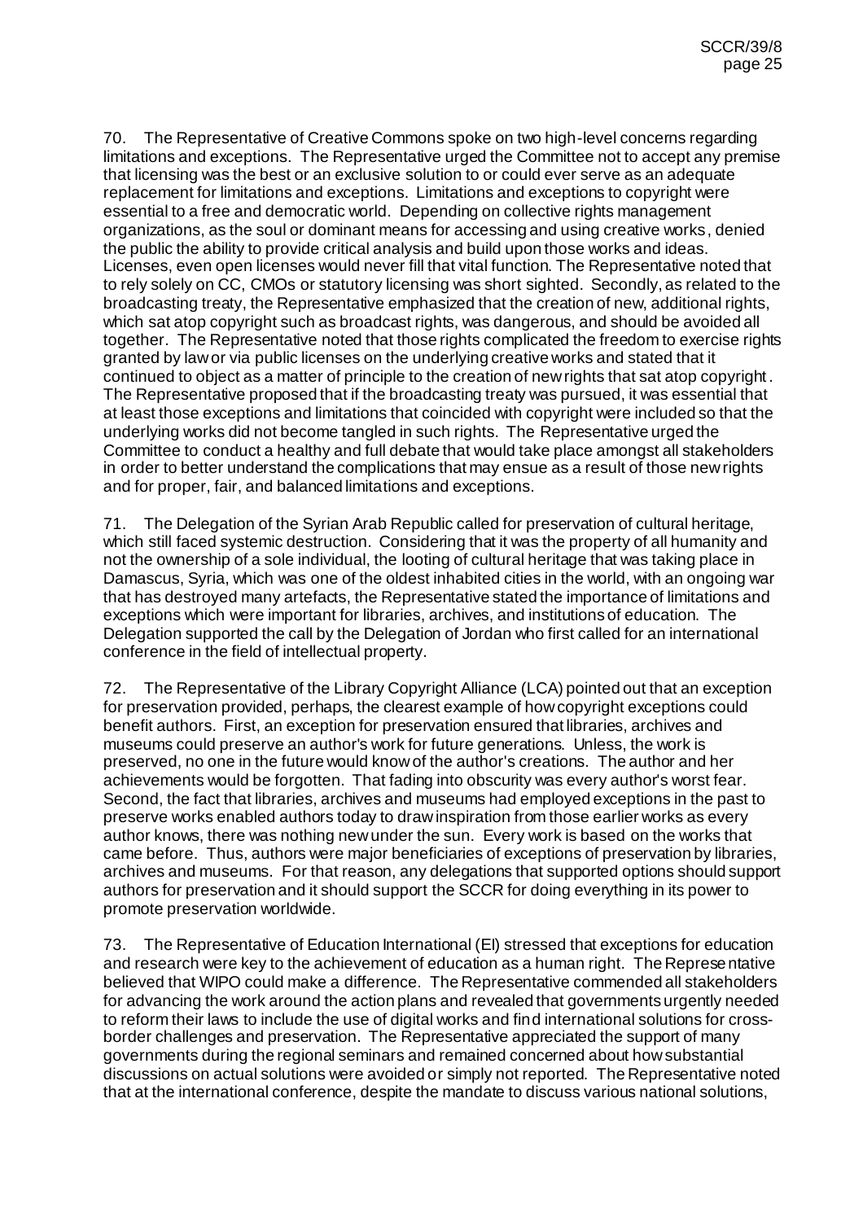70. The Representative of Creative Commons spoke on two high-level concerns regarding limitations and exceptions. The Representative urged the Committee not to accept any premise that licensing was the best or an exclusive solution to or could ever serve as an adequate replacement for limitations and exceptions. Limitations and exceptions to copyright were essential to a free and democratic world. Depending on collective rights management organizations, as the soul or dominant means for accessing and using creative works, denied the public the ability to provide critical analysis and build upon those works and ideas. Licenses, even open licenses would never fill that vital function. The Representative noted that to rely solely on CC, CMOs or statutory licensing was short sighted. Secondly, as related to the broadcasting treaty, the Representative emphasized that the creation of new, additional rights, which sat atop copyright such as broadcast rights, was dangerous, and should be avoided all together. The Representative noted that those rights complicated the freedom to exercise rights granted by law or via public licenses on the underlying creative works and stated that it continued to object as a matter of principle to the creation of new rights that sat atop copyright. The Representative proposed that if the broadcasting treaty was pursued, it was essential that at least those exceptions and limitations that coincided with copyright were included so that the underlying works did not become tangled in such rights. The Representative urged the Committee to conduct a healthy and full debate that would take place amongst all stakeholders in order to better understand the complications that may ensue as a result of those new rights and for proper, fair, and balanced limitations and exceptions.

71. The Delegation of the Syrian Arab Republic called for preservation of cultural heritage, which still faced systemic destruction. Considering that it was the property of all humanity and not the ownership of a sole individual, the looting of cultural heritage that was taking place in Damascus, Syria, which was one of the oldest inhabited cities in the world, with an ongoing war that has destroyed many artefacts, the Representative stated the importance of limitations and exceptions which were important for libraries, archives, and institutions of education. The Delegation supported the call by the Delegation of Jordan who first called for an international conference in the field of intellectual property.

72. The Representative of the Library Copyright Alliance (LCA) pointed out that an exception for preservation provided, perhaps, the clearest example of how copyright exceptions could benefit authors. First, an exception for preservation ensured that libraries, archives and museums could preserve an author's work for future generations. Unless, the work is preserved, no one in the future would know of the author's creations. The author and her achievements would be forgotten. That fading into obscurity was every author's worst fear. Second, the fact that libraries, archives and museums had employed exceptions in the past to preserve works enabled authors today to draw inspiration from those earlier works as every author knows, there was nothing new under the sun. Every work is based on the works that came before. Thus, authors were major beneficiaries of exceptions of preservation by libraries, archives and museums. For that reason, any delegations that supported options should support authors for preservation and it should support the SCCR for doing everything in its power to promote preservation worldwide.

73. The Representative of Education International (EI) stressed that exceptions for education and research were key to the achievement of education as a human right. The Representative believed that WIPO could make a difference. The Representative commended all stakeholders for advancing the work around the action plans and revealed that governments urgently needed to reform their laws to include the use of digital works and find international solutions for cross-border challenges and preservation. The Representative appreciated the support of many governments during the regional seminars and remained concerned about how substantial discussions on actual solutions were avoided or simply not reported. The Representative noted that at the international conference, despite the mandate to discuss various national solutions,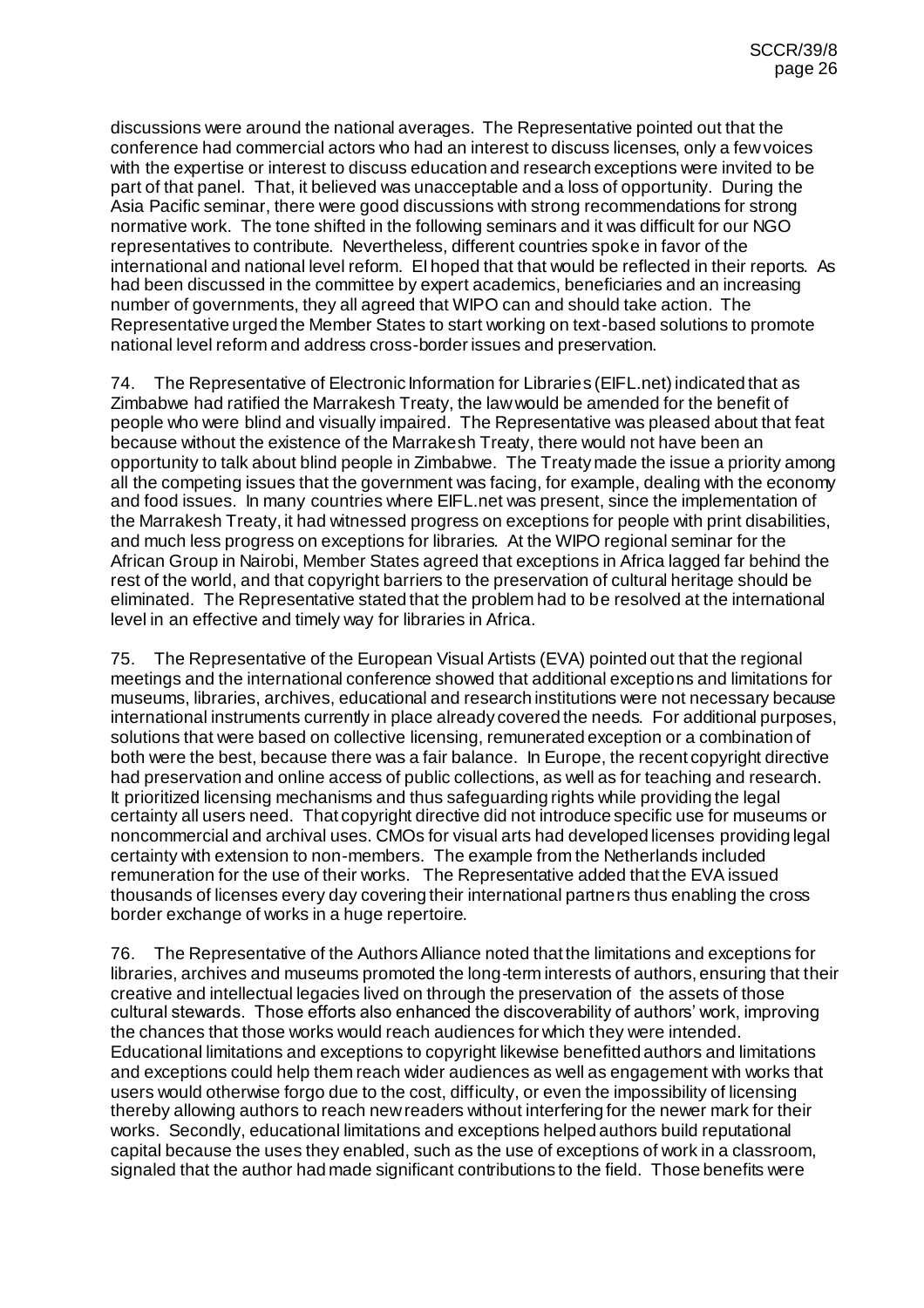discussions were around the national averages. The Representative pointed out that the conference had commercial actors who had an interest to discuss licenses, only a few voices with the expertise or interest to discuss education and research exceptions were invited to be part of that panel. That, it believed was unacceptable and a loss of opportunity. During the Asia Pacific seminar, there were good discussions with strong recommendations for strong normative work. The tone shifted in the following seminars and it was difficult for our NGO representatives to contribute. Nevertheless, different countries spoke in favor of the international and national level reform. EI hoped that that would be reflected in their reports. As had been discussed in the committee by expert academics, beneficiaries and an increasing number of governments, they all agreed that WIPO can and should take action. The Representative urged the Member States to start working on text-based solutions to promote national level reform and address cross-border issues and preservation.

74. The Representative of Electronic Information for Libraries (EIFL.net) indicated that as Zimbabwe had ratified the Marrakesh Treaty, the law would be amended for the benefit of people who were blind and visually impaired. The Representative was pleased about that feat because without the existence of the Marrakesh Treaty, there would not have been an opportunity to talk about blind people in Zimbabwe. The Treaty made the issue a priority among all the competing issues that the government was facing, for example, dealing with the economy and food issues. In many countries where EIFL.net was present, since the implementation of the Marrakesh Treaty, it had witnessed progress on exceptions for people with print disabilities, and much less progress on exceptions for libraries. At the WIPO regional seminar for the African Group in Nairobi, Member States agreed that exceptions in Africa lagged far behind the rest of the world, and that copyright barriers to the preservation of cultural heritage should be eliminated. The Representative stated that the problem had to be resolved at the international level in an effective and timely way for libraries in Africa.

75. The Representative of the European Visual Artists (EVA) pointed out that the regional meetings and the international conference showed that additional exceptions and limitations for museums, libraries, archives, educational and research institutions were not necessary because international instruments currently in place already covered the needs. For additional purposes, solutions that were based on collective licensing, remunerated exception or a combination of both were the best, because there was a fair balance. In Europe, the recent copyright directive had preservation and online access of public collections, as well as for teaching and research. It prioritized licensing mechanisms and thus safeguarding rights while providing the legal certainty all users need. That copyright directive did not introduce specific use for museums or noncommercial and archival uses. CMOs for visual arts had developed licenses providing legal certainty with extension to non-members. The example from the Netherlands included remuneration for the use of their works. The Representative added that the EVA issued thousands of licenses every day covering their international partners thus enabling the cross border exchange of works in a huge repertoire.

76. The Representative of the Authors Alliance noted that the limitations and exceptions for libraries, archives and museums promoted the long-term interests of authors, ensuring that their creative and intellectual legacies lived on through the preservation of the assets of those cultural stewards. Those efforts also enhanced the discoverability of authors' work, improving the chances that those works would reach audiences for which they were intended. Educational limitations and exceptions to copyright likewise benefitted authors and limitations and exceptions could help them reach wider audiences as well as engagement with works that users would otherwise forgo due to the cost, difficulty, or even the impossibility of licensing thereby allowing authors to reach new readers without interfering for the newer mark for their works. Secondly, educational limitations and exceptions helped authors build reputational capital because the uses they enabled, such as the use of exceptions of work in a classroom, signaled that the author had made significant contributions to the field. Those benefits were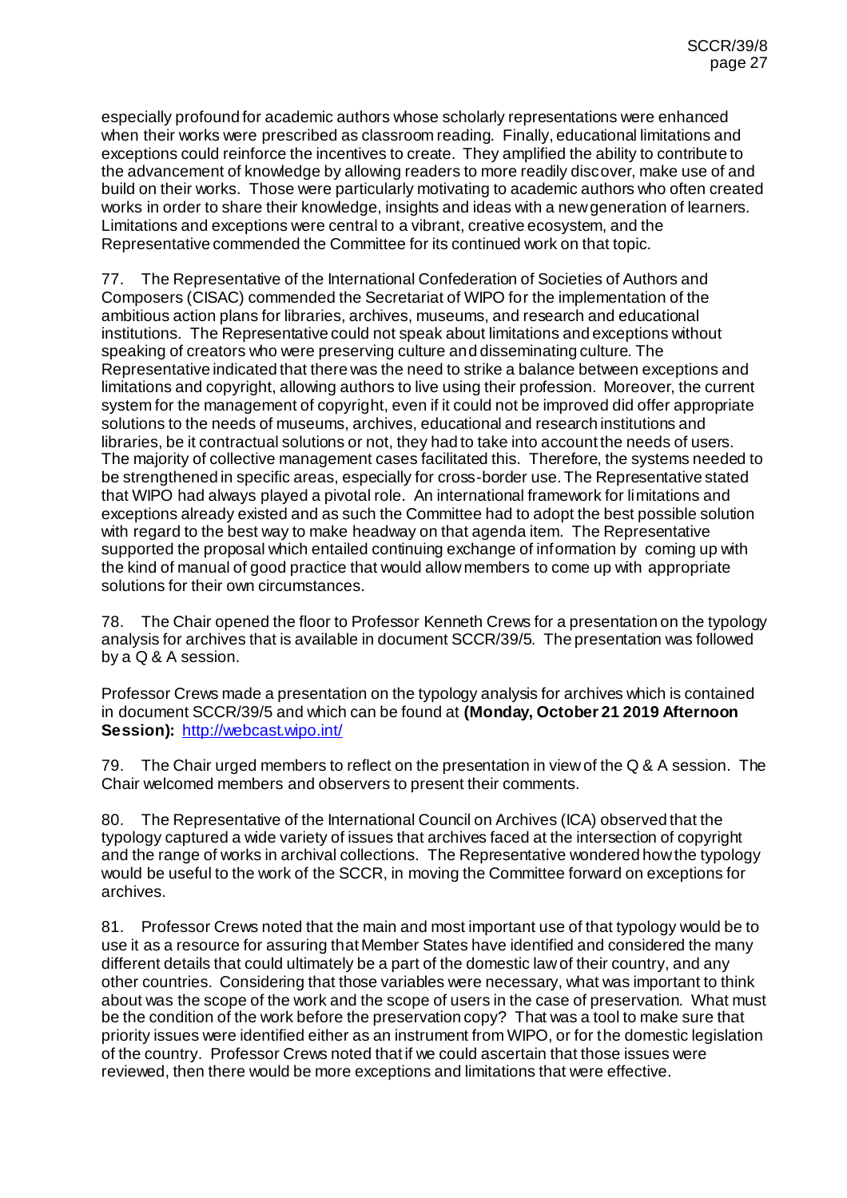especially profound for academic authors whose scholarly representations were enhanced when their works were prescribed as classroom reading. Finally, educational limitations and exceptions could reinforce the incentives to create. They amplified the ability to contribute to the advancement of knowledge by allowing readers to more readily discover, make use of and build on their works. Those were particularly motivating to academic authors who often created works in order to share their knowledge, insights and ideas with a new generation of learners. Limitations and exceptions were central to a vibrant, creative ecosystem, and the Representative commended the Committee for its continued work on that topic.

77. The Representative of the International Confederation of Societies of Authors and Composers (CISAC) commended the Secretariat of WIPO for the implementation of the ambitious action plans for libraries, archives, museums, and research and educational institutions. The Representative could not speak about limitations and exceptions without speaking of creators who were preserving culture and disseminating culture. The Representative indicated that there was the need to strike a balance between exceptions and limitations and copyright, allowing authors to live using their profession. Moreover, the current system for the management of copyright, even if it could not be improved did offer appropriate solutions to the needs of museums, archives, educational and research institutions and libraries, be it contractual solutions or not, they had to take into account the needs of users. The majority of collective management cases facilitated this. Therefore, the systems needed to be strengthened in specific areas, especially for cross-border use. The Representative stated that WIPO had always played a pivotal role. An international framework for limitations and exceptions already existed and as such the Committee had to adopt the best possible solution with regard to the best way to make headway on that agenda item. The Representative supported the proposal which entailed continuing exchange of information by coming up with the kind of manual of good practice that would allow members to come up with appropriate solutions for their own circumstances.

78. The Chair opened the floor to Professor Kenneth Crews for a presentation on the typology analysis for archives that is available in document SCCR/39/5. The presentation was followed by a Q & A session.

Professor Crews made a presentation on the typology analysis for archives which is contained in document SCCR/39/5 and which can be found at **(Monday, October 21 2019 Afternoon Session):** http://webcast.wipo.int/

79. The Chair urged members to reflect on the presentation in view of the Q & A session. The Chair welcomed members and observers to present their comments.

80. The Representative of the International Council on Archives (ICA) observed that the typology captured a wide variety of issues that archives faced at the intersection of copyright and the range of works in archival collections. The Representative wondered how the typology would be useful to the work of the SCCR, in moving the Committee forward on exceptions for archives.

81. Professor Crews noted that the main and most important use of that typology would be to use it as a resource for assuring that Member States have identified and considered the many different details that could ultimately be a part of the domestic law of their country, and any other countries. Considering that those variables were necessary, what was important to think about was the scope of the work and the scope of users in the case of preservation. What must be the condition of the work before the preservation copy? That was a tool to make sure that priority issues were identified either as an instrument from WIPO, or for the domestic legislation of the country. Professor Crews noted that if we could ascertain that those issues were reviewed, then there would be more exceptions and limitations that were effective.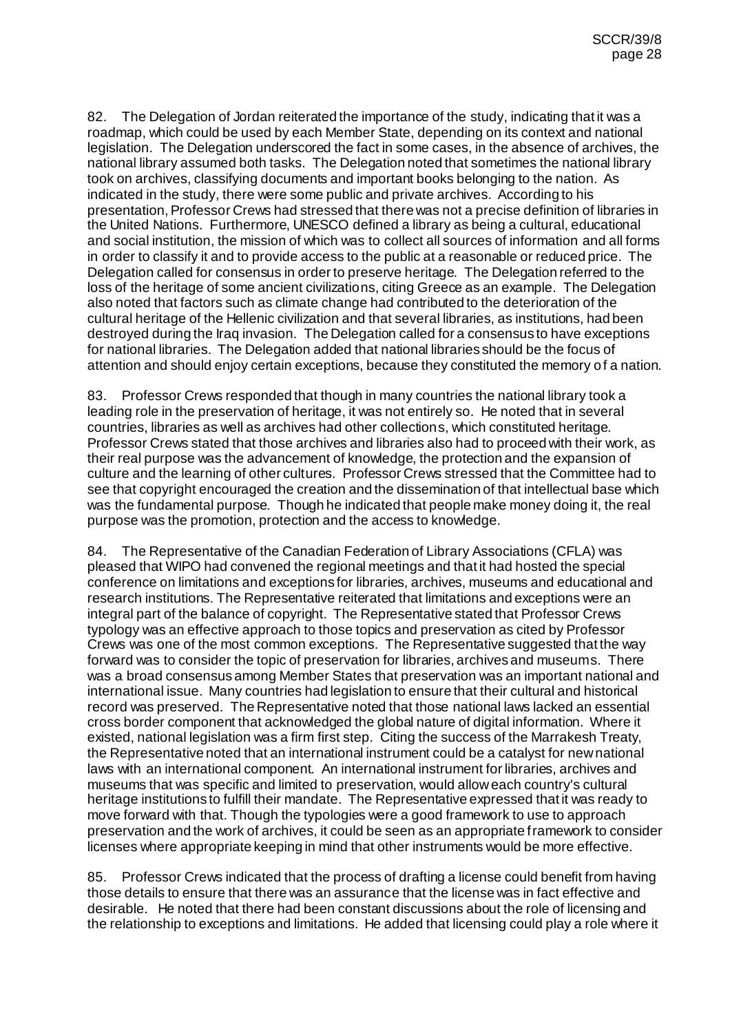82. The Delegation of Jordan reiterated the importance of the study, indicating that it was a roadmap, which could be used by each Member State, depending on its context and national legislation. The Delegation underscored the fact in some cases, in the absence of archives, the national library assumed both tasks. The Delegation noted that sometimes the national library took on archives, classifying documents and important books belonging to the nation. As indicated in the study, there were some public and private archives. According to his presentation, Professor Crews had stressed that there was not a precise definition of libraries in the United Nations. Furthermore, UNESCO defined a library as being a cultural, educational and social institution, the mission of which was to collect all sources of information and all forms in order to classify it and to provide access to the public at a reasonable or reduced price. The Delegation called for consensus in order to preserve heritage. The Delegation referred to the loss of the heritage of some ancient civilizations, citing Greece as an example. The Delegation also noted that factors such as climate change had contributed to the deterioration of the cultural heritage of the Hellenic civilization and that several libraries, as institutions, had been destroyed during the Iraq invasion. The Delegation called for a consensus to have exceptions for national libraries. The Delegation added that national libraries should be the focus of attention and should enjoy certain exceptions, because they constituted the memory of a nation.

83. Professor Crews responded that though in many countries the national library took a leading role in the preservation of heritage, it was not entirely so. He noted that in several countries, libraries as well as archives had other collections, which constituted heritage. Professor Crews stated that those archives and libraries also had to proceed with their work, as their real purpose was the advancement of knowledge, the protection and the expansion of culture and the learning of other cultures. Professor Crews stressed that the Committee had to see that copyright encouraged the creation and the dissemination of that intellectual base which was the fundamental purpose. Though he indicated that people make money doing it, the real purpose was the promotion, protection and the access to knowledge.

84. The Representative of the Canadian Federation of Library Associations (CFLA) was pleased that WIPO had convened the regional meetings and that it had hosted the special conference on limitations and exceptions for libraries, archives, museums and educational and research institutions. The Representative reiterated that limitations and exceptions were an integral part of the balance of copyright. The Representative stated that Professor Crews typology was an effective approach to those topics and preservation as cited by Professor Crews was one of the most common exceptions. The Representative suggested that the way forward was to consider the topic of preservation for libraries, archives and museums. There was a broad consensus among Member States that preservation was an important national and international issue. Many countries had legislation to ensure that their cultural and historical record was preserved. The Representative noted that those national laws lacked an essential cross border component that acknowledged the global nature of digital information. Where it existed, national legislation was a firm first step. Citing the success of the Marrakesh Treaty, the Representative noted that an international instrument could be a catalyst for new national laws with an international component. An international instrument for libraries, archives and museums that was specific and limited to preservation, would allow each country's cultural heritage institutions to fulfill their mandate. The Representative expressed that it was ready to move forward with that. Though the typologies were a good framework to use to approach preservation and the work of archives, it could be seen as an appropriate framework to consider licenses where appropriate keeping in mind that other instruments would be more effective.

85. Professor Crews indicated that the process of drafting a license could benefit from having those details to ensure that there was an assurance that the license was in fact effective and desirable. He noted that there had been constant discussions about the role of licensing and the relationship to exceptions and limitations. He added that licensing could play a role where it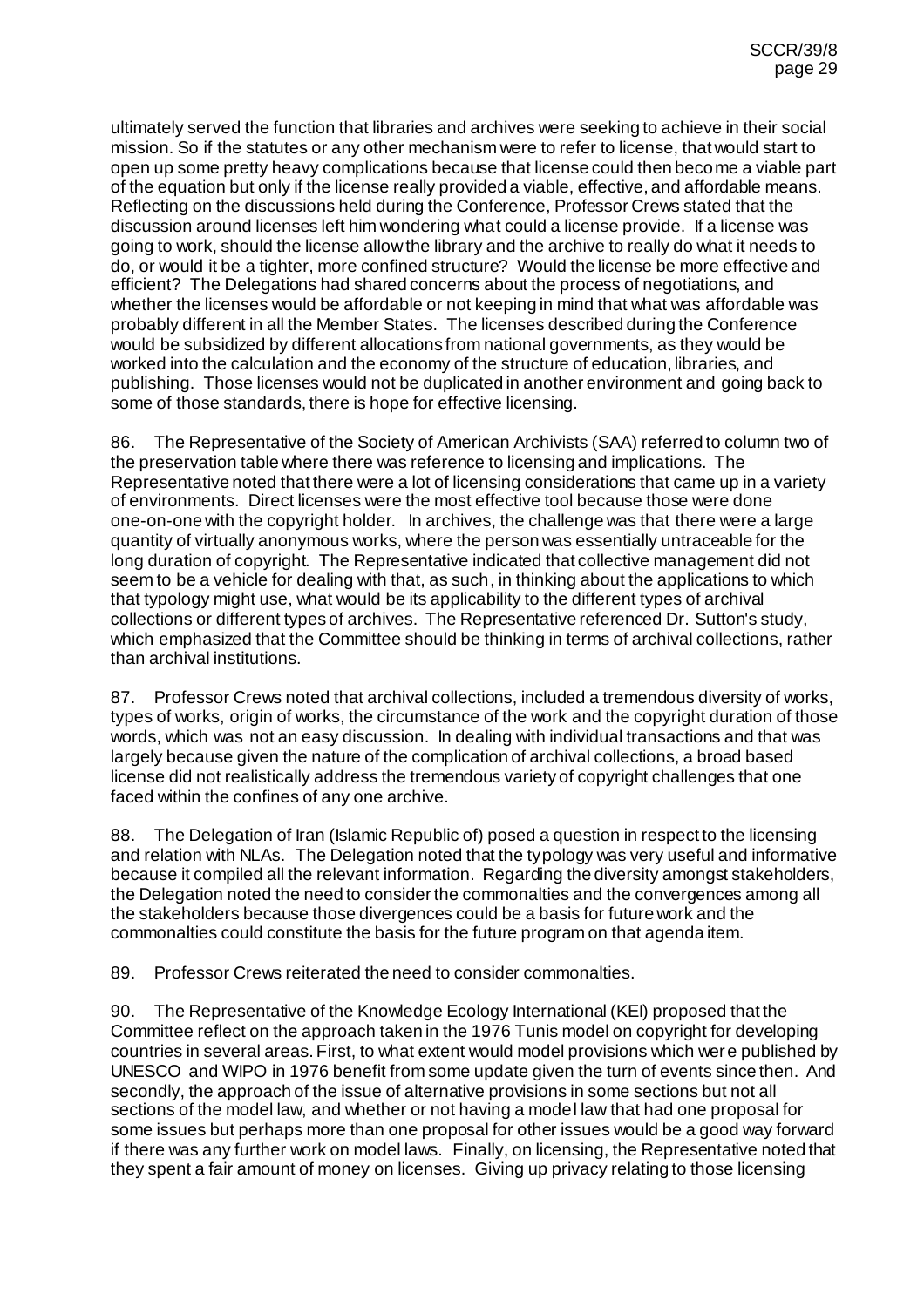ultimately served the function that libraries and archives were seeking to achieve in their social mission. So if the statutes or any other mechanism were to refer to license, that would start to open up some pretty heavy complications because that license could then become a viable part of the equation but only if the license really provided a viable, effective, and affordable means. Reflecting on the discussions held during the Conference, Professor Crews stated that the discussion around licenses left him wondering what could a license provide. If a license was going to work, should the license allow the library and the archive to really do what it needs to do, or would it be a tighter, more confined structure? Would the license be more effective and efficient? The Delegations had shared concerns about the process of negotiations, and whether the licenses would be affordable or not keeping in mind that what was affordable was probably different in all the Member States. The licenses described during the Conference would be subsidized by different allocations from national governments, as they would be worked into the calculation and the economy of the structure of education, libraries, and publishing. Those licenses would not be duplicated in another environment and going back to some of those standards, there is hope for effective licensing.

86. The Representative of the Society of American Archivists (SAA) referred to column two of the preservation table where there was reference to licensing and implications. The Representative noted that there were a lot of licensing considerations that came up in a variety of environments. Direct licenses were the most effective tool because those were done one-on-one with the copyright holder. In archives, the challenge was that there were a large quantity of virtually anonymous works, where the person was essentially untraceable for the long duration of copyright. The Representative indicated that collective management did not seem to be a vehicle for dealing with that, as such, in thinking about the applications to which that typology might use, what would be its applicability to the different types of archival collections or different types of archives. The Representative referenced Dr. Sutton's study, which emphasized that the Committee should be thinking in terms of archival collections, rather than archival institutions.

87. Professor Crews noted that archival collections, included a tremendous diversity of works, types of works, origin of works, the circumstance of the work and the copyright duration of those words, which was not an easy discussion. In dealing with individual transactions and that was largely because given the nature of the complication of archival collections, a broad based license did not realistically address the tremendous variety of copyright challenges that one faced within the confines of any one archive.

88. The Delegation of Iran (Islamic Republic of) posed a question in respect to the licensing and relation with NLAs. The Delegation noted that the typology was very useful and informative because it compiled all the relevant information. Regarding the diversity amongst stakeholders, the Delegation noted the need to consider the commonalties and the convergences among all the stakeholders because those divergences could be a basis for future work and the commonalties could constitute the basis for the future program on that agenda item.

89. Professor Crews reiterated the need to consider commonalties.

90. The Representative of the Knowledge Ecology International (KEI) proposed that the Committee reflect on the approach taken in the 1976 Tunis model on copyright for developing countries in several areas. First, to what extent would model provisions which were published by UNESCO and WIPO in 1976 benefit from some update given the turn of events since then. And secondly, the approach of the issue of alternative provisions in some sections but not all sections of the model law, and whether or not having a model law that had one proposal for some issues but perhaps more than one proposal for other issues would be a good way forward if there was any further work on model laws. Finally, on licensing, the Representative noted that they spent a fair amount of money on licenses. Giving up privacy relating to those licensing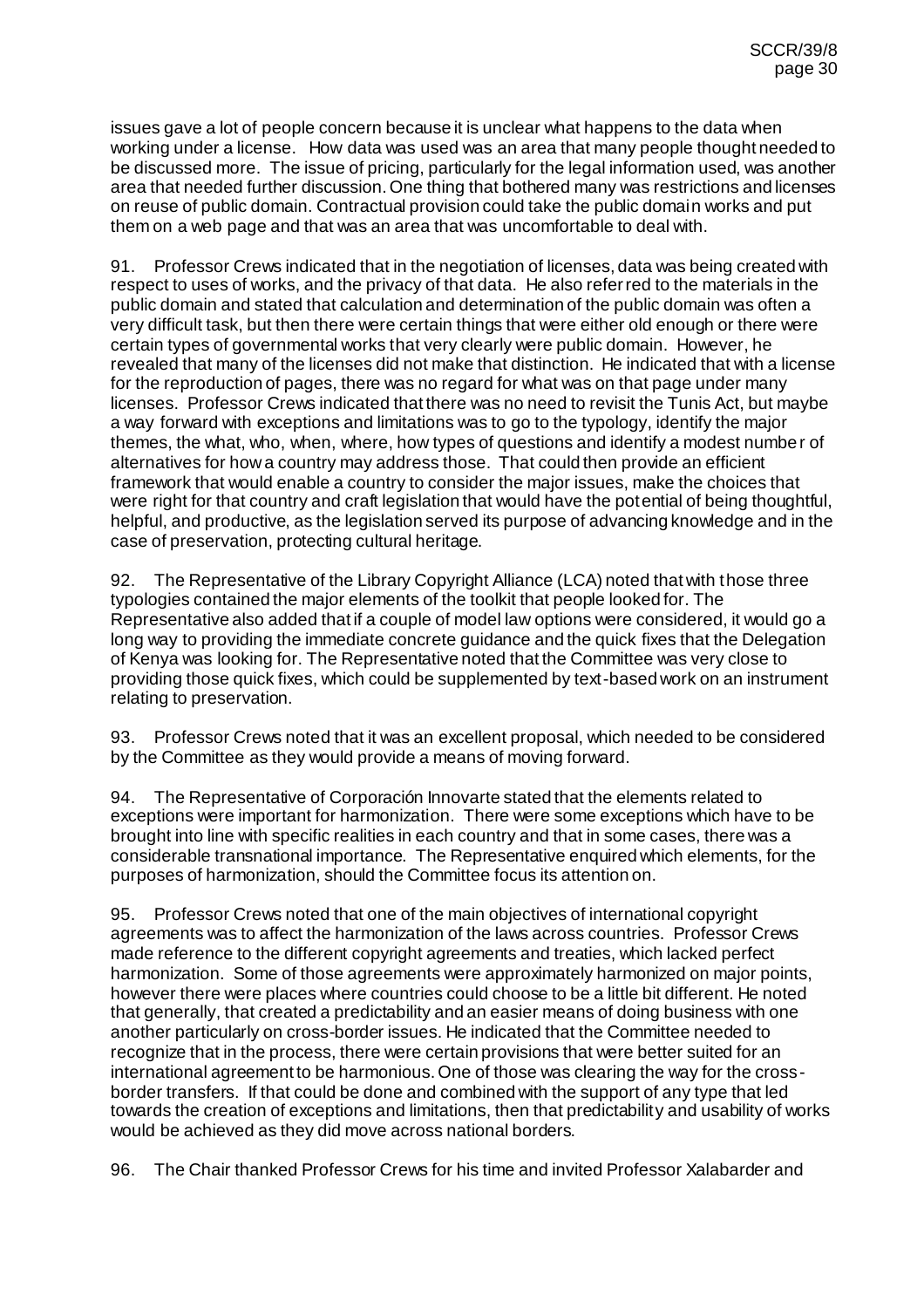issues gave a lot of people concern because it is unclear what happens to the data when working under a license. How data was used was an area that many people thought needed to be discussed more. The issue of pricing, particularly for the legal information used, was another area that needed further discussion. One thing that bothered many was restrictions and licenses on reuse of public domain. Contractual provision could take the public domain works and put them on a web page and that was an area that was uncomfortable to deal with.

91. Professor Crews indicated that in the negotiation of licenses, data was being created with respect to uses of works, and the privacy of that data. He also referred to the materials in the public domain and stated that calculation and determination of the public domain was often a very difficult task, but then there were certain things that were either old enough or there were certain types of governmental works that very clearly were public domain. However, he revealed that many of the licenses did not make that distinction. He indicated that with a license for the reproduction of pages, there was no regard for what was on that page under many licenses. Professor Crews indicated that there was no need to revisit the Tunis Act, but maybe a way forward with exceptions and limitations was to go to the typology, identify the major themes, the what, who, when, where, how types of questions and identify a modest number of alternatives for how a country may address those. That could then provide an efficient framework that would enable a country to consider the major issues, make the choices that were right for that country and craft legislation that would have the potential of being thoughtful, helpful, and productive, as the legislation served its purpose of advancing knowledge and in the case of preservation, protecting cultural heritage.

92. The Representative of the Library Copyright Alliance (LCA) noted that with those three typologies contained the major elements of the toolkit that people looked for. The Representative also added that if a couple of model law options were considered, it would go a long way to providing the immediate concrete guidance and the quick fixes that the Delegation of Kenya was looking for. The Representative noted that the Committee was very close to providing those quick fixes, which could be supplemented by text-based work on an instrument relating to preservation.

93. Professor Crews noted that it was an excellent proposal, which needed to be considered by the Committee as they would provide a means of moving forward.

94. The Representative of Corporación Innovarte stated that the elements related to exceptions were important for harmonization. There were some exceptions which have to be brought into line with specific realities in each country and that in some cases, there was a considerable transnational importance. The Representative enquired which elements, for the purposes of harmonization, should the Committee focus its attention on.

95. Professor Crews noted that one of the main objectives of international copyright agreements was to affect the harmonization of the laws across countries. Professor Crews made reference to the different copyright agreements and treaties, which lacked perfect harmonization. Some of those agreements were approximately harmonized on major points, however there were places where countries could choose to be a little bit different. He noted that generally, that created a predictability and an easier means of doing business with one another particularly on cross-border issues. He indicated that the Committee needed to recognize that in the process, there were certain provisions that were better suited for an international agreement to be harmonious. One of those was clearing the way for the cross-border transfers. If that could be done and combined with the support of any type that led towards the creation of exceptions and limitations, then that predictability and usability of works would be achieved as they did move across national borders.

96. The Chair thanked Professor Crews for his time and invited Professor Xalabarder and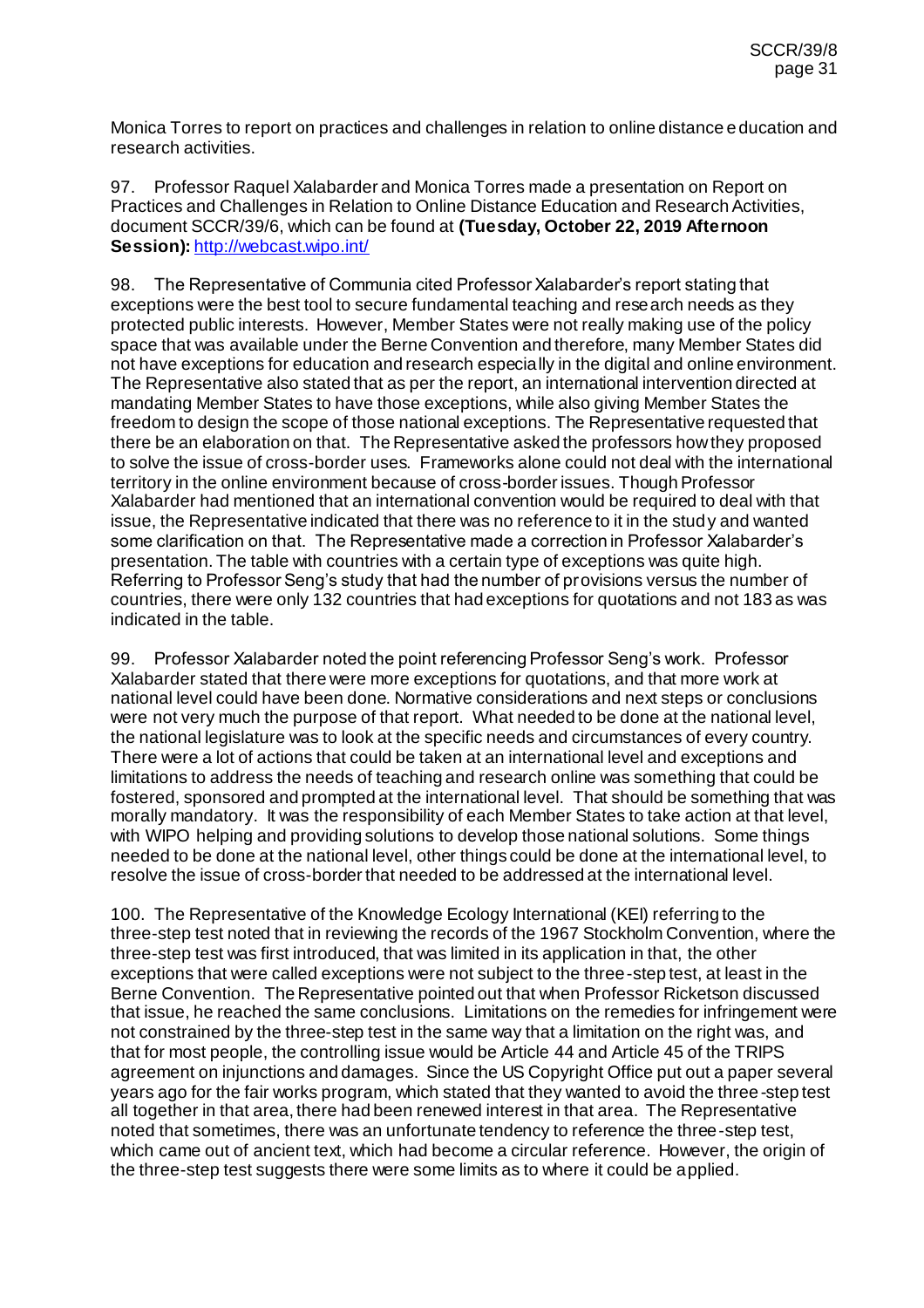Monica Torres to report on practices and challenges in relation to online distance education and research activities.

97. Professor Raquel Xalabarder and Monica Torres made a presentation on Report on Practices and Challenges in Relation to Online Distance Education and Research Activities, document SCCR/39/6, which can be found at **(Tuesday, October 22, 2019 Afternoon Session):** http://webcast.wipo.int/

98. The Representative of Communia cited Professor Xalabarder's report stating that exceptions were the best tool to secure fundamental teaching and research needs as they protected public interests. However, Member States were not really making use of the policy space that was available under the Berne Convention and therefore, many Member States did not have exceptions for education and research especially in the digital and online environment. The Representative also stated that as per the report, an international intervention directed at mandating Member States to have those exceptions, while also giving Member States the freedom to design the scope of those national exceptions. The Representative requested that there be an elaboration on that. The Representative asked the professors how they proposed to solve the issue of cross-border uses. Frameworks alone could not deal with the international territory in the online environment because of cross-border issues. Though Professor Xalabarder had mentioned that an international convention would be required to deal with that issue, the Representative indicated that there was no reference to it in the study and wanted some clarification on that. The Representative made a correction in Professor Xalabarder's presentation. The table with countries with a certain type of exceptions was quite high. Referring to Professor Seng's study that had the number of provisions versus the number of countries, there were only 132 countries that had exceptions for quotations and not 183 as was indicated in the table.

99. Professor Xalabarder noted the point referencing Professor Seng's work. Professor Xalabarder stated that there were more exceptions for quotations, and that more work at national level could have been done. Normative considerations and next steps or conclusions were not very much the purpose of that report. What needed to be done at the national level, the national legislature was to look at the specific needs and circumstances of every country. There were a lot of actions that could be taken at an international level and exceptions and limitations to address the needs of teaching and research online was something that could be fostered, sponsored and prompted at the international level. That should be something that was morally mandatory. It was the responsibility of each Member States to take action at that level, with WIPO helping and providing solutions to develop those national solutions. Some things needed to be done at the national level, other things could be done at the international level, to resolve the issue of cross-border that needed to be addressed at the international level.

100. The Representative of the Knowledge Ecology International (KEI) referring to the three-step test noted that in reviewing the records of the 1967 Stockholm Convention, where the three-step test was first introduced, that was limited in its application in that, the other exceptions that were called exceptions were not subject to the three-step test, at least in the Berne Convention. The Representative pointed out that when Professor Ricketson discussed that issue, he reached the same conclusions. Limitations on the remedies for infringement were not constrained by the three-step test in the same way that a limitation on the right was, and that for most people, the controlling issue would be Article 44 and Article 45 of the TRIPS agreement on injunctions and damages. Since the US Copyright Office put out a paper several years ago for the fair works program, which stated that they wanted to avoid the three-step test all together in that area, there had been renewed interest in that area. The Representative noted that sometimes, there was an unfortunate tendency to reference the three-step test, which came out of ancient text, which had become a circular reference. However, the origin of the three-step test suggests there were some limits as to where it could be applied.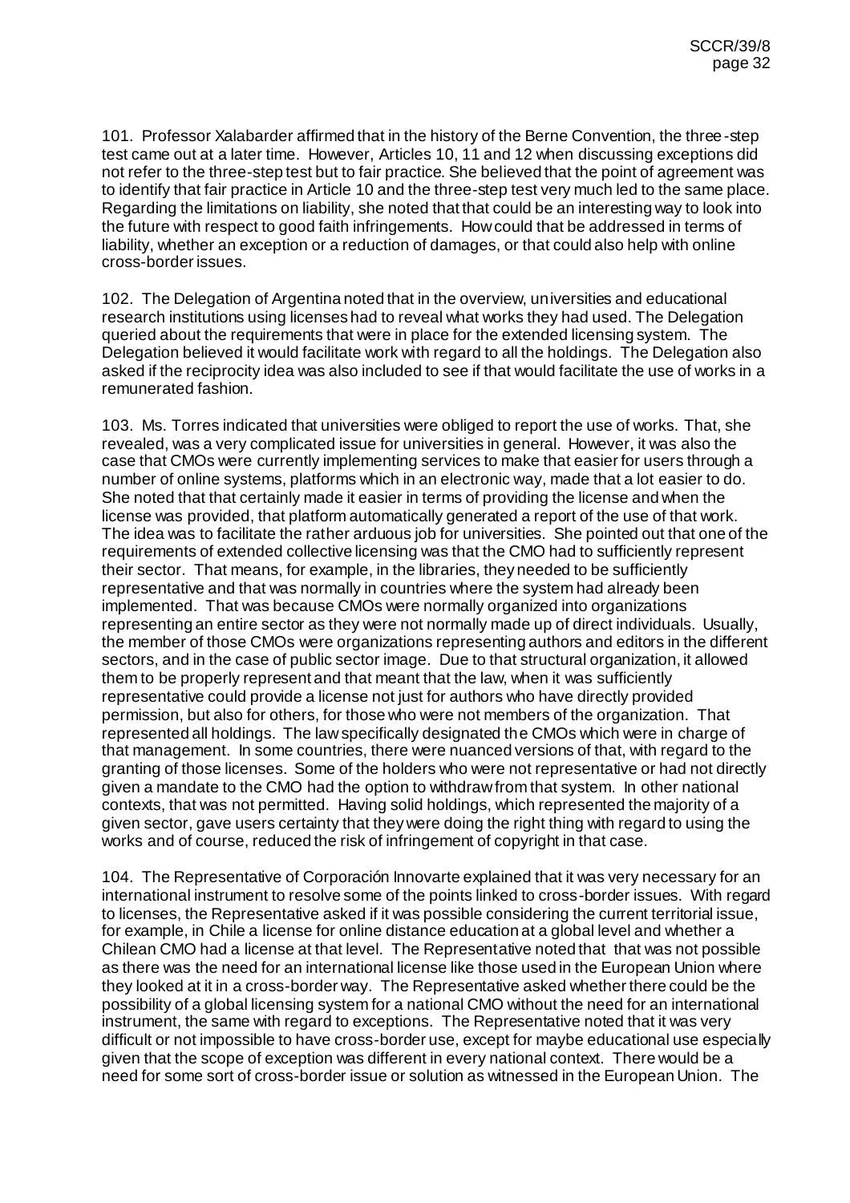101. Professor Xalabarder affirmed that in the history of the Berne Convention, the three-step test came out at a later time. However, Articles 10, 11 and 12 when discussing exceptions did not refer to the three-step test but to fair practice. She believed that the point of agreement was to identify that fair practice in Article 10 and the three-step test very much led to the same place. Regarding the limitations on liability, she noted that that could be an interesting way to look into the future with respect to good faith infringements. How could that be addressed in terms of liability, whether an exception or a reduction of damages, or that could also help with online cross-border issues.

102. The Delegation of Argentina noted that in the overview, universities and educational research institutions using licenses had to reveal what works they had used. The Delegation queried about the requirements that were in place for the extended licensing system. The Delegation believed it would facilitate work with regard to all the holdings. The Delegation also asked if the reciprocity idea was also included to see if that would facilitate the use of works in a remunerated fashion.

103. Ms. Torres indicated that universities were obliged to report the use of works. That, she revealed, was a very complicated issue for universities in general. However, it was also the case that CMOs were currently implementing services to make that easier for users through a number of online systems, platforms which in an electronic way, made that a lot easier to do. She noted that that certainly made it easier in terms of providing the license and when the license was provided, that platform automatically generated a report of the use of that work. The idea was to facilitate the rather arduous job for universities. She pointed out that one of the requirements of extended collective licensing was that the CMO had to sufficiently represent their sector. That means, for example, in the libraries, they needed to be sufficiently representative and that was normally in countries where the system had already been implemented. That was because CMOs were normally organized into organizations representing an entire sector as they were not normally made up of direct individuals. Usually, the member of those CMOs were organizations representing authors and editors in the different sectors, and in the case of public sector image. Due to that structural organization, it allowed them to be properly represent and that meant that the law, when it was sufficiently representative could provide a license not just for authors who have directly provided permission, but also for others, for those who were not members of the organization. That represented all holdings. The law specifically designated the CMOs which were in charge of that management. In some countries, there were nuanced versions of that, with regard to the granting of those licenses. Some of the holders who were not representative or had not directly given a mandate to the CMO had the option to withdraw from that system. In other national contexts, that was not permitted. Having solid holdings, which represented the majority of a given sector, gave users certainty that they were doing the right thing with regard to using the works and of course, reduced the risk of infringement of copyright in that case.

104. The Representative of Corporación Innovarte explained that it was very necessary for an international instrument to resolve some of the points linked to cross-border issues. With regard to licenses, the Representative asked if it was possible considering the current territorial issue, for example, in Chile a license for online distance education at a global level and whether a Chilean CMO had a license at that level. The Representative noted that that was not possible as there was the need for an international license like those used in the European Union where they looked at it in a cross-border way. The Representative asked whether there could be the possibility of a global licensing system for a national CMO without the need for an international instrument, the same with regard to exceptions. The Representative noted that it was very difficult or not impossible to have cross-border use, except for maybe educational use especially given that the scope of exception was different in every national context. There would be a need for some sort of cross-border issue or solution as witnessed in the European Union. The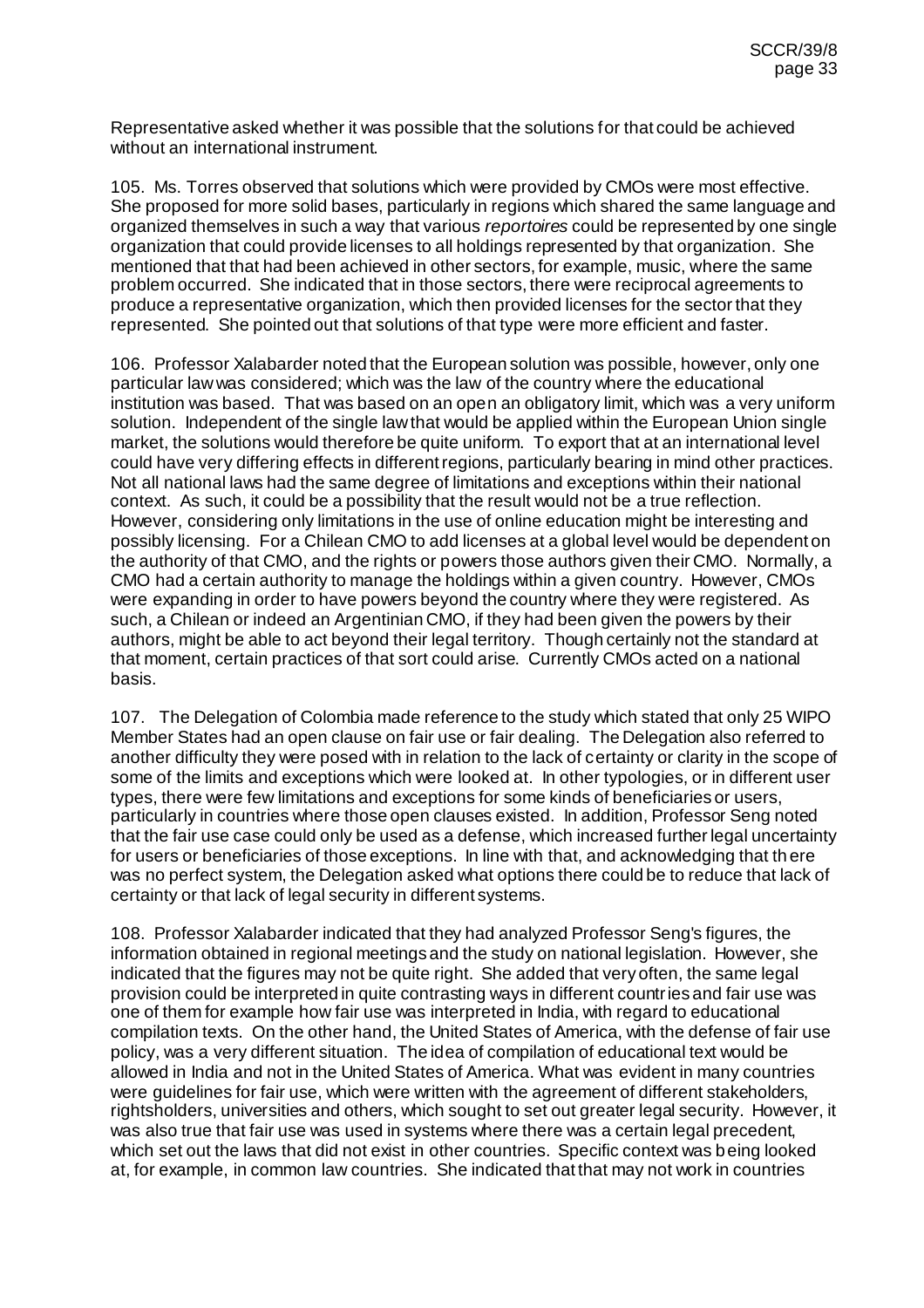Representative asked whether it was possible that the solutions for that could be achieved without an international instrument.

105. Ms. Torres observed that solutions which were provided by CMOs were most effective. She proposed for more solid bases, particularly in regions which shared the same language and organized themselves in such a way that various *reportoires* could be represented by one single organization that could provide licenses to all holdings represented by that organization. She mentioned that that had been achieved in other sectors, for example, music, where the same problem occurred. She indicated that in those sectors, there were reciprocal agreements to produce a representative organization, which then provided licenses for the sector that they represented. She pointed out that solutions of that type were more efficient and faster.

106. Professor Xalabarder noted that the European solution was possible, however, only one particular law was considered; which was the law of the country where the educational institution was based. That was based on an open an obligatory limit, which was a very uniform solution. Independent of the single law that would be applied within the European Union single market, the solutions would therefore be quite uniform. To export that at an international level could have very differing effects in different regions, particularly bearing in mind other practices. Not all national laws had the same degree of limitations and exceptions within their national context. As such, it could be a possibility that the result would not be a true reflection. However, considering only limitations in the use of online education might be interesting and possibly licensing. For a Chilean CMO to add licenses at a global level would be dependent on the authority of that CMO, and the rights or powers those authors given their CMO. Normally, a CMO had a certain authority to manage the holdings within a given country. However, CMOs were expanding in order to have powers beyond the country where they were registered. As such, a Chilean or indeed an Argentinian CMO, if they had been given the powers by their authors, might be able to act beyond their legal territory. Though certainly not the standard at that moment, certain practices of that sort could arise. Currently CMOs acted on a national basis.

107. The Delegation of Colombia made reference to the study which stated that only 25 WIPO Member States had an open clause on fair use or fair dealing. The Delegation also referred to another difficulty they were posed with in relation to the lack of certainty or clarity in the scope of some of the limits and exceptions which were looked at. In other typologies, or in different user types, there were few limitations and exceptions for some kinds of beneficiaries or users, particularly in countries where those open clauses existed. In addition, Professor Seng noted that the fair use case could only be used as a defense, which increased further legal uncertainty for users or beneficiaries of those exceptions. In line with that, and acknowledging that there was no perfect system, the Delegation asked what options there could be to reduce that lack of certainty or that lack of legal security in different systems.

108. Professor Xalabarder indicated that they had analyzed Professor Seng's figures, the information obtained in regional meetings and the study on national legislation. However, she indicated that the figures may not be quite right. She added that very often, the same legal provision could be interpreted in quite contrasting ways in different countries and fair use was one of them for example how fair use was interpreted in India, with regard to educational compilation texts. On the other hand, the United States of America, with the defense of fair use policy, was a very different situation. The idea of compilation of educational text would be allowed in India and not in the United States of America. What was evident in many countries were guidelines for fair use, which were written with the agreement of different stakeholders, rightsholders, universities and others, which sought to set out greater legal security. However, it was also true that fair use was used in systems where there was a certain legal precedent, which set out the laws that did not exist in other countries. Specific context was being looked at, for example, in common law countries. She indicated that that may not work in countries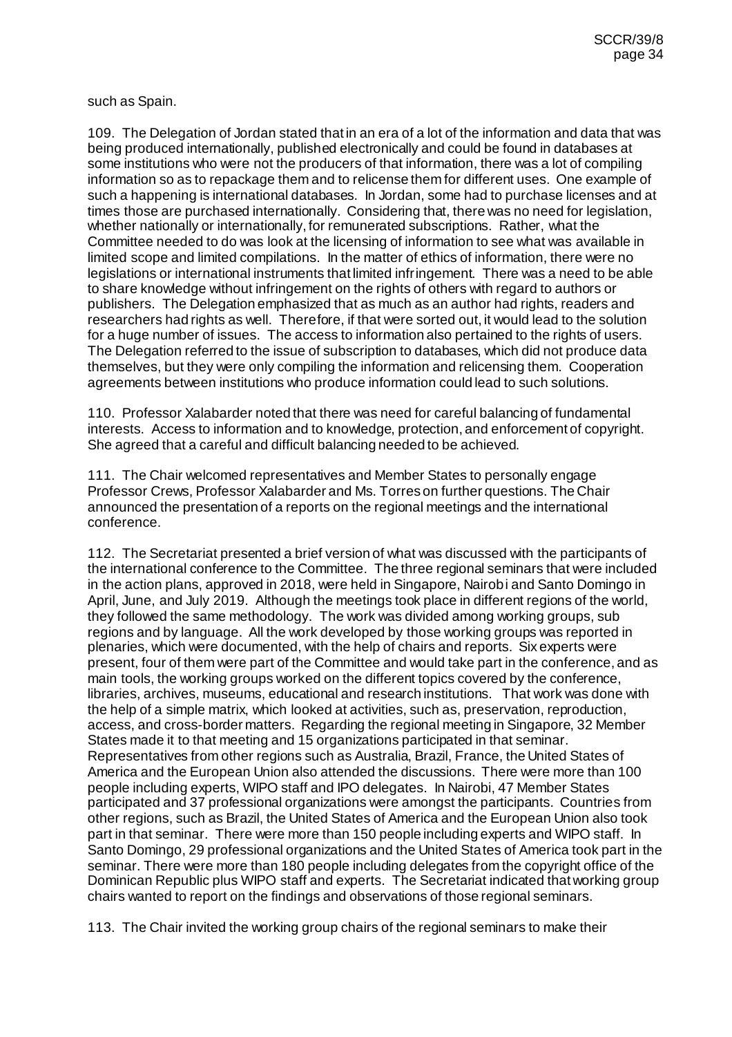such as Spain.

109. The Delegation of Jordan stated that in an era of a lot of the information and data that was being produced internationally, published electronically and could be found in databases at some institutions who were not the producers of that information, there was a lot of compiling information so as to repackage them and to relicense them for different uses. One example of such a happening is international databases. In Jordan, some had to purchase licenses and at times those are purchased internationally. Considering that, there was no need for legislation, whether nationally or internationally, for remunerated subscriptions. Rather, what the Committee needed to do was look at the licensing of information to see what was available in limited scope and limited compilations. In the matter of ethics of information, there were no legislations or international instruments that limited infringement. There was a need to be able to share knowledge without infringement on the rights of others with regard to authors or publishers. The Delegation emphasized that as much as an author had rights, readers and researchers had rights as well. Therefore, if that were sorted out, it would lead to the solution for a huge number of issues. The access to information also pertained to the rights of users. The Delegation referred to the issue of subscription to databases, which did not produce data themselves, but they were only compiling the information and relicensing them. Cooperation agreements between institutions who produce information could lead to such solutions.

110. Professor Xalabarder noted that there was need for careful balancing of fundamental interests. Access to information and to knowledge, protection, and enforcement of copyright. She agreed that a careful and difficult balancing needed to be achieved.

111. The Chair welcomed representatives and Member States to personally engage Professor Crews, Professor Xalabarder and Ms. Torres on further questions. The Chair announced the presentation of a reports on the regional meetings and the international conference.

112. The Secretariat presented a brief version of what was discussed with the participants of the international conference to the Committee. The three regional seminars that were included in the action plans, approved in 2018, were held in Singapore, Nairobi and Santo Domingo in April, June, and July 2019. Although the meetings took place in different regions of the world, they followed the same methodology. The work was divided among working groups, sub regions and by language. All the work developed by those working groups was reported in plenaries, which were documented, with the help of chairs and reports. Six experts were present, four of them were part of the Committee and would take part in the conference, and as main tools, the working groups worked on the different topics covered by the conference, libraries, archives, museums, educational and research institutions. That work was done with the help of a simple matrix, which looked at activities, such as, preservation, reproduction, access, and cross-border matters. Regarding the regional meeting in Singapore, 32 Member States made it to that meeting and 15 organizations participated in that seminar. Representatives from other regions such as Australia, Brazil, France, the United States of America and the European Union also attended the discussions. There were more than 100 people including experts, WIPO staff and IPO delegates. In Nairobi, 47 Member States participated and 37 professional organizations were amongst the participants. Countries from other regions, such as Brazil, the United States of America and the European Union also took part in that seminar. There were more than 150 people including experts and WIPO staff. In Santo Domingo, 29 professional organizations and the United States of America took part in the seminar. There were more than 180 people including delegates from the copyright office of the Dominican Republic plus WIPO staff and experts. The Secretariat indicated that working group chairs wanted to report on the findings and observations of those regional seminars.

113. The Chair invited the working group chairs of the regional seminars to make their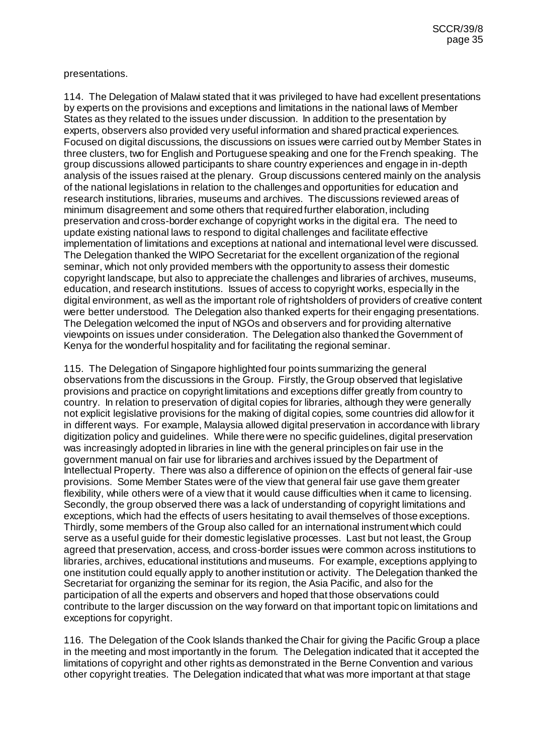presentations.

114. The Delegation of Malawi stated that it was privileged to have had excellent presentations by experts on the provisions and exceptions and limitations in the national laws of Member States as they related to the issues under discussion. In addition to the presentation by experts, observers also provided very useful information and shared practical experiences. Focused on digital discussions, the discussions on issues were carried out by Member States in three clusters, two for English and Portuguese speaking and one for the French speaking. The group discussions allowed participants to share country experiences and engage in in-depth analysis of the issues raised at the plenary. Group discussions centered mainly on the analysis of the national legislations in relation to the challenges and opportunities for education and research institutions, libraries, museums and archives. The discussions reviewed areas of minimum disagreement and some others that required further elaboration, including preservation and cross-border exchange of copyright works in the digital era. The need to update existing national laws to respond to digital challenges and facilitate effective implementation of limitations and exceptions at national and international level were discussed. The Delegation thanked the WIPO Secretariat for the excellent organization of the regional seminar, which not only provided members with the opportunity to assess their domestic copyright landscape, but also to appreciate the challenges and libraries of archives, museums, education, and research institutions. Issues of access to copyright works, especially in the digital environment, as well as the important role of rightsholders of providers of creative content were better understood. The Delegation also thanked experts for their engaging presentations. The Delegation welcomed the input of NGOs and observers and for providing alternative viewpoints on issues under consideration. The Delegation also thanked the Government of Kenya for the wonderful hospitality and for facilitating the regional seminar.

115. The Delegation of Singapore highlighted four points summarizing the general observations from the discussions in the Group. Firstly, the Group observed that legislative provisions and practice on copyright limitations and exceptions differ greatly from country to country. In relation to preservation of digital copies for libraries, although they were generally not explicit legislative provisions for the making of digital copies, some countries did allow for it in different ways. For example, Malaysia allowed digital preservation in accordance with library digitization policy and guidelines. While there were no specific guidelines, digital preservation was increasingly adopted in libraries in line with the general principles on fair use in the government manual on fair use for libraries and archives issued by the Department of Intellectual Property. There was also a difference of opinion on the effects of general fair-use provisions. Some Member States were of the view that general fair use gave them greater flexibility, while others were of a view that it would cause difficulties when it came to licensing. Secondly, the group observed there was a lack of understanding of copyright limitations and exceptions, which had the effects of users hesitating to avail themselves of those exceptions. Thirdly, some members of the Group also called for an international instrument which could serve as a useful guide for their domestic legislative processes. Last but not least, the Group agreed that preservation, access, and cross-border issues were common across institutions to libraries, archives, educational institutions and museums. For example, exceptions applying to one institution could equally apply to another institution or activity. The Delegation thanked the Secretariat for organizing the seminar for its region, the Asia Pacific, and also for the participation of all the experts and observers and hoped that those observations could contribute to the larger discussion on the way forward on that important topic on limitations and exceptions for copyright.

116. The Delegation of the Cook Islands thanked the Chair for giving the Pacific Group a place in the meeting and most importantly in the forum. The Delegation indicated that it accepted the limitations of copyright and other rights as demonstrated in the Berne Convention and various other copyright treaties. The Delegation indicated that what was more important at that stage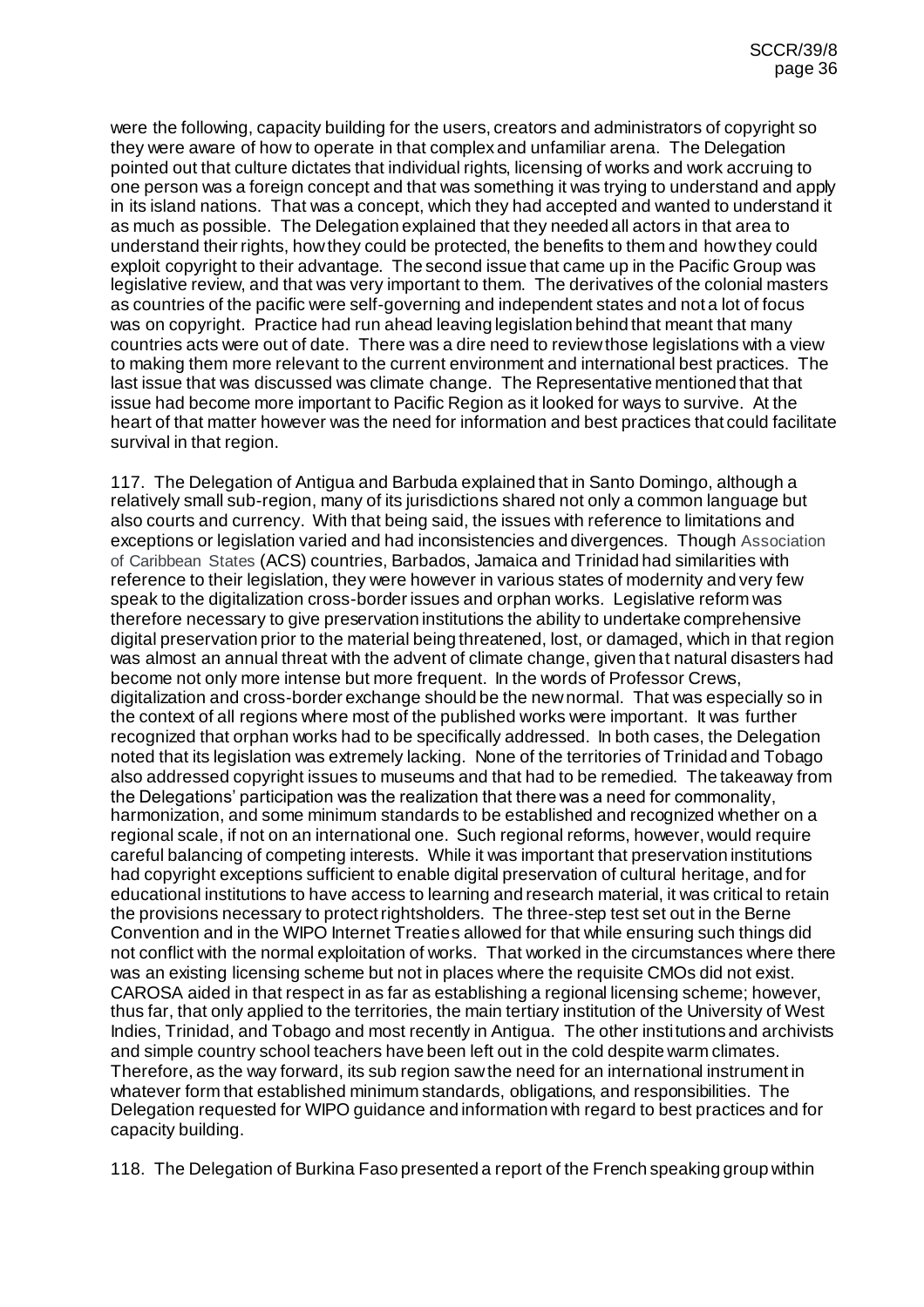were the following, capacity building for the users, creators and administrators of copyright so they were aware of how to operate in that complex and unfamiliar arena. The Delegation pointed out that culture dictates that individual rights, licensing of works and work accruing to one person was a foreign concept and that was something it was trying to understand and apply in its island nations. That was a concept, which they had accepted and wanted to understand it as much as possible. The Delegation explained that they needed all actors in that area to understand their rights, how they could be protected, the benefits to them and how they could exploit copyright to their advantage. The second issue that came up in the Pacific Group was legislative review, and that was very important to them. The derivatives of the colonial masters as countries of the pacific were self-governing and independent states and not a lot of focus was on copyright. Practice had run ahead leaving legislation behind that meant that many countries acts were out of date. There was a dire need to review those legislations with a view to making them more relevant to the current environment and international best practices. The last issue that was discussed was climate change. The Representative mentioned that that issue had become more important to Pacific Region as it looked for ways to survive. At the heart of that matter however was the need for information and best practices that could facilitate survival in that region.

117. The Delegation of Antigua and Barbuda explained that in Santo Domingo, although a relatively small sub-region, many of its jurisdictions shared not only a common language but also courts and currency. With that being said, the issues with reference to limitations and exceptions or legislation varied and had inconsistencies and divergences. Though Association of Caribbean States (ACS) countries, Barbados, Jamaica and Trinidad had similarities with reference to their legislation, they were however in various states of modernity and very few speak to the digitalization cross-border issues and orphan works. Legislative reform was therefore necessary to give preservation institutions the ability to undertake comprehensive digital preservation prior to the material being threatened, lost, or damaged, which in that region was almost an annual threat with the advent of climate change, given that natural disasters had become not only more intense but more frequent. In the words of Professor Crews, digitalization and cross-border exchange should be the new normal. That was especially so in the context of all regions where most of the published works were important. It was further recognized that orphan works had to be specifically addressed. In both cases, the Delegation noted that its legislation was extremely lacking. None of the territories of Trinidad and Tobago also addressed copyright issues to museums and that had to be remedied. The takeaway from the Delegations' participation was the realization that there was a need for commonality, harmonization, and some minimum standards to be established and recognized whether on a regional scale, if not on an international one. Such regional reforms, however, would require careful balancing of competing interests. While it was important that preservation institutions had copyright exceptions sufficient to enable digital preservation of cultural heritage, and for educational institutions to have access to learning and research material, it was critical to retain the provisions necessary to protect rightsholders. The three-step test set out in the Berne Convention and in the WIPO Internet Treaties allowed for that while ensuring such things did not conflict with the normal exploitation of works. That worked in the circumstances where there was an existing licensing scheme but not in places where the requisite CMOs did not exist. CAROSA aided in that respect in as far as establishing a regional licensing scheme; however, thus far, that only applied to the territories, the main tertiary institution of the University of West Indies, Trinidad, and Tobago and most recently in Antigua. The other institutions and archivists and simple country school teachers have been left out in the cold despite warm climates. Therefore, as the way forward, its sub region saw the need for an international instrument in whatever form that established minimum standards, obligations, and responsibilities. The Delegation requested for WIPO guidance and information with regard to best practices and for capacity building.

118. The Delegation of Burkina Faso presented a report of the French speaking group within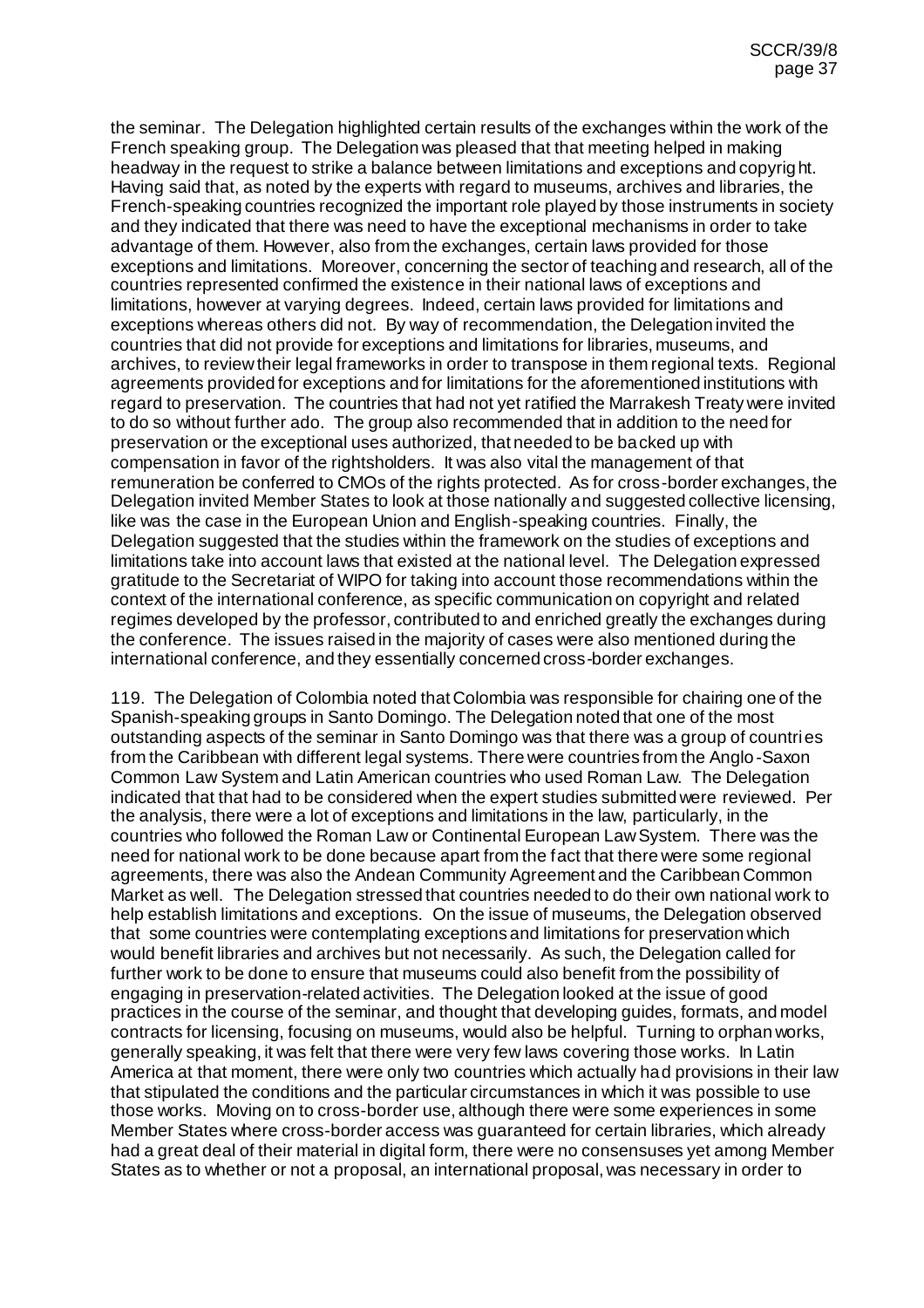the seminar. The Delegation highlighted certain results of the exchanges within the work of the French speaking group. The Delegation was pleased that that meeting helped in making headway in the request to strike a balance between limitations and exceptions and copyright. Having said that, as noted by the experts with regard to museums, archives and libraries, the French-speaking countries recognized the important role played by those instruments in society and they indicated that there was need to have the exceptional mechanisms in order to take advantage of them. However, also from the exchanges, certain laws provided for those exceptions and limitations. Moreover, concerning the sector of teaching and research, all of the countries represented confirmed the existence in their national laws of exceptions and limitations, however at varying degrees. Indeed, certain laws provided for limitations and exceptions whereas others did not. By way of recommendation, the Delegation invited the countries that did not provide for exceptions and limitations for libraries, museums, and archives, to review their legal frameworks in order to transpose in them regional texts. Regional agreements provided for exceptions and for limitations for the aforementioned institutions with regard to preservation. The countries that had not yet ratified the Marrakesh Treaty were invited to do so without further ado. The group also recommended that in addition to the need for preservation or the exceptional uses authorized, that needed to be backed up with compensation in favor of the rightsholders. It was also vital the management of that remuneration be conferred to CMOs of the rights protected. As for cross-border exchanges, the Delegation invited Member States to look at those nationally and suggested collective licensing, like was the case in the European Union and English-speaking countries. Finally, the Delegation suggested that the studies within the framework on the studies of exceptions and limitations take into account laws that existed at the national level. The Delegation expressed gratitude to the Secretariat of WIPO for taking into account those recommendations within the context of the international conference, as specific communication on copyright and related regimes developed by the professor, contributed to and enriched greatly the exchanges during the conference. The issues raised in the majority of cases were also mentioned during the international conference, and they essentially concerned cross-border exchanges.

119. The Delegation of Colombia noted that Colombia was responsible for chairing one of the Spanish-speaking groups in Santo Domingo. The Delegation noted that one of the most outstanding aspects of the seminar in Santo Domingo was that there was a group of countries from the Caribbean with different legal systems. There were countries from the Anglo-Saxon Common Law System and Latin American countries who used Roman Law. The Delegation indicated that that had to be considered when the expert studies submitted were reviewed. Per the analysis, there were a lot of exceptions and limitations in the law, particularly, in the countries who followed the Roman Law or Continental European Law System. There was the need for national work to be done because apart from the fact that there were some regional agreements, there was also the Andean Community Agreement and the Caribbean Common Market as well. The Delegation stressed that countries needed to do their own national work to help establish limitations and exceptions. On the issue of museums, the Delegation observed that some countries were contemplating exceptions and limitations for preservation which would benefit libraries and archives but not necessarily. As such, the Delegation called for further work to be done to ensure that museums could also benefit from the possibility of engaging in preservation-related activities. The Delegation looked at the issue of good practices in the course of the seminar, and thought that developing guides, formats, and model contracts for licensing, focusing on museums, would also be helpful. Turning to orphan works, generally speaking, it was felt that there were very few laws covering those works. In Latin America at that moment, there were only two countries which actually had provisions in their law that stipulated the conditions and the particular circumstances in which it was possible to use those works. Moving on to cross-border use, although there were some experiences in some Member States where cross-border access was guaranteed for certain libraries, which already had a great deal of their material in digital form, there were no consensuses yet among Member States as to whether or not a proposal, an international proposal, was necessary in order to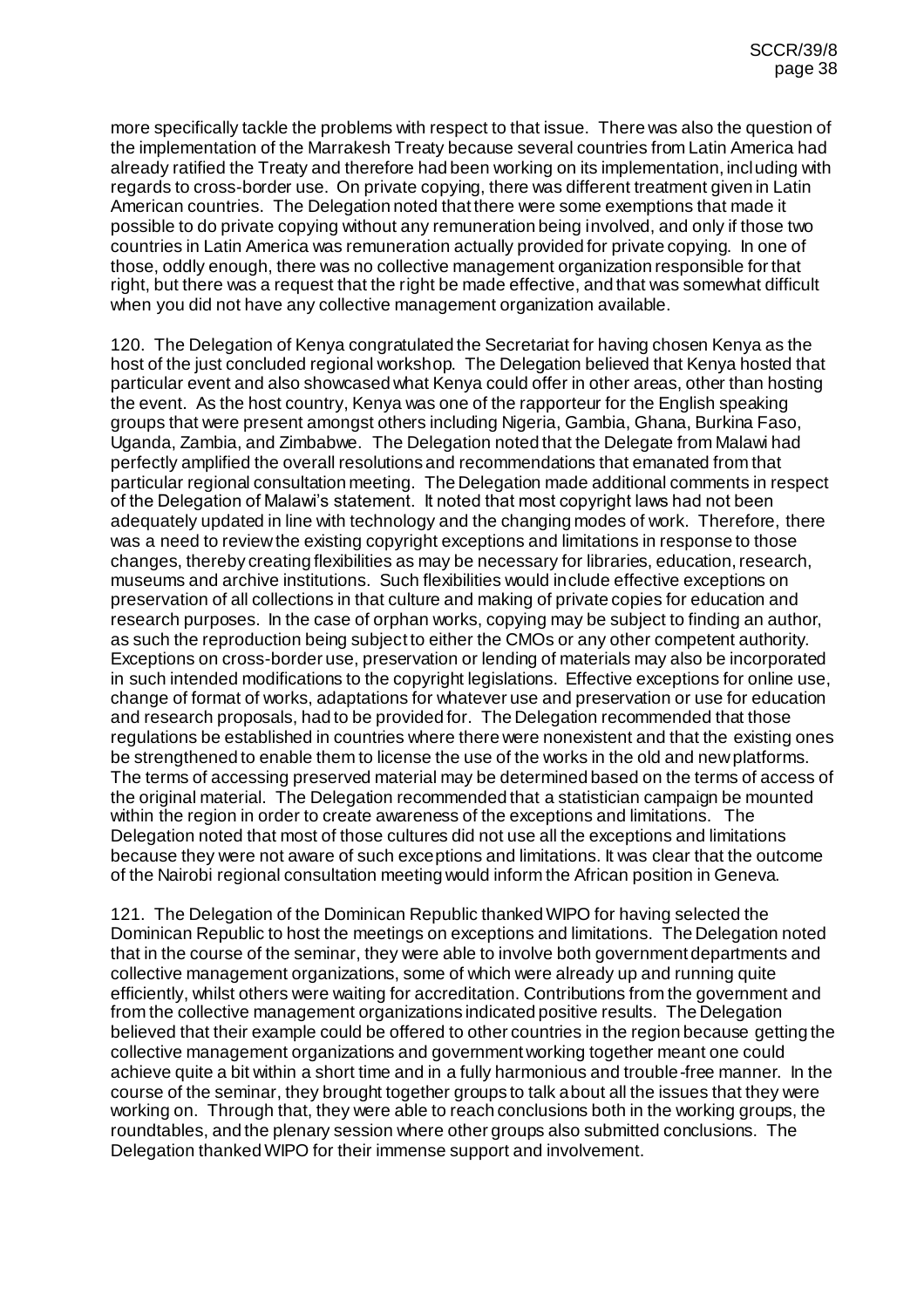more specifically tackle the problems with respect to that issue. There was also the question of the implementation of the Marrakesh Treaty because several countries from Latin America had already ratified the Treaty and therefore had been working on its implementation, including with regards to cross-border use. On private copying, there was different treatment given in Latin American countries. The Delegation noted that there were some exemptions that made it possible to do private copying without any remuneration being involved, and only if those two countries in Latin America was remuneration actually provided for private copying. In one of those, oddly enough, there was no collective management organization responsible for that right, but there was a request that the right be made effective, and that was somewhat difficult when you did not have any collective management organization available.

120. The Delegation of Kenya congratulated the Secretariat for having chosen Kenya as the host of the just concluded regional workshop. The Delegation believed that Kenya hosted that particular event and also showcased what Kenya could offer in other areas, other than hosting the event. As the host country, Kenya was one of the rapporteur for the English speaking groups that were present amongst others including Nigeria, Gambia, Ghana, Burkina Faso, Uganda, Zambia, and Zimbabwe. The Delegation noted that the Delegate from Malawi had perfectly amplified the overall resolutions and recommendations that emanated from that particular regional consultation meeting. The Delegation made additional comments in respect of the Delegation of Malawi's statement. It noted that most copyright laws had not been adequately updated in line with technology and the changing modes of work. Therefore, there was a need to review the existing copyright exceptions and limitations in response to those changes, thereby creating flexibilities as may be necessary for libraries, education, research, museums and archive institutions. Such flexibilities would include effective exceptions on preservation of all collections in that culture and making of private copies for education and research purposes. In the case of orphan works, copying may be subject to finding an author, as such the reproduction being subject to either the CMOs or any other competent authority. Exceptions on cross-border use, preservation or lending of materials may also be incorporated in such intended modifications to the copyright legislations. Effective exceptions for online use, change of format of works, adaptations for whatever use and preservation or use for education and research proposals, had to be provided for. The Delegation recommended that those regulations be established in countries where there were nonexistent and that the existing ones be strengthened to enable them to license the use of the works in the old and new platforms. The terms of accessing preserved material may be determined based on the terms of access of the original material. The Delegation recommended that a statistician campaign be mounted within the region in order to create awareness of the exceptions and limitations. The Delegation noted that most of those cultures did not use all the exceptions and limitations because they were not aware of such exceptions and limitations. It was clear that the outcome of the Nairobi regional consultation meeting would inform the African position in Geneva.

121. The Delegation of the Dominican Republic thanked WIPO for having selected the Dominican Republic to host the meetings on exceptions and limitations. The Delegation noted that in the course of the seminar, they were able to involve both government departments and collective management organizations, some of which were already up and running quite efficiently, whilst others were waiting for accreditation. Contributions from the government and from the collective management organizations indicated positive results. The Delegation believed that their example could be offered to other countries in the region because getting the collective management organizations and government working together meant one could achieve quite a bit within a short time and in a fully harmonious and trouble-free manner. In the course of the seminar, they brought together groups to talk about all the issues that they were working on. Through that, they were able to reach conclusions both in the working groups, the roundtables, and the plenary session where other groups also submitted conclusions. The Delegation thanked WIPO for their immense support and involvement.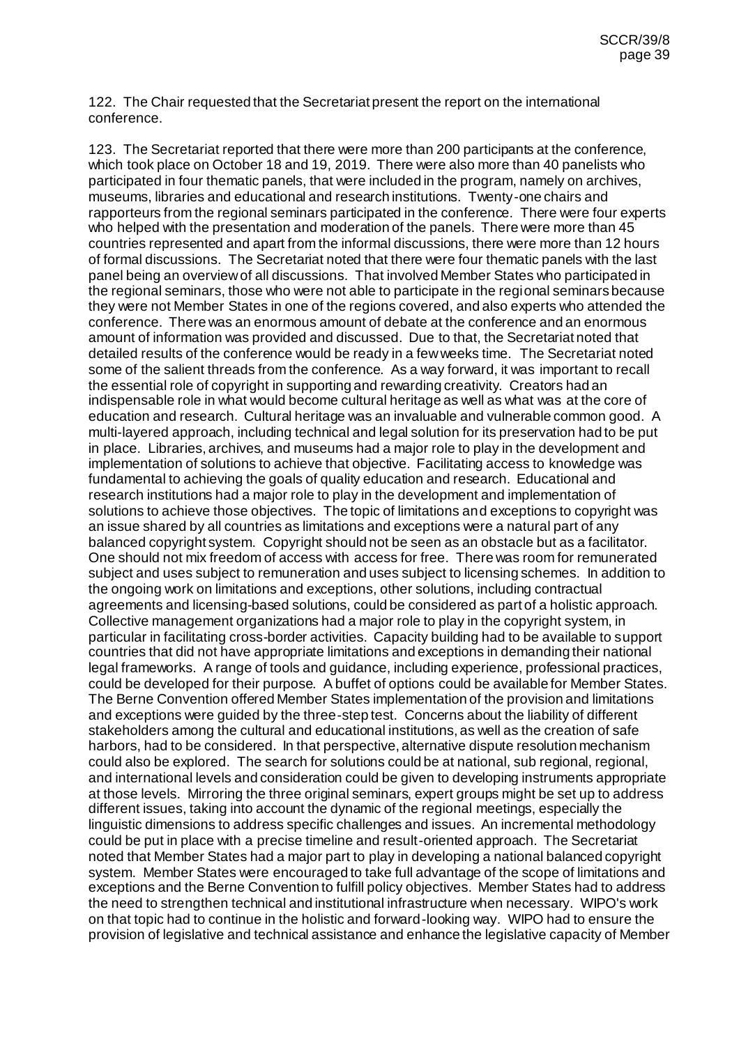122. The Chair requested that the Secretariat present the report on the international conference.

123. The Secretariat reported that there were more than 200 participants at the conference, which took place on October 18 and 19, 2019. There were also more than 40 panelists who participated in four thematic panels, that were included in the program, namely on archives, museums, libraries and educational and research institutions. Twenty-one chairs and rapporteurs from the regional seminars participated in the conference. There were four experts who helped with the presentation and moderation of the panels. There were more than 45 countries represented and apart from the informal discussions, there were more than 12 hours of formal discussions. The Secretariat noted that there were four thematic panels with the last panel being an overview of all discussions. That involved Member States who participated in the regional seminars, those who were not able to participate in the regional seminars because they were not Member States in one of the regions covered, and also experts who attended the conference. There was an enormous amount of debate at the conference and an enormous amount of information was provided and discussed. Due to that, the Secretariat noted that detailed results of the conference would be ready in a few weeks time. The Secretariat noted some of the salient threads from the conference. As a way forward, it was important to recall the essential role of copyright in supporting and rewarding creativity. Creators had an indispensable role in what would become cultural heritage as well as what was at the core of education and research. Cultural heritage was an invaluable and vulnerable common good. A multi-layered approach, including technical and legal solution for its preservation had to be put in place. Libraries, archives, and museums had a major role to play in the development and implementation of solutions to achieve that objective. Facilitating access to knowledge was fundamental to achieving the goals of quality education and research. Educational and research institutions had a major role to play in the development and implementation of solutions to achieve those objectives. The topic of limitations and exceptions to copyright was an issue shared by all countries as limitations and exceptions were a natural part of any balanced copyright system. Copyright should not be seen as an obstacle but as a facilitator. One should not mix freedom of access with access for free. There was room for remunerated subject and uses subject to remuneration and uses subject to licensing schemes. In addition to the ongoing work on limitations and exceptions, other solutions, including contractual agreements and licensing-based solutions, could be considered as part of a holistic approach. Collective management organizations had a major role to play in the copyright system, in particular in facilitating cross-border activities. Capacity building had to be available to support countries that did not have appropriate limitations and exceptions in demanding their national legal frameworks. A range of tools and guidance, including experience, professional practices, could be developed for their purpose. A buffet of options could be available for Member States. The Berne Convention offered Member States implementation of the provision and limitations and exceptions were guided by the three-step test. Concerns about the liability of different stakeholders among the cultural and educational institutions, as well as the creation of safe harbors, had to be considered. In that perspective, alternative dispute resolution mechanism could also be explored. The search for solutions could be at national, sub regional, regional, and international levels and consideration could be given to developing instruments appropriate at those levels. Mirroring the three original seminars, expert groups might be set up to address different issues, taking into account the dynamic of the regional meetings, especially the linguistic dimensions to address specific challenges and issues. An incremental methodology could be put in place with a precise timeline and result-oriented approach. The Secretariat noted that Member States had a major part to play in developing a national balanced copyright system. Member States were encouraged to take full advantage of the scope of limitations and exceptions and the Berne Convention to fulfill policy objectives. Member States had to address the need to strengthen technical and institutional infrastructure when necessary. WIPO's work on that topic had to continue in the holistic and forward-looking way. WIPO had to ensure the provision of legislative and technical assistance and enhance the legislative capacity of Member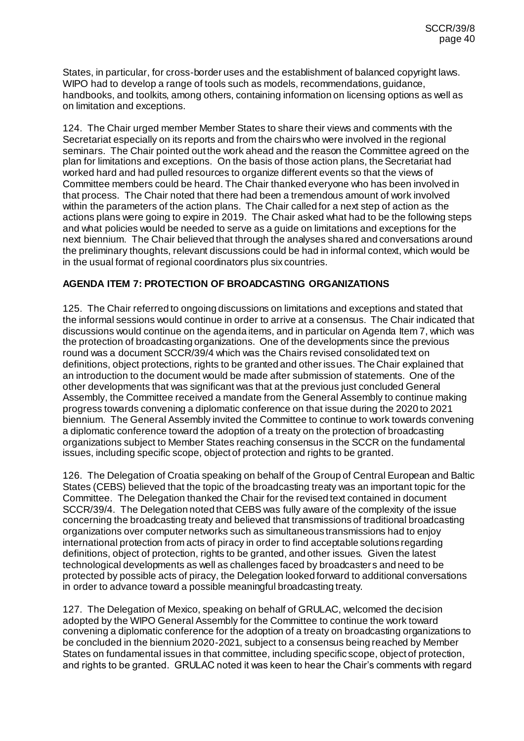States, in particular, for cross-border uses and the establishment of balanced copyright laws. WIPO had to develop a range of tools such as models, recommendations, guidance, handbooks, and toolkits, among others, containing information on licensing options as well as on limitation and exceptions.

124. The Chair urged member Member States to share their views and comments with the Secretariat especially on its reports and from the chairs who were involved in the regional seminars. The Chair pointed out the work ahead and the reason the Committee agreed on the plan for limitations and exceptions. On the basis of those action plans, the Secretariat had worked hard and had pulled resources to organize different events so that the views of Committee members could be heard. The Chair thanked everyone who has been involved in that process. The Chair noted that there had been a tremendous amount of work involved within the parameters of the action plans. The Chair called for a next step of action as the actions plans were going to expire in 2019. The Chair asked what had to be the following steps and what policies would be needed to serve as a guide on limitations and exceptions for the next biennium. The Chair believed that through the analyses shared and conversations around the preliminary thoughts, relevant discussions could be had in informal context, which would be in the usual format of regional coordinators plus six countries.

**AGENDA ITEM 7: PROTECTION OF BROADCASTING ORGANIZATIONS**

125. The Chair referred to ongoing discussions on limitations and exceptions and stated that the informal sessions would continue in order to arrive at a consensus. The Chair indicated that discussions would continue on the agenda items, and in particular on Agenda Item 7, which was the protection of broadcasting organizations. One of the developments since the previous round was a document SCCR/39/4 which was the Chairs revised consolidated text on definitions, object protections, rights to be granted and other issues. The Chair explained that an introduction to the document would be made after submission of statements. One of the other developments that was significant was that at the previous just concluded General Assembly, the Committee received a mandate from the General Assembly to continue making progress towards convening a diplomatic conference on that issue during the 2020 to 2021 biennium. The General Assembly invited the Committee to continue to work towards convening a diplomatic conference toward the adoption of a treaty on the protection of broadcasting organizations subject to Member States reaching consensus in the SCCR on the fundamental issues, including specific scope, object of protection and rights to be granted.

126. The Delegation of Croatia speaking on behalf of the Group of Central European and Baltic States (CEBS) believed that the topic of the broadcasting treaty was an important topic for the Committee. The Delegation thanked the Chair for the revised text contained in document SCCR/39/4. The Delegation noted that CEBS was fully aware of the complexity of the issue concerning the broadcasting treaty and believed that transmissions of traditional broadcasting organizations over computer networks such as simultaneous transmissions had to enjoy international protection from acts of piracy in order to find acceptable solutions regarding definitions, object of protection, rights to be granted, and other issues. Given the latest technological developments as well as challenges faced by broadcasters and need to be protected by possible acts of piracy, the Delegation looked forward to additional conversations in order to advance toward a possible meaningful broadcasting treaty.

127. The Delegation of Mexico, speaking on behalf of GRULAC, welcomed the decision adopted by the WIPO General Assembly for the Committee to continue the work toward convening a diplomatic conference for the adoption of a treaty on broadcasting organizations to be concluded in the biennium 2020-2021, subject to a consensus being reached by Member States on fundamental issues in that committee, including specific scope, object of protection, and rights to be granted. GRULAC noted it was keen to hear the Chair's comments with regard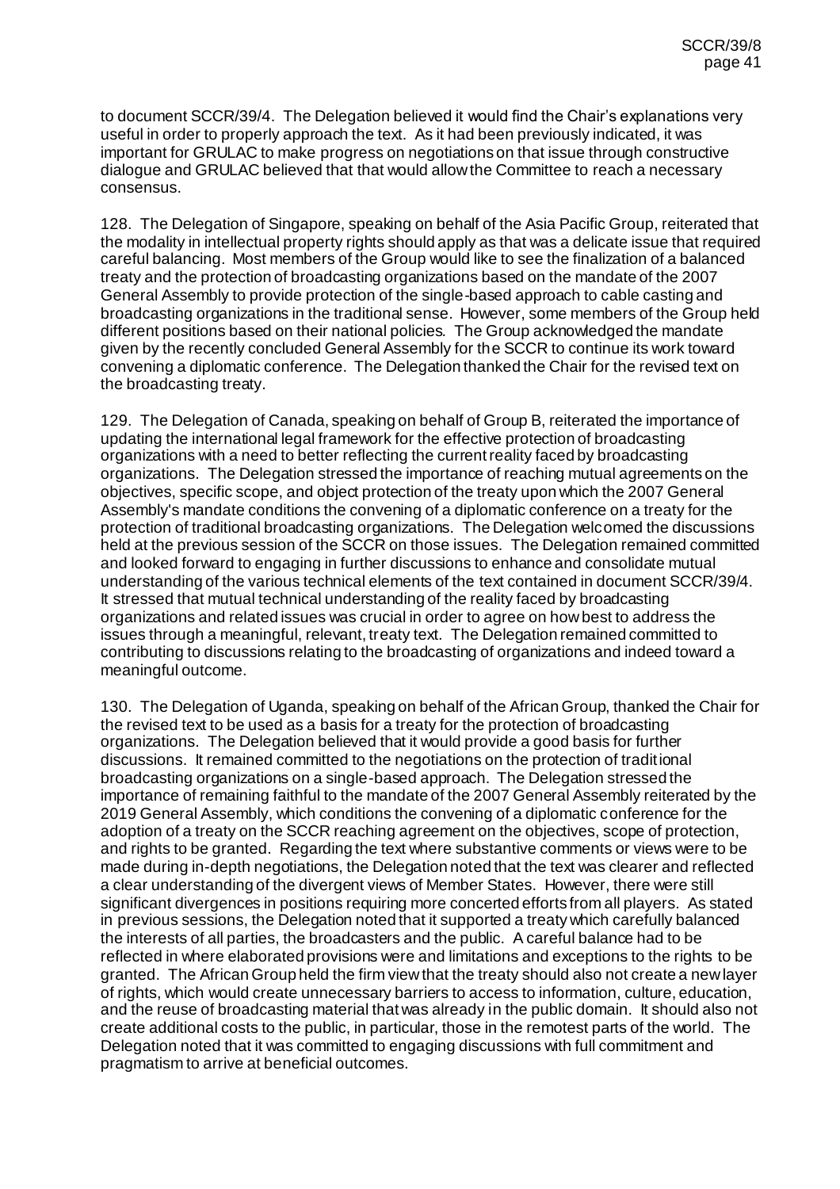to document SCCR/39/4. The Delegation believed it would find the Chair's explanations very useful in order to properly approach the text. As it had been previously indicated, it was important for GRULAC to make progress on negotiations on that issue through constructive dialogue and GRULAC believed that that would allow the Committee to reach a necessary consensus.

128. The Delegation of Singapore, speaking on behalf of the Asia Pacific Group, reiterated that the modality in intellectual property rights should apply as that was a delicate issue that required careful balancing. Most members of the Group would like to see the finalization of a balanced treaty and the protection of broadcasting organizations based on the mandate of the 2007 General Assembly to provide protection of the single-based approach to cable casting and broadcasting organizations in the traditional sense. However, some members of the Group held different positions based on their national policies. The Group acknowledged the mandate given by the recently concluded General Assembly for the SCCR to continue its work toward convening a diplomatic conference. The Delegation thanked the Chair for the revised text on the broadcasting treaty.

129. The Delegation of Canada, speaking on behalf of Group B, reiterated the importance of updating the international legal framework for the effective protection of broadcasting organizations with a need to better reflecting the current reality faced by broadcasting organizations. The Delegation stressed the importance of reaching mutual agreements on the objectives, specific scope, and object protection of the treaty upon which the 2007 General Assembly's mandate conditions the convening of a diplomatic conference on a treaty for the protection of traditional broadcasting organizations. The Delegation welcomed the discussions held at the previous session of the SCCR on those issues. The Delegation remained committed and looked forward to engaging in further discussions to enhance and consolidate mutual understanding of the various technical elements of the text contained in document SCCR/39/4. It stressed that mutual technical understanding of the reality faced by broadcasting organizations and related issues was crucial in order to agree on how best to address the issues through a meaningful, relevant, treaty text. The Delegation remained committed to contributing to discussions relating to the broadcasting of organizations and indeed toward a meaningful outcome.

130. The Delegation of Uganda, speaking on behalf of the African Group, thanked the Chair for the revised text to be used as a basis for a treaty for the protection of broadcasting organizations. The Delegation believed that it would provide a good basis for further discussions. It remained committed to the negotiations on the protection of traditional broadcasting organizations on a single-based approach. The Delegation stressed the importance of remaining faithful to the mandate of the 2007 General Assembly reiterated by the 2019 General Assembly, which conditions the convening of a diplomatic conference for the adoption of a treaty on the SCCR reaching agreement on the objectives, scope of protection, and rights to be granted. Regarding the text where substantive comments or views were to be made during in-depth negotiations, the Delegation noted that the text was clearer and reflected a clear understanding of the divergent views of Member States. However, there were still significant divergences in positions requiring more concerted efforts from all players. As stated in previous sessions, the Delegation noted that it supported a treaty which carefully balanced the interests of all parties, the broadcasters and the public. A careful balance had to be reflected in where elaborated provisions were and limitations and exceptions to the rights to be granted. The African Group held the firm view that the treaty should also not create a new layer of rights, which would create unnecessary barriers to access to information, culture, education, and the reuse of broadcasting material that was already in the public domain. It should also not create additional costs to the public, in particular, those in the remotest parts of the world. The Delegation noted that it was committed to engaging discussions with full commitment and pragmatism to arrive at beneficial outcomes.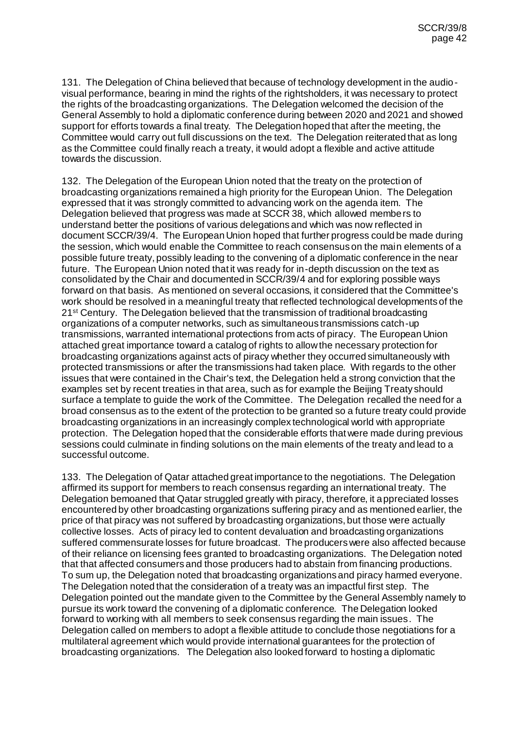131. The Delegation of China believed that because of technology development in the audio-visual performance, bearing in mind the rights of the rightsholders, it was necessary to protect the rights of the broadcasting organizations. The Delegation welcomed the decision of the General Assembly to hold a diplomatic conference during between 2020 and 2021 and showed support for efforts towards a final treaty. The Delegation hoped that after the meeting, the Committee would carry out full discussions on the text. The Delegation reiterated that as long as the Committee could finally reach a treaty, it would adopt a flexible and active attitude towards the discussion.

132. The Delegation of the European Union noted that the treaty on the protection of broadcasting organizations remained a high priority for the European Union. The Delegation expressed that it was strongly committed to advancing work on the agenda item. The Delegation believed that progress was made at SCCR 38, which allowed members to understand better the positions of various delegations and which was now reflected in document SCCR/39/4. The European Union hoped that further progress could be made during the session, which would enable the Committee to reach consensus on the main elements of a possible future treaty, possibly leading to the convening of a diplomatic conference in the near future. The European Union noted that it was ready for in-depth discussion on the text as consolidated by the Chair and documented in SCCR/39/4 and for exploring possible ways forward on that basis. As mentioned on several occasions, it considered that the Committee's work should be resolved in a meaningful treaty that reflected technological developments of the 21st Century. The Delegation believed that the transmission of traditional broadcasting organizations of a computer networks, such as simultaneous transmissions catch-up transmissions, warranted international protections from acts of piracy. The European Union attached great importance toward a catalog of rights to allow the necessary protection for broadcasting organizations against acts of piracy whether they occurred simultaneously with protected transmissions or after the transmissions had taken place. With regards to the other issues that were contained in the Chair's text, the Delegation held a strong conviction that the examples set by recent treaties in that area, such as for example the Beijing Treaty should surface a template to guide the work of the Committee. The Delegation recalled the need for a broad consensus as to the extent of the protection to be granted so a future treaty could provide broadcasting organizations in an increasingly complex technological world with appropriate protection. The Delegation hoped that the considerable efforts that were made during previous sessions could culminate in finding solutions on the main elements of the treaty and lead to a successful outcome.

133. The Delegation of Qatar attached great importance to the negotiations. The Delegation affirmed its support for members to reach consensus regarding an international treaty. The Delegation bemoaned that Qatar struggled greatly with piracy, therefore, it appreciated losses encountered by other broadcasting organizations suffering piracy and as mentioned earlier, the price of that piracy was not suffered by broadcasting organizations, but those were actually collective losses. Acts of piracy led to content devaluation and broadcasting organizations suffered commensurate losses for future broadcast. The producers were also affected because of their reliance on licensing fees granted to broadcasting organizations. The Delegation noted that that affected consumers and those producers had to abstain from financing productions. To sum up, the Delegation noted that broadcasting organizations and piracy harmed everyone. The Delegation noted that the consideration of a treaty was an impactful first step. The Delegation pointed out the mandate given to the Committee by the General Assembly namely to pursue its work toward the convening of a diplomatic conference. The Delegation looked forward to working with all members to seek consensus regarding the main issues. The Delegation called on members to adopt a flexible attitude to conclude those negotiations for a multilateral agreement which would provide international guarantees for the protection of broadcasting organizations. The Delegation also looked forward to hosting a diplomatic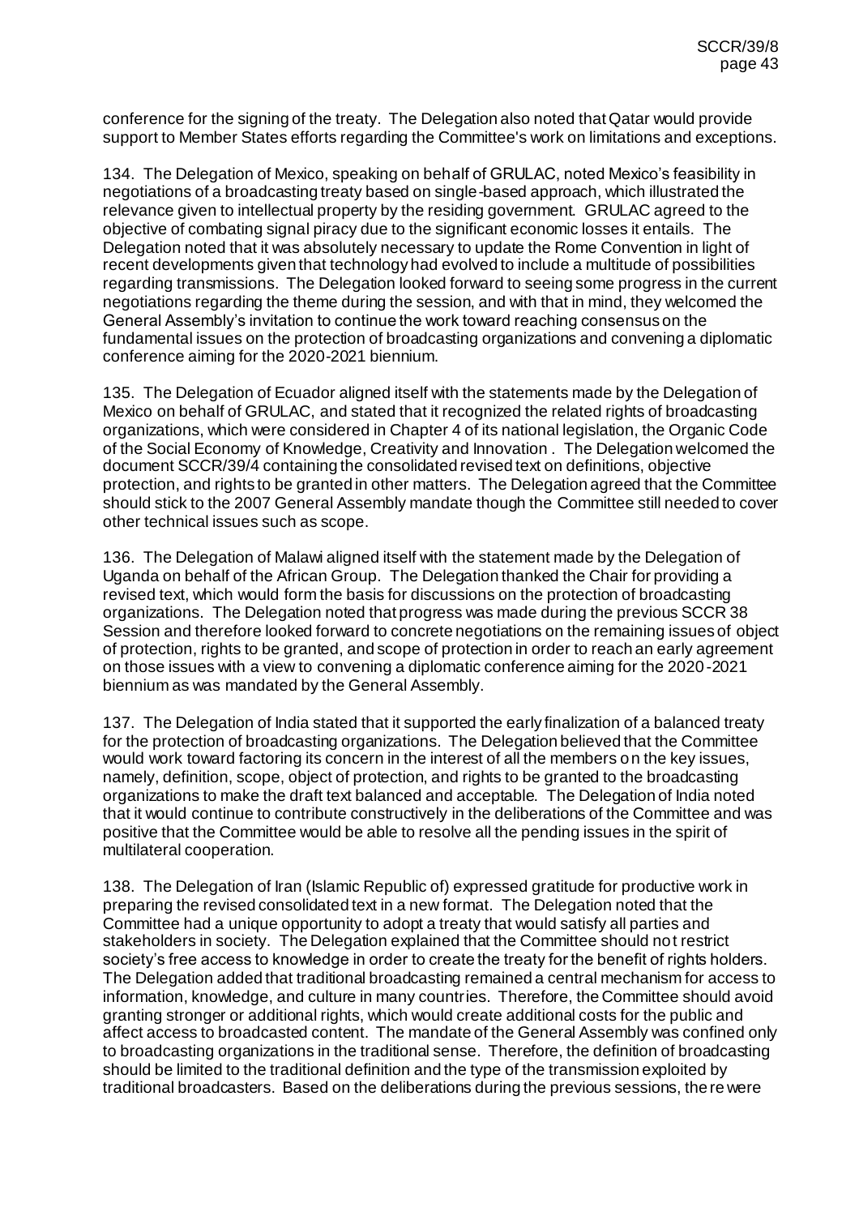conference for the signing of the treaty. The Delegation also noted that Qatar would provide support to Member States efforts regarding the Committee's work on limitations and exceptions.

134. The Delegation of Mexico, speaking on behalf of GRULAC, noted Mexico's feasibility in negotiations of a broadcasting treaty based on single-based approach, which illustrated the relevance given to intellectual property by the residing government. GRULAC agreed to the objective of combating signal piracy due to the significant economic losses it entails. The Delegation noted that it was absolutely necessary to update the Rome Convention in light of recent developments given that technology had evolved to include a multitude of possibilities regarding transmissions. The Delegation looked forward to seeing some progress in the current negotiations regarding the theme during the session, and with that in mind, they welcomed the General Assembly's invitation to continue the work toward reaching consensus on the fundamental issues on the protection of broadcasting organizations and convening a diplomatic conference aiming for the 2020-2021 biennium.

135. The Delegation of Ecuador aligned itself with the statements made by the Delegation of Mexico on behalf of GRULAC, and stated that it recognized the related rights of broadcasting organizations, which were considered in Chapter 4 of its national legislation, the Organic Code of the Social Economy of Knowledge, Creativity and Innovation . The Delegation welcomed the document SCCR/39/4 containing the consolidated revised text on definitions, objective protection, and rights to be granted in other matters. The Delegation agreed that the Committee should stick to the 2007 General Assembly mandate though the Committee still needed to cover other technical issues such as scope.

136. The Delegation of Malawi aligned itself with the statement made by the Delegation of Uganda on behalf of the African Group. The Delegation thanked the Chair for providing a revised text, which would form the basis for discussions on the protection of broadcasting organizations. The Delegation noted that progress was made during the previous SCCR 38 Session and therefore looked forward to concrete negotiations on the remaining issues of object of protection, rights to be granted, and scope of protection in order to reach an early agreement on those issues with a view to convening a diplomatic conference aiming for the 2020-2021 biennium as was mandated by the General Assembly.

137. The Delegation of India stated that it supported the early finalization of a balanced treaty for the protection of broadcasting organizations. The Delegation believed that the Committee would work toward factoring its concern in the interest of all the members on the key issues, namely, definition, scope, object of protection, and rights to be granted to the broadcasting organizations to make the draft text balanced and acceptable. The Delegation of India noted that it would continue to contribute constructively in the deliberations of the Committee and was positive that the Committee would be able to resolve all the pending issues in the spirit of multilateral cooperation.

138. The Delegation of Iran (Islamic Republic of) expressed gratitude for productive work in preparing the revised consolidated text in a new format. The Delegation noted that the Committee had a unique opportunity to adopt a treaty that would satisfy all parties and stakeholders in society. The Delegation explained that the Committee should not restrict society's free access to knowledge in order to create the treaty for the benefit of rights holders. The Delegation added that traditional broadcasting remained a central mechanism for access to information, knowledge, and culture in many countries. Therefore, the Committee should avoid granting stronger or additional rights, which would create additional costs for the public and affect access to broadcasted content. The mandate of the General Assembly was confined only to broadcasting organizations in the traditional sense. Therefore, the definition of broadcasting should be limited to the traditional definition and the type of the transmission exploited by traditional broadcasters. Based on the deliberations during the previous sessions, there were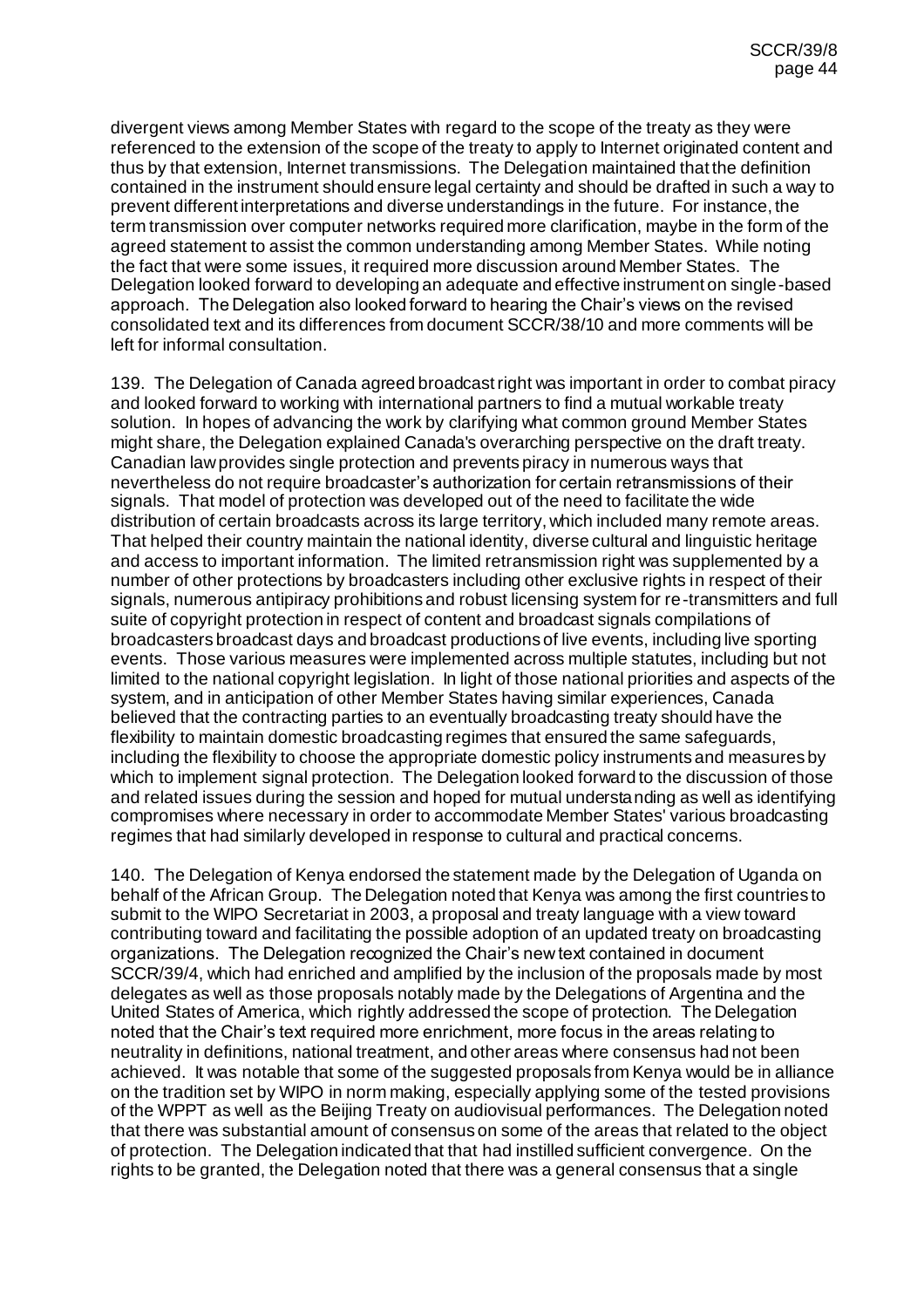divergent views among Member States with regard to the scope of the treaty as they were referenced to the extension of the scope of the treaty to apply to Internet originated content and thus by that extension, Internet transmissions. The Delegation maintained that the definition contained in the instrument should ensure legal certainty and should be drafted in such a way to prevent different interpretations and diverse understandings in the future. For instance, the term transmission over computer networks required more clarification, maybe in the form of the agreed statement to assist the common understanding among Member States. While noting the fact that were some issues, it required more discussion around Member States. The Delegation looked forward to developing an adequate and effective instrument on single-based approach. The Delegation also looked forward to hearing the Chair's views on the revised consolidated text and its differences from document SCCR/38/10 and more comments will be left for informal consultation.

139. The Delegation of Canada agreed broadcast right was important in order to combat piracy and looked forward to working with international partners to find a mutual workable treaty solution. In hopes of advancing the work by clarifying what common ground Member States might share, the Delegation explained Canada's overarching perspective on the draft treaty. Canadian law provides single protection and prevents piracy in numerous ways that nevertheless do not require broadcaster's authorization for certain retransmissions of their signals. That model of protection was developed out of the need to facilitate the wide distribution of certain broadcasts across its large territory, which included many remote areas. That helped their country maintain the national identity, diverse cultural and linguistic heritage and access to important information. The limited retransmission right was supplemented by a number of other protections by broadcasters including other exclusive rights in respect of their signals, numerous antipiracy prohibitions and robust licensing system for re-transmitters and full suite of copyright protection in respect of content and broadcast signals compilations of broadcasters broadcast days and broadcast productions of live events, including live sporting events. Those various measures were implemented across multiple statutes, including but not limited to the national copyright legislation. In light of those national priorities and aspects of the system, and in anticipation of other Member States having similar experiences, Canada believed that the contracting parties to an eventually broadcasting treaty should have the flexibility to maintain domestic broadcasting regimes that ensured the same safeguards, including the flexibility to choose the appropriate domestic policy instruments and measures by which to implement signal protection. The Delegation looked forward to the discussion of those and related issues during the session and hoped for mutual understanding as well as identifying compromises where necessary in order to accommodate Member States' various broadcasting regimes that had similarly developed in response to cultural and practical concerns.

140. The Delegation of Kenya endorsed the statement made by the Delegation of Uganda on behalf of the African Group. The Delegation noted that Kenya was among the first countries to submit to the WIPO Secretariat in 2003, a proposal and treaty language with a view toward contributing toward and facilitating the possible adoption of an updated treaty on broadcasting organizations. The Delegation recognized the Chair's new text contained in document SCCR/39/4, which had enriched and amplified by the inclusion of the proposals made by most delegates as well as those proposals notably made by the Delegations of Argentina and the United States of America, which rightly addressed the scope of protection. The Delegation noted that the Chair's text required more enrichment, more focus in the areas relating to neutrality in definitions, national treatment, and other areas where consensus had not been achieved. It was notable that some of the suggested proposals from Kenya would be in alliance on the tradition set by WIPO in norm making, especially applying some of the tested provisions of the WPPT as well as the Beijing Treaty on audiovisual performances. The Delegation noted that there was substantial amount of consensus on some of the areas that related to the object of protection. The Delegation indicated that that had instilled sufficient convergence. On the rights to be granted, the Delegation noted that there was a general consensus that a single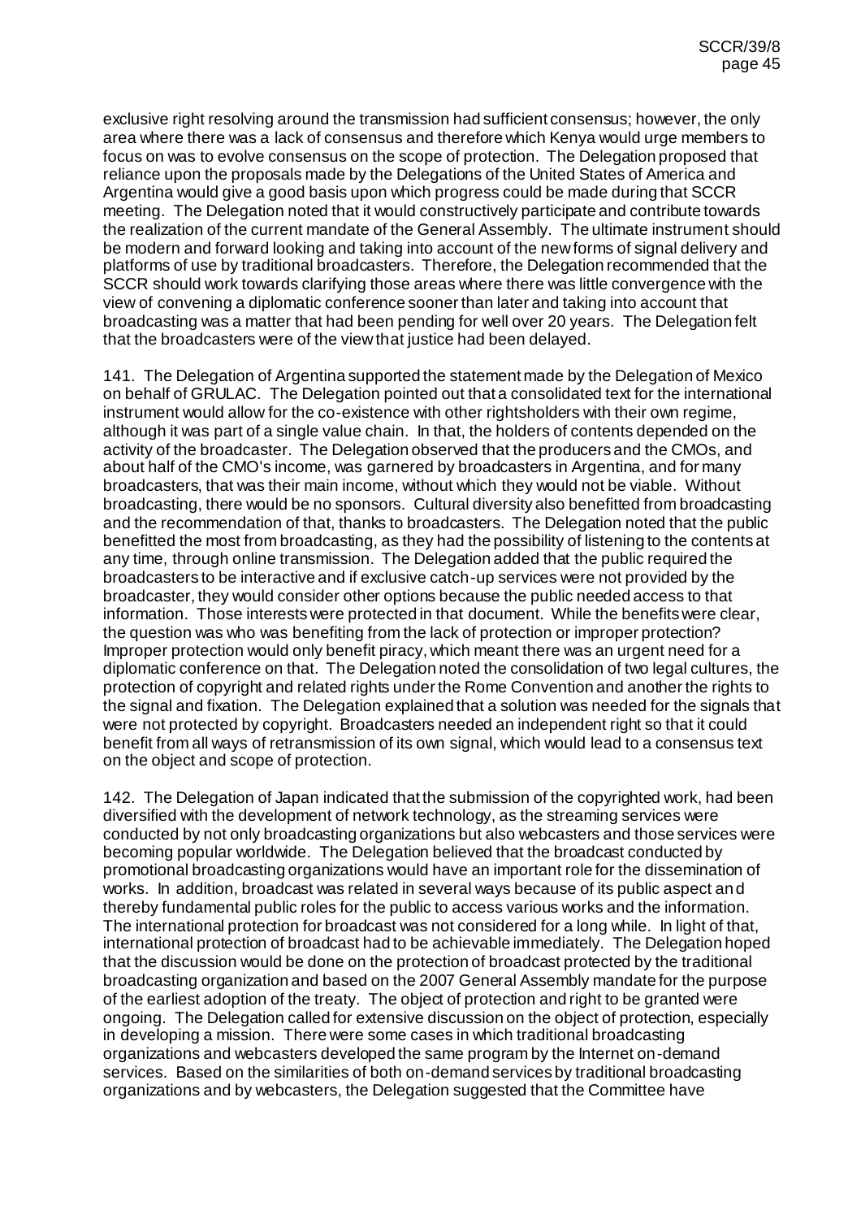exclusive right resolving around the transmission had sufficient consensus; however, the only area where there was a lack of consensus and therefore which Kenya would urge members to focus on was to evolve consensus on the scope of protection. The Delegation proposed that reliance upon the proposals made by the Delegations of the United States of America and Argentina would give a good basis upon which progress could be made during that SCCR meeting. The Delegation noted that it would constructively participate and contribute towards the realization of the current mandate of the General Assembly. The ultimate instrument should be modern and forward looking and taking into account of the new forms of signal delivery and platforms of use by traditional broadcasters. Therefore, the Delegation recommended that the SCCR should work towards clarifying those areas where there was little convergence with the view of convening a diplomatic conference sooner than later and taking into account that broadcasting was a matter that had been pending for well over 20 years. The Delegation felt that the broadcasters were of the view that justice had been delayed.

141. The Delegation of Argentina supported the statement made by the Delegation of Mexico on behalf of GRULAC. The Delegation pointed out that a consolidated text for the international instrument would allow for the co-existence with other rightsholders with their own regime, although it was part of a single value chain. In that, the holders of contents depended on the activity of the broadcaster. The Delegation observed that the producers and the CMOs, and about half of the CMO's income, was garnered by broadcasters in Argentina, and for many broadcasters, that was their main income, without which they would not be viable. Without broadcasting, there would be no sponsors. Cultural diversity also benefitted from broadcasting and the recommendation of that, thanks to broadcasters. The Delegation noted that the public benefitted the most from broadcasting, as they had the possibility of listening to the contents at any time, through online transmission. The Delegation added that the public required the broadcasters to be interactive and if exclusive catch-up services were not provided by the broadcaster, they would consider other options because the public needed access to that information. Those interests were protected in that document. While the benefits were clear, the question was who was benefiting from the lack of protection or improper protection? Improper protection would only benefit piracy, which meant there was an urgent need for a diplomatic conference on that. The Delegation noted the consolidation of two legal cultures, the protection of copyright and related rights under the Rome Convention and another the rights to the signal and fixation. The Delegation explained that a solution was needed for the signals that were not protected by copyright. Broadcasters needed an independent right so that it could benefit from all ways of retransmission of its own signal, which would lead to a consensus text on the object and scope of protection.

142. The Delegation of Japan indicated that the submission of the copyrighted work, had been diversified with the development of network technology, as the streaming services were conducted by not only broadcasting organizations but also webcasters and those services were becoming popular worldwide. The Delegation believed that the broadcast conducted by promotional broadcasting organizations would have an important role for the dissemination of works. In addition, broadcast was related in several ways because of its public aspect and thereby fundamental public roles for the public to access various works and the information. The international protection for broadcast was not considered for a long while. In light of that, international protection of broadcast had to be achievable immediately. The Delegation hoped that the discussion would be done on the protection of broadcast protected by the traditional broadcasting organization and based on the 2007 General Assembly mandate for the purpose of the earliest adoption of the treaty. The object of protection and right to be granted were ongoing. The Delegation called for extensive discussion on the object of protection, especially in developing a mission. There were some cases in which traditional broadcasting organizations and webcasters developed the same program by the Internet on-demand services. Based on the similarities of both on-demand services by traditional broadcasting organizations and by webcasters, the Delegation suggested that the Committee have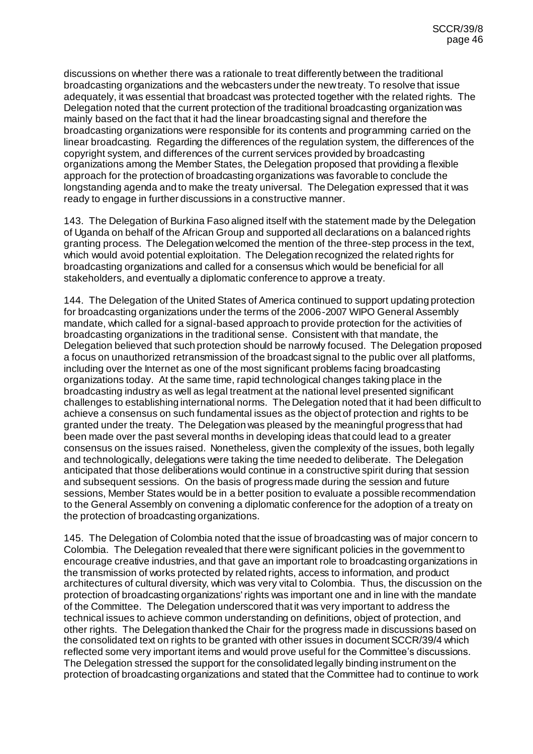discussions on whether there was a rationale to treat differently between the traditional broadcasting organizations and the webcasters under the new treaty. To resolve that issue adequately, it was essential that broadcast was protected together with the related rights. The Delegation noted that the current protection of the traditional broadcasting organization was mainly based on the fact that it had the linear broadcasting signal and therefore the broadcasting organizations were responsible for its contents and programming carried on the linear broadcasting. Regarding the differences of the regulation system, the differences of the copyright system, and differences of the current services provided by broadcasting organizations among the Member States, the Delegation proposed that providing a flexible approach for the protection of broadcasting organizations was favorable to conclude the longstanding agenda and to make the treaty universal. The Delegation expressed that it was ready to engage in further discussions in a constructive manner.

143. The Delegation of Burkina Faso aligned itself with the statement made by the Delegation of Uganda on behalf of the African Group and supported all declarations on a balanced rights granting process. The Delegation welcomed the mention of the three-step process in the text, which would avoid potential exploitation. The Delegation recognized the related rights for broadcasting organizations and called for a consensus which would be beneficial for all stakeholders, and eventually a diplomatic conference to approve a treaty.

144. The Delegation of the United States of America continued to support updating protection for broadcasting organizations under the terms of the 2006-2007 WIPO General Assembly mandate, which called for a signal-based approach to provide protection for the activities of broadcasting organizations in the traditional sense. Consistent with that mandate, the Delegation believed that such protection should be narrowly focused. The Delegation proposed a focus on unauthorized retransmission of the broadcast signal to the public over all platforms, including over the Internet as one of the most significant problems facing broadcasting organizations today. At the same time, rapid technological changes taking place in the broadcasting industry as well as legal treatment at the national level presented significant challenges to establishing international norms. The Delegation noted that it had been difficult to achieve a consensus on such fundamental issues as the object of protection and rights to be granted under the treaty. The Delegation was pleased by the meaningful progress that had been made over the past several months in developing ideas that could lead to a greater consensus on the issues raised. Nonetheless, given the complexity of the issues, both legally and technologically, delegations were taking the time needed to deliberate. The Delegation anticipated that those deliberations would continue in a constructive spirit during that session and subsequent sessions. On the basis of progress made during the session and future sessions, Member States would be in a better position to evaluate a possible recommendation to the General Assembly on convening a diplomatic conference for the adoption of a treaty on the protection of broadcasting organizations.

145. The Delegation of Colombia noted that the issue of broadcasting was of major concern to Colombia. The Delegation revealed that there were significant policies in the government to encourage creative industries, and that gave an important role to broadcasting organizations in the transmission of works protected by related rights, access to information, and product architectures of cultural diversity, which was very vital to Colombia. Thus, the discussion on the protection of broadcasting organizations' rights was important one and in line with the mandate of the Committee. The Delegation underscored that it was very important to address the technical issues to achieve common understanding on definitions, object of protection, and other rights. The Delegation thanked the Chair for the progress made in discussions based on the consolidated text on rights to be granted with other issues in document SCCR/39/4 which reflected some very important items and would prove useful for the Committee's discussions. The Delegation stressed the support for the consolidated legally binding instrument on the protection of broadcasting organizations and stated that the Committee had to continue to work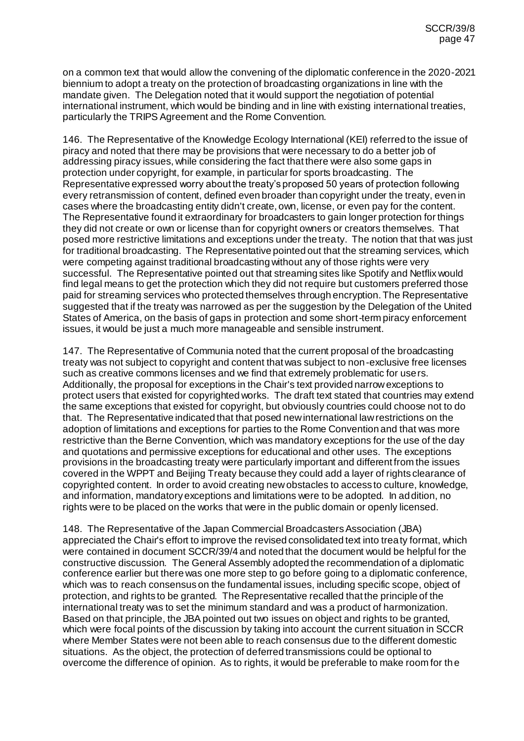on a common text that would allow the convening of the diplomatic conference in the 2020-2021 biennium to adopt a treaty on the protection of broadcasting organizations in line with the mandate given. The Delegation noted that it would support the negotiation of potential international instrument, which would be binding and in line with existing international treaties, particularly the TRIPS Agreement and the Rome Convention.

146. The Representative of the Knowledge Ecology International (KEI) referred to the issue of piracy and noted that there may be provisions that were necessary to do a better job of addressing piracy issues, while considering the fact that there were also some gaps in protection under copyright, for example, in particular for sports broadcasting. The Representative expressed worry about the treaty's proposed 50 years of protection following every retransmission of content, defined even broader than copyright under the treaty, even in cases where the broadcasting entity didn't create, own, license, or even pay for the content. The Representative found it extraordinary for broadcasters to gain longer protection for things they did not create or own or license than for copyright owners or creators themselves. That posed more restrictive limitations and exceptions under the treaty. The notion that that was just for traditional broadcasting. The Representative pointed out that the streaming services, which were competing against traditional broadcasting without any of those rights were very successful. The Representative pointed out that streaming sites like Spotify and Netflix would find legal means to get the protection which they did not require but customers preferred those paid for streaming services who protected themselves through encryption. The Representative suggested that if the treaty was narrowed as per the suggestion by the Delegation of the United States of America, on the basis of gaps in protection and some short-term piracy enforcement issues, it would be just a much more manageable and sensible instrument.

147. The Representative of Communia noted that the current proposal of the broadcasting treaty was not subject to copyright and content that was subject to non-exclusive free licenses such as creative commons licenses and we find that extremely problematic for users. Additionally, the proposal for exceptions in the Chair's text provided narrow exceptions to protect users that existed for copyrighted works. The draft text stated that countries may extend the same exceptions that existed for copyright, but obviously countries could choose not to do that. The Representative indicated that that posed new international law restrictions on the adoption of limitations and exceptions for parties to the Rome Convention and that was more restrictive than the Berne Convention, which was mandatory exceptions for the use of the day and quotations and permissive exceptions for educational and other uses. The exceptions provisions in the broadcasting treaty were particularly important and different from the issues covered in the WPPT and Beijing Treaty because they could add a layer of rights clearance of copyrighted content. In order to avoid creating new obstacles to access to culture, knowledge, and information, mandatory exceptions and limitations were to be adopted. In addition, no rights were to be placed on the works that were in the public domain or openly licensed.

148. The Representative of the Japan Commercial Broadcasters Association (JBA) appreciated the Chair's effort to improve the revised consolidated text into treaty format, which were contained in document SCCR/39/4 and noted that the document would be helpful for the constructive discussion. The General Assembly adopted the recommendation of a diplomatic conference earlier but there was one more step to go before going to a diplomatic conference, which was to reach consensus on the fundamental issues, including specific scope, object of protection, and rights to be granted. The Representative recalled that the principle of the international treaty was to set the minimum standard and was a product of harmonization. Based on that principle, the JBA pointed out two issues on object and rights to be granted, which were focal points of the discussion by taking into account the current situation in SCCR where Member States were not been able to reach consensus due to the different domestic situations. As the object, the protection of deferred transmissions could be optional to overcome the difference of opinion. As to rights, it would be preferable to make room for the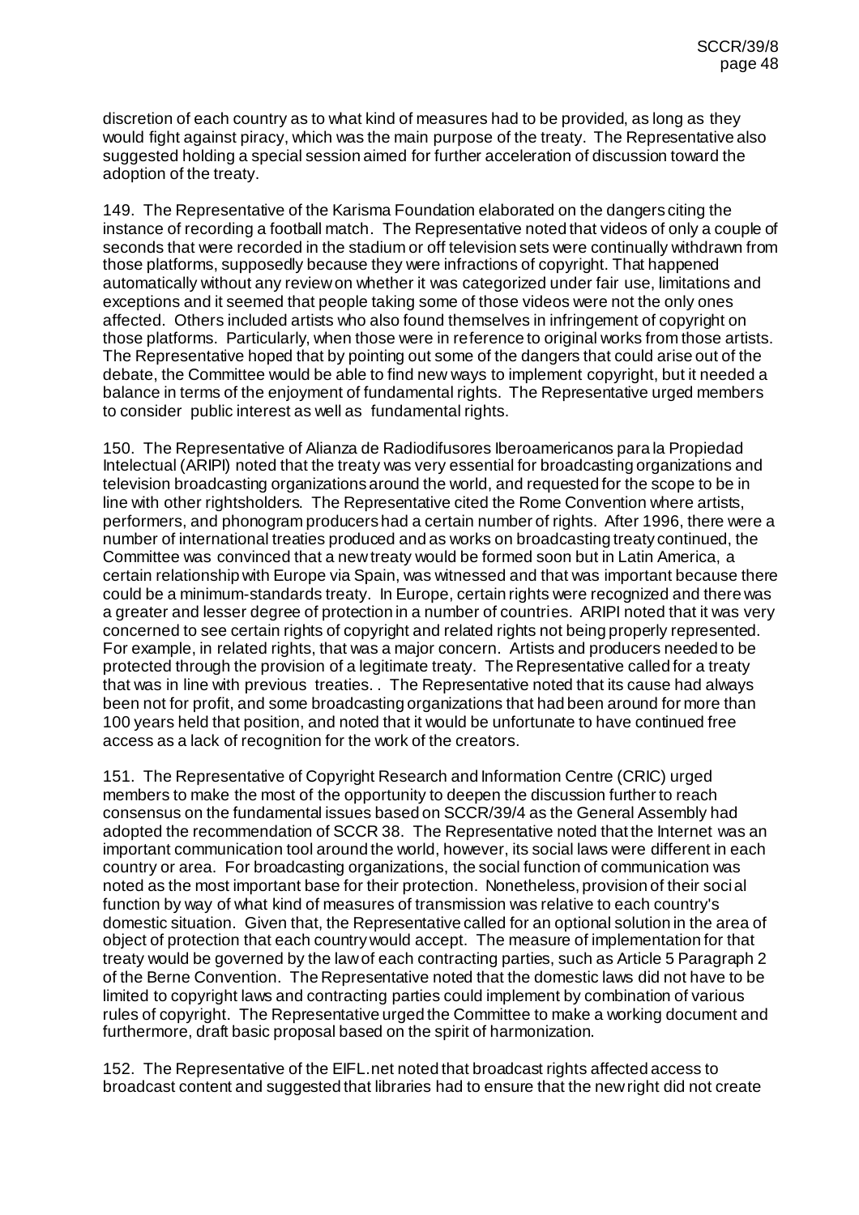discretion of each country as to what kind of measures had to be provided, as long as they would fight against piracy, which was the main purpose of the treaty. The Representative also suggested holding a special session aimed for further acceleration of discussion toward the adoption of the treaty.

149. The Representative of the Karisma Foundation elaborated on the dangers citing the instance of recording a football match. The Representative noted that videos of only a couple of seconds that were recorded in the stadium or off television sets were continually withdrawn from those platforms, supposedly because they were infractions of copyright. That happened automatically without any review on whether it was categorized under fair use, limitations and exceptions and it seemed that people taking some of those videos were not the only ones affected. Others included artists who also found themselves in infringement of copyright on those platforms. Particularly, when those were in reference to original works from those artists. The Representative hoped that by pointing out some of the dangers that could arise out of the debate, the Committee would be able to find new ways to implement copyright, but it needed a balance in terms of the enjoyment of fundamental rights. The Representative urged members to consider public interest as well as fundamental rights.

150. The Representative of Alianza de Radiodifusores Iberoamericanos para la Propiedad Intelectual (ARIPI) noted that the treaty was very essential for broadcasting organizations and television broadcasting organizations around the world, and requested for the scope to be in line with other rightsholders. The Representative cited the Rome Convention where artists, performers, and phonogram producers had a certain number of rights. After 1996, there were a number of international treaties produced and as works on broadcasting treaty continued, the Committee was convinced that a new treaty would be formed soon but in Latin America, a certain relationship with Europe via Spain, was witnessed and that was important because there could be a minimum-standards treaty. In Europe, certain rights were recognized and there was a greater and lesser degree of protection in a number of countries. ARIPI noted that it was very concerned to see certain rights of copyright and related rights not being properly represented. For example, in related rights, that was a major concern. Artists and producers needed to be protected through the provision of a legitimate treaty. The Representative called for a treaty that was in line with previous treaties. . The Representative noted that its cause had always been not for profit, and some broadcasting organizations that had been around for more than 100 years held that position, and noted that it would be unfortunate to have continued free access as a lack of recognition for the work of the creators.

151. The Representative of Copyright Research and Information Centre (CRIC) urged members to make the most of the opportunity to deepen the discussion further to reach consensus on the fundamental issues based on SCCR/39/4 as the General Assembly had adopted the recommendation of SCCR 38. The Representative noted that the Internet was an important communication tool around the world, however, its social laws were different in each country or area. For broadcasting organizations, the social function of communication was noted as the most important base for their protection. Nonetheless, provision of their social function by way of what kind of measures of transmission was relative to each country's domestic situation. Given that, the Representative called for an optional solution in the area of object of protection that each country would accept. The measure of implementation for that treaty would be governed by the law of each contracting parties, such as Article 5 Paragraph 2 of the Berne Convention. The Representative noted that the domestic laws did not have to be limited to copyright laws and contracting parties could implement by combination of various rules of copyright. The Representative urged the Committee to make a working document and furthermore, draft basic proposal based on the spirit of harmonization.

152. The Representative of the EIFL.net noted that broadcast rights affected access to broadcast content and suggested that libraries had to ensure that the new right did not create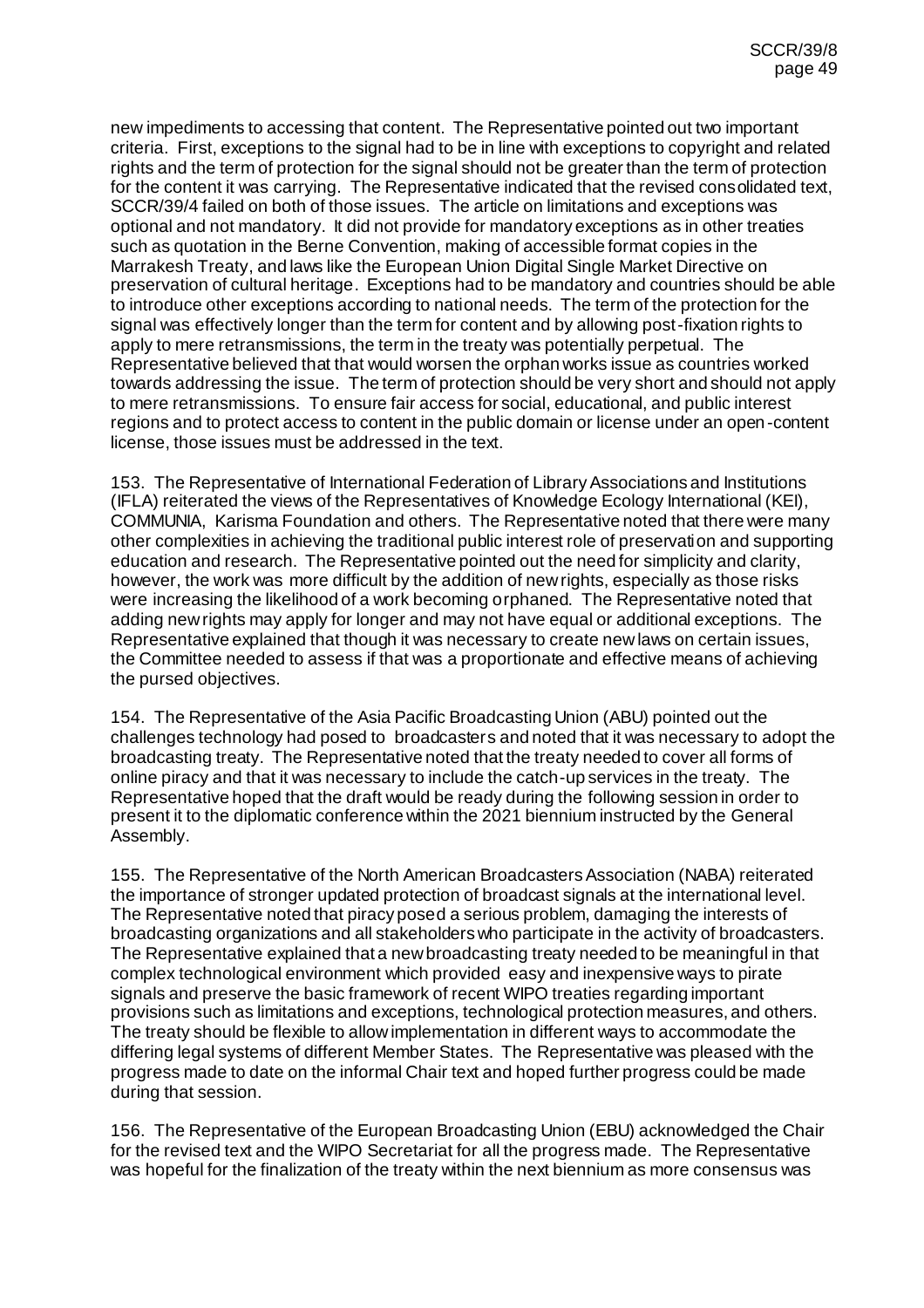new impediments to accessing that content. The Representative pointed out two important criteria. First, exceptions to the signal had to be in line with exceptions to copyright and related rights and the term of protection for the signal should not be greater than the term of protection for the content it was carrying. The Representative indicated that the revised consolidated text, SCCR/39/4 failed on both of those issues. The article on limitations and exceptions was optional and not mandatory. It did not provide for mandatory exceptions as in other treaties such as quotation in the Berne Convention, making of accessible format copies in the Marrakesh Treaty, and laws like the European Union Digital Single Market Directive on preservation of cultural heritage. Exceptions had to be mandatory and countries should be able to introduce other exceptions according to national needs. The term of the protection for the signal was effectively longer than the term for content and by allowing post-fixation rights to apply to mere retransmissions, the term in the treaty was potentially perpetual. The Representative believed that that would worsen the orphan works issue as countries worked towards addressing the issue. The term of protection should be very short and should not apply to mere retransmissions. To ensure fair access for social, educational, and public interest regions and to protect access to content in the public domain or license under an open-content license, those issues must be addressed in the text.

153. The Representative of International Federation of Library Associations and Institutions (IFLA) reiterated the views of the Representatives of Knowledge Ecology International (KEI), COMMUNIA, Karisma Foundation and others. The Representative noted that there were many other complexities in achieving the traditional public interest role of preservation and supporting education and research. The Representative pointed out the need for simplicity and clarity, however, the work was more difficult by the addition of new rights, especially as those risks were increasing the likelihood of a work becoming orphaned. The Representative noted that adding new rights may apply for longer and may not have equal or additional exceptions. The Representative explained that though it was necessary to create new laws on certain issues, the Committee needed to assess if that was a proportionate and effective means of achieving the pursed objectives.

154. The Representative of the Asia Pacific Broadcasting Union (ABU) pointed out the challenges technology had posed to broadcasters and noted that it was necessary to adopt the broadcasting treaty. The Representative noted that the treaty needed to cover all forms of online piracy and that it was necessary to include the catch-up services in the treaty. The Representative hoped that the draft would be ready during the following session in order to present it to the diplomatic conference within the 2021 biennium instructed by the General Assembly.

155. The Representative of the North American Broadcasters Association (NABA) reiterated the importance of stronger updated protection of broadcast signals at the international level. The Representative noted that piracy posed a serious problem, damaging the interests of broadcasting organizations and all stakeholders who participate in the activity of broadcasters. The Representative explained that a new broadcasting treaty needed to be meaningful in that complex technological environment which provided easy and inexpensive ways to pirate signals and preserve the basic framework of recent WIPO treaties regarding important provisions such as limitations and exceptions, technological protection measures, and others. The treaty should be flexible to allow implementation in different ways to accommodate the differing legal systems of different Member States. The Representative was pleased with the progress made to date on the informal Chair text and hoped further progress could be made during that session.

156. The Representative of the European Broadcasting Union (EBU) acknowledged the Chair for the revised text and the WIPO Secretariat for all the progress made. The Representative was hopeful for the finalization of the treaty within the next biennium as more consensus was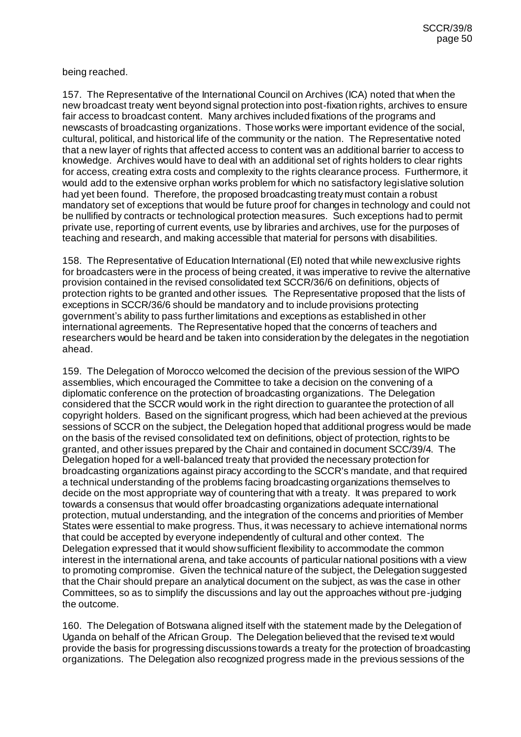being reached.

157. The Representative of the International Council on Archives (ICA) noted that when the new broadcast treaty went beyond signal protection into post-fixation rights, archives to ensure fair access to broadcast content. Many archives included fixations of the programs and newscasts of broadcasting organizations. Those works were important evidence of the social, cultural, political, and historical life of the community or the nation. The Representative noted that a new layer of rights that affected access to content was an additional barrier to access to knowledge. Archives would have to deal with an additional set of rights holders to clear rights for access, creating extra costs and complexity to the rights clearance process. Furthermore, it would add to the extensive orphan works problem for which no satisfactory legislative solution had yet been found. Therefore, the proposed broadcasting treaty must contain a robust mandatory set of exceptions that would be future proof for changes in technology and could not be nullified by contracts or technological protection measures. Such exceptions had to permit private use, reporting of current events, use by libraries and archives, use for the purposes of teaching and research, and making accessible that material for persons with disabilities.

158. The Representative of Education International (EI) noted that while new exclusive rights for broadcasters were in the process of being created, it was imperative to revive the alternative provision contained in the revised consolidated text SCCR/36/6 on definitions, objects of protection rights to be granted and other issues. The Representative proposed that the lists of exceptions in SCCR/36/6 should be mandatory and to include provisions protecting government's ability to pass further limitations and exceptions as established in other international agreements. The Representative hoped that the concerns of teachers and researchers would be heard and be taken into consideration by the delegates in the negotiation ahead.

159. The Delegation of Morocco welcomed the decision of the previous session of the WIPO assemblies, which encouraged the Committee to take a decision on the convening of a diplomatic conference on the protection of broadcasting organizations. The Delegation considered that the SCCR would work in the right direction to guarantee the protection of all copyright holders. Based on the significant progress, which had been achieved at the previous sessions of SCCR on the subject, the Delegation hoped that additional progress would be made on the basis of the revised consolidated text on definitions, object of protection, rights to be granted, and other issues prepared by the Chair and contained in document SCC/39/4. The Delegation hoped for a well-balanced treaty that provided the necessary protection for broadcasting organizations against piracy according to the SCCR's mandate, and that required a technical understanding of the problems facing broadcasting organizations themselves to decide on the most appropriate way of countering that with a treaty. It was prepared to work towards a consensus that would offer broadcasting organizations adequate international protection, mutual understanding, and the integration of the concerns and priorities of Member States were essential to make progress. Thus, it was necessary to achieve international norms that could be accepted by everyone independently of cultural and other context. The Delegation expressed that it would show sufficient flexibility to accommodate the common interest in the international arena, and take accounts of particular national positions with a view to promoting compromise. Given the technical nature of the subject, the Delegation suggested that the Chair should prepare an analytical document on the subject, as was the case in other Committees, so as to simplify the discussions and lay out the approaches without pre-judging the outcome.

160. The Delegation of Botswana aligned itself with the statement made by the Delegation of Uganda on behalf of the African Group. The Delegation believed that the revised text would provide the basis for progressing discussions towards a treaty for the protection of broadcasting organizations. The Delegation also recognized progress made in the previous sessions of the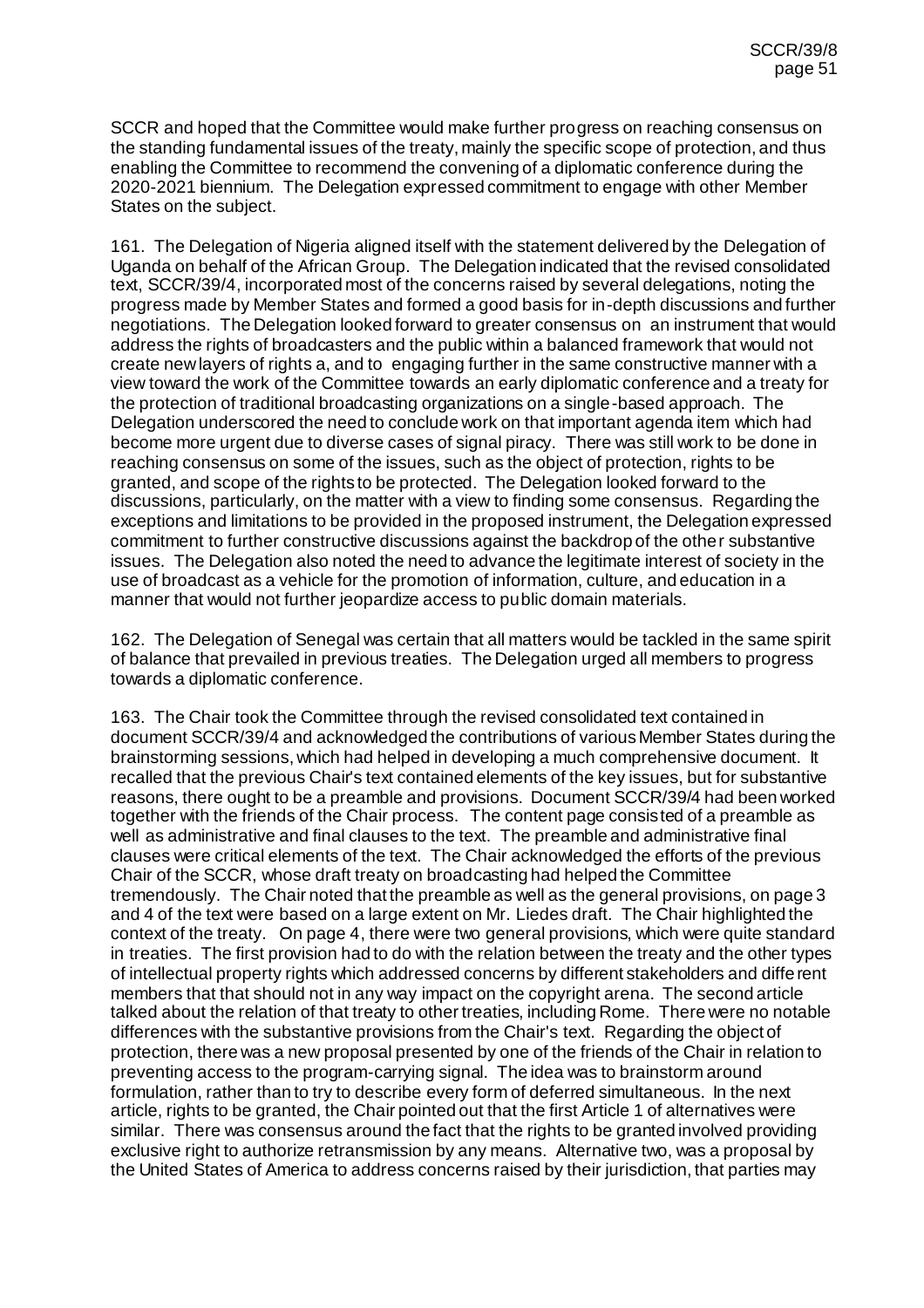SCCR and hoped that the Committee would make further progress on reaching consensus on the standing fundamental issues of the treaty, mainly the specific scope of protection, and thus enabling the Committee to recommend the convening of a diplomatic conference during the 2020-2021 biennium. The Delegation expressed commitment to engage with other Member States on the subject.

161. The Delegation of Nigeria aligned itself with the statement delivered by the Delegation of Uganda on behalf of the African Group. The Delegation indicated that the revised consolidated text, SCCR/39/4, incorporated most of the concerns raised by several delegations, noting the progress made by Member States and formed a good basis for in-depth discussions and further negotiations. The Delegation looked forward to greater consensus on an instrument that would address the rights of broadcasters and the public within a balanced framework that would not create new layers of rights a, and to engaging further in the same constructive manner with a view toward the work of the Committee towards an early diplomatic conference and a treaty for the protection of traditional broadcasting organizations on a single-based approach. The Delegation underscored the need to conclude work on that important agenda item which had become more urgent due to diverse cases of signal piracy. There was still work to be done in reaching consensus on some of the issues, such as the object of protection, rights to be granted, and scope of the rights to be protected. The Delegation looked forward to the discussions, particularly, on the matter with a view to finding some consensus. Regarding the exceptions and limitations to be provided in the proposed instrument, the Delegation expressed commitment to further constructive discussions against the backdrop of the other substantive issues. The Delegation also noted the need to advance the legitimate interest of society in the use of broadcast as a vehicle for the promotion of information, culture, and education in a manner that would not further jeopardize access to public domain materials.

162. The Delegation of Senegal was certain that all matters would be tackled in the same spirit of balance that prevailed in previous treaties. The Delegation urged all members to progress towards a diplomatic conference.

163. The Chair took the Committee through the revised consolidated text contained in document SCCR/39/4 and acknowledged the contributions of various Member States during the brainstorming sessions, which had helped in developing a much comprehensive document. It recalled that the previous Chair's text contained elements of the key issues, but for substantive reasons, there ought to be a preamble and provisions. Document SCCR/39/4 had been worked together with the friends of the Chair process. The content page consisted of a preamble as well as administrative and final clauses to the text. The preamble and administrative final clauses were critical elements of the text. The Chair acknowledged the efforts of the previous Chair of the SCCR, whose draft treaty on broadcasting had helped the Committee tremendously. The Chair noted that the preamble as well as the general provisions, on page 3 and 4 of the text were based on a large extent on Mr. Liedes draft. The Chair highlighted the context of the treaty. On page 4, there were two general provisions, which were quite standard in treaties. The first provision had to do with the relation between the treaty and the other types of intellectual property rights which addressed concerns by different stakeholders and different members that that should not in any way impact on the copyright arena. The second article talked about the relation of that treaty to other treaties, including Rome. There were no notable differences with the substantive provisions from the Chair's text. Regarding the object of protection, there was a new proposal presented by one of the friends of the Chair in relation to preventing access to the program-carrying signal. The idea was to brainstorm around formulation, rather than to try to describe every form of deferred simultaneous. In the next article, rights to be granted, the Chair pointed out that the first Article 1 of alternatives were similar. There was consensus around the fact that the rights to be granted involved providing exclusive right to authorize retransmission by any means. Alternative two, was a proposal by the United States of America to address concerns raised by their jurisdiction, that parties may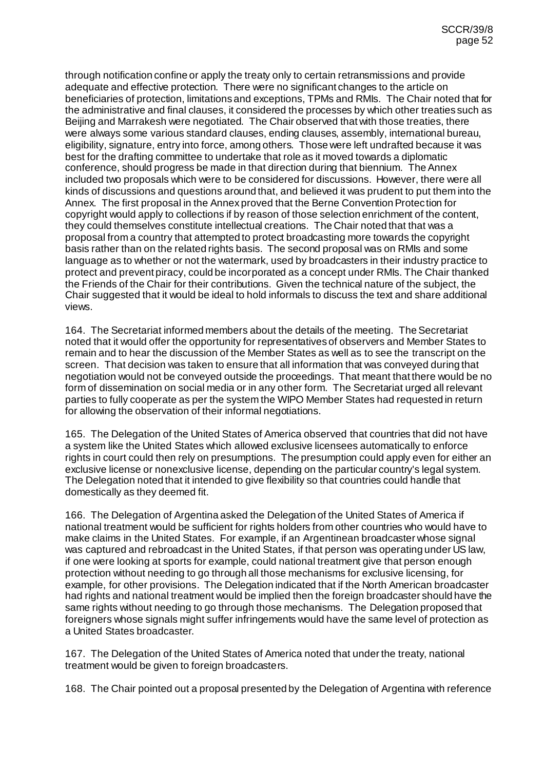through notification confine or apply the treaty only to certain retransmissions and provide adequate and effective protection. There were no significant changes to the article on beneficiaries of protection, limitations and exceptions, TPMs and RMIs. The Chair noted that for the administrative and final clauses, it considered the processes by which other treaties such as Beijing and Marrakesh were negotiated. The Chair observed that with those treaties, there were always some various standard clauses, ending clauses, assembly, international bureau, eligibility, signature, entry into force, among others. Those were left undrafted because it was best for the drafting committee to undertake that role as it moved towards a diplomatic conference, should progress be made in that direction during that biennium. The Annex included two proposals which were to be considered for discussions. However, there were all kinds of discussions and questions around that, and believed it was prudent to put them into the Annex. The first proposal in the Annex proved that the Berne Convention Protection for copyright would apply to collections if by reason of those selection enrichment of the content, they could themselves constitute intellectual creations. The Chair noted that that was a proposal from a country that attempted to protect broadcasting more towards the copyright basis rather than on the related rights basis. The second proposal was on RMIs and some language as to whether or not the watermark, used by broadcasters in their industry practice to protect and prevent piracy, could be incorporated as a concept under RMIs. The Chair thanked the Friends of the Chair for their contributions. Given the technical nature of the subject, the Chair suggested that it would be ideal to hold informals to discuss the text and share additional views.

164. The Secretariat informed members about the details of the meeting. The Secretariat noted that it would offer the opportunity for representatives of observers and Member States to remain and to hear the discussion of the Member States as well as to see the transcript on the screen. That decision was taken to ensure that all information that was conveyed during that negotiation would not be conveyed outside the proceedings. That meant that there would be no form of dissemination on social media or in any other form. The Secretariat urged all relevant parties to fully cooperate as per the system the WIPO Member States had requested in return for allowing the observation of their informal negotiations.

165. The Delegation of the United States of America observed that countries that did not have a system like the United States which allowed exclusive licensees automatically to enforce rights in court could then rely on presumptions. The presumption could apply even for either an exclusive license or nonexclusive license, depending on the particular country's legal system. The Delegation noted that it intended to give flexibility so that countries could handle that domestically as they deemed fit.

166. The Delegation of Argentina asked the Delegation of the United States of America if national treatment would be sufficient for rights holders from other countries who would have to make claims in the United States. For example, if an Argentinean broadcaster whose signal was captured and rebroadcast in the United States, if that person was operating under US law, if one were looking at sports for example, could national treatment give that person enough protection without needing to go through all those mechanisms for exclusive licensing, for example, for other provisions. The Delegation indicated that if the North American broadcaster had rights and national treatment would be implied then the foreign broadcaster should have the same rights without needing to go through those mechanisms. The Delegation proposed that foreigners whose signals might suffer infringements would have the same level of protection as a United States broadcaster.

167. The Delegation of the United States of America noted that under the treaty, national treatment would be given to foreign broadcasters.

168. The Chair pointed out a proposal presented by the Delegation of Argentina with reference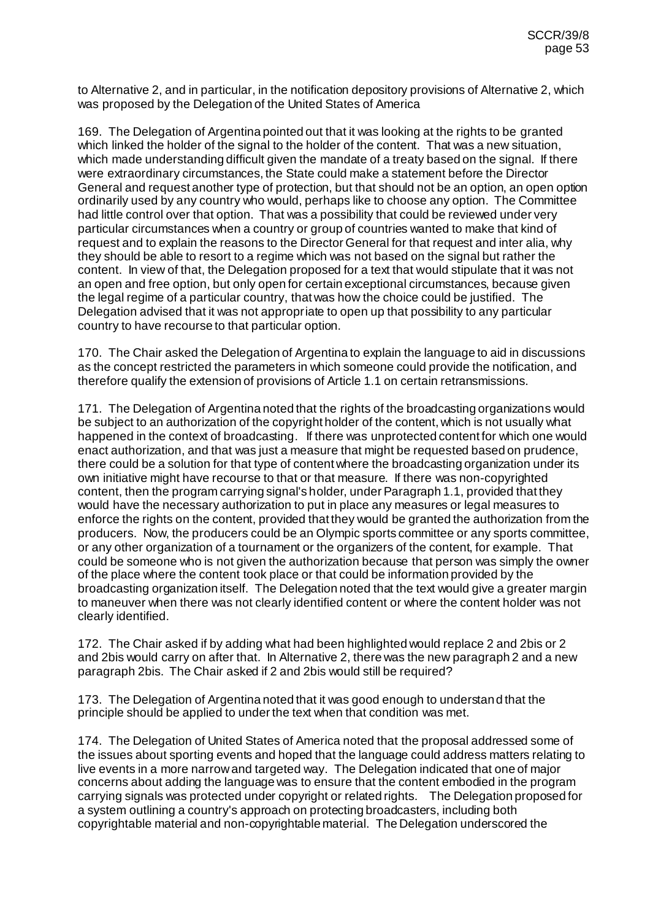to Alternative 2, and in particular, in the notification depository provisions of Alternative 2, which was proposed by the Delegation of the United States of America

169. The Delegation of Argentina pointed out that it was looking at the rights to be granted which linked the holder of the signal to the holder of the content. That was a new situation, which made understanding difficult given the mandate of a treaty based on the signal. If there were extraordinary circumstances, the State could make a statement before the Director General and request another type of protection, but that should not be an option, an open option ordinarily used by any country who would, perhaps like to choose any option. The Committee had little control over that option. That was a possibility that could be reviewed under very particular circumstances when a country or group of countries wanted to make that kind of request and to explain the reasons to the Director General for that request and inter alia, why they should be able to resort to a regime which was not based on the signal but rather the content. In view of that, the Delegation proposed for a text that would stipulate that it was not an open and free option, but only open for certain exceptional circumstances, because given the legal regime of a particular country, that was how the choice could be justified. The Delegation advised that it was not appropriate to open up that possibility to any particular country to have recourse to that particular option.

170. The Chair asked the Delegation of Argentina to explain the language to aid in discussions as the concept restricted the parameters in which someone could provide the notification, and therefore qualify the extension of provisions of Article 1.1 on certain retransmissions.

171. The Delegation of Argentina noted that the rights of the broadcasting organizations would be subject to an authorization of the copyright holder of the content, which is not usually what happened in the context of broadcasting. If there was unprotected content for which one would enact authorization, and that was just a measure that might be requested based on prudence, there could be a solution for that type of content where the broadcasting organization under its own initiative might have recourse to that or that measure. If there was non-copyrighted content, then the program carrying signal's holder, under Paragraph 1.1, provided that they would have the necessary authorization to put in place any measures or legal measures to enforce the rights on the content, provided that they would be granted the authorization from the producers. Now, the producers could be an Olympic sports committee or any sports committee, or any other organization of a tournament or the organizers of the content, for example. That could be someone who is not given the authorization because that person was simply the owner of the place where the content took place or that could be information provided by the broadcasting organization itself. The Delegation noted that the text would give a greater margin to maneuver when there was not clearly identified content or where the content holder was not clearly identified.

172. The Chair asked if by adding what had been highlighted would replace 2 and 2bis or 2 and 2bis would carry on after that. In Alternative 2, there was the new paragraph 2 and a new paragraph 2bis. The Chair asked if 2 and 2bis would still be required?

173. The Delegation of Argentina noted that it was good enough to understand that the principle should be applied to under the text when that condition was met.

174. The Delegation of United States of America noted that the proposal addressed some of the issues about sporting events and hoped that the language could address matters relating to live events in a more narrow and targeted way. The Delegation indicated that one of major concerns about adding the language was to ensure that the content embodied in the program carrying signals was protected under copyright or related rights. The Delegation proposed for a system outlining a country's approach on protecting broadcasters, including both copyrightable material and non-copyrightable material. The Delegation underscored the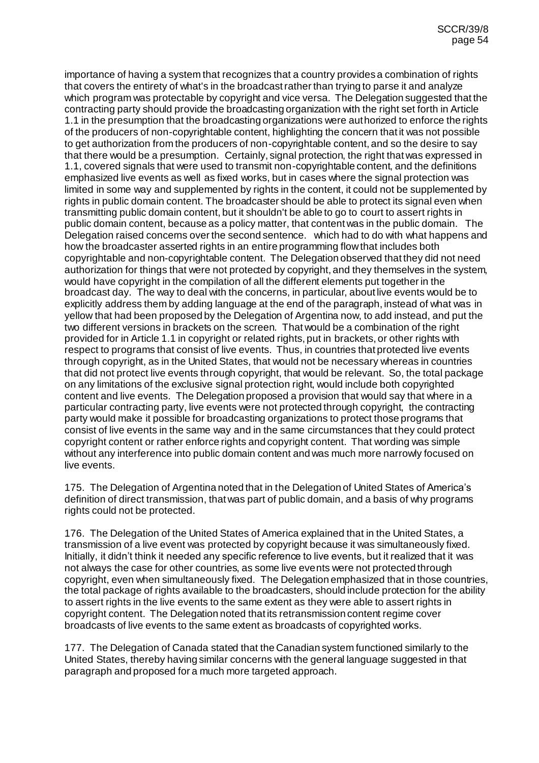importance of having a system that recognizes that a country provides a combination of rights that covers the entirety of what's in the broadcast rather than trying to parse it and analyze which program was protectable by copyright and vice versa. The Delegation suggested that the contracting party should provide the broadcasting organization with the right set forth in Article 1.1 in the presumption that the broadcasting organizations were authorized to enforce the rights of the producers of non-copyrightable content, highlighting the concern that it was not possible to get authorization from the producers of non-copyrightable content, and so the desire to say that there would be a presumption. Certainly, signal protection, the right that was expressed in 1.1, covered signals that were used to transmit non-copyrightable content, and the definitions emphasized live events as well as fixed works, but in cases where the signal protection was limited in some way and supplemented by rights in the content, it could not be supplemented by rights in public domain content. The broadcaster should be able to protect its signal even when transmitting public domain content, but it shouldn't be able to go to court to assert rights in public domain content, because as a policy matter, that content was in the public domain. The Delegation raised concerns over the second sentence. which had to do with what happens and how the broadcaster asserted rights in an entire programming flow that includes both copyrightable and non-copyrightable content. The Delegation observed that they did not need authorization for things that were not protected by copyright, and they themselves in the system, would have copyright in the compilation of all the different elements put together in the broadcast day. The way to deal with the concerns, in particular, about live events would be to explicitly address them by adding language at the end of the paragraph, instead of what was in yellow that had been proposed by the Delegation of Argentina now, to add instead, and put the two different versions in brackets on the screen. That would be a combination of the right provided for in Article 1.1 in copyright or related rights, put in brackets, or other rights with respect to programs that consist of live events. Thus, in countries that protected live events through copyright, as in the United States, that would not be necessary whereas in countries that did not protect live events through copyright, that would be relevant. So, the total package on any limitations of the exclusive signal protection right, would include both copyrighted content and live events. The Delegation proposed a provision that would say that where in a particular contracting party, live events were not protected through copyright, the contracting party would make it possible for broadcasting organizations to protect those programs that consist of live events in the same way and in the same circumstances that they could protect copyright content or rather enforce rights and copyright content. That wording was simple without any interference into public domain content and was much more narrowly focused on live events.

175. The Delegation of Argentina noted that in the Delegation of United States of America's definition of direct transmission, that was part of public domain, and a basis of why programs rights could not be protected.

176. The Delegation of the United States of America explained that in the United States, a transmission of a live event was protected by copyright because it was simultaneously fixed. Initially, it didn't think it needed any specific reference to live events, but it realized that it was not always the case for other countries, as some live events were not protected through copyright, even when simultaneously fixed. The Delegation emphasized that in those countries, the total package of rights available to the broadcasters, should include protection for the ability to assert rights in the live events to the same extent as they were able to assert rights in copyright content. The Delegation noted that its retransmission content regime cover broadcasts of live events to the same extent as broadcasts of copyrighted works.

177. The Delegation of Canada stated that the Canadian system functioned similarly to the United States, thereby having similar concerns with the general language suggested in that paragraph and proposed for a much more targeted approach.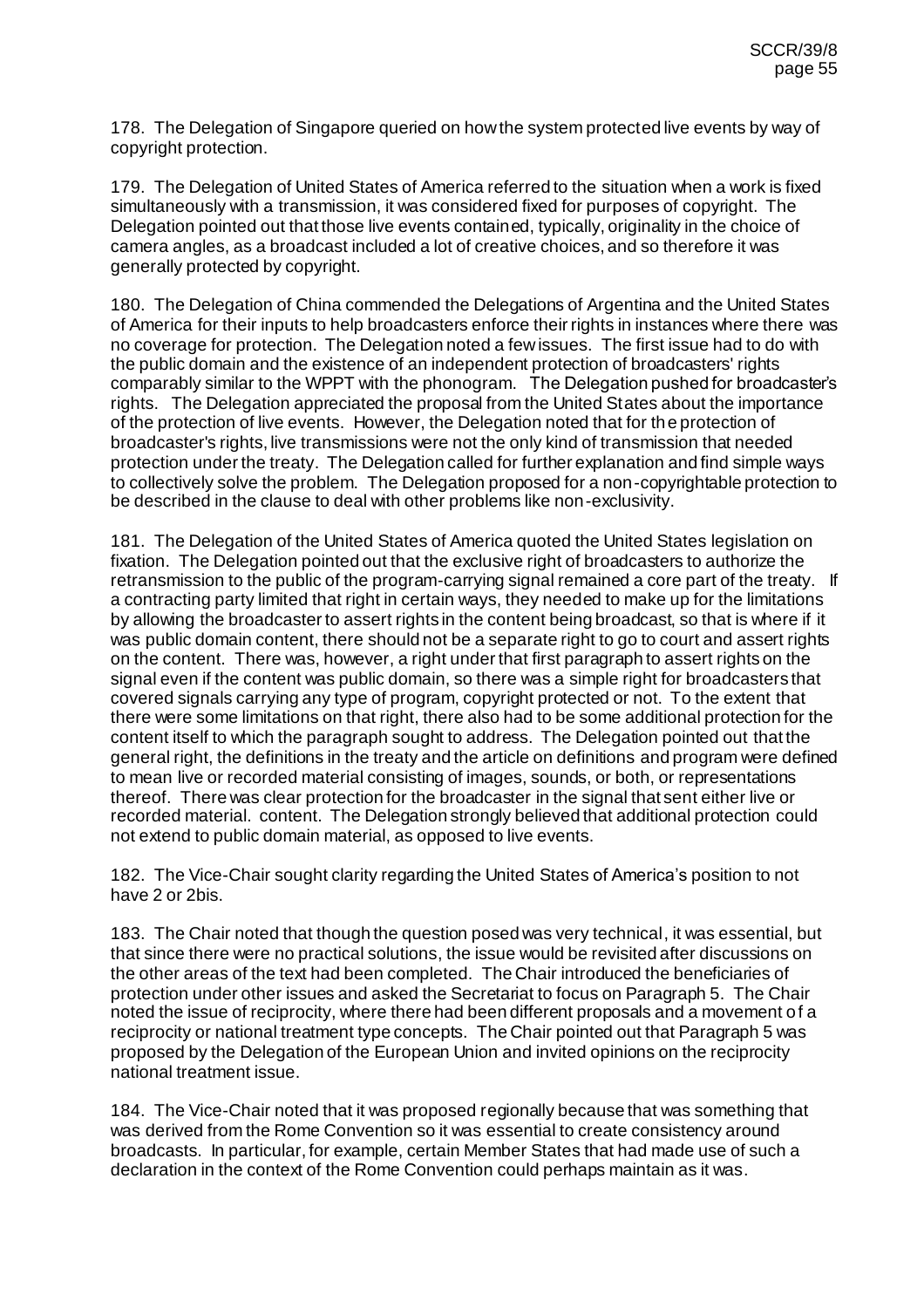178. The Delegation of Singapore queried on how the system protected live events by way of copyright protection.

179. The Delegation of United States of America referred to the situation when a work is fixed simultaneously with a transmission, it was considered fixed for purposes of copyright. The Delegation pointed out that those live events contained, typically, originality in the choice of camera angles, as a broadcast included a lot of creative choices, and so therefore it was generally protected by copyright.

180. The Delegation of China commended the Delegations of Argentina and the United States of America for their inputs to help broadcasters enforce their rights in instances where there was no coverage for protection. The Delegation noted a few issues. The first issue had to do with the public domain and the existence of an independent protection of broadcasters' rights comparably similar to the WPPT with the phonogram. The Delegation pushed for broadcaster's rights. The Delegation appreciated the proposal from the United States about the importance of the protection of live events. However, the Delegation noted that for the protection of broadcaster's rights, live transmissions were not the only kind of transmission that needed protection under the treaty. The Delegation called for further explanation and find simple ways to collectively solve the problem. The Delegation proposed for a non-copyrightable protection to be described in the clause to deal with other problems like non-exclusivity.

181. The Delegation of the United States of America quoted the United States legislation on fixation. The Delegation pointed out that the exclusive right of broadcasters to authorize the retransmission to the public of the program-carrying signal remained a core part of the treaty. If a contracting party limited that right in certain ways, they needed to make up for the limitations by allowing the broadcaster to assert rights in the content being broadcast, so that is where if it was public domain content, there should not be a separate right to go to court and assert rights on the content. There was, however, a right under that first paragraph to assert rights on the signal even if the content was public domain, so there was a simple right for broadcasters that covered signals carrying any type of program, copyright protected or not. To the extent that there were some limitations on that right, there also had to be some additional protection for the content itself to which the paragraph sought to address. The Delegation pointed out that the general right, the definitions in the treaty and the article on definitions and program were defined to mean live or recorded material consisting of images, sounds, or both, or representations thereof. There was clear protection for the broadcaster in the signal that sent either live or recorded material. content. The Delegation strongly believed that additional protection could not extend to public domain material, as opposed to live events.

182. The Vice-Chair sought clarity regarding the United States of America's position to not have 2 or 2bis.

183. The Chair noted that though the question posed was very technical, it was essential, but that since there were no practical solutions, the issue would be revisited after discussions on the other areas of the text had been completed. The Chair introduced the beneficiaries of protection under other issues and asked the Secretariat to focus on Paragraph 5. The Chair noted the issue of reciprocity, where there had been different proposals and a movement of a reciprocity or national treatment type concepts. The Chair pointed out that Paragraph 5 was proposed by the Delegation of the European Union and invited opinions on the reciprocity national treatment issue.

184. The Vice-Chair noted that it was proposed regionally because that was something that was derived from the Rome Convention so it was essential to create consistency around broadcasts. In particular, for example, certain Member States that had made use of such a declaration in the context of the Rome Convention could perhaps maintain as it was.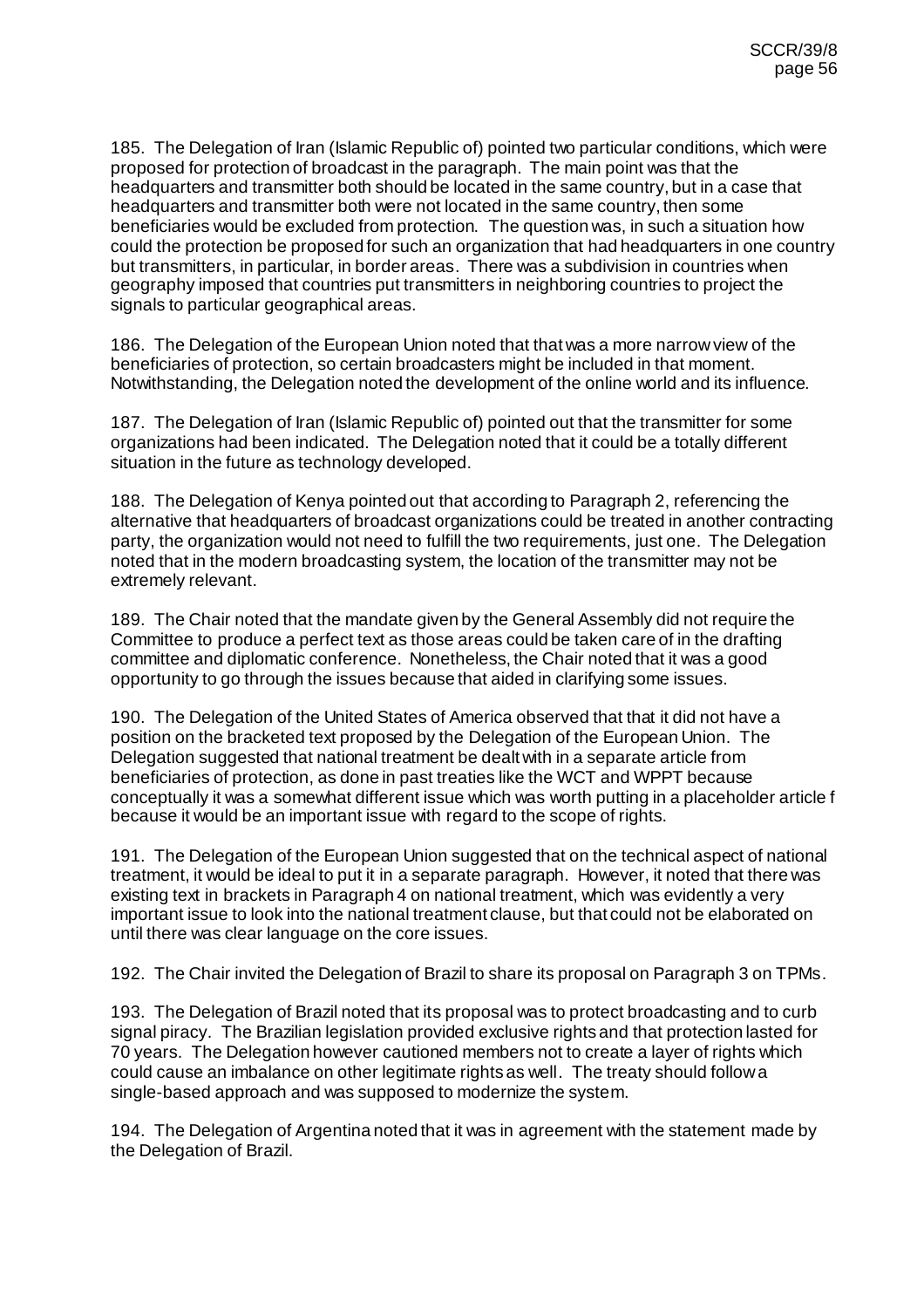185. The Delegation of Iran (Islamic Republic of) pointed two particular conditions, which were proposed for protection of broadcast in the paragraph. The main point was that the headquarters and transmitter both should be located in the same country, but in a case that headquarters and transmitter both were not located in the same country, then some beneficiaries would be excluded from protection. The question was, in such a situation how could the protection be proposed for such an organization that had headquarters in one country but transmitters, in particular, in border areas. There was a subdivision in countries when geography imposed that countries put transmitters in neighboring countries to project the signals to particular geographical areas.

186. The Delegation of the European Union noted that that was a more narrow view of the beneficiaries of protection, so certain broadcasters might be included in that moment. Notwithstanding, the Delegation noted the development of the online world and its influence.

187. The Delegation of Iran (Islamic Republic of) pointed out that the transmitter for some organizations had been indicated. The Delegation noted that it could be a totally different situation in the future as technology developed.

188. The Delegation of Kenya pointed out that according to Paragraph 2, referencing the alternative that headquarters of broadcast organizations could be treated in another contracting party, the organization would not need to fulfill the two requirements, just one. The Delegation noted that in the modern broadcasting system, the location of the transmitter may not be extremely relevant.

189. The Chair noted that the mandate given by the General Assembly did not require the Committee to produce a perfect text as those areas could be taken care of in the drafting committee and diplomatic conference. Nonetheless, the Chair noted that it was a good opportunity to go through the issues because that aided in clarifying some issues.

190. The Delegation of the United States of America observed that that it did not have a position on the bracketed text proposed by the Delegation of the European Union. The Delegation suggested that national treatment be dealt with in a separate article from beneficiaries of protection, as done in past treaties like the WCT and WPPT because conceptually it was a somewhat different issue which was worth putting in a placeholder article f because it would be an important issue with regard to the scope of rights.

191. The Delegation of the European Union suggested that on the technical aspect of national treatment, it would be ideal to put it in a separate paragraph. However, it noted that there was existing text in brackets in Paragraph 4 on national treatment, which was evidently a very important issue to look into the national treatment clause, but that could not be elaborated on until there was clear language on the core issues.

192. The Chair invited the Delegation of Brazil to share its proposal on Paragraph 3 on TPMs.

193. The Delegation of Brazil noted that its proposal was to protect broadcasting and to curb signal piracy. The Brazilian legislation provided exclusive rights and that protection lasted for 70 years. The Delegation however cautioned members not to create a layer of rights which could cause an imbalance on other legitimate rights as well. The treaty should follow a single-based approach and was supposed to modernize the system.

194. The Delegation of Argentina noted that it was in agreement with the statement made by the Delegation of Brazil.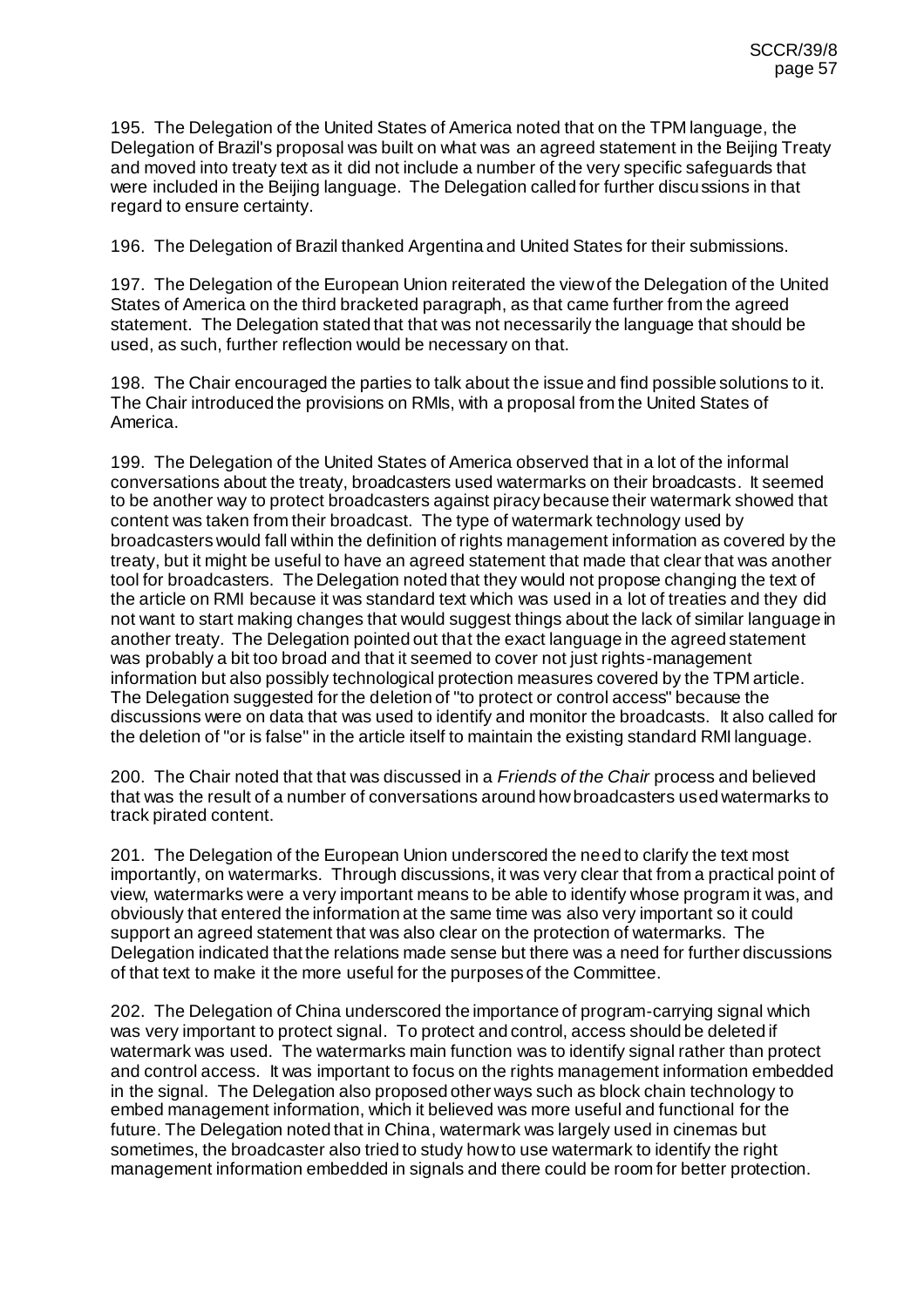195. The Delegation of the United States of America noted that on the TPM language, the Delegation of Brazil's proposal was built on what was an agreed statement in the Beijing Treaty and moved into treaty text as it did not include a number of the very specific safeguards that were included in the Beijing language. The Delegation called for further discussions in that regard to ensure certainty.

196. The Delegation of Brazil thanked Argentina and United States for their submissions.

197. The Delegation of the European Union reiterated the view of the Delegation of the United States of America on the third bracketed paragraph, as that came further from the agreed statement. The Delegation stated that that was not necessarily the language that should be used, as such, further reflection would be necessary on that.

198. The Chair encouraged the parties to talk about the issue and find possible solutions to it. The Chair introduced the provisions on RMIs, with a proposal from the United States of America.

199. The Delegation of the United States of America observed that in a lot of the informal conversations about the treaty, broadcasters used watermarks on their broadcasts. It seemed to be another way to protect broadcasters against piracy because their watermark showed that content was taken from their broadcast. The type of watermark technology used by broadcasters would fall within the definition of rights management information as covered by the treaty, but it might be useful to have an agreed statement that made that clear that was another tool for broadcasters. The Delegation noted that they would not propose changing the text of the article on RMI because it was standard text which was used in a lot of treaties and they did not want to start making changes that would suggest things about the lack of similar language in another treaty. The Delegation pointed out that the exact language in the agreed statement was probably a bit too broad and that it seemed to cover not just rights-management information but also possibly technological protection measures covered by the TPM article. The Delegation suggested for the deletion of "to protect or control access" because the discussions were on data that was used to identify and monitor the broadcasts. It also called for the deletion of "or is false" in the article itself to maintain the existing standard RMI language.

200. The Chair noted that that was discussed in a *Friends of the Chair* process and believed that was the result of a number of conversations around how broadcasters used watermarks to track pirated content.

201. The Delegation of the European Union underscored the need to clarify the text most importantly, on watermarks. Through discussions, it was very clear that from a practical point of view, watermarks were a very important means to be able to identify whose program it was, and obviously that entered the information at the same time was also very important so it could support an agreed statement that was also clear on the protection of watermarks. The Delegation indicated that the relations made sense but there was a need for further discussions of that text to make it the more useful for the purposes of the Committee.

202. The Delegation of China underscored the importance of program-carrying signal which was very important to protect signal. To protect and control, access should be deleted if watermark was used. The watermarks main function was to identify signal rather than protect and control access. It was important to focus on the rights management information embedded in the signal. The Delegation also proposed other ways such as block chain technology to embed management information, which it believed was more useful and functional for the future. The Delegation noted that in China, watermark was largely used in cinemas but sometimes, the broadcaster also tried to study how to use watermark to identify the right management information embedded in signals and there could be room for better protection.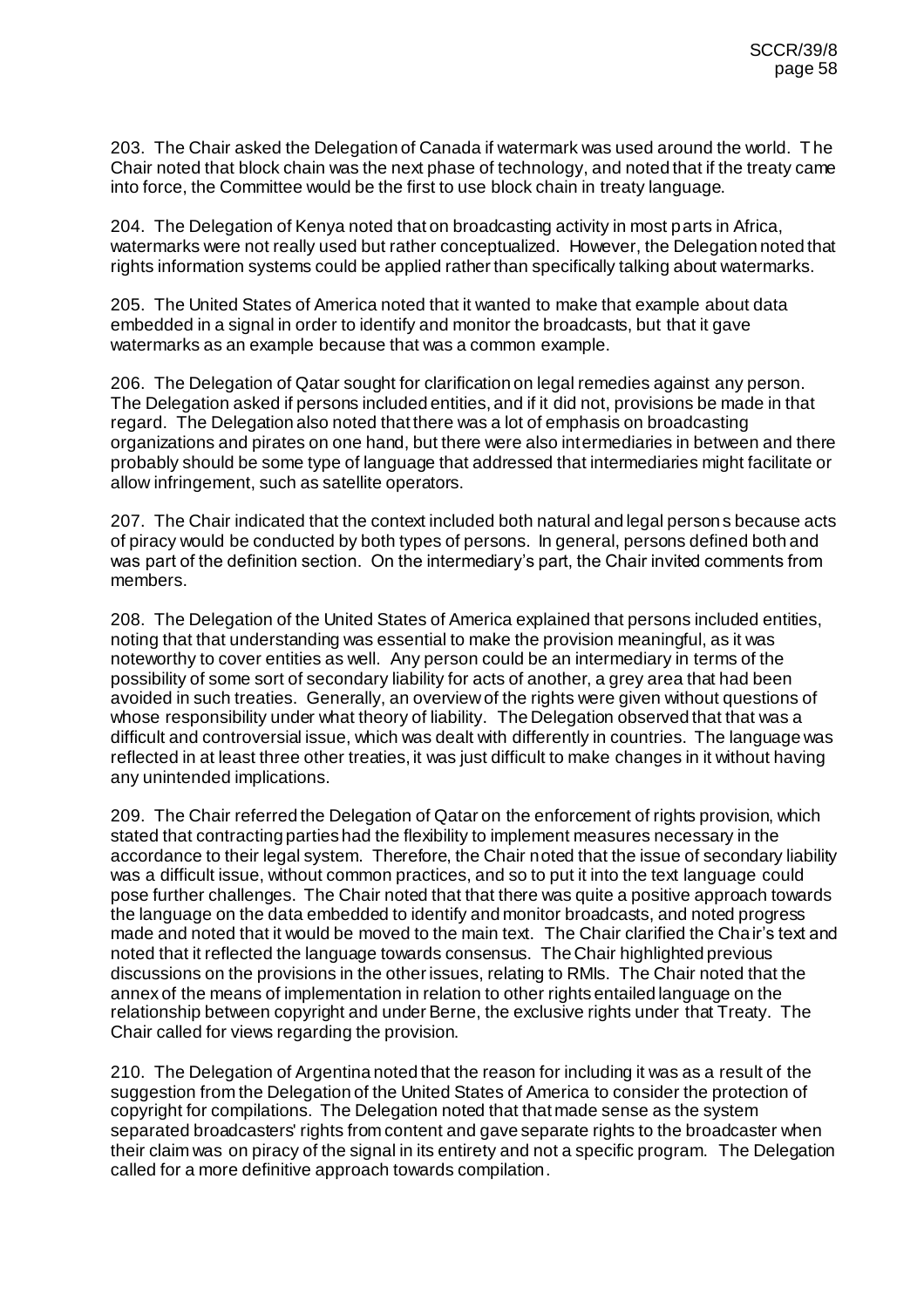203. The Chair asked the Delegation of Canada if watermark was used around the world. The Chair noted that block chain was the next phase of technology, and noted that if the treaty came into force, the Committee would be the first to use block chain in treaty language.

204. The Delegation of Kenya noted that on broadcasting activity in most parts in Africa, watermarks were not really used but rather conceptualized. However, the Delegation noted that rights information systems could be applied rather than specifically talking about watermarks.

205. The United States of America noted that it wanted to make that example about data embedded in a signal in order to identify and monitor the broadcasts, but that it gave watermarks as an example because that was a common example.

206. The Delegation of Qatar sought for clarification on legal remedies against any person. The Delegation asked if persons included entities, and if it did not, provisions be made in that regard. The Delegation also noted that there was a lot of emphasis on broadcasting organizations and pirates on one hand, but there were also intermediaries in between and there probably should be some type of language that addressed that intermediaries might facilitate or allow infringement, such as satellite operators.

207. The Chair indicated that the context included both natural and legal persons because acts of piracy would be conducted by both types of persons. In general, persons defined both and was part of the definition section. On the intermediary's part, the Chair invited comments from members.

208. The Delegation of the United States of America explained that persons included entities, noting that that understanding was essential to make the provision meaningful, as it was noteworthy to cover entities as well. Any person could be an intermediary in terms of the possibility of some sort of secondary liability for acts of another, a grey area that had been avoided in such treaties. Generally, an overview of the rights were given without questions of whose responsibility under what theory of liability. The Delegation observed that that was a difficult and controversial issue, which was dealt with differently in countries. The language was reflected in at least three other treaties, it was just difficult to make changes in it without having any unintended implications.

209. The Chair referred the Delegation of Qatar on the enforcement of rights provision, which stated that contracting parties had the flexibility to implement measures necessary in the accordance to their legal system. Therefore, the Chair noted that the issue of secondary liability was a difficult issue, without common practices, and so to put it into the text language could pose further challenges. The Chair noted that that there was quite a positive approach towards the language on the data embedded to identify and monitor broadcasts, and noted progress made and noted that it would be moved to the main text. The Chair clarified the Chair's text and noted that it reflected the language towards consensus. The Chair highlighted previous discussions on the provisions in the other issues, relating to RMIs. The Chair noted that the annex of the means of implementation in relation to other rights entailed language on the relationship between copyright and under Berne, the exclusive rights under that Treaty. The Chair called for views regarding the provision.

210. The Delegation of Argentina noted that the reason for including it was as a result of the suggestion from the Delegation of the United States of America to consider the protection of copyright for compilations. The Delegation noted that that made sense as the system separated broadcasters' rights from content and gave separate rights to the broadcaster when their claim was on piracy of the signal in its entirety and not a specific program. The Delegation called for a more definitive approach towards compilation.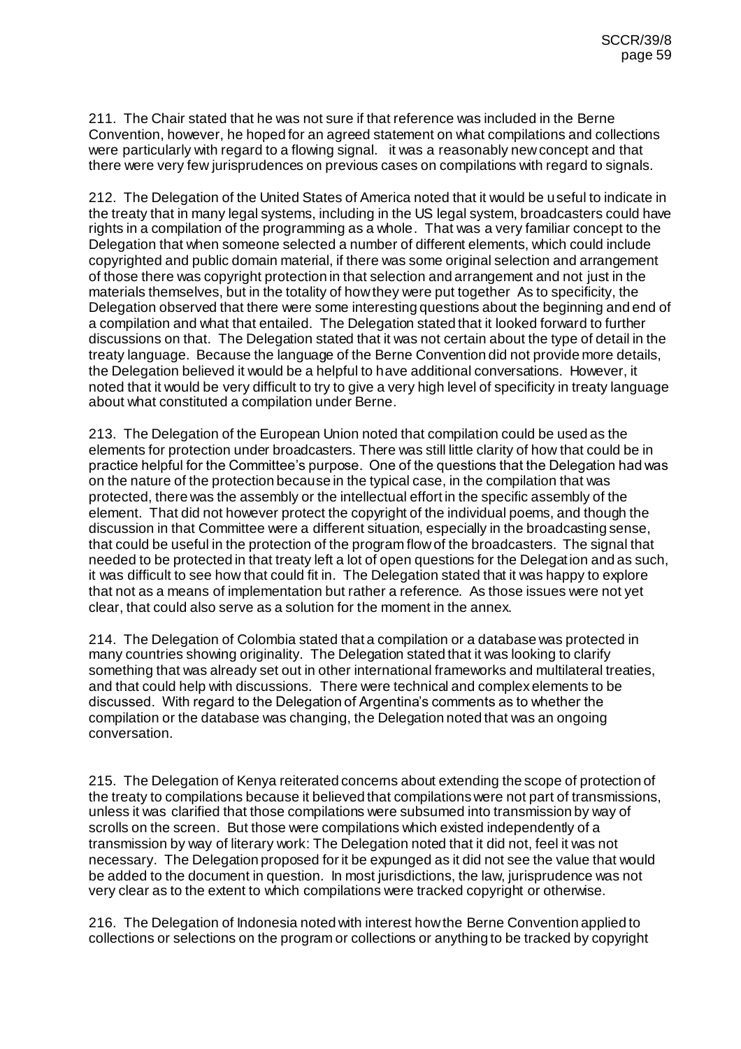211. The Chair stated that he was not sure if that reference was included in the Berne Convention, however, he hoped for an agreed statement on what compilations and collections were particularly with regard to a flowing signal. it was a reasonably new concept and that there were very few jurisprudences on previous cases on compilations with regard to signals.

212. The Delegation of the United States of America noted that it would be useful to indicate in the treaty that in many legal systems, including in the US legal system, broadcasters could have rights in a compilation of the programming as a whole. That was a very familiar concept to the Delegation that when someone selected a number of different elements, which could include copyrighted and public domain material, if there was some original selection and arrangement of those there was copyright protection in that selection and arrangement and not just in the materials themselves, but in the totality of how they were put together As to specificity, the Delegation observed that there were some interesting questions about the beginning and end of a compilation and what that entailed. The Delegation stated that it looked forward to further discussions on that. The Delegation stated that it was not certain about the type of detail in the treaty language. Because the language of the Berne Convention did not provide more details, the Delegation believed it would be a helpful to have additional conversations. However, it noted that it would be very difficult to try to give a very high level of specificity in treaty language about what constituted a compilation under Berne.

213. The Delegation of the European Union noted that compilation could be used as the elements for protection under broadcasters. There was still little clarity of how that could be in practice helpful for the Committee's purpose. One of the questions that the Delegation had was on the nature of the protection because in the typical case, in the compilation that was protected, there was the assembly or the intellectual effort in the specific assembly of the element. That did not however protect the copyright of the individual poems, and though the discussion in that Committee were a different situation, especially in the broadcasting sense, that could be useful in the protection of the program flow of the broadcasters. The signal that needed to be protected in that treaty left a lot of open questions for the Delegation and as such, it was difficult to see how that could fit in. The Delegation stated that it was happy to explore that not as a means of implementation but rather a reference. As those issues were not yet clear, that could also serve as a solution for the moment in the annex.

214. The Delegation of Colombia stated that a compilation or a database was protected in many countries showing originality. The Delegation stated that it was looking to clarify something that was already set out in other international frameworks and multilateral treaties, and that could help with discussions. There were technical and complex elements to be discussed. With regard to the Delegation of Argentina's comments as to whether the compilation or the database was changing, the Delegation noted that was an ongoing conversation.

215. The Delegation of Kenya reiterated concerns about extending the scope of protection of the treaty to compilations because it believed that compilations were not part of transmissions, unless it was clarified that those compilations were subsumed into transmission by way of scrolls on the screen. But those were compilations which existed independently of a transmission by way of literary work: The Delegation noted that it did not, feel it was not necessary. The Delegation proposed for it be expunged as it did not see the value that would be added to the document in question. In most jurisdictions, the law, jurisprudence was not very clear as to the extent to which compilations were tracked copyright or otherwise.

216. The Delegation of Indonesia noted with interest how the Berne Convention applied to collections or selections on the program or collections or anything to be tracked by copyright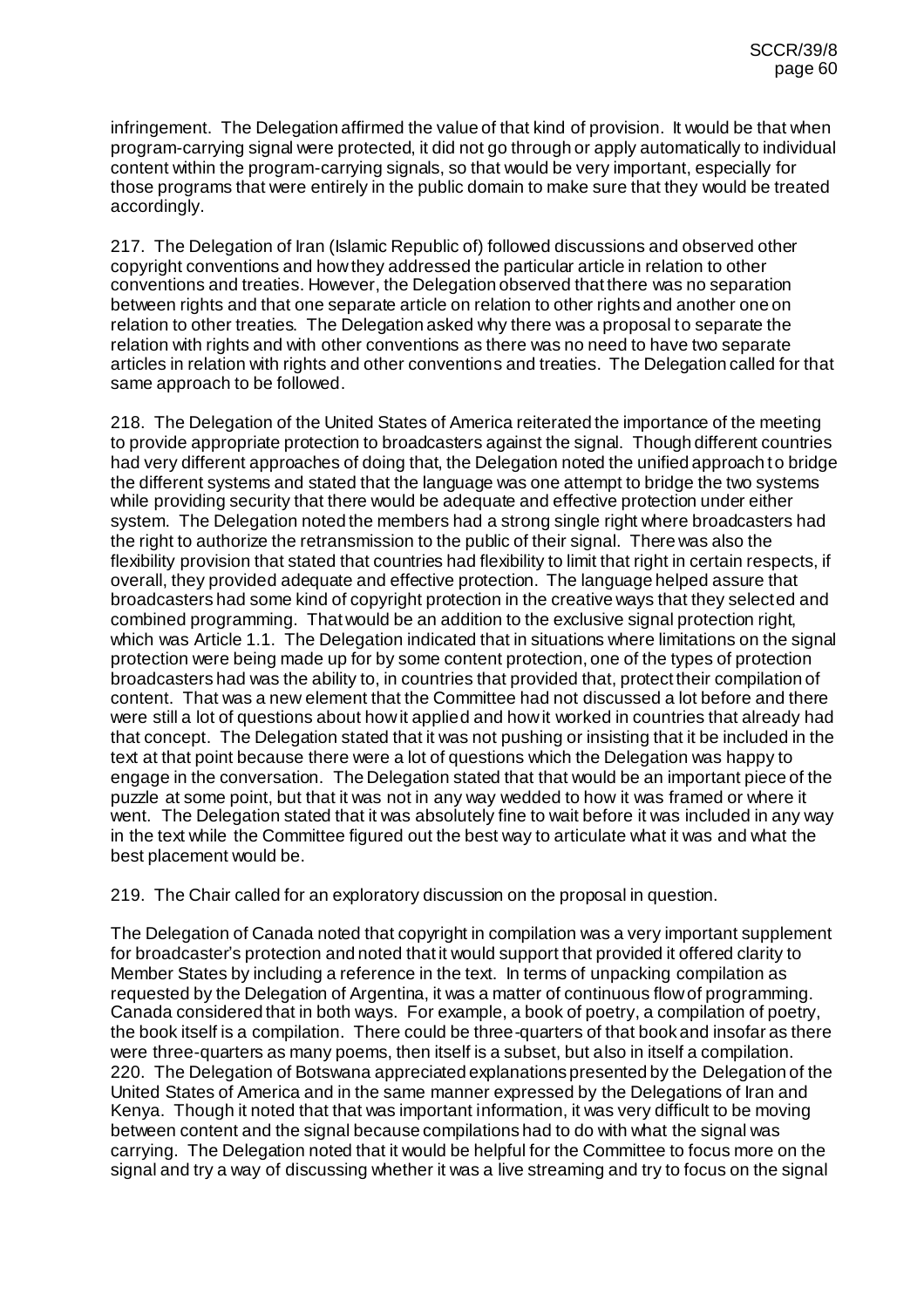infringement. The Delegation affirmed the value of that kind of provision. It would be that when program-carrying signal were protected, it did not go through or apply automatically to individual content within the program-carrying signals, so that would be very important, especially for those programs that were entirely in the public domain to make sure that they would be treated accordingly.

217. The Delegation of Iran (Islamic Republic of) followed discussions and observed other copyright conventions and how they addressed the particular article in relation to other conventions and treaties. However, the Delegation observed that there was no separation between rights and that one separate article on relation to other rights and another one on relation to other treaties. The Delegation asked why there was a proposal to separate the relation with rights and with other conventions as there was no need to have two separate articles in relation with rights and other conventions and treaties. The Delegation called for that same approach to be followed.

218. The Delegation of the United States of America reiterated the importance of the meeting to provide appropriate protection to broadcasters against the signal. Though different countries had very different approaches of doing that, the Delegation noted the unified approach to bridge the different systems and stated that the language was one attempt to bridge the two systems while providing security that there would be adequate and effective protection under either system. The Delegation noted the members had a strong single right where broadcasters had the right to authorize the retransmission to the public of their signal. There was also the flexibility provision that stated that countries had flexibility to limit that right in certain respects, if overall, they provided adequate and effective protection. The language helped assure that broadcasters had some kind of copyright protection in the creative ways that they selected and combined programming. That would be an addition to the exclusive signal protection right, which was Article 1.1. The Delegation indicated that in situations where limitations on the signal protection were being made up for by some content protection, one of the types of protection broadcasters had was the ability to, in countries that provided that, protect their compilation of content. That was a new element that the Committee had not discussed a lot before and there were still a lot of questions about how it applied and how it worked in countries that already had that concept. The Delegation stated that it was not pushing or insisting that it be included in the text at that point because there were a lot of questions which the Delegation was happy to engage in the conversation. The Delegation stated that that would be an important piece of the puzzle at some point, but that it was not in any way wedded to how it was framed or where it went. The Delegation stated that it was absolutely fine to wait before it was included in any way in the text while the Committee figured out the best way to articulate what it was and what the best placement would be.

219. The Chair called for an exploratory discussion on the proposal in question.

The Delegation of Canada noted that copyright in compilation was a very important supplement for broadcaster's protection and noted that it would support that provided it offered clarity to Member States by including a reference in the text. In terms of unpacking compilation as requested by the Delegation of Argentina, it was a matter of continuous flow of programming. Canada considered that in both ways. For example, a book of poetry, a compilation of poetry, the book itself is a compilation. There could be three-quarters of that book and insofar as there were three-quarters as many poems, then itself is a subset, but also in itself a compilation.

220. The Delegation of Botswana appreciated explanations presented by the Delegation of the United States of America and in the same manner expressed by the Delegations of Iran and Kenya. Though it noted that that was important information, it was very difficult to be moving between content and the signal because compilations had to do with what the signal was carrying. The Delegation noted that it would be helpful for the Committee to focus more on the signal and try a way of discussing whether it was a live streaming and try to focus on the signal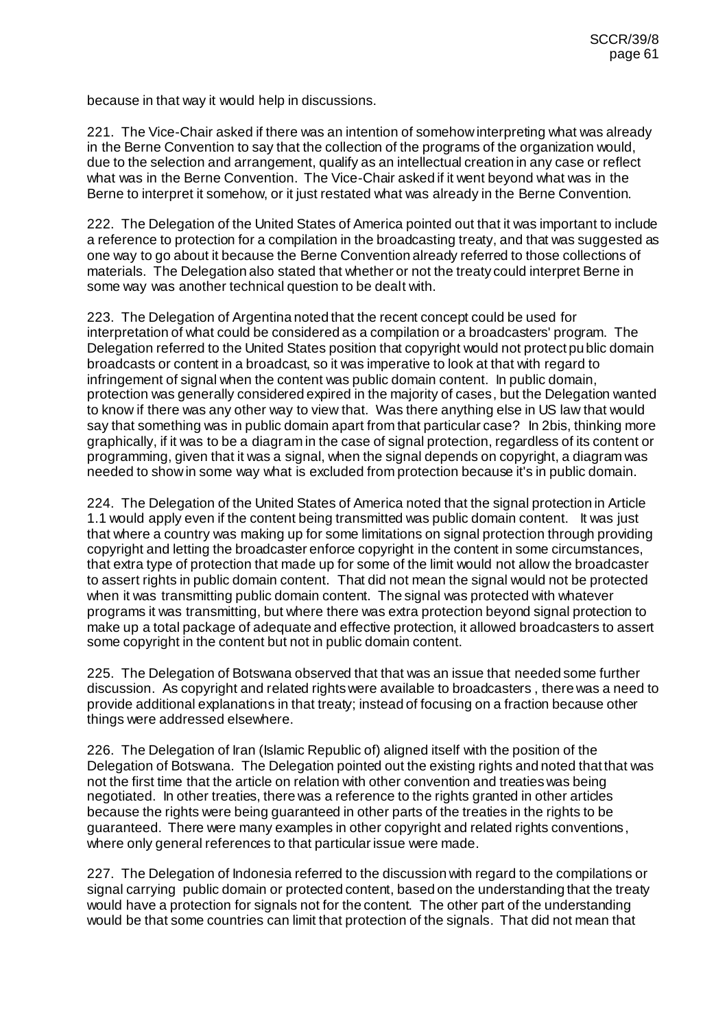because in that way it would help in discussions.

221. The Vice-Chair asked if there was an intention of somehow interpreting what was already in the Berne Convention to say that the collection of the programs of the organization would, due to the selection and arrangement, qualify as an intellectual creation in any case or reflect what was in the Berne Convention. The Vice-Chair asked if it went beyond what was in the Berne to interpret it somehow, or it just restated what was already in the Berne Convention.

222. The Delegation of the United States of America pointed out that it was important to include a reference to protection for a compilation in the broadcasting treaty, and that was suggested as one way to go about it because the Berne Convention already referred to those collections of materials. The Delegation also stated that whether or not the treaty could interpret Berne in some way was another technical question to be dealt with.

223. The Delegation of Argentina noted that the recent concept could be used for interpretation of what could be considered as a compilation or a broadcasters' program. The Delegation referred to the United States position that copyright would not protect public domain broadcasts or content in a broadcast, so it was imperative to look at that with regard to infringement of signal when the content was public domain content. In public domain, protection was generally considered expired in the majority of cases, but the Delegation wanted to know if there was any other way to view that. Was there anything else in US law that would say that something was in public domain apart from that particular case? In 2bis, thinking more graphically, if it was to be a diagram in the case of signal protection, regardless of its content or programming, given that it was a signal, when the signal depends on copyright, a diagram was needed to show in some way what is excluded from protection because it's in public domain.

224. The Delegation of the United States of America noted that the signal protection in Article 1.1 would apply even if the content being transmitted was public domain content. It was just that where a country was making up for some limitations on signal protection through providing copyright and letting the broadcaster enforce copyright in the content in some circumstances, that extra type of protection that made up for some of the limit would not allow the broadcaster to assert rights in public domain content. That did not mean the signal would not be protected when it was transmitting public domain content. The signal was protected with whatever programs it was transmitting, but where there was extra protection beyond signal protection to make up a total package of adequate and effective protection, it allowed broadcasters to assert some copyright in the content but not in public domain content.

225. The Delegation of Botswana observed that that was an issue that needed some further discussion. As copyright and related rights were available to broadcasters , there was a need to provide additional explanations in that treaty; instead of focusing on a fraction because other things were addressed elsewhere.

226. The Delegation of Iran (Islamic Republic of) aligned itself with the position of the Delegation of Botswana. The Delegation pointed out the existing rights and noted that that was not the first time that the article on relation with other convention and treaties was being negotiated. In other treaties, there was a reference to the rights granted in other articles because the rights were being guaranteed in other parts of the treaties in the rights to be guaranteed. There were many examples in other copyright and related rights conventions, where only general references to that particular issue were made.

227. The Delegation of Indonesia referred to the discussion with regard to the compilations or signal carrying public domain or protected content, based on the understanding that the treaty would have a protection for signals not for the content. The other part of the understanding would be that some countries can limit that protection of the signals. That did not mean that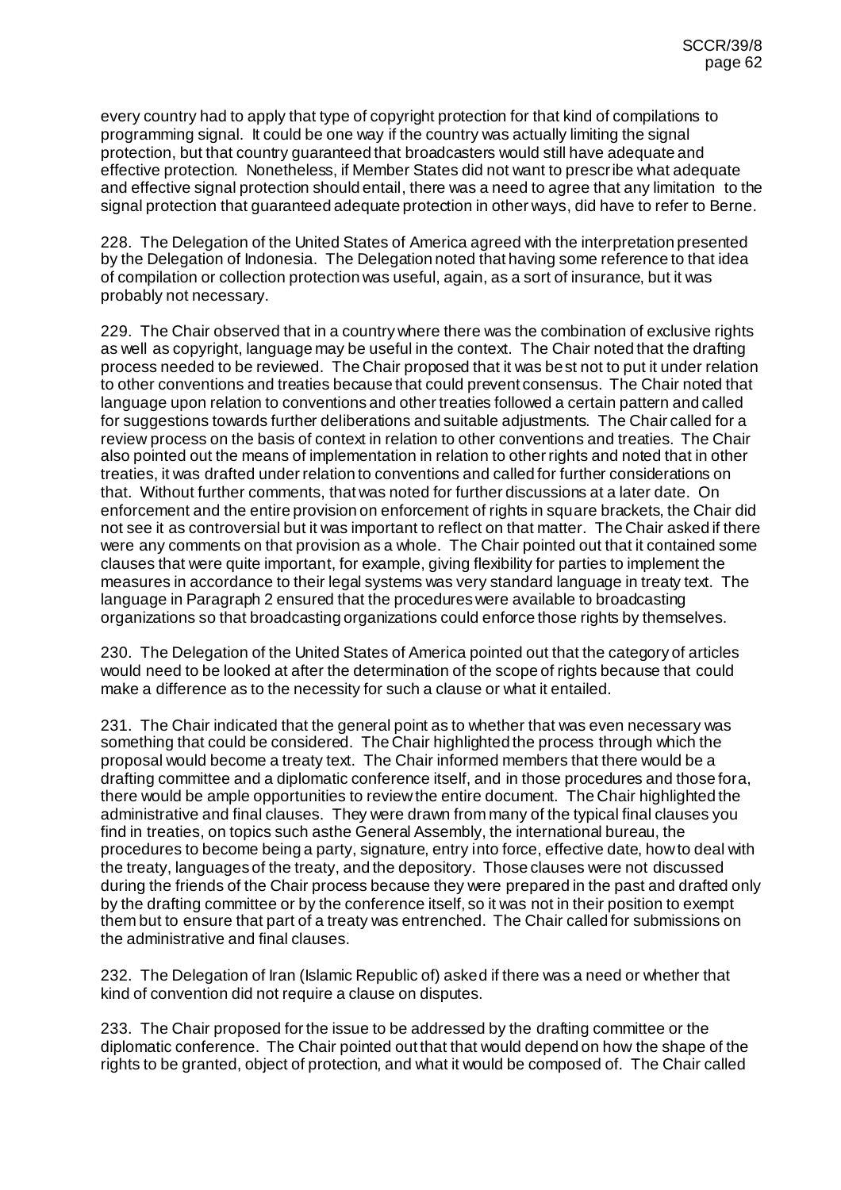every country had to apply that type of copyright protection for that kind of compilations to programming signal. It could be one way if the country was actually limiting the signal protection, but that country guaranteed that broadcasters would still have adequate and effective protection. Nonetheless, if Member States did not want to prescribe what adequate and effective signal protection should entail, there was a need to agree that any limitation to the signal protection that guaranteed adequate protection in other ways, did have to refer to Berne.

228. The Delegation of the United States of America agreed with the interpretation presented by the Delegation of Indonesia. The Delegation noted that having some reference to that idea of compilation or collection protection was useful, again, as a sort of insurance, but it was probably not necessary.

229. The Chair observed that in a country where there was the combination of exclusive rights as well as copyright, language may be useful in the context. The Chair noted that the drafting process needed to be reviewed. The Chair proposed that it was best not to put it under relation to other conventions and treaties because that could prevent consensus. The Chair noted that language upon relation to conventions and other treaties followed a certain pattern and called for suggestions towards further deliberations and suitable adjustments. The Chair called for a review process on the basis of context in relation to other conventions and treaties. The Chair also pointed out the means of implementation in relation to other rights and noted that in other treaties, it was drafted under relation to conventions and called for further considerations on that. Without further comments, that was noted for further discussions at a later date. On enforcement and the entire provision on enforcement of rights in square brackets, the Chair did not see it as controversial but it was important to reflect on that matter. The Chair asked if there were any comments on that provision as a whole. The Chair pointed out that it contained some clauses that were quite important, for example, giving flexibility for parties to implement the measures in accordance to their legal systems was very standard language in treaty text. The language in Paragraph 2 ensured that the procedures were available to broadcasting organizations so that broadcasting organizations could enforce those rights by themselves.

230. The Delegation of the United States of America pointed out that the category of articles would need to be looked at after the determination of the scope of rights because that could make a difference as to the necessity for such a clause or what it entailed.

231. The Chair indicated that the general point as to whether that was even necessary was something that could be considered. The Chair highlighted the process through which the proposal would become a treaty text. The Chair informed members that there would be a drafting committee and a diplomatic conference itself, and in those procedures and those fora, there would be ample opportunities to review the entire document. The Chair highlighted the administrative and final clauses. They were drawn from many of the typical final clauses you find in treaties, on topics such asthe General Assembly, the international bureau, the procedures to become being a party, signature, entry into force, effective date, how to deal with the treaty, languages of the treaty, and the depository. Those clauses were not discussed during the friends of the Chair process because they were prepared in the past and drafted only by the drafting committee or by the conference itself, so it was not in their position to exempt them but to ensure that part of a treaty was entrenched. The Chair called for submissions on the administrative and final clauses.

232. The Delegation of Iran (Islamic Republic of) asked if there was a need or whether that kind of convention did not require a clause on disputes.

233. The Chair proposed for the issue to be addressed by the drafting committee or the diplomatic conference. The Chair pointed out that that would depend on how the shape of the rights to be granted, object of protection, and what it would be composed of. The Chair called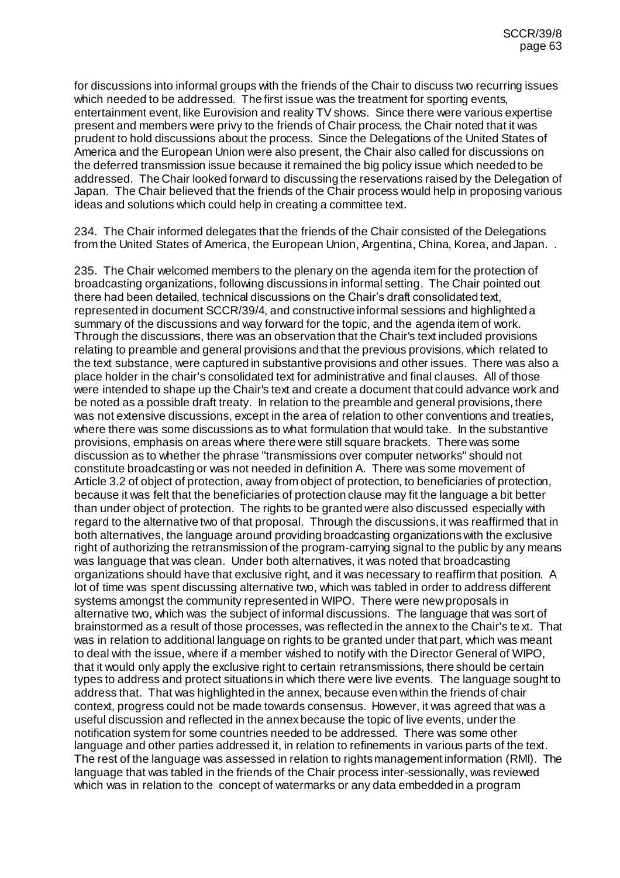for discussions into informal groups with the friends of the Chair to discuss two recurring issues which needed to be addressed. The first issue was the treatment for sporting events, entertainment event, like Eurovision and reality TV shows. Since there were various expertise present and members were privy to the friends of Chair process, the Chair noted that it was prudent to hold discussions about the process. Since the Delegations of the United States of America and the European Union were also present, the Chair also called for discussions on the deferred transmission issue because it remained the big policy issue which needed to be addressed. The Chair looked forward to discussing the reservations raised by the Delegation of Japan. The Chair believed that the friends of the Chair process would help in proposing various ideas and solutions which could help in creating a committee text.

234. The Chair informed delegates that the friends of the Chair consisted of the Delegations from the United States of America, the European Union, Argentina, China, Korea, and Japan. .

235. The Chair welcomed members to the plenary on the agenda item for the protection of broadcasting organizations, following discussions in informal setting. The Chair pointed out there had been detailed, technical discussions on the Chair's draft consolidated text, represented in document SCCR/39/4, and constructive informal sessions and highlighted a summary of the discussions and way forward for the topic, and the agenda item of work. Through the discussions, there was an observation that the Chair's text included provisions relating to preamble and general provisions and that the previous provisions, which related to the text substance, were captured in substantive provisions and other issues. There was also a place holder in the chair's consolidated text for administrative and final clauses. All of those were intended to shape up the Chair's text and create a document that could advance work and be noted as a possible draft treaty. In relation to the preamble and general provisions, there was not extensive discussions, except in the area of relation to other conventions and treaties, where there was some discussions as to what formulation that would take. In the substantive provisions, emphasis on areas where there were still square brackets. There was some discussion as to whether the phrase "transmissions over computer networks" should not constitute broadcasting or was not needed in definition A. There was some movement of Article 3.2 of object of protection, away from object of protection, to beneficiaries of protection, because it was felt that the beneficiaries of protection clause may fit the language a bit better than under object of protection. The rights to be granted were also discussed especially with regard to the alternative two of that proposal. Through the discussions, it was reaffirmed that in both alternatives, the language around providing broadcasting organizations with the exclusive right of authorizing the retransmission of the program-carrying signal to the public by any means was language that was clean. Under both alternatives, it was noted that broadcasting organizations should have that exclusive right, and it was necessary to reaffirm that position. A lot of time was spent discussing alternative two, which was tabled in order to address different systems amongst the community represented in WIPO. There were new proposals in alternative two, which was the subject of informal discussions. The language that was sort of brainstormed as a result of those processes, was reflected in the annex to the Chair's text. That was in relation to additional language on rights to be granted under that part, which was meant to deal with the issue, where if a member wished to notify with the Director General of WIPO, that it would only apply the exclusive right to certain retransmissions, there should be certain types to address and protect situations in which there were live events. The language sought to address that. That was highlighted in the annex, because even within the friends of chair context, progress could not be made towards consensus. However, it was agreed that was a useful discussion and reflected in the annex because the topic of live events, under the notification system for some countries needed to be addressed. There was some other language and other parties addressed it, in relation to refinements in various parts of the text. The rest of the language was assessed in relation to rights management information (RMI). The language that was tabled in the friends of the Chair process inter-sessionally, was reviewed which was in relation to the concept of watermarks or any data embedded in a program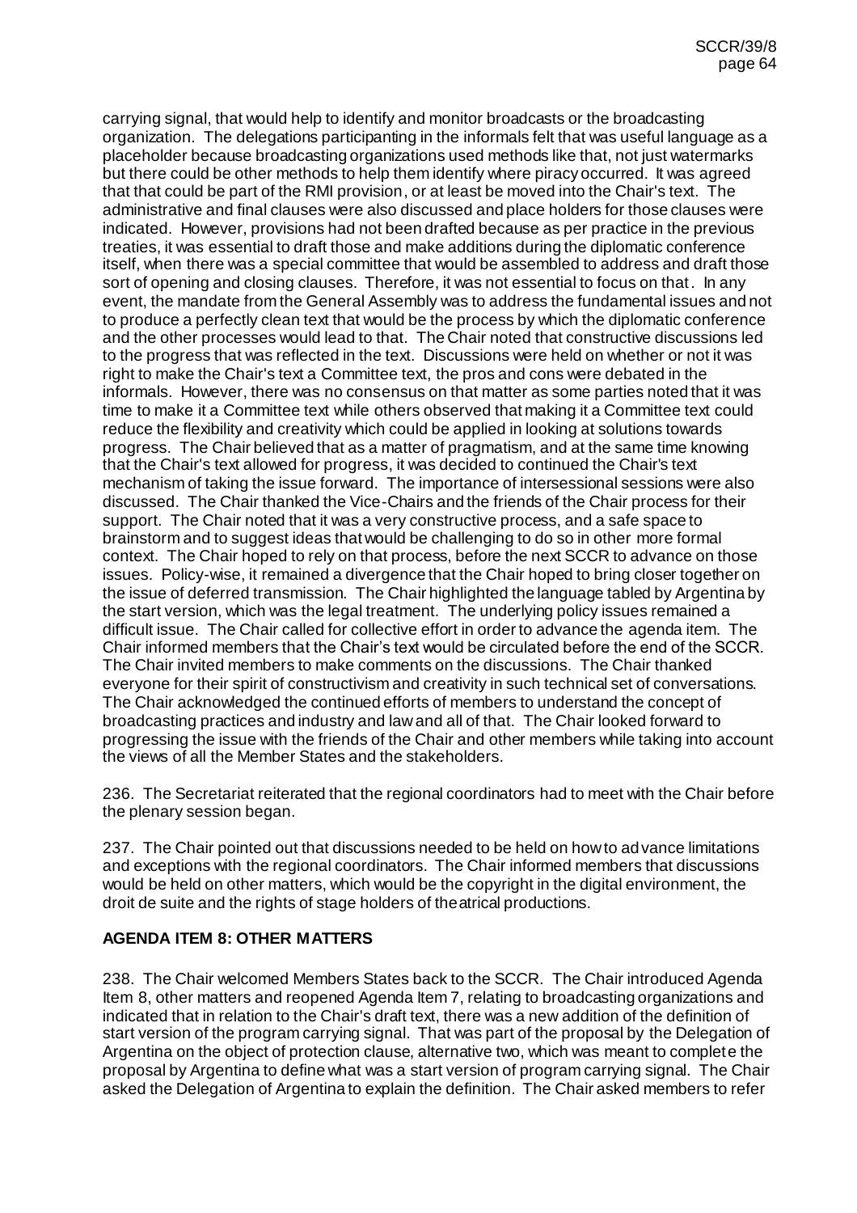carrying signal, that would help to identify and monitor broadcasts or the broadcasting organization. The delegations participanting in the informals felt that was useful language as a placeholder because broadcasting organizations used methods like that, not just watermarks but there could be other methods to help them identify where piracy occurred. It was agreed that that could be part of the RMI provision, or at least be moved into the Chair's text. The administrative and final clauses were also discussed and place holders for those clauses were indicated. However, provisions had not been drafted because as per practice in the previous treaties, it was essential to draft those and make additions during the diplomatic conference itself, when there was a special committee that would be assembled to address and draft those sort of opening and closing clauses. Therefore, it was not essential to focus on that. In any event, the mandate from the General Assembly was to address the fundamental issues and not to produce a perfectly clean text that would be the process by which the diplomatic conference and the other processes would lead to that. The Chair noted that constructive discussions led to the progress that was reflected in the text. Discussions were held on whether or not it was right to make the Chair's text a Committee text, the pros and cons were debated in the informals. However, there was no consensus on that matter as some parties noted that it was time to make it a Committee text while others observed that making it a Committee text could reduce the flexibility and creativity which could be applied in looking at solutions towards progress. The Chair believed that as a matter of pragmatism, and at the same time knowing that the Chair's text allowed for progress, it was decided to continued the Chair's text mechanism of taking the issue forward. The importance of intersessional sessions were also discussed. The Chair thanked the Vice-Chairs and the friends of the Chair process for their support. The Chair noted that it was a very constructive process, and a safe space to brainstorm and to suggest ideas that would be challenging to do so in other more formal context. The Chair hoped to rely on that process, before the next SCCR to advance on those issues. Policy-wise, it remained a divergence that the Chair hoped to bring closer together on the issue of deferred transmission. The Chair highlighted the language tabled by Argentina by the start version, which was the legal treatment. The underlying policy issues remained a difficult issue. The Chair called for collective effort in order to advance the agenda item. The Chair informed members that the Chair's text would be circulated before the end of the SCCR. The Chair invited members to make comments on the discussions. The Chair thanked everyone for their spirit of constructivism and creativity in such technical set of conversations. The Chair acknowledged the continued efforts of members to understand the concept of broadcasting practices and industry and law and all of that. The Chair looked forward to progressing the issue with the friends of the Chair and other members while taking into account the views of all the Member States and the stakeholders.

236. The Secretariat reiterated that the regional coordinators had to meet with the Chair before the plenary session began.

237. The Chair pointed out that discussions needed to be held on how to advance limitations and exceptions with the regional coordinators. The Chair informed members that discussions would be held on other matters, which would be the copyright in the digital environment, the droit de suite and the rights of stage holders of theatrical productions.

## AGENDA ITEM 8: OTHER MATTERS

238. The Chair welcomed Members States back to the SCCR. The Chair introduced Agenda Item 8, other matters and reopened Agenda Item 7, relating to broadcasting organizations and indicated that in relation to the Chair's draft text, there was a new addition of the definition of start version of the program carrying signal. That was part of the proposal by the Delegation of Argentina on the object of protection clause, alternative two, which was meant to complete the proposal by Argentina to define what was a start version of program carrying signal. The Chair asked the Delegation of Argentina to explain the definition. The Chair asked members to refer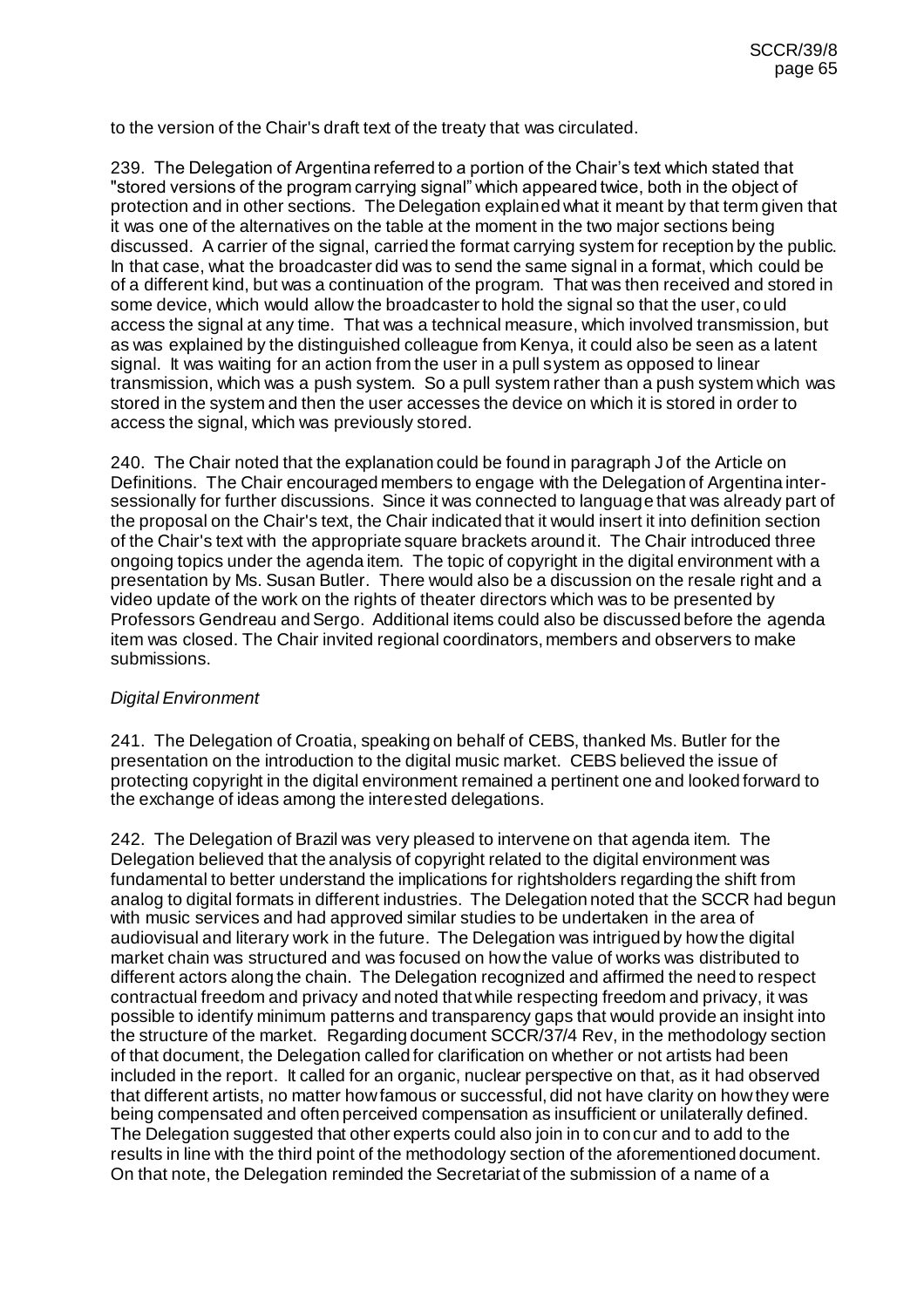to the version of the Chair's draft text of the treaty that was circulated.

239. The Delegation of Argentina referred to a portion of the Chair's text which stated that "stored versions of the program carrying signal" which appeared twice, both in the object of protection and in other sections. The Delegation explained what it meant by that term given that it was one of the alternatives on the table at the moment in the two major sections being discussed. A carrier of the signal, carried the format carrying system for reception by the public. In that case, what the broadcaster did was to send the same signal in a format, which could be of a different kind, but was a continuation of the program. That was then received and stored in some device, which would allow the broadcaster to hold the signal so that the user, could access the signal at any time. That was a technical measure, which involved transmission, but as was explained by the distinguished colleague from Kenya, it could also be seen as a latent signal. It was waiting for an action from the user in a pull system as opposed to linear transmission, which was a push system. So a pull system rather than a push system which was stored in the system and then the user accesses the device on which it is stored in order to access the signal, which was previously stored.

240. The Chair noted that the explanation could be found in paragraph J of the Article on Definitions. The Chair encouraged members to engage with the Delegation of Argentina intersessionally for further discussions. Since it was connected to language that was already part of the proposal on the Chair's text, the Chair indicated that it would insert it into definition section of the Chair's text with the appropriate square brackets around it. The Chair introduced three ongoing topics under the agenda item. The topic of copyright in the digital environment with a presentation by Ms. Susan Butler. There would also be a discussion on the resale right and a video update of the work on the rights of theater directors which was to be presented by Professors Gendreau and Sergo. Additional items could also be discussed before the agenda item was closed. The Chair invited regional coordinators, members and observers to make submissions.

*Digital Environment*

241. The Delegation of Croatia, speaking on behalf of CEBS, thanked Ms. Butler for the presentation on the introduction to the digital music market. CEBS believed the issue of protecting copyright in the digital environment remained a pertinent one and looked forward to the exchange of ideas among the interested delegations.

242. The Delegation of Brazil was very pleased to intervene on that agenda item. The Delegation believed that the analysis of copyright related to the digital environment was fundamental to better understand the implications for rightsholders regarding the shift from analog to digital formats in different industries. The Delegation noted that the SCCR had begun with music services and had approved similar studies to be undertaken in the area of audiovisual and literary work in the future. The Delegation was intrigued by how the digital market chain was structured and was focused on how the value of works was distributed to different actors along the chain. The Delegation recognized and affirmed the need to respect contractual freedom and privacy and noted that while respecting freedom and privacy, it was possible to identify minimum patterns and transparency gaps that would provide an insight into the structure of the market. Regarding document SCCR/37/4 Rev, in the methodology section of that document, the Delegation called for clarification on whether or not artists had been included in the report. It called for an organic, nuclear perspective on that, as it had observed that different artists, no matter how famous or successful, did not have clarity on how they were being compensated and often perceived compensation as insufficient or unilaterally defined. The Delegation suggested that other experts could also join in to concur and to add to the results in line with the third point of the methodology section of the aforementioned document. On that note, the Delegation reminded the Secretariat of the submission of a name of a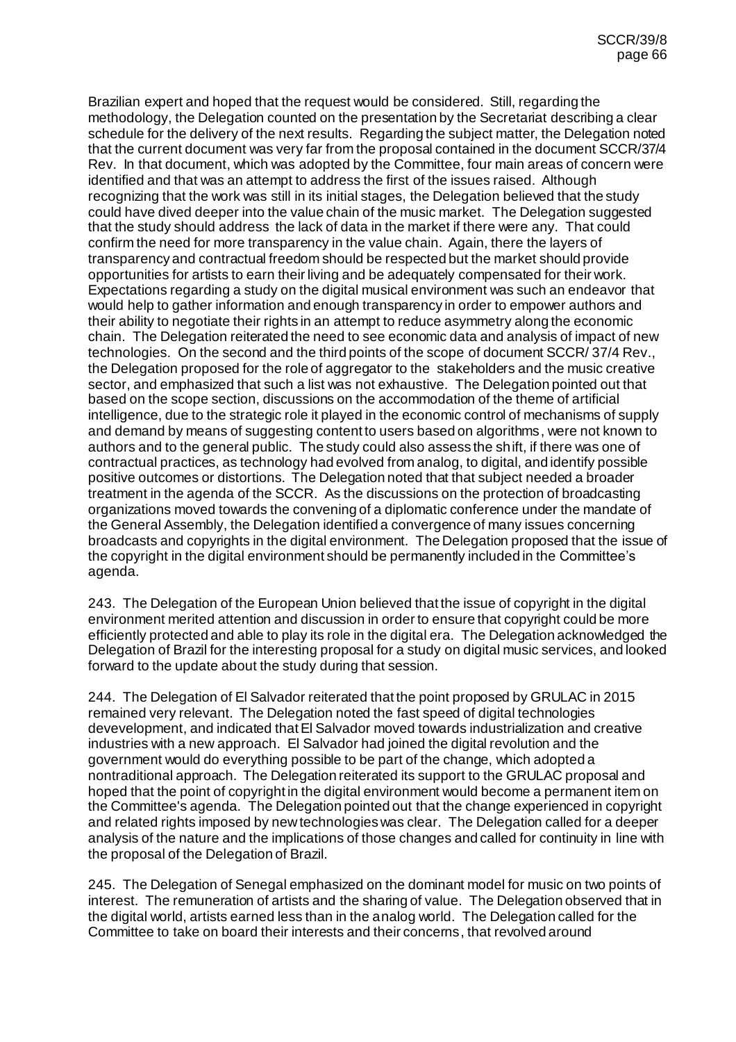Brazilian expert and hoped that the request would be considered. Still, regarding the methodology, the Delegation counted on the presentation by the Secretariat describing a clear schedule for the delivery of the next results. Regarding the subject matter, the Delegation noted that the current document was very far from the proposal contained in the document SCCR/37/4 Rev. In that document, which was adopted by the Committee, four main areas of concern were identified and that was an attempt to address the first of the issues raised. Although recognizing that the work was still in its initial stages, the Delegation believed that the study could have dived deeper into the value chain of the music market. The Delegation suggested that the study should address the lack of data in the market if there were any. That could confirm the need for more transparency in the value chain. Again, there the layers of transparency and contractual freedom should be respected but the market should provide opportunities for artists to earn their living and be adequately compensated for their work. Expectations regarding a study on the digital musical environment was such an endeavor that would help to gather information and enough transparency in order to empower authors and their ability to negotiate their rights in an attempt to reduce asymmetry along the economic chain. The Delegation reiterated the need to see economic data and analysis of impact of new technologies. On the second and the third points of the scope of document SCCR/ 37/4 Rev., the Delegation proposed for the role of aggregator to the stakeholders and the music creative sector, and emphasized that such a list was not exhaustive. The Delegation pointed out that based on the scope section, discussions on the accommodation of the theme of artificial intelligence, due to the strategic role it played in the economic control of mechanisms of supply and demand by means of suggesting content to users based on algorithms, were not known to authors and to the general public. The study could also assess the shift, if there was one of contractual practices, as technology had evolved from analog, to digital, and identify possible positive outcomes or distortions. The Delegation noted that that subject needed a broader treatment in the agenda of the SCCR. As the discussions on the protection of broadcasting organizations moved towards the convening of a diplomatic conference under the mandate of the General Assembly, the Delegation identified a convergence of many issues concerning broadcasts and copyrights in the digital environment. The Delegation proposed that the issue of the copyright in the digital environment should be permanently included in the Committee's agenda.

243. The Delegation of the European Union believed that the issue of copyright in the digital environment merited attention and discussion in order to ensure that copyright could be more efficiently protected and able to play its role in the digital era. The Delegation acknowledged the Delegation of Brazil for the interesting proposal for a study on digital music services, and looked forward to the update about the study during that session.

244. The Delegation of El Salvador reiterated that the point proposed by GRULAC in 2015 remained very relevant. The Delegation noted the fast speed of digital technologies devevelopment, and indicated that El Salvador moved towards industrialization and creative industries with a new approach. El Salvador had joined the digital revolution and the government would do everything possible to be part of the change, which adopted a nontraditional approach. The Delegation reiterated its support to the GRULAC proposal and hoped that the point of copyright in the digital environment would become a permanent item on the Committee's agenda. The Delegation pointed out that the change experienced in copyright and related rights imposed by new technologies was clear. The Delegation called for a deeper analysis of the nature and the implications of those changes and called for continuity in line with the proposal of the Delegation of Brazil.

245. The Delegation of Senegal emphasized on the dominant model for music on two points of interest. The remuneration of artists and the sharing of value. The Delegation observed that in the digital world, artists earned less than in the analog world. The Delegation called for the Committee to take on board their interests and their concerns, that revolved around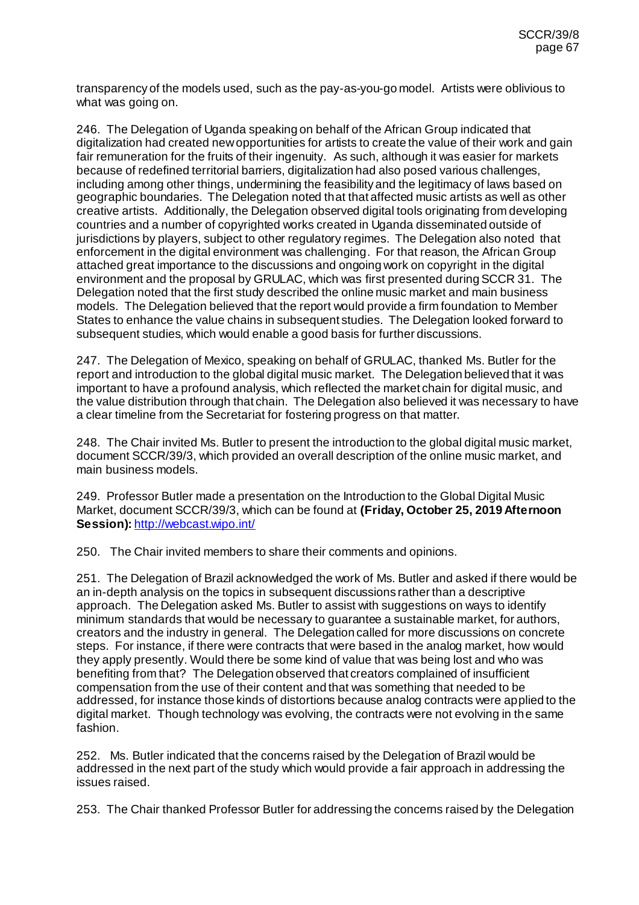transparency of the models used, such as the pay-as-you-go model. Artists were oblivious to what was going on.

246. The Delegation of Uganda speaking on behalf of the African Group indicated that digitalization had created new opportunities for artists to create the value of their work and gain fair remuneration for the fruits of their ingenuity. As such, although it was easier for markets because of redefined territorial barriers, digitalization had also posed various challenges, including among other things, undermining the feasibility and the legitimacy of laws based on geographic boundaries. The Delegation noted that that affected music artists as well as other creative artists. Additionally, the Delegation observed digital tools originating from developing countries and a number of copyrighted works created in Uganda disseminated outside of jurisdictions by players, subject to other regulatory regimes. The Delegation also noted that enforcement in the digital environment was challenging. For that reason, the African Group attached great importance to the discussions and ongoing work on copyright in the digital environment and the proposal by GRULAC, which was first presented during SCCR 31. The Delegation noted that the first study described the online music market and main business models. The Delegation believed that the report would provide a firm foundation to Member States to enhance the value chains in subsequent studies. The Delegation looked forward to subsequent studies, which would enable a good basis for further discussions.

247. The Delegation of Mexico, speaking on behalf of GRULAC, thanked Ms. Butler for the report and introduction to the global digital music market. The Delegation believed that it was important to have a profound analysis, which reflected the market chain for digital music, and the value distribution through that chain. The Delegation also believed it was necessary to have a clear timeline from the Secretariat for fostering progress on that matter.

248. The Chair invited Ms. Butler to present the introduction to the global digital music market, document SCCR/39/3, which provided an overall description of the online music market, and main business models.

249. Professor Butler made a presentation on the Introduction to the Global Digital Music Market, document SCCR/39/3, which can be found at **(Friday, October 25, 2019 Afternoon Session):** http://webcast.wipo.int/

250. The Chair invited members to share their comments and opinions.

251. The Delegation of Brazil acknowledged the work of Ms. Butler and asked if there would be an in-depth analysis on the topics in subsequent discussions rather than a descriptive approach. The Delegation asked Ms. Butler to assist with suggestions on ways to identify minimum standards that would be necessary to guarantee a sustainable market, for authors, creators and the industry in general. The Delegation called for more discussions on concrete steps. For instance, if there were contracts that were based in the analog market, how would they apply presently. Would there be some kind of value that was being lost and who was benefiting from that? The Delegation observed that creators complained of insufficient compensation from the use of their content and that was something that needed to be addressed, for instance those kinds of distortions because analog contracts were applied to the digital market. Though technology was evolving, the contracts were not evolving in the same fashion.

252. Ms. Butler indicated that the concerns raised by the Delegation of Brazil would be addressed in the next part of the study which would provide a fair approach in addressing the issues raised.

253. The Chair thanked Professor Butler for addressing the concerns raised by the Delegation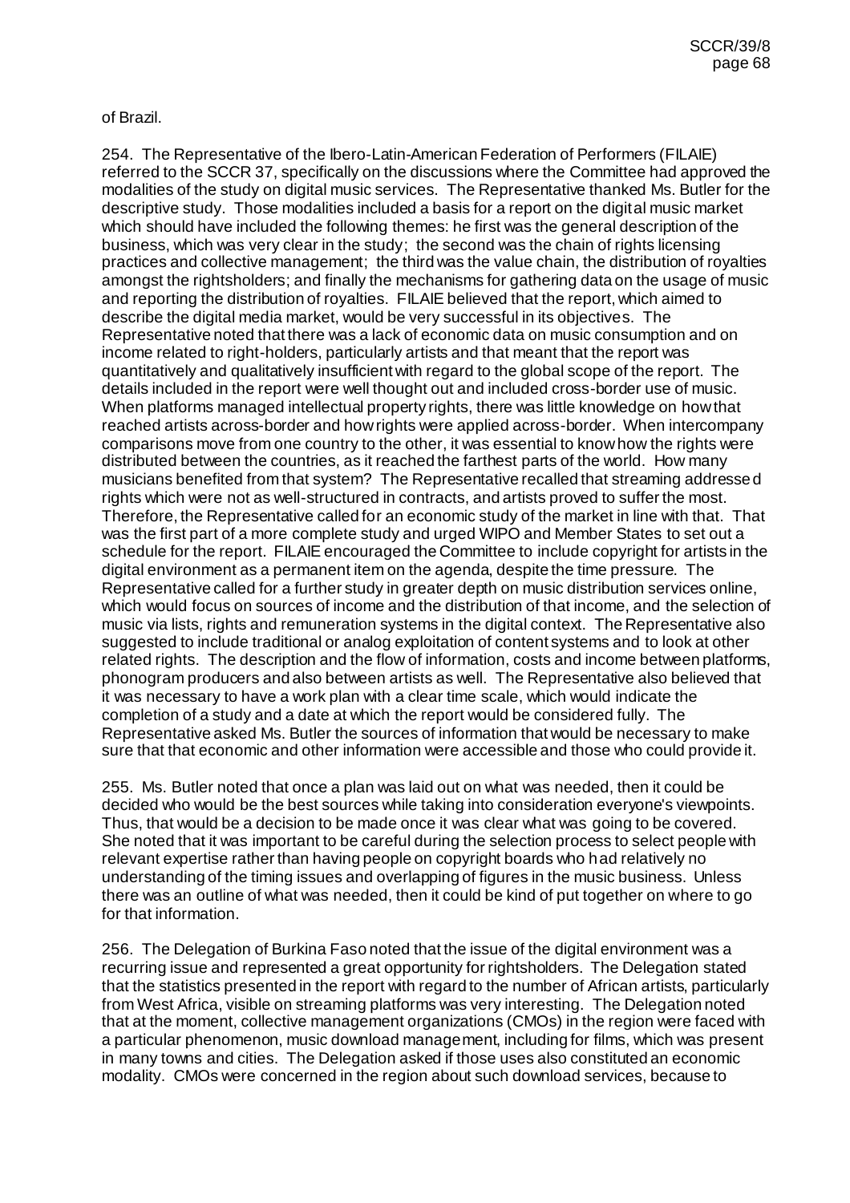of Brazil.

254. The Representative of the Ibero-Latin-American Federation of Performers (FILAIE) referred to the SCCR 37, specifically on the discussions where the Committee had approved the modalities of the study on digital music services. The Representative thanked Ms. Butler for the descriptive study. Those modalities included a basis for a report on the digital music market which should have included the following themes: he first was the general description of the business, which was very clear in the study; the second was the chain of rights licensing practices and collective management; the third was the value chain, the distribution of royalties amongst the rightsholders; and finally the mechanisms for gathering data on the usage of music and reporting the distribution of royalties. FILAIE believed that the report, which aimed to describe the digital media market, would be very successful in its objectives. The Representative noted that there was a lack of economic data on music consumption and on income related to right-holders, particularly artists and that meant that the report was quantitatively and qualitatively insufficient with regard to the global scope of the report. The details included in the report were well thought out and included cross-border use of music. When platforms managed intellectual property rights, there was little knowledge on how that reached artists across-border and how rights were applied across-border. When intercompany comparisons move from one country to the other, it was essential to know how the rights were distributed between the countries, as it reached the farthest parts of the world. How many musicians benefited from that system? The Representative recalled that streaming addressed rights which were not as well-structured in contracts, and artists proved to suffer the most. Therefore, the Representative called for an economic study of the market in line with that. That was the first part of a more complete study and urged WIPO and Member States to set out a schedule for the report. FILAIE encouraged the Committee to include copyright for artists in the digital environment as a permanent item on the agenda, despite the time pressure. The Representative called for a further study in greater depth on music distribution services online, which would focus on sources of income and the distribution of that income, and the selection of music via lists, rights and remuneration systems in the digital context. The Representative also suggested to include traditional or analog exploitation of content systems and to look at other related rights. The description and the flow of information, costs and income between platforms, phonogram producers and also between artists as well. The Representative also believed that it was necessary to have a work plan with a clear time scale, which would indicate the completion of a study and a date at which the report would be considered fully. The Representative asked Ms. Butler the sources of information that would be necessary to make sure that that economic and other information were accessible and those who could provide it.

255. Ms. Butler noted that once a plan was laid out on what was needed, then it could be decided who would be the best sources while taking into consideration everyone's viewpoints. Thus, that would be a decision to be made once it was clear what was going to be covered. She noted that it was important to be careful during the selection process to select people with relevant expertise rather than having people on copyright boards who had relatively no understanding of the timing issues and overlapping of figures in the music business. Unless there was an outline of what was needed, then it could be kind of put together on where to go for that information.

256. The Delegation of Burkina Faso noted that the issue of the digital environment was a recurring issue and represented a great opportunity for rightsholders. The Delegation stated that the statistics presented in the report with regard to the number of African artists, particularly from West Africa, visible on streaming platforms was very interesting. The Delegation noted that at the moment, collective management organizations (CMOs) in the region were faced with a particular phenomenon, music download management, including for films, which was present in many towns and cities. The Delegation asked if those uses also constituted an economic modality. CMOs were concerned in the region about such download services, because to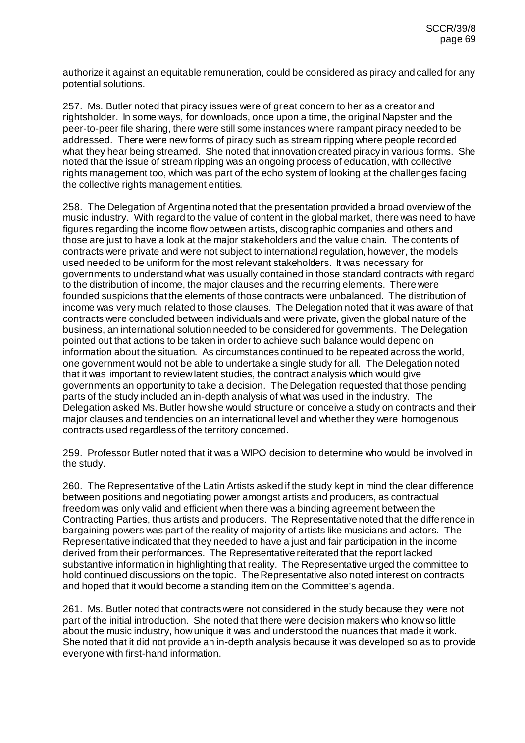authorize it against an equitable remuneration, could be considered as piracy and called for any potential solutions.

257. Ms. Butler noted that piracy issues were of great concern to her as a creator and rightsholder. In some ways, for downloads, once upon a time, the original Napster and the peer-to-peer file sharing, there were still some instances where rampant piracy needed to be addressed. There were new forms of piracy such as stream ripping where people recorded what they hear being streamed. She noted that innovation created piracy in various forms. She noted that the issue of stream ripping was an ongoing process of education, with collective rights management too, which was part of the echo system of looking at the challenges facing the collective rights management entities.

258. The Delegation of Argentina noted that the presentation provided a broad overview of the music industry. With regard to the value of content in the global market, there was need to have figures regarding the income flow between artists, discographic companies and others and those are just to have a look at the major stakeholders and the value chain. The contents of contracts were private and were not subject to international regulation, however, the models used needed to be uniform for the most relevant stakeholders. It was necessary for governments to understand what was usually contained in those standard contracts with regard to the distribution of income, the major clauses and the recurring elements. There were founded suspicions that the elements of those contracts were unbalanced. The distribution of income was very much related to those clauses. The Delegation noted that it was aware of that contracts were concluded between individuals and were private, given the global nature of the business, an international solution needed to be considered for governments. The Delegation pointed out that actions to be taken in order to achieve such balance would depend on information about the situation. As circumstances continued to be repeated across the world, one government would not be able to undertake a single study for all. The Delegation noted that it was important to review latent studies, the contract analysis which would give governments an opportunity to take a decision. The Delegation requested that those pending parts of the study included an in-depth analysis of what was used in the industry. The Delegation asked Ms. Butler how she would structure or conceive a study on contracts and their major clauses and tendencies on an international level and whether they were homogenous contracts used regardless of the territory concerned.

259. Professor Butler noted that it was a WIPO decision to determine who would be involved in the study.

260. The Representative of the Latin Artists asked if the study kept in mind the clear difference between positions and negotiating power amongst artists and producers, as contractual freedom was only valid and efficient when there was a binding agreement between the Contracting Parties, thus artists and producers. The Representative noted that the difference in bargaining powers was part of the reality of majority of artists like musicians and actors. The Representative indicated that they needed to have a just and fair participation in the income derived from their performances. The Representative reiterated that the report lacked substantive information in highlighting that reality. The Representative urged the committee to hold continued discussions on the topic. The Representative also noted interest on contracts and hoped that it would become a standing item on the Committee's agenda.

261. Ms. Butler noted that contracts were not considered in the study because they were not part of the initial introduction. She noted that there were decision makers who know so little about the music industry, how unique it was and understood the nuances that made it work. She noted that it did not provide an in-depth analysis because it was developed so as to provide everyone with first-hand information.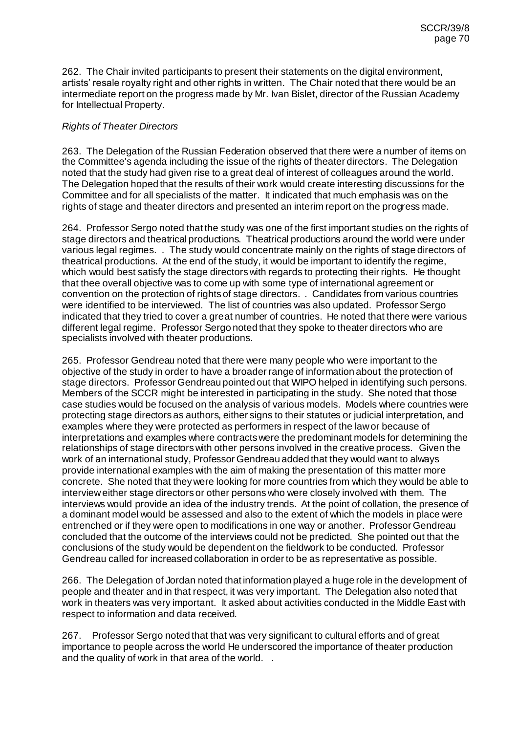262. The Chair invited participants to present their statements on the digital environment, artists' resale royalty right and other rights in written. The Chair noted that there would be an intermediate report on the progress made by Mr. Ivan Bislet, director of the Russian Academy for Intellectual Property.

*Rights of Theater Directors*

263. The Delegation of the Russian Federation observed that there were a number of items on the Committee's agenda including the issue of the rights of theater directors. The Delegation noted that the study had given rise to a great deal of interest of colleagues around the world. The Delegation hoped that the results of their work would create interesting discussions for the Committee and for all specialists of the matter. It indicated that much emphasis was on the rights of stage and theater directors and presented an interim report on the progress made.

264. Professor Sergo noted that the study was one of the first important studies on the rights of stage directors and theatrical productions. Theatrical productions around the world were under various legal regimes. . The study would concentrate mainly on the rights of stage directors of theatrical productions. At the end of the study, it would be important to identify the regime, which would best satisfy the stage directors with regards to protecting their rights. He thought that thee overall objective was to come up with some type of international agreement or convention on the protection of rights of stage directors. . Candidates from various countries were identified to be interviewed. The list of countries was also updated. Professor Sergo indicated that they tried to cover a great number of countries. He noted that there were various different legal regime. Professor Sergo noted that they spoke to theater directors who are specialists involved with theater productions.

265. Professor Gendreau noted that there were many people who were important to the objective of the study in order to have a broader range of information about the protection of stage directors. Professor Gendreau pointed out that WIPO helped in identifying such persons. Members of the SCCR might be interested in participating in the study. She noted that those case studies would be focused on the analysis of various models. Models where countries were protecting stage directors as authors, either signs to their statutes or judicial interpretation, and examples where they were protected as performers in respect of the law or because of interpretations and examples where contracts were the predominant models for determining the relationships of stage directors with other persons involved in the creative process. Given the work of an international study, Professor Gendreau added that they would want to always provide international examples with the aim of making the presentation of this matter more concrete. She noted that they were looking for more countries from which they would be able to interview either stage directors or other persons who were closely involved with them. The interviews would provide an idea of the industry trends. At the point of collation, the presence of a dominant model would be assessed and also to the extent of which the models in place were entrenched or if they were open to modifications in one way or another. Professor Gendreau concluded that the outcome of the interviews could not be predicted. She pointed out that the conclusions of the study would be dependent on the fieldwork to be conducted. Professor Gendreau called for increased collaboration in order to be as representative as possible.

266. The Delegation of Jordan noted that information played a huge role in the development of people and theater and in that respect, it was very important. The Delegation also noted that work in theaters was very important. It asked about activities conducted in the Middle East with respect to information and data received.

267. Professor Sergo noted that that was very significant to cultural efforts and of great importance to people across the world He underscored the importance of theater production and the quality of work in that area of the world. .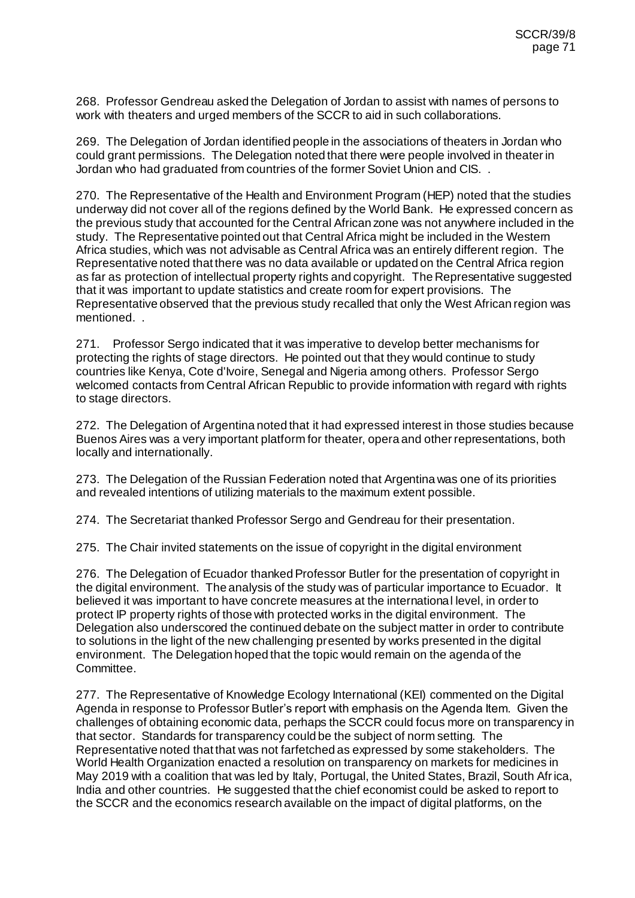268. Professor Gendreau asked the Delegation of Jordan to assist with names of persons to work with theaters and urged members of the SCCR to aid in such collaborations.

269. The Delegation of Jordan identified people in the associations of theaters in Jordan who could grant permissions. The Delegation noted that there were people involved in theater in Jordan who had graduated from countries of the former Soviet Union and CIS. .

270. The Representative of the Health and Environment Program (HEP) noted that the studies underway did not cover all of the regions defined by the World Bank. He expressed concern as the previous study that accounted for the Central African zone was not anywhere included in the study. The Representative pointed out that Central Africa might be included in the Western Africa studies, which was not advisable as Central Africa was an entirely different region. The Representative noted that there was no data available or updated on the Central Africa region as far as protection of intellectual property rights and copyright. The Representative suggested that it was important to update statistics and create room for expert provisions. The Representative observed that the previous study recalled that only the West African region was mentioned. .

271. Professor Sergo indicated that it was imperative to develop better mechanisms for protecting the rights of stage directors. He pointed out that they would continue to study countries like Kenya, Cote d'Ivoire, Senegal and Nigeria among others. Professor Sergo welcomed contacts from Central African Republic to provide information with regard with rights to stage directors.

272. The Delegation of Argentina noted that it had expressed interest in those studies because Buenos Aires was a very important platform for theater, opera and other representations, both locally and internationally.

273. The Delegation of the Russian Federation noted that Argentina was one of its priorities and revealed intentions of utilizing materials to the maximum extent possible.

274. The Secretariat thanked Professor Sergo and Gendreau for their presentation.

275. The Chair invited statements on the issue of copyright in the digital environment

276. The Delegation of Ecuador thanked Professor Butler for the presentation of copyright in the digital environment. The analysis of the study was of particular importance to Ecuador. It believed it was important to have concrete measures at the international level, in order to protect IP property rights of those with protected works in the digital environment. The Delegation also underscored the continued debate on the subject matter in order to contribute to solutions in the light of the new challenging presented by works presented in the digital environment. The Delegation hoped that the topic would remain on the agenda of the Committee.

277. The Representative of Knowledge Ecology International (KEI) commented on the Digital Agenda in response to Professor Butler's report with emphasis on the Agenda Item. Given the challenges of obtaining economic data, perhaps the SCCR could focus more on transparency in that sector. Standards for transparency could be the subject of norm setting. The Representative noted that that was not farfetched as expressed by some stakeholders. The World Health Organization enacted a resolution on transparency on markets for medicines in May 2019 with a coalition that was led by Italy, Portugal, the United States, Brazil, South Africa, India and other countries. He suggested that the chief economist could be asked to report to the SCCR and the economics research available on the impact of digital platforms, on the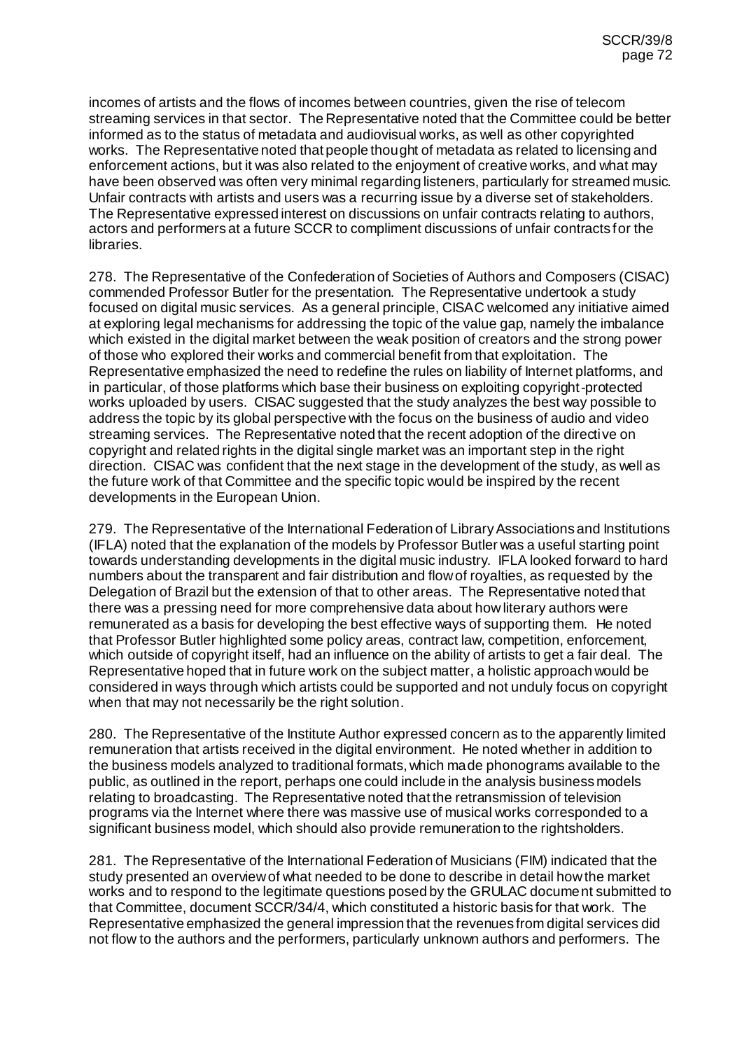incomes of artists and the flows of incomes between countries, given the rise of telecom streaming services in that sector. The Representative noted that the Committee could be better informed as to the status of metadata and audiovisual works, as well as other copyrighted works. The Representative noted that people thought of metadata as related to licensing and enforcement actions, but it was also related to the enjoyment of creative works, and what may have been observed was often very minimal regarding listeners, particularly for streamed music. Unfair contracts with artists and users was a recurring issue by a diverse set of stakeholders. The Representative expressed interest on discussions on unfair contracts relating to authors, actors and performers at a future SCCR to compliment discussions of unfair contracts for the libraries.

278. The Representative of the Confederation of Societies of Authors and Composers (CISAC) commended Professor Butler for the presentation. The Representative undertook a study focused on digital music services. As a general principle, CISAC welcomed any initiative aimed at exploring legal mechanisms for addressing the topic of the value gap, namely the imbalance which existed in the digital market between the weak position of creators and the strong power of those who explored their works and commercial benefit from that exploitation. The Representative emphasized the need to redefine the rules on liability of Internet platforms, and in particular, of those platforms which base their business on exploiting copyright-protected works uploaded by users. CISAC suggested that the study analyzes the best way possible to address the topic by its global perspective with the focus on the business of audio and video streaming services. The Representative noted that the recent adoption of the directive on copyright and related rights in the digital single market was an important step in the right direction. CISAC was confident that the next stage in the development of the study, as well as the future work of that Committee and the specific topic would be inspired by the recent developments in the European Union.

279. The Representative of the International Federation of Library Associations and Institutions (IFLA) noted that the explanation of the models by Professor Butler was a useful starting point towards understanding developments in the digital music industry. IFLA looked forward to hard numbers about the transparent and fair distribution and flow of royalties, as requested by the Delegation of Brazil but the extension of that to other areas. The Representative noted that there was a pressing need for more comprehensive data about how literary authors were remunerated as a basis for developing the best effective ways of supporting them. He noted that Professor Butler highlighted some policy areas, contract law, competition, enforcement, which outside of copyright itself, had an influence on the ability of artists to get a fair deal. The Representative hoped that in future work on the subject matter, a holistic approach would be considered in ways through which artists could be supported and not unduly focus on copyright when that may not necessarily be the right solution.

280. The Representative of the Institute Author expressed concern as to the apparently limited remuneration that artists received in the digital environment. He noted whether in addition to the business models analyzed to traditional formats, which made phonograms available to the public, as outlined in the report, perhaps one could include in the analysis business models relating to broadcasting. The Representative noted that the retransmission of television programs via the Internet where there was massive use of musical works corresponded to a significant business model, which should also provide remuneration to the rightsholders.

281. The Representative of the International Federation of Musicians (FIM) indicated that the study presented an overview of what needed to be done to describe in detail how the market works and to respond to the legitimate questions posed by the GRULAC document submitted to that Committee, document SCCR/34/4, which constituted a historic basis for that work. The Representative emphasized the general impression that the revenues from digital services did not flow to the authors and the performers, particularly unknown authors and performers. The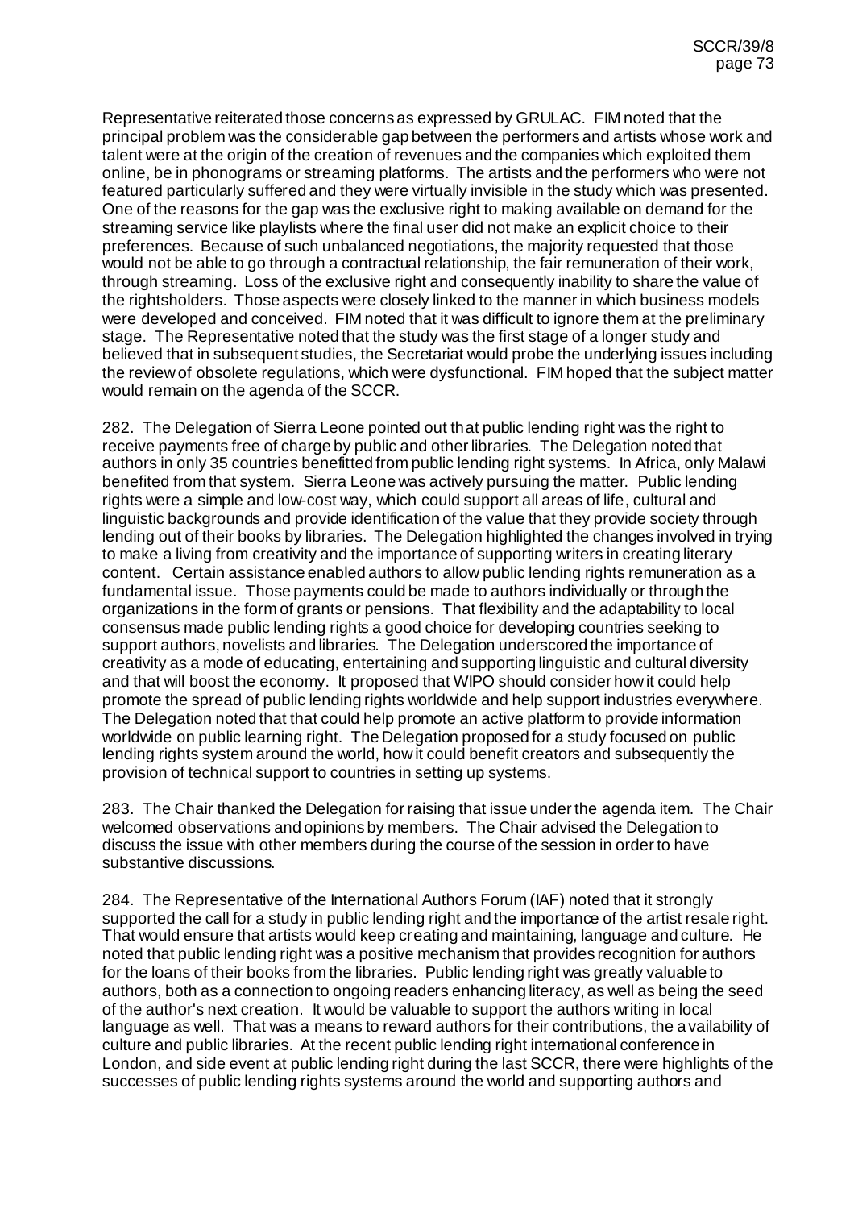Representative reiterated those concerns as expressed by GRULAC. FIM noted that the principal problem was the considerable gap between the performers and artists whose work and talent were at the origin of the creation of revenues and the companies which exploited them online, be in phonograms or streaming platforms. The artists and the performers who were not featured particularly suffered and they were virtually invisible in the study which was presented. One of the reasons for the gap was the exclusive right to making available on demand for the streaming service like playlists where the final user did not make an explicit choice to their preferences. Because of such unbalanced negotiations, the majority requested that those would not be able to go through a contractual relationship, the fair remuneration of their work, through streaming. Loss of the exclusive right and consequently inability to share the value of the rightsholders. Those aspects were closely linked to the manner in which business models were developed and conceived. FIM noted that it was difficult to ignore them at the preliminary stage. The Representative noted that the study was the first stage of a longer study and believed that in subsequent studies, the Secretariat would probe the underlying issues including the review of obsolete regulations, which were dysfunctional. FIM hoped that the subject matter would remain on the agenda of the SCCR.

282. The Delegation of Sierra Leone pointed out that public lending right was the right to receive payments free of charge by public and other libraries. The Delegation noted that authors in only 35 countries benefitted from public lending right systems. In Africa, only Malawi benefited from that system. Sierra Leone was actively pursuing the matter. Public lending rights were a simple and low-cost way, which could support all areas of life, cultural and linguistic backgrounds and provide identification of the value that they provide society through lending out of their books by libraries. The Delegation highlighted the changes involved in trying to make a living from creativity and the importance of supporting writers in creating literary content. Certain assistance enabled authors to allow public lending rights remuneration as a fundamental issue. Those payments could be made to authors individually or through the organizations in the form of grants or pensions. That flexibility and the adaptability to local consensus made public lending rights a good choice for developing countries seeking to support authors, novelists and libraries. The Delegation underscored the importance of creativity as a mode of educating, entertaining and supporting linguistic and cultural diversity and that will boost the economy. It proposed that WIPO should consider how it could help promote the spread of public lending rights worldwide and help support industries everywhere. The Delegation noted that that could help promote an active platform to provide information worldwide on public learning right. The Delegation proposed for a study focused on public lending rights system around the world, how it could benefit creators and subsequently the provision of technical support to countries in setting up systems.

283. The Chair thanked the Delegation for raising that issue under the agenda item. The Chair welcomed observations and opinions by members. The Chair advised the Delegation to discuss the issue with other members during the course of the session in order to have substantive discussions.

284. The Representative of the International Authors Forum (IAF) noted that it strongly supported the call for a study in public lending right and the importance of the artist resale right. That would ensure that artists would keep creating and maintaining, language and culture. He noted that public lending right was a positive mechanism that provides recognition for authors for the loans of their books from the libraries. Public lending right was greatly valuable to authors, both as a connection to ongoing readers enhancing literacy, as well as being the seed of the author's next creation. It would be valuable to support the authors writing in local language as well. That was a means to reward authors for their contributions, the availability of culture and public libraries. At the recent public lending right international conference in London, and side event at public lending right during the last SCCR, there were highlights of the successes of public lending rights systems around the world and supporting authors and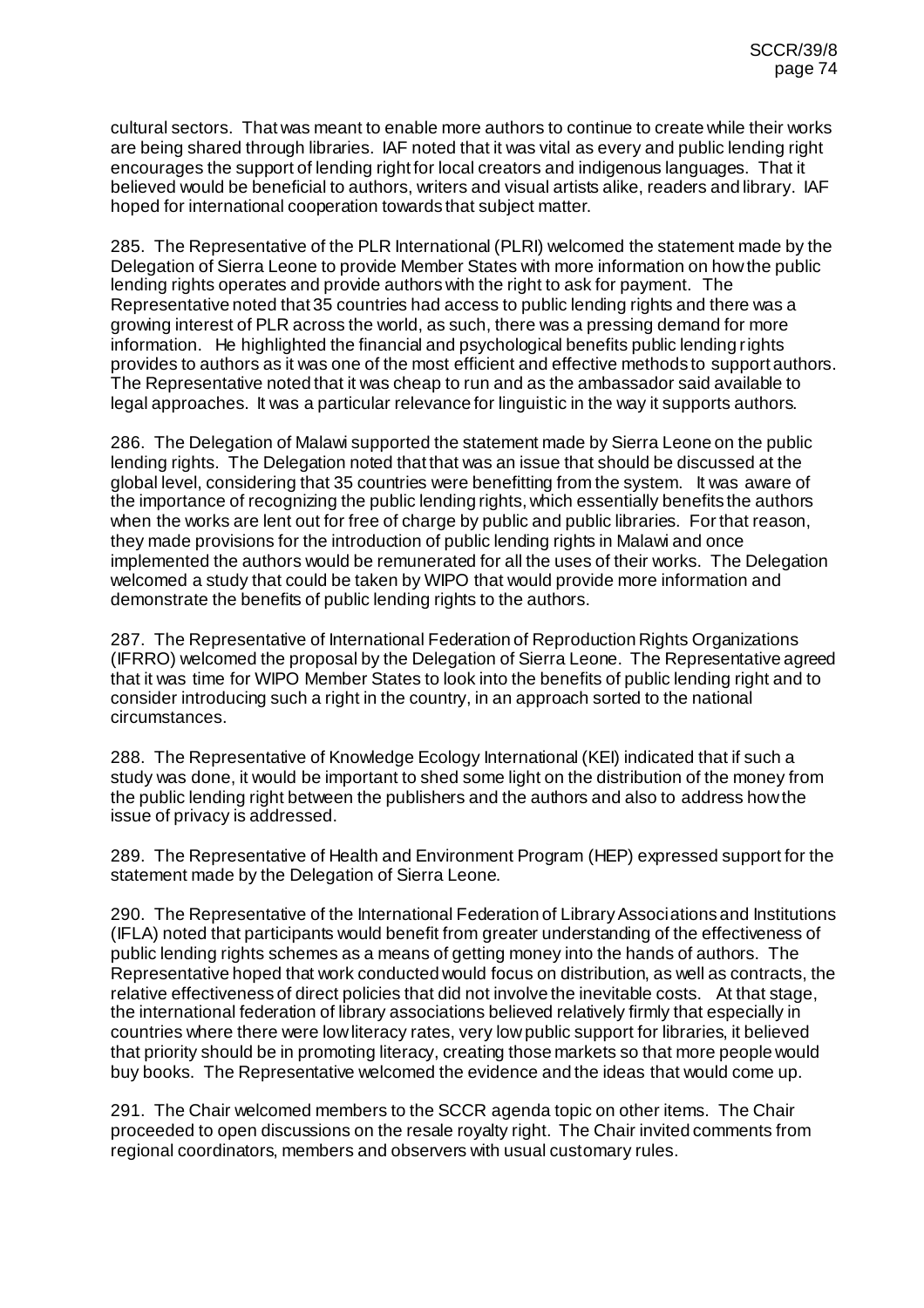cultural sectors. That was meant to enable more authors to continue to create while their works are being shared through libraries. IAF noted that it was vital as every and public lending right encourages the support of lending right for local creators and indigenous languages. That it believed would be beneficial to authors, writers and visual artists alike, readers and library. IAF hoped for international cooperation towards that subject matter.

285. The Representative of the PLR International (PLRI) welcomed the statement made by the Delegation of Sierra Leone to provide Member States with more information on how the public lending rights operates and provide authors with the right to ask for payment. The Representative noted that 35 countries had access to public lending rights and there was a growing interest of PLR across the world, as such, there was a pressing demand for more information. He highlighted the financial and psychological benefits public lending rights provides to authors as it was one of the most efficient and effective methods to support authors. The Representative noted that it was cheap to run and as the ambassador said available to legal approaches. It was a particular relevance for linguistic in the way it supports authors.

286. The Delegation of Malawi supported the statement made by Sierra Leone on the public lending rights. The Delegation noted that that was an issue that should be discussed at the global level, considering that 35 countries were benefitting from the system. It was aware of the importance of recognizing the public lending rights, which essentially benefits the authors when the works are lent out for free of charge by public and public libraries. For that reason, they made provisions for the introduction of public lending rights in Malawi and once implemented the authors would be remunerated for all the uses of their works. The Delegation welcomed a study that could be taken by WIPO that would provide more information and demonstrate the benefits of public lending rights to the authors.

287. The Representative of International Federation of Reproduction Rights Organizations (IFRRO) welcomed the proposal by the Delegation of Sierra Leone. The Representative agreed that it was time for WIPO Member States to look into the benefits of public lending right and to consider introducing such a right in the country, in an approach sorted to the national circumstances.

288. The Representative of Knowledge Ecology International (KEI) indicated that if such a study was done, it would be important to shed some light on the distribution of the money from the public lending right between the publishers and the authors and also to address how the issue of privacy is addressed.

289. The Representative of Health and Environment Program (HEP) expressed support for the statement made by the Delegation of Sierra Leone.

290. The Representative of the International Federation of Library Associations and Institutions (IFLA) noted that participants would benefit from greater understanding of the effectiveness of public lending rights schemes as a means of getting money into the hands of authors. The Representative hoped that work conducted would focus on distribution, as well as contracts, the relative effectiveness of direct policies that did not involve the inevitable costs. At that stage, the international federation of library associations believed relatively firmly that especially in countries where there were low literacy rates, very low public support for libraries, it believed that priority should be in promoting literacy, creating those markets so that more people would buy books. The Representative welcomed the evidence and the ideas that would come up.

291. The Chair welcomed members to the SCCR agenda topic on other items. The Chair proceeded to open discussions on the resale royalty right. The Chair invited comments from regional coordinators, members and observers with usual customary rules.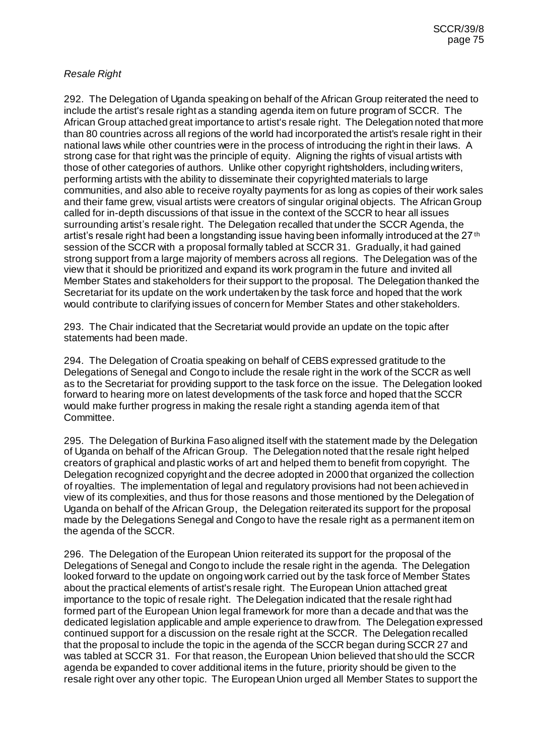*Resale Right*

292. The Delegation of Uganda speaking on behalf of the African Group reiterated the need to include the artist's resale right as a standing agenda item on future program of SCCR. The African Group attached great importance to artist's resale right. The Delegation noted that more than 80 countries across all regions of the world had incorporated the artist's resale right in their national laws while other countries were in the process of introducing the right in their laws. A strong case for that right was the principle of equity. Aligning the rights of visual artists with those of other categories of authors. Unlike other copyright rightsholders, including writers, performing artists with the ability to disseminate their copyrighted materials to large communities, and also able to receive royalty payments for as long as copies of their work sales and their fame grew, visual artists were creators of singular original objects. The African Group called for in-depth discussions of that issue in the context of the SCCR to hear all issues surrounding artist's resale right. The Delegation recalled that under the SCCR Agenda, the artist's resale right had been a longstanding issue having been informally introduced at the 27th session of the SCCR with a proposal formally tabled at SCCR 31. Gradually, it had gained strong support from a large majority of members across all regions. The Delegation was of the view that it should be prioritized and expand its work program in the future and invited all Member States and stakeholders for their support to the proposal. The Delegation thanked the Secretariat for its update on the work undertaken by the task force and hoped that the work would contribute to clarifying issues of concern for Member States and other stakeholders.

293. The Chair indicated that the Secretariat would provide an update on the topic after statements had been made.

294. The Delegation of Croatia speaking on behalf of CEBS expressed gratitude to the Delegations of Senegal and Congo to include the resale right in the work of the SCCR as well as to the Secretariat for providing support to the task force on the issue. The Delegation looked forward to hearing more on latest developments of the task force and hoped that the SCCR would make further progress in making the resale right a standing agenda item of that Committee.

295. The Delegation of Burkina Faso aligned itself with the statement made by the Delegation of Uganda on behalf of the African Group. The Delegation noted that the resale right helped creators of graphical and plastic works of art and helped them to benefit from copyright. The Delegation recognized copyright and the decree adopted in 2000 that organized the collection of royalties. The implementation of legal and regulatory provisions had not been achieved in view of its complexities, and thus for those reasons and those mentioned by the Delegation of Uganda on behalf of the African Group, the Delegation reiterated its support for the proposal made by the Delegations Senegal and Congo to have the resale right as a permanent item on the agenda of the SCCR.

296. The Delegation of the European Union reiterated its support for the proposal of the Delegations of Senegal and Congo to include the resale right in the agenda. The Delegation looked forward to the update on ongoing work carried out by the task force of Member States about the practical elements of artist's resale right. The European Union attached great importance to the topic of resale right. The Delegation indicated that the resale right had formed part of the European Union legal framework for more than a decade and that was the dedicated legislation applicable and ample experience to draw from. The Delegation expressed continued support for a discussion on the resale right at the SCCR. The Delegation recalled that the proposal to include the topic in the agenda of the SCCR began during SCCR 27 and was tabled at SCCR 31. For that reason, the European Union believed that should the SCCR agenda be expanded to cover additional items in the future, priority should be given to the resale right over any other topic. The European Union urged all Member States to support the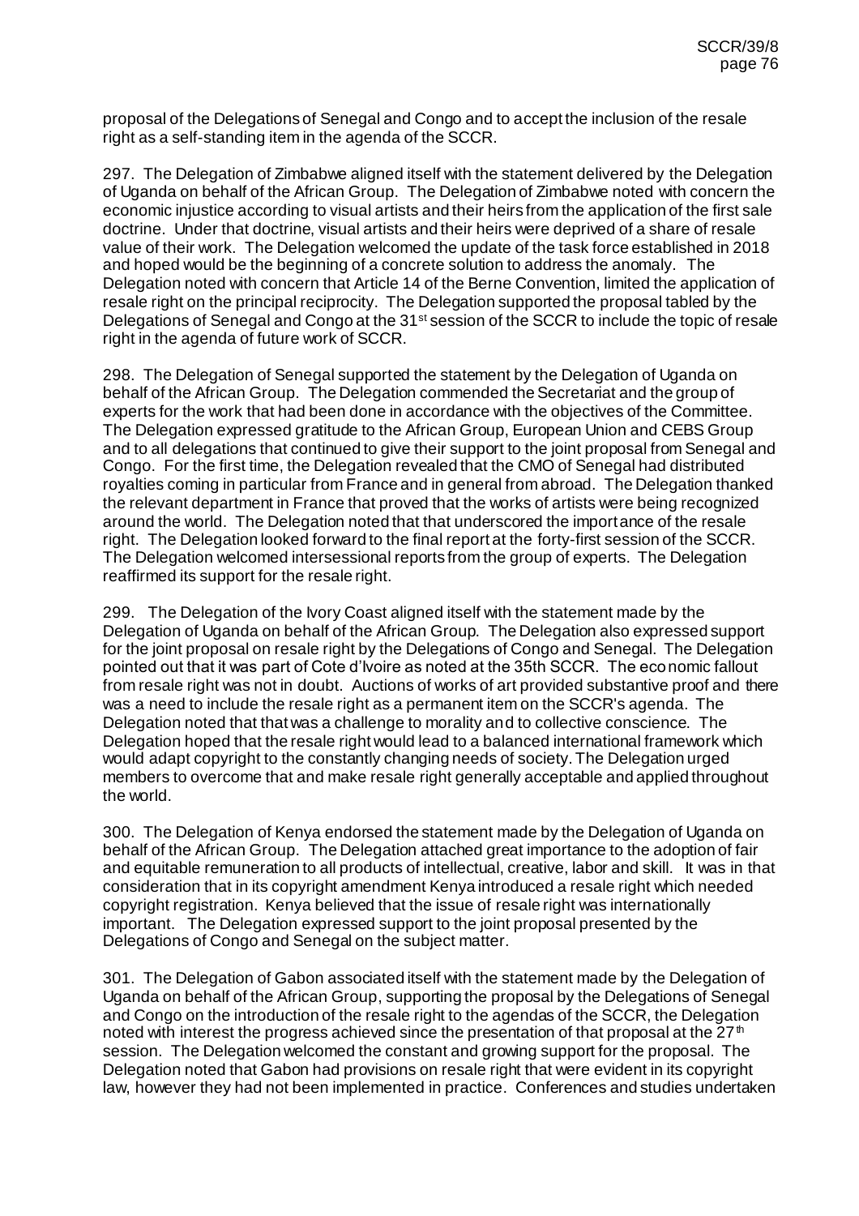proposal of the Delegations of Senegal and Congo and to accept the inclusion of the resale right as a self-standing item in the agenda of the SCCR.

297. The Delegation of Zimbabwe aligned itself with the statement delivered by the Delegation of Uganda on behalf of the African Group. The Delegation of Zimbabwe noted with concern the economic injustice according to visual artists and their heirs from the application of the first sale doctrine. Under that doctrine, visual artists and their heirs were deprived of a share of resale value of their work. The Delegation welcomed the update of the task force established in 2018 and hoped would be the beginning of a concrete solution to address the anomaly. The Delegation noted with concern that Article 14 of the Berne Convention, limited the application of resale right on the principal reciprocity. The Delegation supported the proposal tabled by the Delegations of Senegal and Congo at the 31st session of the SCCR to include the topic of resale right in the agenda of future work of SCCR.

298. The Delegation of Senegal supported the statement by the Delegation of Uganda on behalf of the African Group. The Delegation commended the Secretariat and the group of experts for the work that had been done in accordance with the objectives of the Committee. The Delegation expressed gratitude to the African Group, European Union and CEBS Group and to all delegations that continued to give their support to the joint proposal from Senegal and Congo. For the first time, the Delegation revealed that the CMO of Senegal had distributed royalties coming in particular from France and in general from abroad. The Delegation thanked the relevant department in France that proved that the works of artists were being recognized around the world. The Delegation noted that that underscored the importance of the resale right. The Delegation looked forward to the final report at the forty-first session of the SCCR. The Delegation welcomed intersessional reports from the group of experts. The Delegation reaffirmed its support for the resale right.

299. The Delegation of the Ivory Coast aligned itself with the statement made by the Delegation of Uganda on behalf of the African Group. The Delegation also expressed support for the joint proposal on resale right by the Delegations of Congo and Senegal. The Delegation pointed out that it was part of Cote d'Ivoire as noted at the 35th SCCR. The economic fallout from resale right was not in doubt. Auctions of works of art provided substantive proof and there was a need to include the resale right as a permanent item on the SCCR's agenda. The Delegation noted that that was a challenge to morality and to collective conscience. The Delegation hoped that the resale right would lead to a balanced international framework which would adapt copyright to the constantly changing needs of society. The Delegation urged members to overcome that and make resale right generally acceptable and applied throughout the world.

300. The Delegation of Kenya endorsed the statement made by the Delegation of Uganda on behalf of the African Group. The Delegation attached great importance to the adoption of fair and equitable remuneration to all products of intellectual, creative, labor and skill. It was in that consideration that in its copyright amendment Kenya introduced a resale right which needed copyright registration. Kenya believed that the issue of resale right was internationally important. The Delegation expressed support to the joint proposal presented by the Delegations of Congo and Senegal on the subject matter.

301. The Delegation of Gabon associated itself with the statement made by the Delegation of Uganda on behalf of the African Group, supporting the proposal by the Delegations of Senegal and Congo on the introduction of the resale right to the agendas of the SCCR, the Delegation noted with interest the progress achieved since the presentation of that proposal at the 27th session. The Delegation welcomed the constant and growing support for the proposal. The Delegation noted that Gabon had provisions on resale right that were evident in its copyright law, however they had not been implemented in practice. Conferences and studies undertaken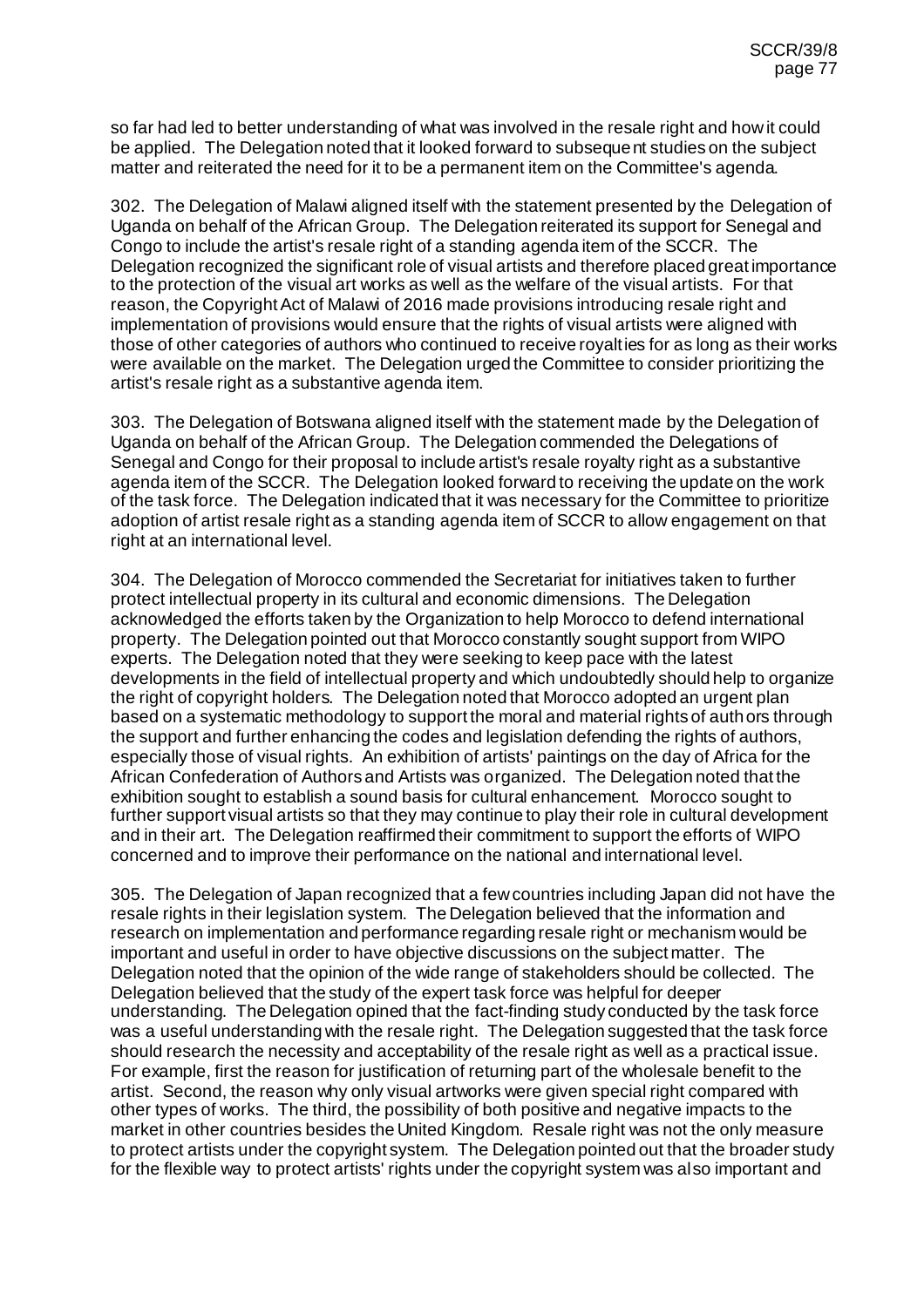so far had led to better understanding of what was involved in the resale right and how it could be applied. The Delegation noted that it looked forward to subsequent studies on the subject matter and reiterated the need for it to be a permanent item on the Committee's agenda.

302. The Delegation of Malawi aligned itself with the statement presented by the Delegation of Uganda on behalf of the African Group. The Delegation reiterated its support for Senegal and Congo to include the artist's resale right of a standing agenda item of the SCCR. The Delegation recognized the significant role of visual artists and therefore placed great importance to the protection of the visual art works as well as the welfare of the visual artists. For that reason, the Copyright Act of Malawi of 2016 made provisions introducing resale right and implementation of provisions would ensure that the rights of visual artists were aligned with those of other categories of authors who continued to receive royalties for as long as their works were available on the market. The Delegation urged the Committee to consider prioritizing the artist's resale right as a substantive agenda item.

303. The Delegation of Botswana aligned itself with the statement made by the Delegation of Uganda on behalf of the African Group. The Delegation commended the Delegations of Senegal and Congo for their proposal to include artist's resale royalty right as a substantive agenda item of the SCCR. The Delegation looked forward to receiving the update on the work of the task force. The Delegation indicated that it was necessary for the Committee to prioritize adoption of artist resale right as a standing agenda item of SCCR to allow engagement on that right at an international level.

304. The Delegation of Morocco commended the Secretariat for initiatives taken to further protect intellectual property in its cultural and economic dimensions. The Delegation acknowledged the efforts taken by the Organization to help Morocco to defend international property. The Delegation pointed out that Morocco constantly sought support from WIPO experts. The Delegation noted that they were seeking to keep pace with the latest developments in the field of intellectual property and which undoubtedly should help to organize the right of copyright holders. The Delegation noted that Morocco adopted an urgent plan based on a systematic methodology to support the moral and material rights of authors through the support and further enhancing the codes and legislation defending the rights of authors, especially those of visual rights. An exhibition of artists' paintings on the day of Africa for the African Confederation of Authors and Artists was organized. The Delegation noted that the exhibition sought to establish a sound basis for cultural enhancement. Morocco sought to further support visual artists so that they may continue to play their role in cultural development and in their art. The Delegation reaffirmed their commitment to support the efforts of WIPO concerned and to improve their performance on the national and international level.

305. The Delegation of Japan recognized that a few countries including Japan did not have the resale rights in their legislation system. The Delegation believed that the information and research on implementation and performance regarding resale right or mechanism would be important and useful in order to have objective discussions on the subject matter. The Delegation noted that the opinion of the wide range of stakeholders should be collected. The Delegation believed that the study of the expert task force was helpful for deeper understanding. The Delegation opined that the fact-finding study conducted by the task force was a useful understanding with the resale right. The Delegation suggested that the task force should research the necessity and acceptability of the resale right as well as a practical issue. For example, first the reason for justification of returning part of the wholesale benefit to the artist. Second, the reason why only visual artworks were given special right compared with other types of works. The third, the possibility of both positive and negative impacts to the market in other countries besides the United Kingdom. Resale right was not the only measure to protect artists under the copyright system. The Delegation pointed out that the broader study for the flexible way to protect artists' rights under the copyright system was also important and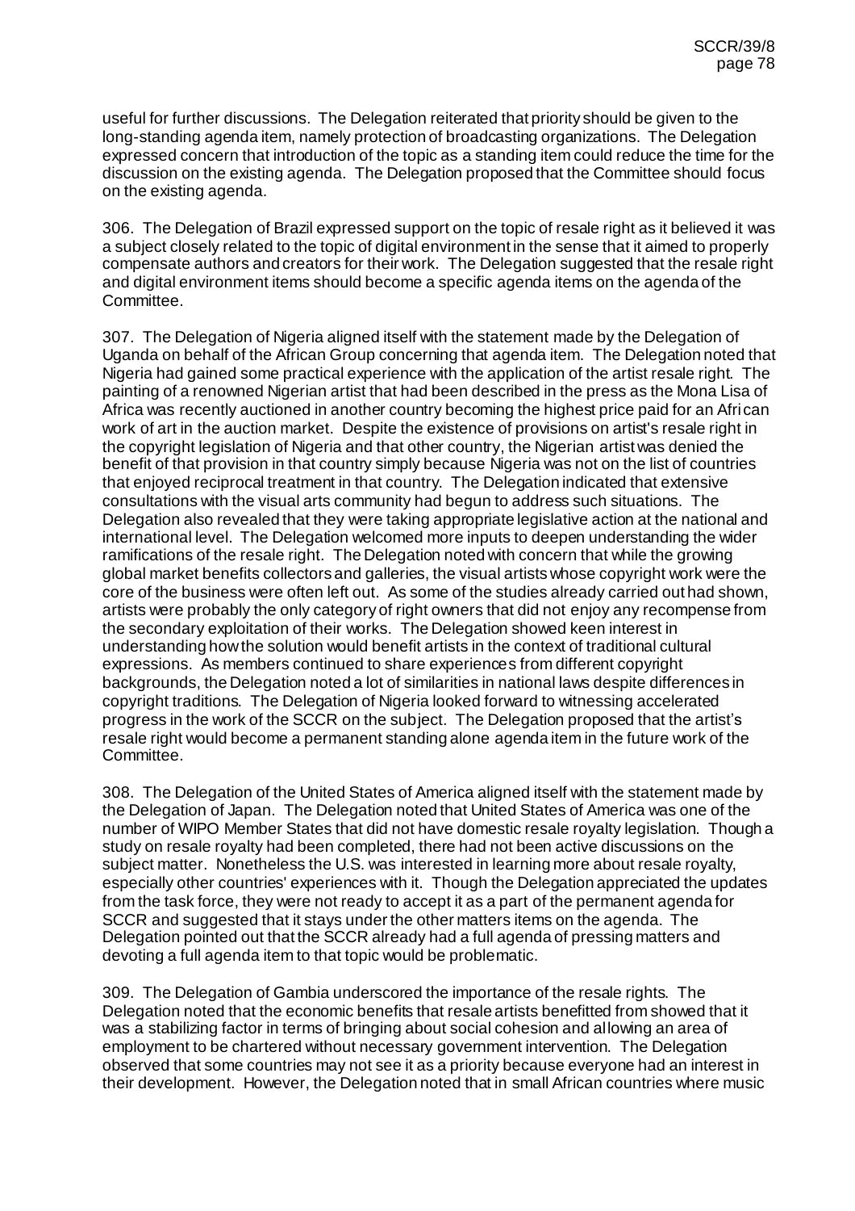useful for further discussions. The Delegation reiterated that priority should be given to the long-standing agenda item, namely protection of broadcasting organizations. The Delegation expressed concern that introduction of the topic as a standing item could reduce the time for the discussion on the existing agenda. The Delegation proposed that the Committee should focus on the existing agenda.

306. The Delegation of Brazil expressed support on the topic of resale right as it believed it was a subject closely related to the topic of digital environment in the sense that it aimed to properly compensate authors and creators for their work. The Delegation suggested that the resale right and digital environment items should become a specific agenda items on the agenda of the Committee.

307. The Delegation of Nigeria aligned itself with the statement made by the Delegation of Uganda on behalf of the African Group concerning that agenda item. The Delegation noted that Nigeria had gained some practical experience with the application of the artist resale right. The painting of a renowned Nigerian artist that had been described in the press as the Mona Lisa of Africa was recently auctioned in another country becoming the highest price paid for an African work of art in the auction market. Despite the existence of provisions on artist's resale right in the copyright legislation of Nigeria and that other country, the Nigerian artist was denied the benefit of that provision in that country simply because Nigeria was not on the list of countries that enjoyed reciprocal treatment in that country. The Delegation indicated that extensive consultations with the visual arts community had begun to address such situations. The Delegation also revealed that they were taking appropriate legislative action at the national and international level. The Delegation welcomed more inputs to deepen understanding the wider ramifications of the resale right. The Delegation noted with concern that while the growing global market benefits collectors and galleries, the visual artists whose copyright work were the core of the business were often left out. As some of the studies already carried out had shown, artists were probably the only category of right owners that did not enjoy any recompense from the secondary exploitation of their works. The Delegation showed keen interest in understanding how the solution would benefit artists in the context of traditional cultural expressions. As members continued to share experiences from different copyright backgrounds, the Delegation noted a lot of similarities in national laws despite differences in copyright traditions. The Delegation of Nigeria looked forward to witnessing accelerated progress in the work of the SCCR on the subject. The Delegation proposed that the artist's resale right would become a permanent standing alone agenda item in the future work of the Committee.

308. The Delegation of the United States of America aligned itself with the statement made by the Delegation of Japan. The Delegation noted that United States of America was one of the number of WIPO Member States that did not have domestic resale royalty legislation. Though a study on resale royalty had been completed, there had not been active discussions on the subject matter. Nonetheless the U.S. was interested in learning more about resale royalty, especially other countries' experiences with it. Though the Delegation appreciated the updates from the task force, they were not ready to accept it as a part of the permanent agenda for SCCR and suggested that it stays under the other matters items on the agenda. The Delegation pointed out that the SCCR already had a full agenda of pressing matters and devoting a full agenda item to that topic would be problematic.

309. The Delegation of Gambia underscored the importance of the resale rights. The Delegation noted that the economic benefits that resale artists benefitted from showed that it was a stabilizing factor in terms of bringing about social cohesion and allowing an area of employment to be chartered without necessary government intervention. The Delegation observed that some countries may not see it as a priority because everyone had an interest in their development. However, the Delegation noted that in small African countries where music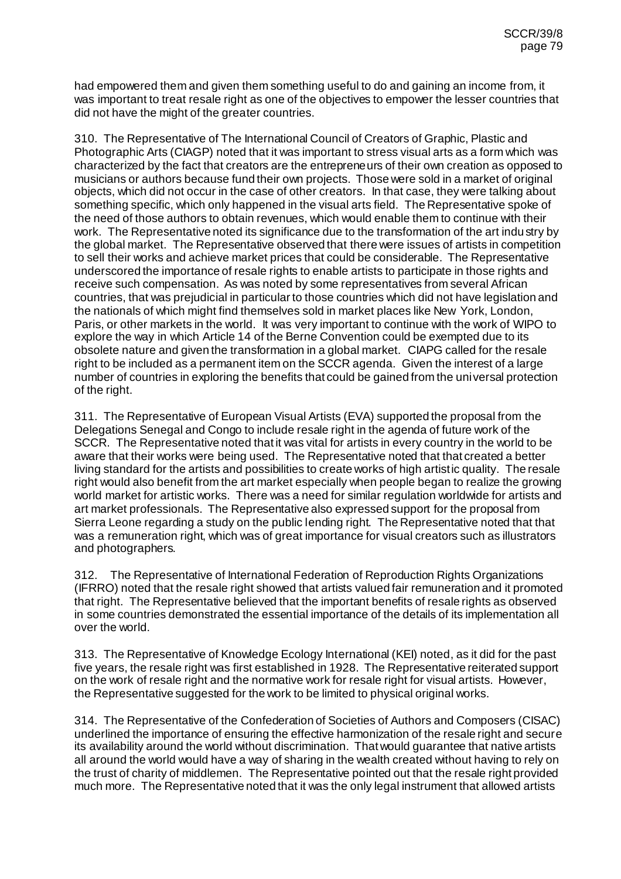had empowered them and given them something useful to do and gaining an income from, it was important to treat resale right as one of the objectives to empower the lesser countries that did not have the might of the greater countries.

310. The Representative of The International Council of Creators of Graphic, Plastic and Photographic Arts (CIAGP) noted that it was important to stress visual arts as a form which was characterized by the fact that creators are the entrepreneurs of their own creation as opposed to musicians or authors because fund their own projects. Those were sold in a market of original objects, which did not occur in the case of other creators. In that case, they were talking about something specific, which only happened in the visual arts field. The Representative spoke of the need of those authors to obtain revenues, which would enable them to continue with their work. The Representative noted its significance due to the transformation of the art industry by the global market. The Representative observed that there were issues of artists in competition to sell their works and achieve market prices that could be considerable. The Representative underscored the importance of resale rights to enable artists to participate in those rights and receive such compensation. As was noted by some representatives from several African countries, that was prejudicial in particular to those countries which did not have legislation and the nationals of which might find themselves sold in market places like New York, London, Paris, or other markets in the world. It was very important to continue with the work of WIPO to explore the way in which Article 14 of the Berne Convention could be exempted due to its obsolete nature and given the transformation in a global market. CIAPG called for the resale right to be included as a permanent item on the SCCR agenda. Given the interest of a large number of countries in exploring the benefits that could be gained from the universal protection of the right.

311. The Representative of European Visual Artists (EVA) supported the proposal from the Delegations Senegal and Congo to include resale right in the agenda of future work of the SCCR. The Representative noted that it was vital for artists in every country in the world to be aware that their works were being used. The Representative noted that that created a better living standard for the artists and possibilities to create works of high artistic quality. The resale right would also benefit from the art market especially when people began to realize the growing world market for artistic works. There was a need for similar regulation worldwide for artists and art market professionals. The Representative also expressed support for the proposal from Sierra Leone regarding a study on the public lending right. The Representative noted that that was a remuneration right, which was of great importance for visual creators such as illustrators and photographers.

312. The Representative of International Federation of Reproduction Rights Organizations (IFRRO) noted that the resale right showed that artists valued fair remuneration and it promoted that right. The Representative believed that the important benefits of resale rights as observed in some countries demonstrated the essential importance of the details of its implementation all over the world.

313. The Representative of Knowledge Ecology International (KEI) noted, as it did for the past five years, the resale right was first established in 1928. The Representative reiterated support on the work of resale right and the normative work for resale right for visual artists. However, the Representative suggested for the work to be limited to physical original works.

314. The Representative of the Confederation of Societies of Authors and Composers (CISAC) underlined the importance of ensuring the effective harmonization of the resale right and secure its availability around the world without discrimination. That would guarantee that native artists all around the world would have a way of sharing in the wealth created without having to rely on the trust of charity of middlemen. The Representative pointed out that the resale right provided much more. The Representative noted that it was the only legal instrument that allowed artists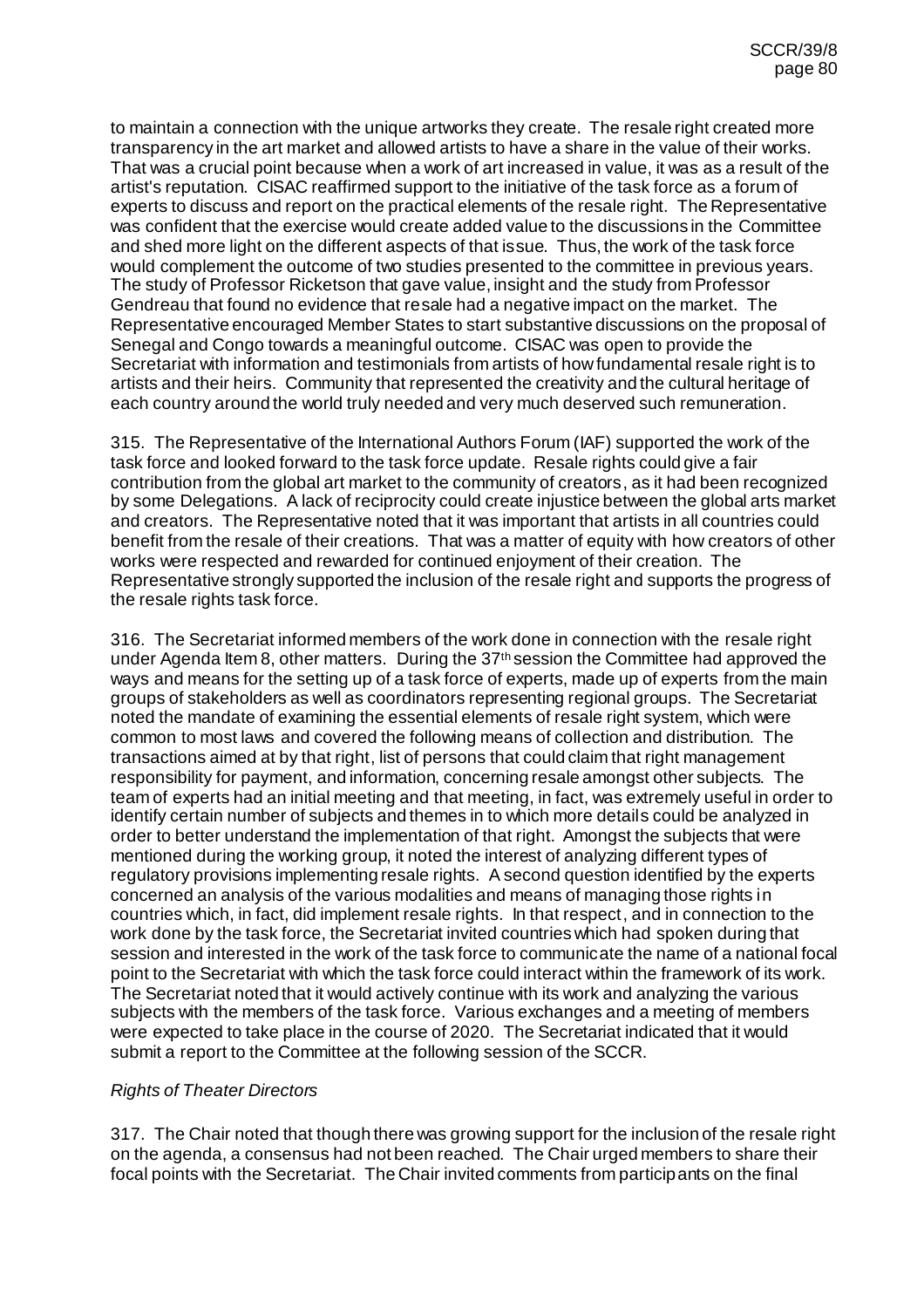to maintain a connection with the unique artworks they create. The resale right created more transparency in the art market and allowed artists to have a share in the value of their works. That was a crucial point because when a work of art increased in value, it was as a result of the artist's reputation. CISAC reaffirmed support to the initiative of the task force as a forum of experts to discuss and report on the practical elements of the resale right. The Representative was confident that the exercise would create added value to the discussions in the Committee and shed more light on the different aspects of that issue. Thus, the work of the task force would complement the outcome of two studies presented to the committee in previous years. The study of Professor Ricketson that gave value, insight and the study from Professor Gendreau that found no evidence that resale had a negative impact on the market. The Representative encouraged Member States to start substantive discussions on the proposal of Senegal and Congo towards a meaningful outcome. CISAC was open to provide the Secretariat with information and testimonials from artists of how fundamental resale right is to artists and their heirs. Community that represented the creativity and the cultural heritage of each country around the world truly needed and very much deserved such remuneration.

315. The Representative of the International Authors Forum (IAF) supported the work of the task force and looked forward to the task force update. Resale rights could give a fair contribution from the global art market to the community of creators, as it had been recognized by some Delegations. A lack of reciprocity could create injustice between the global arts market and creators. The Representative noted that it was important that artists in all countries could benefit from the resale of their creations. That was a matter of equity with how creators of other works were respected and rewarded for continued enjoyment of their creation. The Representative strongly supported the inclusion of the resale right and supports the progress of the resale rights task force.

316. The Secretariat informed members of the work done in connection with the resale right under Agenda Item 8, other matters. During the 37th session the Committee had approved the ways and means for the setting up of a task force of experts, made up of experts from the main groups of stakeholders as well as coordinators representing regional groups. The Secretariat noted the mandate of examining the essential elements of resale right system, which were common to most laws and covered the following means of collection and distribution. The transactions aimed at by that right, list of persons that could claim that right management responsibility for payment, and information, concerning resale amongst other subjects. The team of experts had an initial meeting and that meeting, in fact, was extremely useful in order to identify certain number of subjects and themes in to which more details could be analyzed in order to better understand the implementation of that right. Amongst the subjects that were mentioned during the working group, it noted the interest of analyzing different types of regulatory provisions implementing resale rights. A second question identified by the experts concerned an analysis of the various modalities and means of managing those rights in countries which, in fact, did implement resale rights. In that respect, and in connection to the work done by the task force, the Secretariat invited countries which had spoken during that session and interested in the work of the task force to communicate the name of a national focal point to the Secretariat with which the task force could interact within the framework of its work. The Secretariat noted that it would actively continue with its work and analyzing the various subjects with the members of the task force. Various exchanges and a meeting of members were expected to take place in the course of 2020. The Secretariat indicated that it would submit a report to the Committee at the following session of the SCCR.

*Rights of Theater Directors*

317. The Chair noted that though there was growing support for the inclusion of the resale right on the agenda, a consensus had not been reached. The Chair urged members to share their focal points with the Secretariat. The Chair invited comments from participants on the final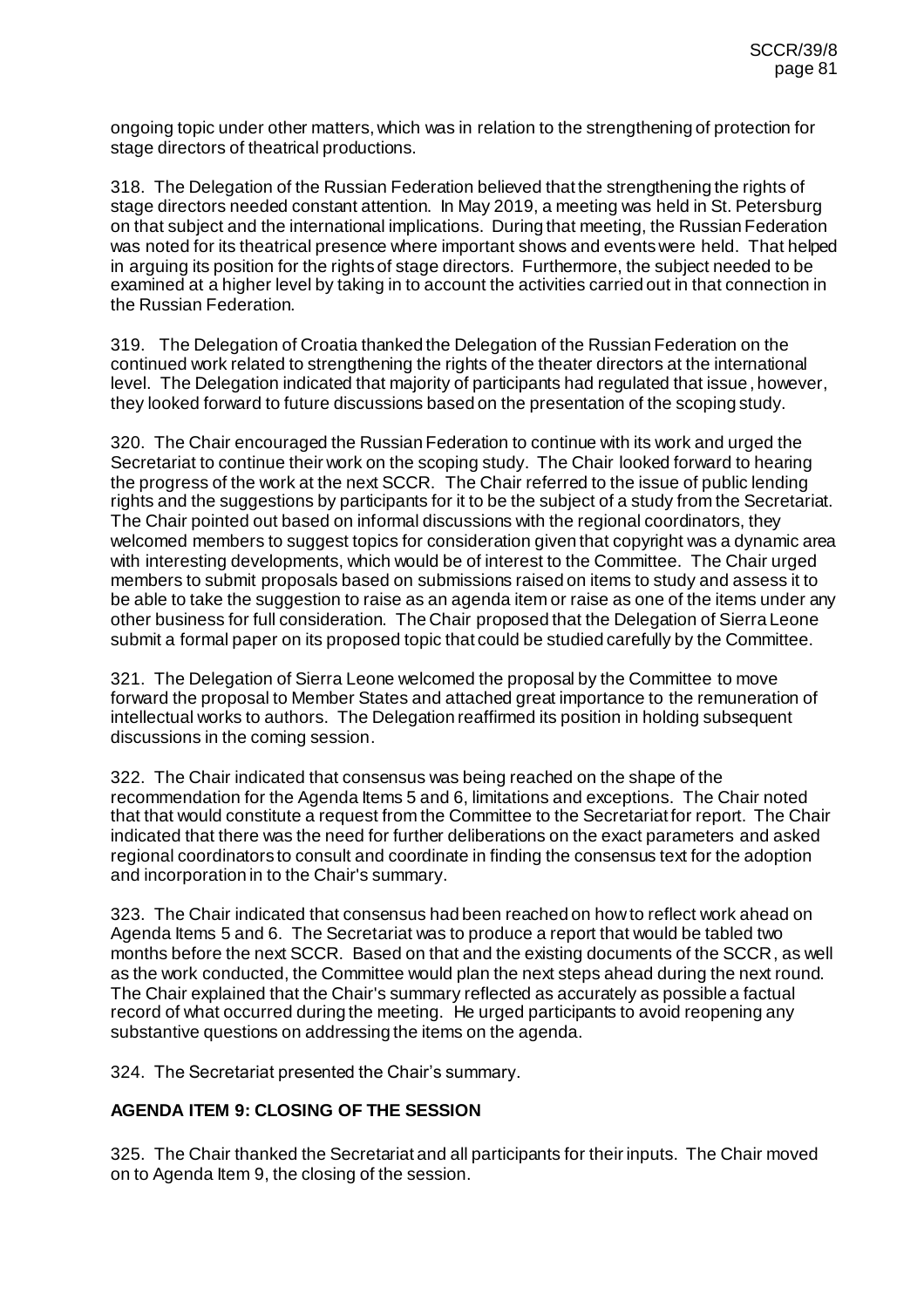ongoing topic under other matters, which was in relation to the strengthening of protection for stage directors of theatrical productions.

318. The Delegation of the Russian Federation believed that the strengthening the rights of stage directors needed constant attention. In May 2019, a meeting was held in St. Petersburg on that subject and the international implications. During that meeting, the Russian Federation was noted for its theatrical presence where important shows and events were held. That helped in arguing its position for the rights of stage directors. Furthermore, the subject needed to be examined at a higher level by taking in to account the activities carried out in that connection in the Russian Federation.

319. The Delegation of Croatia thanked the Delegation of the Russian Federation on the continued work related to strengthening the rights of the theater directors at the international level. The Delegation indicated that majority of participants had regulated that issue, however, they looked forward to future discussions based on the presentation of the scoping study.

320. The Chair encouraged the Russian Federation to continue with its work and urged the Secretariat to continue their work on the scoping study. The Chair looked forward to hearing the progress of the work at the next SCCR. The Chair referred to the issue of public lending rights and the suggestions by participants for it to be the subject of a study from the Secretariat. The Chair pointed out based on informal discussions with the regional coordinators, they welcomed members to suggest topics for consideration given that copyright was a dynamic area with interesting developments, which would be of interest to the Committee. The Chair urged members to submit proposals based on submissions raised on items to study and assess it to be able to take the suggestion to raise as an agenda item or raise as one of the items under any other business for full consideration. The Chair proposed that the Delegation of Sierra Leone submit a formal paper on its proposed topic that could be studied carefully by the Committee.

321. The Delegation of Sierra Leone welcomed the proposal by the Committee to move forward the proposal to Member States and attached great importance to the remuneration of intellectual works to authors. The Delegation reaffirmed its position in holding subsequent discussions in the coming session.

322. The Chair indicated that consensus was being reached on the shape of the recommendation for the Agenda Items 5 and 6, limitations and exceptions. The Chair noted that that would constitute a request from the Committee to the Secretariat for report. The Chair indicated that there was the need for further deliberations on the exact parameters and asked regional coordinators to consult and coordinate in finding the consensus text for the adoption and incorporation in to the Chair's summary.

323. The Chair indicated that consensus had been reached on how to reflect work ahead on Agenda Items 5 and 6. The Secretariat was to produce a report that would be tabled two months before the next SCCR. Based on that and the existing documents of the SCCR, as well as the work conducted, the Committee would plan the next steps ahead during the next round. The Chair explained that the Chair's summary reflected as accurately as possible a factual record of what occurred during the meeting. He urged participants to avoid reopening any substantive questions on addressing the items on the agenda.

324. The Secretariat presented the Chair's summary.

## AGENDA ITEM 9: CLOSING OF THE SESSION

325. The Chair thanked the Secretariat and all participants for their inputs. The Chair moved on to Agenda Item 9, the closing of the session.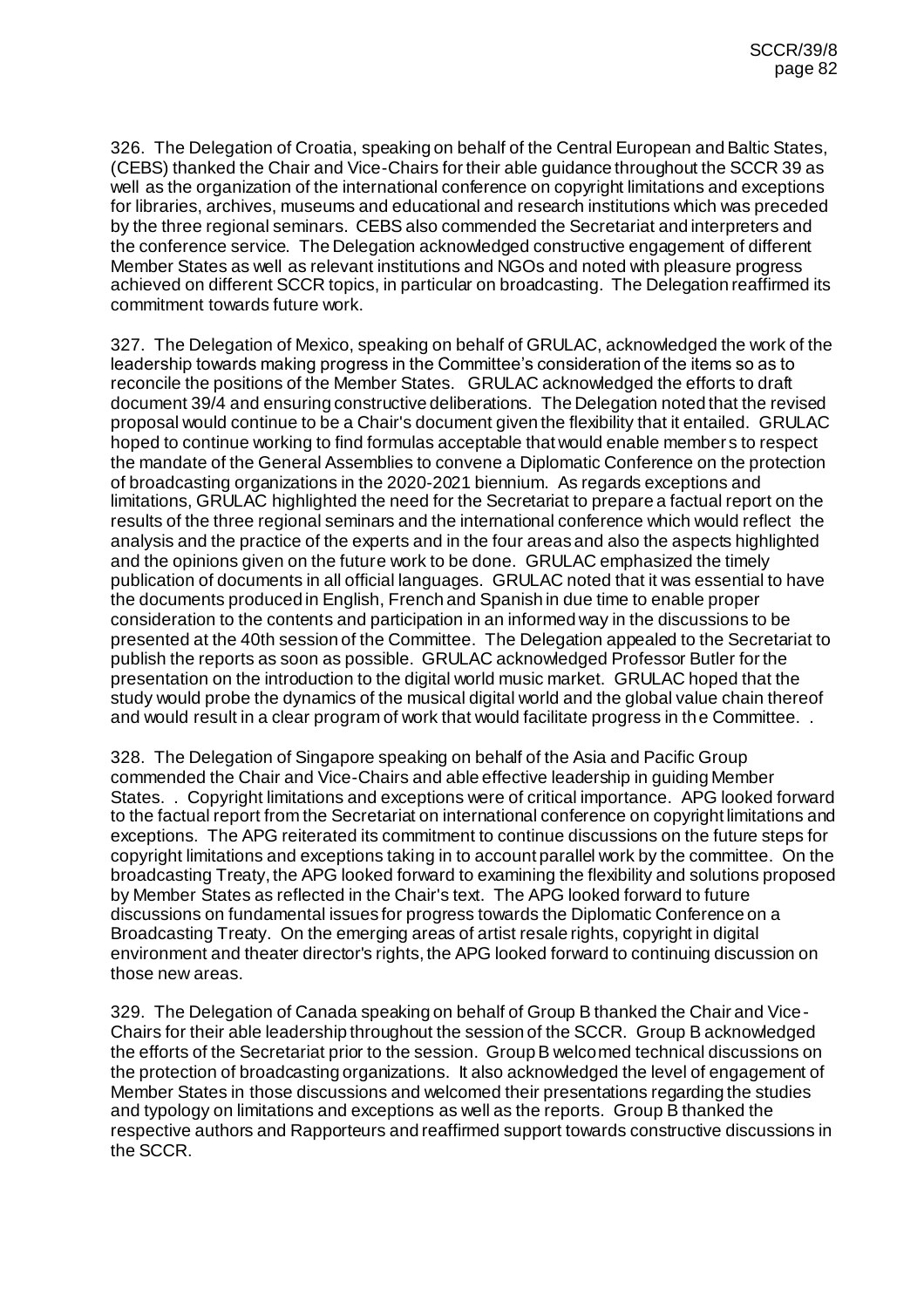326. The Delegation of Croatia, speaking on behalf of the Central European and Baltic States, (CEBS) thanked the Chair and Vice-Chairs for their able guidance throughout the SCCR 39 as well as the organization of the international conference on copyright limitations and exceptions for libraries, archives, museums and educational and research institutions which was preceded by the three regional seminars. CEBS also commended the Secretariat and interpreters and the conference service. The Delegation acknowledged constructive engagement of different Member States as well as relevant institutions and NGOs and noted with pleasure progress achieved on different SCCR topics, in particular on broadcasting. The Delegation reaffirmed its commitment towards future work.

327. The Delegation of Mexico, speaking on behalf of GRULAC, acknowledged the work of the leadership towards making progress in the Committee's consideration of the items so as to reconcile the positions of the Member States. GRULAC acknowledged the efforts to draft document 39/4 and ensuring constructive deliberations. The Delegation noted that the revised proposal would continue to be a Chair's document given the flexibility that it entailed. GRULAC hoped to continue working to find formulas acceptable that would enable members to respect the mandate of the General Assemblies to convene a Diplomatic Conference on the protection of broadcasting organizations in the 2020-2021 biennium. As regards exceptions and limitations, GRULAC highlighted the need for the Secretariat to prepare a factual report on the results of the three regional seminars and the international conference which would reflect the analysis and the practice of the experts and in the four areas and also the aspects highlighted and the opinions given on the future work to be done. GRULAC emphasized the timely publication of documents in all official languages. GRULAC noted that it was essential to have the documents produced in English, French and Spanish in due time to enable proper consideration to the contents and participation in an informed way in the discussions to be presented at the 40th session of the Committee. The Delegation appealed to the Secretariat to publish the reports as soon as possible. GRULAC acknowledged Professor Butler for the presentation on the introduction to the digital world music market. GRULAC hoped that the study would probe the dynamics of the musical digital world and the global value chain thereof and would result in a clear program of work that would facilitate progress in the Committee. .

328. The Delegation of Singapore speaking on behalf of the Asia and Pacific Group commended the Chair and Vice-Chairs and able effective leadership in guiding Member States. . Copyright limitations and exceptions were of critical importance. APG looked forward to the factual report from the Secretariat on international conference on copyright limitations and exceptions. The APG reiterated its commitment to continue discussions on the future steps for copyright limitations and exceptions taking in to account parallel work by the committee. On the broadcasting Treaty, the APG looked forward to examining the flexibility and solutions proposed by Member States as reflected in the Chair's text. The APG looked forward to future discussions on fundamental issues for progress towards the Diplomatic Conference on a Broadcasting Treaty. On the emerging areas of artist resale rights, copyright in digital environment and theater director's rights, the APG looked forward to continuing discussion on those new areas.

329. The Delegation of Canada speaking on behalf of Group B thanked the Chair and Vice-Chairs for their able leadership throughout the session of the SCCR. Group B acknowledged the efforts of the Secretariat prior to the session. Group B welcomed technical discussions on the protection of broadcasting organizations. It also acknowledged the level of engagement of Member States in those discussions and welcomed their presentations regarding the studies and typology on limitations and exceptions as well as the reports. Group B thanked the respective authors and Rapporteurs and reaffirmed support towards constructive discussions in the SCCR.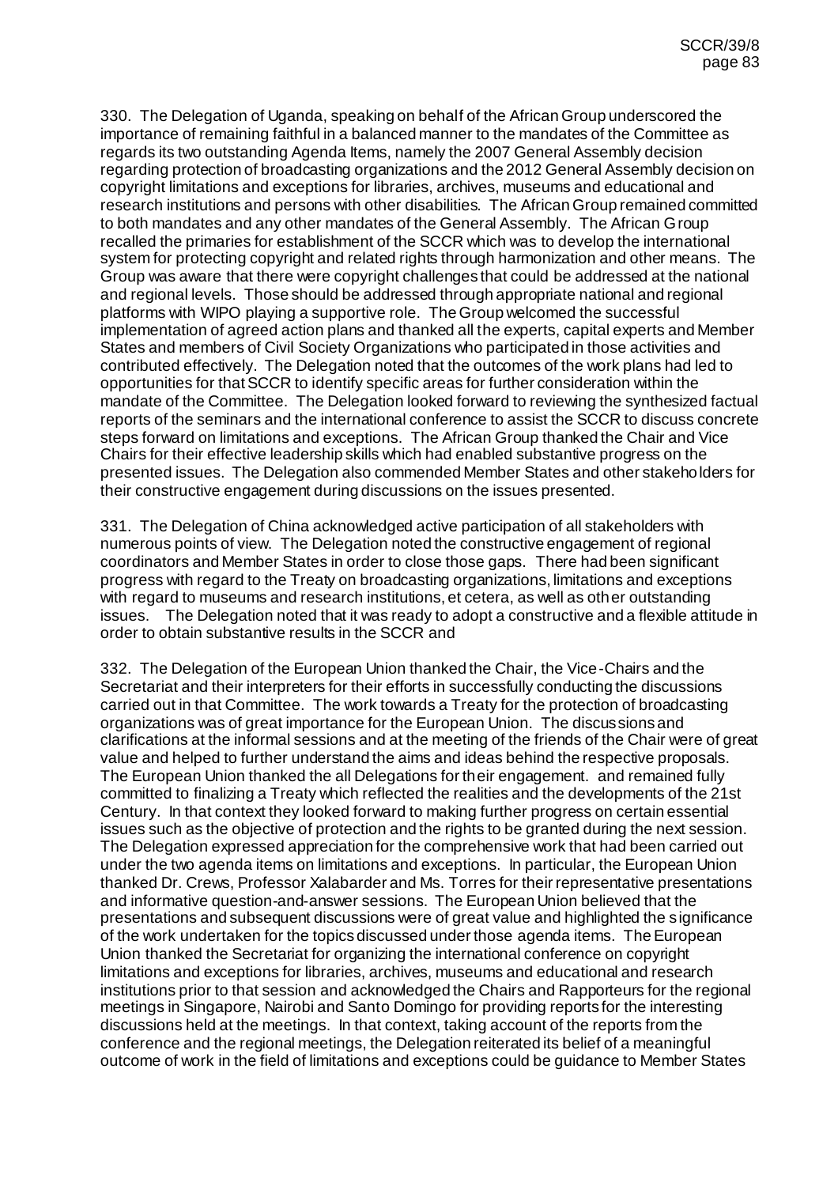330. The Delegation of Uganda, speaking on behalf of the African Group underscored the importance of remaining faithful in a balanced manner to the mandates of the Committee as regards its two outstanding Agenda Items, namely the 2007 General Assembly decision regarding protection of broadcasting organizations and the 2012 General Assembly decision on copyright limitations and exceptions for libraries, archives, museums and educational and research institutions and persons with other disabilities. The African Group remained committed to both mandates and any other mandates of the General Assembly. The African Group recalled the primaries for establishment of the SCCR which was to develop the international system for protecting copyright and related rights through harmonization and other means. The Group was aware that there were copyright challenges that could be addressed at the national and regional levels. Those should be addressed through appropriate national and regional platforms with WIPO playing a supportive role. The Group welcomed the successful implementation of agreed action plans and thanked all the experts, capital experts and Member States and members of Civil Society Organizations who participated in those activities and contributed effectively. The Delegation noted that the outcomes of the work plans had led to opportunities for that SCCR to identify specific areas for further consideration within the mandate of the Committee. The Delegation looked forward to reviewing the synthesized factual reports of the seminars and the international conference to assist the SCCR to discuss concrete steps forward on limitations and exceptions. The African Group thanked the Chair and Vice Chairs for their effective leadership skills which had enabled substantive progress on the presented issues. The Delegation also commended Member States and other stakeholders for their constructive engagement during discussions on the issues presented.

331. The Delegation of China acknowledged active participation of all stakeholders with numerous points of view. The Delegation noted the constructive engagement of regional coordinators and Member States in order to close those gaps. There had been significant progress with regard to the Treaty on broadcasting organizations, limitations and exceptions with regard to museums and research institutions, et cetera, as well as other outstanding issues. The Delegation noted that it was ready to adopt a constructive and a flexible attitude in order to obtain substantive results in the SCCR and

332. The Delegation of the European Union thanked the Chair, the Vice-Chairs and the Secretariat and their interpreters for their efforts in successfully conducting the discussions carried out in that Committee. The work towards a Treaty for the protection of broadcasting organizations was of great importance for the European Union. The discussions and clarifications at the informal sessions and at the meeting of the friends of the Chair were of great value and helped to further understand the aims and ideas behind the respective proposals. The European Union thanked the all Delegations for their engagement. and remained fully committed to finalizing a Treaty which reflected the realities and the developments of the 21st Century. In that context they looked forward to making further progress on certain essential issues such as the objective of protection and the rights to be granted during the next session. The Delegation expressed appreciation for the comprehensive work that had been carried out under the two agenda items on limitations and exceptions. In particular, the European Union thanked Dr. Crews, Professor Xalabarder and Ms. Torres for their representative presentations and informative question-and-answer sessions. The European Union believed that the presentations and subsequent discussions were of great value and highlighted the significance of the work undertaken for the topics discussed under those agenda items. The European Union thanked the Secretariat for organizing the international conference on copyright limitations and exceptions for libraries, archives, museums and educational and research institutions prior to that session and acknowledged the Chairs and Rapporteurs for the regional meetings in Singapore, Nairobi and Santo Domingo for providing reports for the interesting discussions held at the meetings. In that context, taking account of the reports from the conference and the regional meetings, the Delegation reiterated its belief of a meaningful outcome of work in the field of limitations and exceptions could be guidance to Member States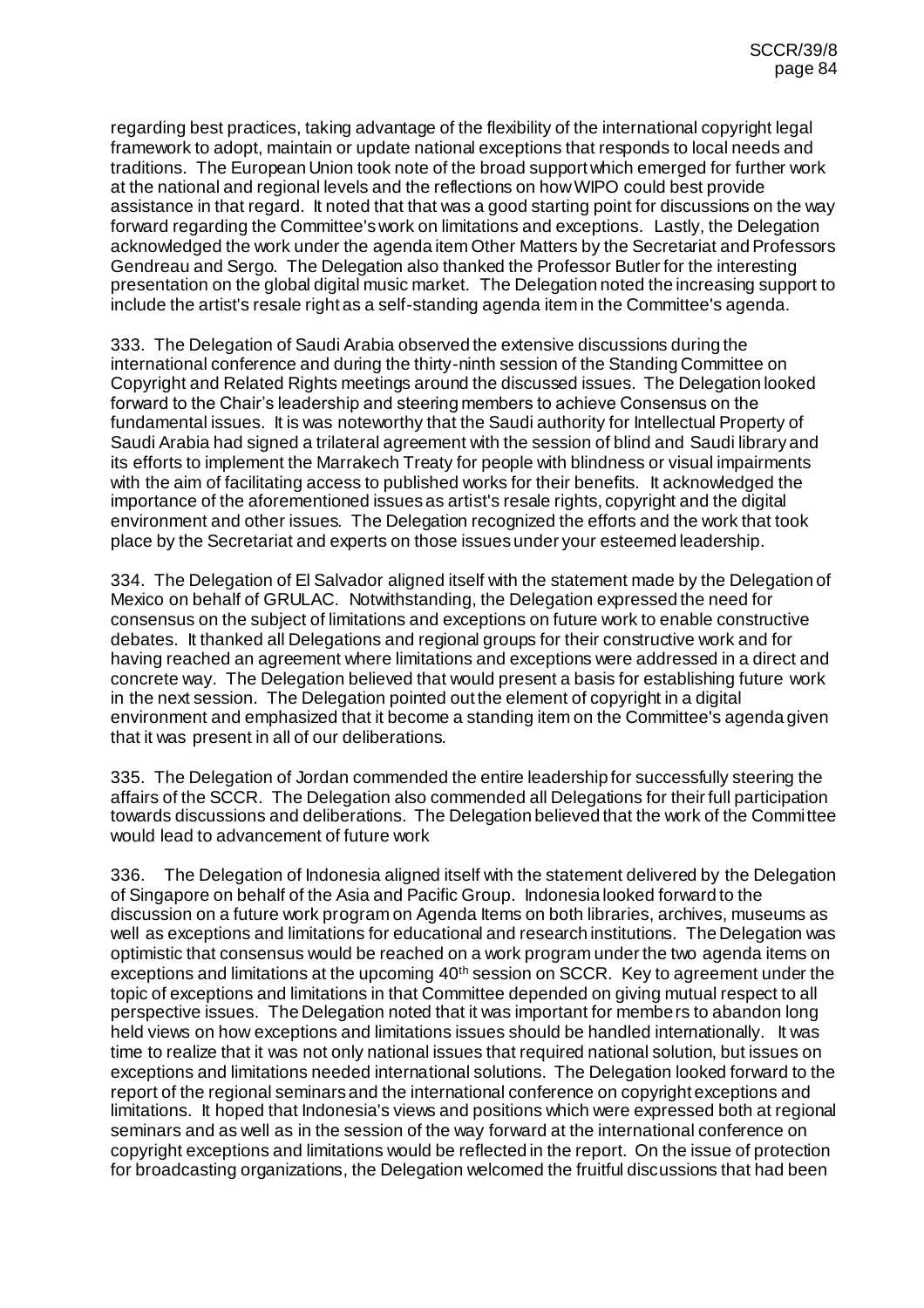regarding best practices, taking advantage of the flexibility of the international copyright legal framework to adopt, maintain or update national exceptions that responds to local needs and traditions. The European Union took note of the broad support which emerged for further work at the national and regional levels and the reflections on how WIPO could best provide assistance in that regard. It noted that that was a good starting point for discussions on the way forward regarding the Committee's work on limitations and exceptions. Lastly, the Delegation acknowledged the work under the agenda item Other Matters by the Secretariat and Professors Gendreau and Sergo. The Delegation also thanked the Professor Butler for the interesting presentation on the global digital music market. The Delegation noted the increasing support to include the artist's resale right as a self-standing agenda item in the Committee's agenda.

333. The Delegation of Saudi Arabia observed the extensive discussions during the international conference and during the thirty-ninth session of the Standing Committee on Copyright and Related Rights meetings around the discussed issues. The Delegation looked forward to the Chair's leadership and steering members to achieve Consensus on the fundamental issues. It is was noteworthy that the Saudi authority for Intellectual Property of Saudi Arabia had signed a trilateral agreement with the session of blind and Saudi library and its efforts to implement the Marrakech Treaty for people with blindness or visual impairments with the aim of facilitating access to published works for their benefits. It acknowledged the importance of the aforementioned issues as artist's resale rights, copyright and the digital environment and other issues. The Delegation recognized the efforts and the work that took place by the Secretariat and experts on those issues under your esteemed leadership.

334. The Delegation of El Salvador aligned itself with the statement made by the Delegation of Mexico on behalf of GRULAC. Notwithstanding, the Delegation expressed the need for consensus on the subject of limitations and exceptions on future work to enable constructive debates. It thanked all Delegations and regional groups for their constructive work and for having reached an agreement where limitations and exceptions were addressed in a direct and concrete way. The Delegation believed that would present a basis for establishing future work in the next session. The Delegation pointed out the element of copyright in a digital environment and emphasized that it become a standing item on the Committee's agenda given that it was present in all of our deliberations.

335. The Delegation of Jordan commended the entire leadership for successfully steering the affairs of the SCCR. The Delegation also commended all Delegations for their full participation towards discussions and deliberations. The Delegation believed that the work of the Committee would lead to advancement of future work

336. The Delegation of Indonesia aligned itself with the statement delivered by the Delegation of Singapore on behalf of the Asia and Pacific Group. Indonesia looked forward to the discussion on a future work program on Agenda Items on both libraries, archives, museums as well as exceptions and limitations for educational and research institutions. The Delegation was optimistic that consensus would be reached on a work program under the two agenda items on exceptions and limitations at the upcoming 40th session on SCCR. Key to agreement under the topic of exceptions and limitations in that Committee depended on giving mutual respect to all perspective issues. The Delegation noted that it was important for members to abandon long held views on how exceptions and limitations issues should be handled internationally. It was time to realize that it was not only national issues that required national solution, but issues on exceptions and limitations needed international solutions. The Delegation looked forward to the report of the regional seminars and the international conference on copyright exceptions and limitations. It hoped that Indonesia's views and positions which were expressed both at regional seminars and as well as in the session of the way forward at the international conference on copyright exceptions and limitations would be reflected in the report. On the issue of protection for broadcasting organizations, the Delegation welcomed the fruitful discussions that had been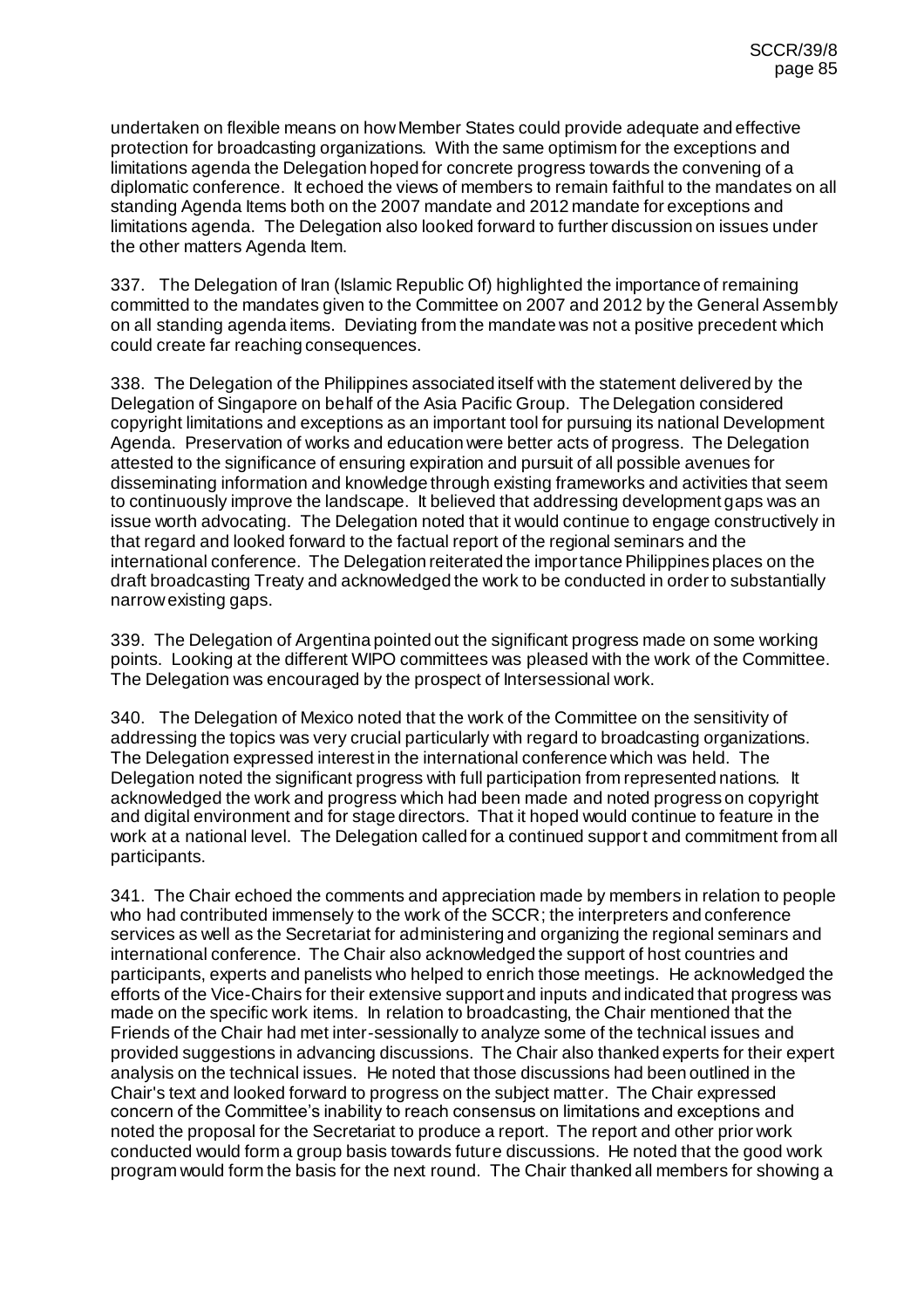undertaken on flexible means on how Member States could provide adequate and effective protection for broadcasting organizations. With the same optimism for the exceptions and limitations agenda the Delegation hoped for concrete progress towards the convening of a diplomatic conference. It echoed the views of members to remain faithful to the mandates on all standing Agenda Items both on the 2007 mandate and 2012 mandate for exceptions and limitations agenda. The Delegation also looked forward to further discussion on issues under the other matters Agenda Item.

337. The Delegation of Iran (Islamic Republic Of) highlighted the importance of remaining committed to the mandates given to the Committee on 2007 and 2012 by the General Assembly on all standing agenda items. Deviating from the mandate was not a positive precedent which could create far reaching consequences.

338. The Delegation of the Philippines associated itself with the statement delivered by the Delegation of Singapore on behalf of the Asia Pacific Group. The Delegation considered copyright limitations and exceptions as an important tool for pursuing its national Development Agenda. Preservation of works and education were better acts of progress. The Delegation attested to the significance of ensuring expiration and pursuit of all possible avenues for disseminating information and knowledge through existing frameworks and activities that seem to continuously improve the landscape. It believed that addressing development gaps was an issue worth advocating. The Delegation noted that it would continue to engage constructively in that regard and looked forward to the factual report of the regional seminars and the international conference. The Delegation reiterated the importance Philippines places on the draft broadcasting Treaty and acknowledged the work to be conducted in order to substantially narrow existing gaps.

339. The Delegation of Argentina pointed out the significant progress made on some working points. Looking at the different WIPO committees was pleased with the work of the Committee. The Delegation was encouraged by the prospect of Intersessional work.

340. The Delegation of Mexico noted that the work of the Committee on the sensitivity of addressing the topics was very crucial particularly with regard to broadcasting organizations. The Delegation expressed interest in the international conference which was held. The Delegation noted the significant progress with full participation from represented nations. It acknowledged the work and progress which had been made and noted progress on copyright and digital environment and for stage directors. That it hoped would continue to feature in the work at a national level. The Delegation called for a continued support and commitment from all participants.

341. The Chair echoed the comments and appreciation made by members in relation to people who had contributed immensely to the work of the SCCR; the interpreters and conference services as well as the Secretariat for administering and organizing the regional seminars and international conference. The Chair also acknowledged the support of host countries and participants, experts and panelists who helped to enrich those meetings. He acknowledged the efforts of the Vice-Chairs for their extensive support and inputs and indicated that progress was made on the specific work items. In relation to broadcasting, the Chair mentioned that the Friends of the Chair had met inter-sessionally to analyze some of the technical issues and provided suggestions in advancing discussions. The Chair also thanked experts for their expert analysis on the technical issues. He noted that those discussions had been outlined in the Chair's text and looked forward to progress on the subject matter. The Chair expressed concern of the Committee's inability to reach consensus on limitations and exceptions and noted the proposal for the Secretariat to produce a report. The report and other prior work conducted would form a group basis towards future discussions. He noted that the good work program would form the basis for the next round. The Chair thanked all members for showing a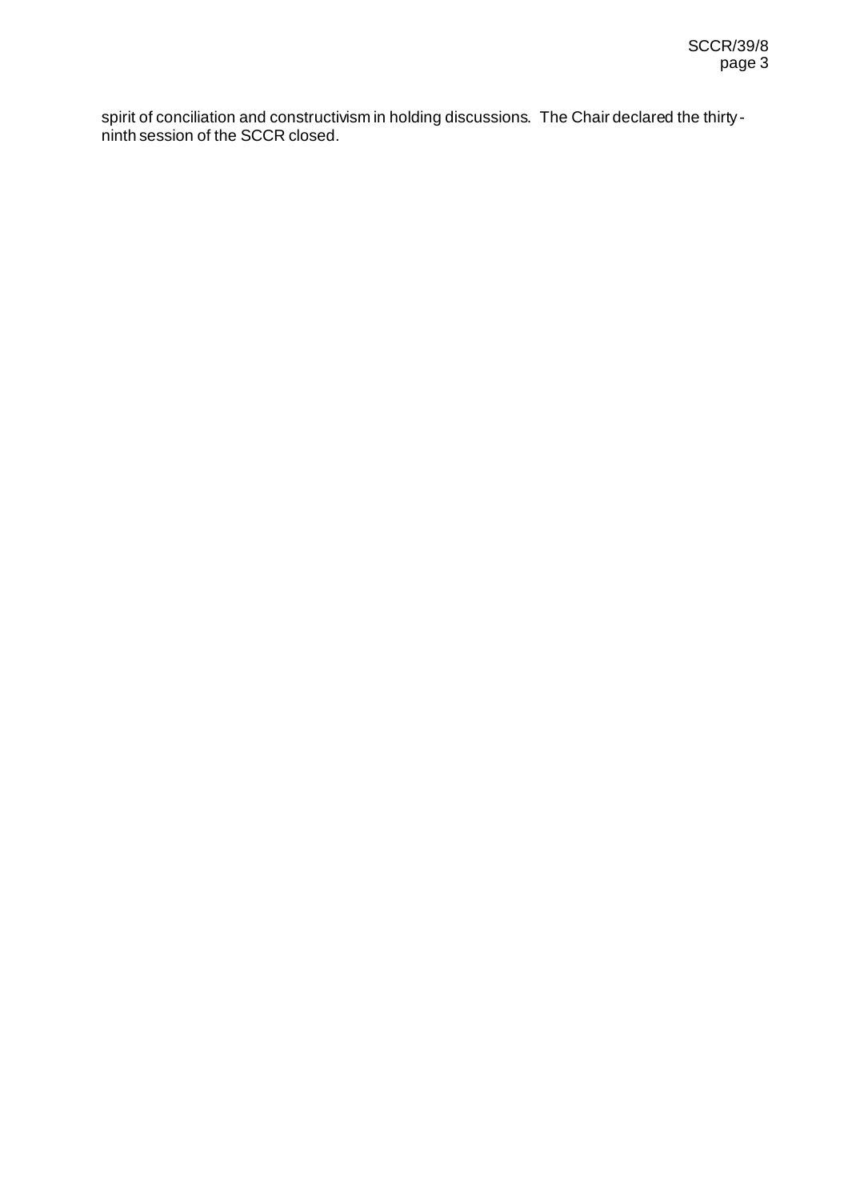spirit of conciliation and constructivism in holding discussions. The Chair declared the thirty-ninth session of the SCCR closed.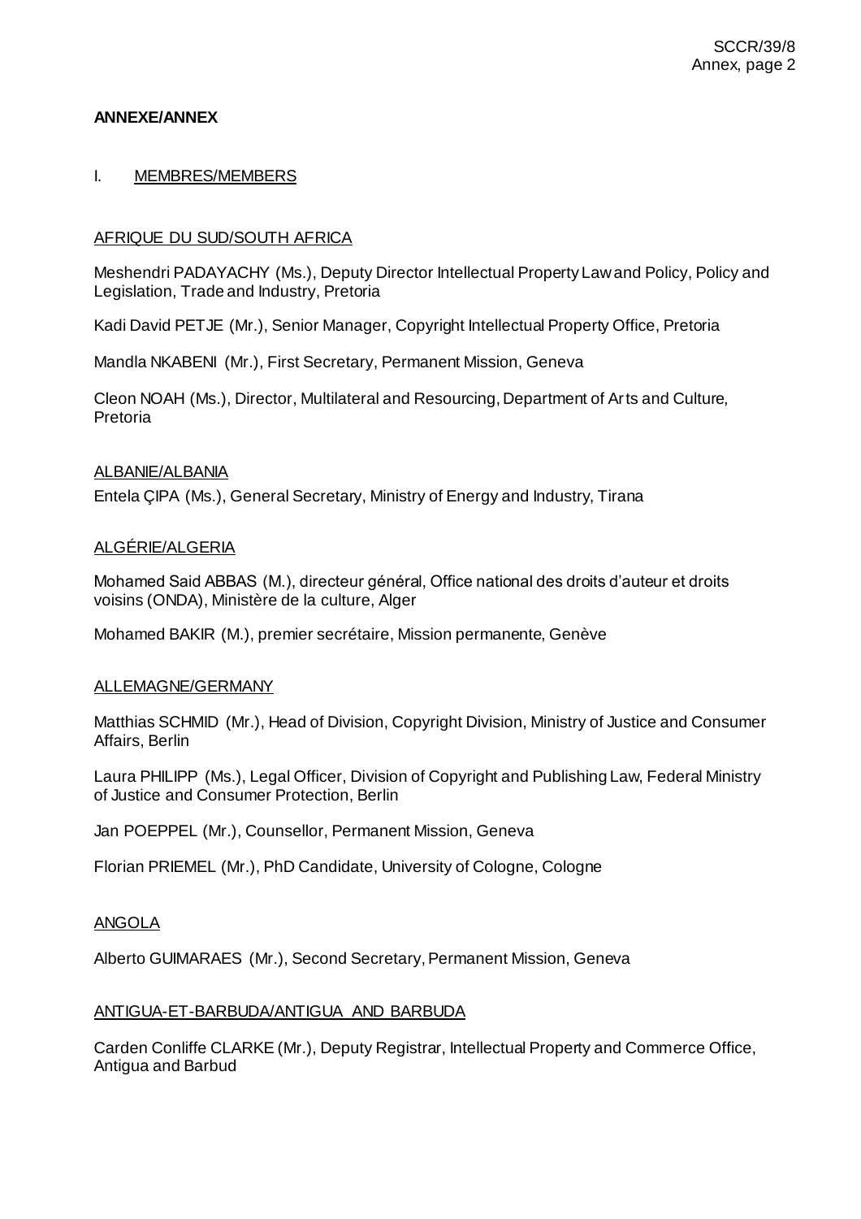**ANNEXE/ANNEX**

I. MEMBRES/MEMBERS

AFRIQUE DU SUD/SOUTH AFRICA

Meshendri PADAYACHY (Ms.), Deputy Director Intellectual Property Law and Policy, Policy and Legislation, Trade and Industry, Pretoria

Kadi David PETJE (Mr.), Senior Manager, Copyright Intellectual Property Office, Pretoria

Mandla NKABENI (Mr.), First Secretary, Permanent Mission, Geneva

Cleon NOAH (Ms.), Director, Multilateral and Resourcing, Department of Arts and Culture, Pretoria

ALBANIE/ALBANIA

Entela ÇIPA (Ms.), General Secretary, Ministry of Energy and Industry, Tirana

ALGÉRIE/ALGERIA

Mohamed Said ABBAS (M.), directeur général, Office national des droits d'auteur et droits voisins (ONDA), Ministère de la culture, Alger

Mohamed BAKIR (M.), premier secrétaire, Mission permanente, Genève

ALLEMAGNE/GERMANY

Matthias SCHMID (Mr.), Head of Division, Copyright Division, Ministry of Justice and Consumer Affairs, Berlin

Laura PHILIPP (Ms.), Legal Officer, Division of Copyright and Publishing Law, Federal Ministry of Justice and Consumer Protection, Berlin

Jan POEPPEL (Mr.), Counsellor, Permanent Mission, Geneva

Florian PRIEMEL (Mr.), PhD Candidate, University of Cologne, Cologne

ANGOLA

Alberto GUIMARAES (Mr.), Second Secretary, Permanent Mission, Geneva

ANTIGUA-ET-BARBUDA/ANTIGUA AND BARBUDA

Carden Conliffe CLARKE (Mr.), Deputy Registrar, Intellectual Property and Commerce Office, Antigua and Barbud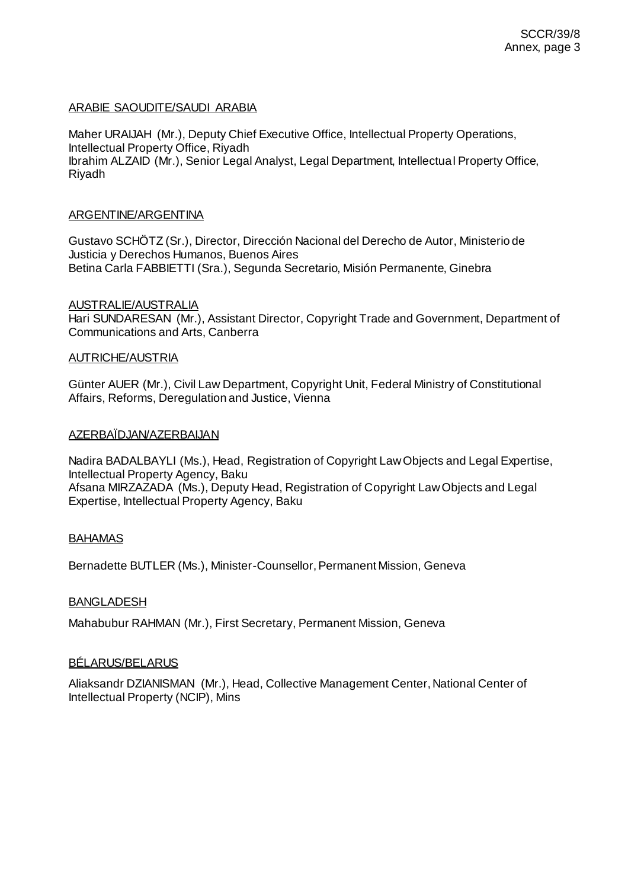ARABIE SAOUDITE/SAUDI ARABIA

Maher URAIJAH (Mr.), Deputy Chief Executive Office, Intellectual Property Operations, Intellectual Property Office, Riyadh
Ibrahim ALZAID (Mr.), Senior Legal Analyst, Legal Department, Intellectual Property Office, Riyadh

ARGENTINE/ARGENTINA

Gustavo SCHÖTZ (Sr.), Director, Dirección Nacional del Derecho de Autor, Ministerio de Justicia y Derechos Humanos, Buenos Aires
Betina Carla FABBIETTI (Sra.), Segunda Secretario, Misión Permanente, Ginebra

AUSTRALIE/AUSTRALIA

Hari SUNDARESAN (Mr.), Assistant Director, Copyright Trade and Government, Department of Communications and Arts, Canberra

AUTRICHE/AUSTRIA

Günter AUER (Mr.), Civil Law Department, Copyright Unit, Federal Ministry of Constitutional Affairs, Reforms, Deregulation and Justice, Vienna

AZERBAÏDJAN/AZERBAIJAN

Nadira BADALBAYLI (Ms.), Head, Registration of Copyright Law Objects and Legal Expertise, Intellectual Property Agency, Baku
Afsana MIRZAZADA (Ms.), Deputy Head, Registration of Copyright Law Objects and Legal Expertise, Intellectual Property Agency, Baku

BAHAMAS

Bernadette BUTLER (Ms.), Minister-Counsellor, Permanent Mission, Geneva

BANGLADESH

Mahabubur RAHMAN (Mr.), First Secretary, Permanent Mission, Geneva

BÉLARUS/BELARUS

Aliaksandr DZIANISMAN (Mr.), Head, Collective Management Center, National Center of Intellectual Property (NCIP), Mins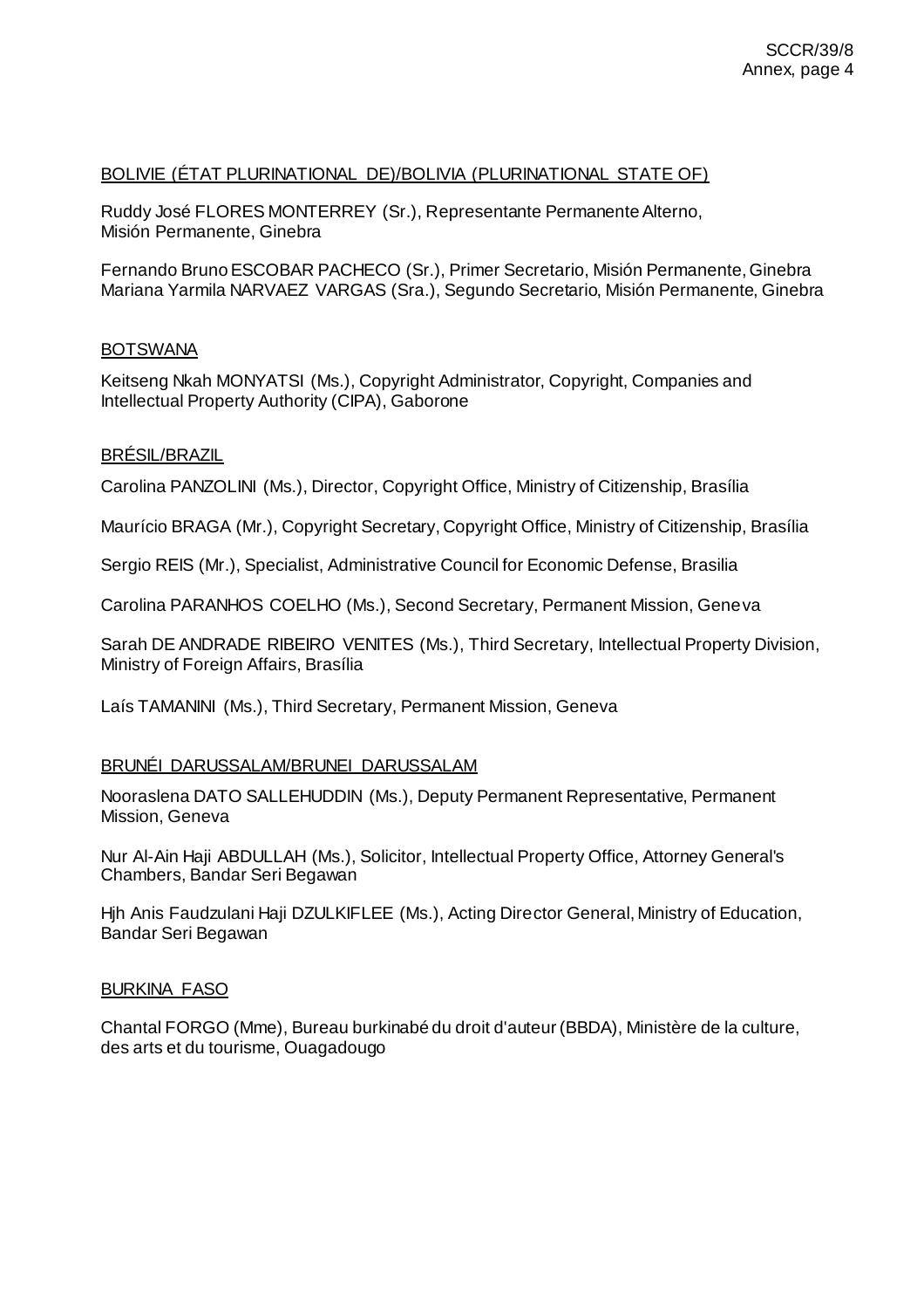BOLIVIE (ÉTAT PLURINATIONAL DE)/BOLIVIA (PLURINATIONAL STATE OF)

Ruddy José FLORES MONTERREY (Sr.), Representante Permanente Alterno, Misión Permanente, Ginebra

Fernando Bruno ESCOBAR PACHECO (Sr.), Primer Secretario, Misión Permanente, Ginebra
Mariana Yarmila NARVAEZ VARGAS (Sra.), Segundo Secretario, Misión Permanente, Ginebra

BOTSWANA

Keitseng Nkah MONYATSI (Ms.), Copyright Administrator, Copyright, Companies and Intellectual Property Authority (CIPA), Gaborone

BRÉSIL/BRAZIL

Carolina PANZOLINI (Ms.), Director, Copyright Office, Ministry of Citizenship, Brasília

Maurício BRAGA (Mr.), Copyright Secretary, Copyright Office, Ministry of Citizenship, Brasília

Sergio REIS (Mr.), Specialist, Administrative Council for Economic Defense, Brasilia

Carolina PARANHOS COELHO (Ms.), Second Secretary, Permanent Mission, Geneva

Sarah DE ANDRADE RIBEIRO VENITES (Ms.), Third Secretary, Intellectual Property Division, Ministry of Foreign Affairs, Brasília

Laís TAMANINI (Ms.), Third Secretary, Permanent Mission, Geneva

BRUNÉI DARUSSALAM/BRUNEI DARUSSALAM

Nooraslena DATO SALLEHUDDIN (Ms.), Deputy Permanent Representative, Permanent Mission, Geneva

Nur Al-Ain Haji ABDULLAH (Ms.), Solicitor, Intellectual Property Office, Attorney General's Chambers, Bandar Seri Begawan

Hjh Anis Faudzulani Haji DZULKIFLEE (Ms.), Acting Director General, Ministry of Education, Bandar Seri Begawan

BURKINA FASO

Chantal FORGO (Mme), Bureau burkinabé du droit d'auteur (BBDA), Ministère de la culture, des arts et du tourisme, Ouagadougo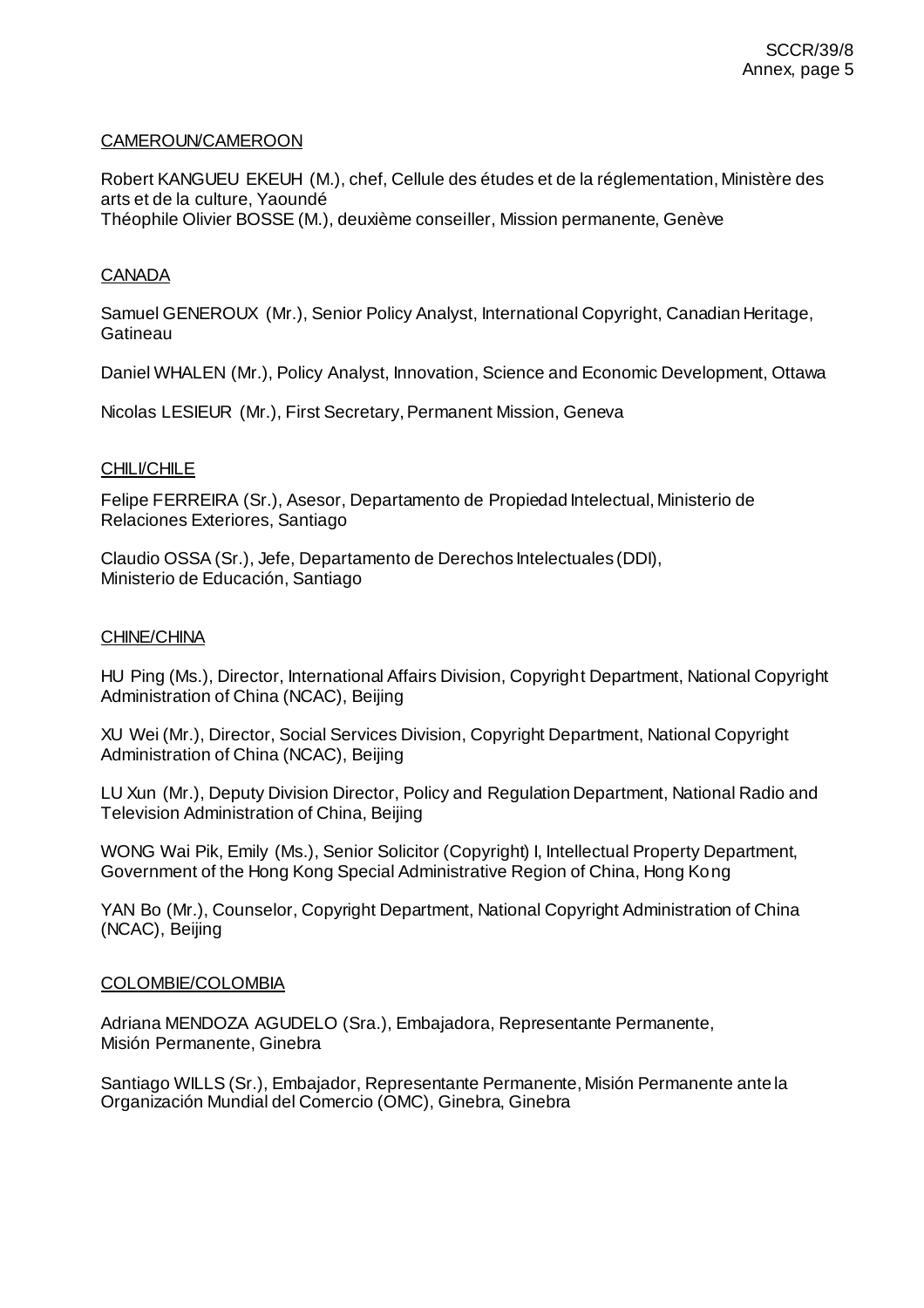CAMEROUN/CAMEROON

Robert KANGUEU EKEUH (M.), chef, Cellule des études et de la réglementation, Ministère des arts et de la culture, Yaoundé
Théophile Olivier BOSSE (M.), deuxième conseiller, Mission permanente, Genève

CANADA

Samuel GENEROUX (Mr.), Senior Policy Analyst, International Copyright, Canadian Heritage, Gatineau

Daniel WHALEN (Mr.), Policy Analyst, Innovation, Science and Economic Development, Ottawa

Nicolas LESIEUR (Mr.), First Secretary, Permanent Mission, Geneva

CHILI/CHILE

Felipe FERREIRA (Sr.), Asesor, Departamento de Propiedad Intelectual, Ministerio de Relaciones Exteriores, Santiago

Claudio OSSA (Sr.), Jefe, Departamento de Derechos Intelectuales (DDI), Ministerio de Educación, Santiago

CHINE/CHINA

HU Ping (Ms.), Director, International Affairs Division, Copyright Department, National Copyright Administration of China (NCAC), Beijing

XU Wei (Mr.), Director, Social Services Division, Copyright Department, National Copyright Administration of China (NCAC), Beijing

LU Xun (Mr.), Deputy Division Director, Policy and Regulation Department, National Radio and Television Administration of China, Beijing

WONG Wai Pik, Emily (Ms.), Senior Solicitor (Copyright) I, Intellectual Property Department, Government of the Hong Kong Special Administrative Region of China, Hong Kong

YAN Bo (Mr.), Counselor, Copyright Department, National Copyright Administration of China (NCAC), Beijing

COLOMBIE/COLOMBIA

Adriana MENDOZA AGUDELO (Sra.), Embajadora, Representante Permanente, Misión Permanente, Ginebra

Santiago WILLS (Sr.), Embajador, Representante Permanente, Misión Permanente ante la Organización Mundial del Comercio (OMC), Ginebra, Ginebra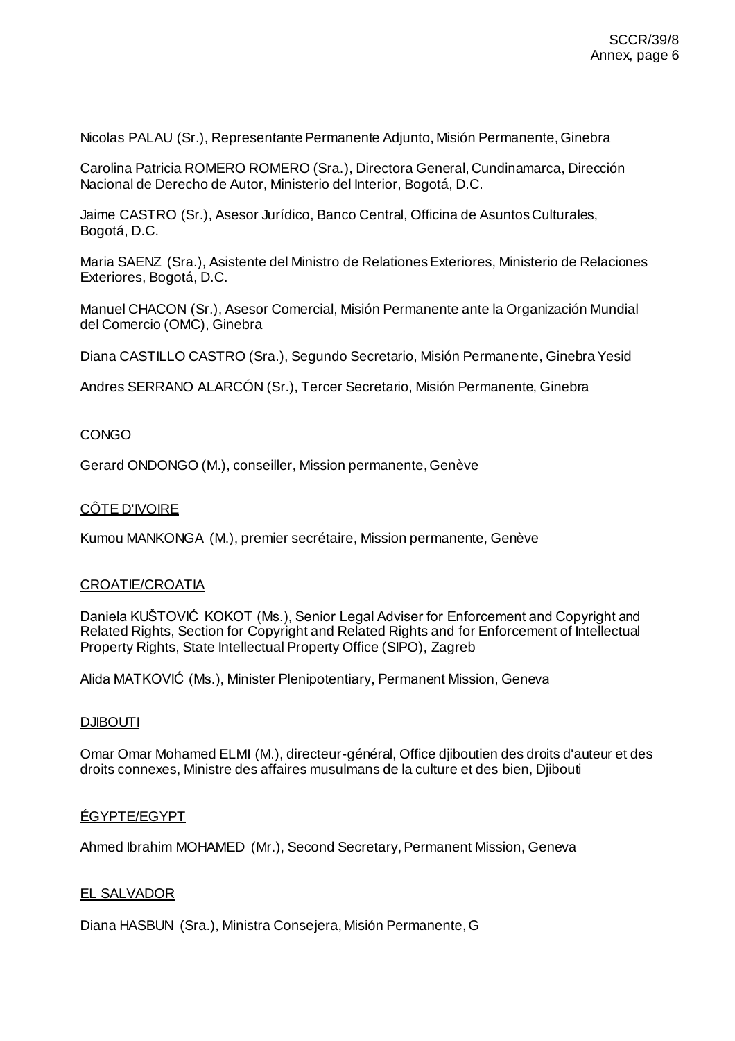Nicolas PALAU (Sr.), Representante Permanente Adjunto, Misión Permanente, Ginebra

Carolina Patricia ROMERO ROMERO (Sra.), Directora General, Cundinamarca, Dirección Nacional de Derecho de Autor, Ministerio del Interior, Bogotá, D.C.

Jaime CASTRO (Sr.), Asesor Jurídico, Banco Central, Officina de Asuntos Culturales, Bogotá, D.C.

Maria SAENZ (Sra.), Asistente del Ministro de Relationes Exteriores, Ministerio de Relaciones Exteriores, Bogotá, D.C.

Manuel CHACON (Sr.), Asesor Comercial, Misión Permanente ante la Organización Mundial del Comercio (OMC), Ginebra

Diana CASTILLO CASTRO (Sra.), Segundo Secretario, Misión Permanente, Ginebra Yesid

Andres SERRANO ALARCÓN (Sr.), Tercer Secretario, Misión Permanente, Ginebra

CONGO

Gerard ONDONGO (M.), conseiller, Mission permanente, Genève

CÔTE D'IVOIRE

Kumou MANKONGA (M.), premier secrétaire, Mission permanente, Genève

CROATIE/CROATIA

Daniela KUŠTOVIĆ KOKOT (Ms.), Senior Legal Adviser for Enforcement and Copyright and Related Rights, Section for Copyright and Related Rights and for Enforcement of Intellectual Property Rights, State Intellectual Property Office (SIPO), Zagreb

Alida MATKOVIĆ (Ms.), Minister Plenipotentiary, Permanent Mission, Geneva

DJIBOUTI

Omar Omar Mohamed ELMI (M.), directeur-général, Office djiboutien des droits d'auteur et des droits connexes, Ministre des affaires musulmans de la culture et des bien, Djibouti

ÉGYPTE/EGYPT

Ahmed Ibrahim MOHAMED (Mr.), Second Secretary, Permanent Mission, Geneva

EL SALVADOR

Diana HASBUN (Sra.), Ministra Consejera, Misión Permanente, G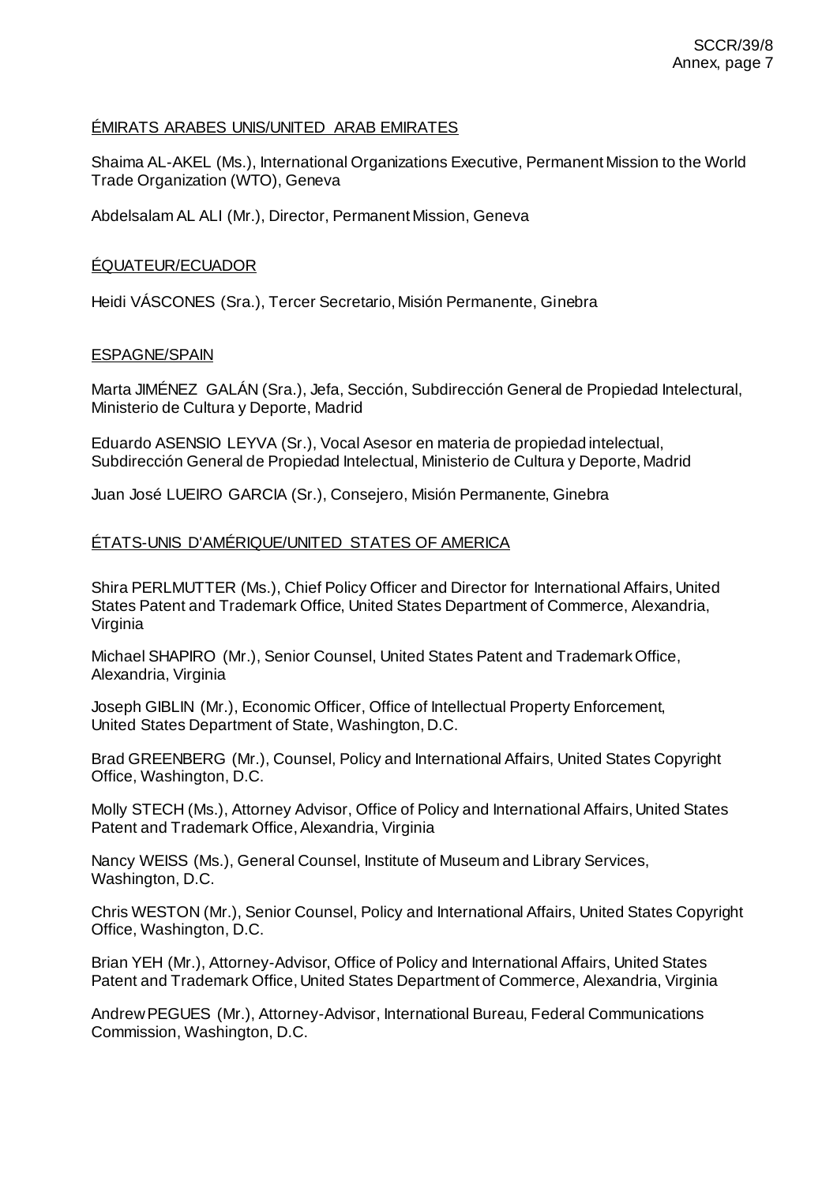ÉMIRATS ARABES UNIS/UNITED ARAB EMIRATES

Shaima AL-AKEL (Ms.), International Organizations Executive, Permanent Mission to the World Trade Organization (WTO), Geneva

Abdelsalam AL ALI (Mr.), Director, Permanent Mission, Geneva

ÉQUATEUR/ECUADOR

Heidi VÁSCONES (Sra.), Tercer Secretario, Misión Permanente, Ginebra

ESPAGNE/SPAIN

Marta JIMÉNEZ GALÁN (Sra.), Jefa, Sección, Subdirección General de Propiedad Intelectural, Ministerio de Cultura y Deporte, Madrid

Eduardo ASENSIO LEYVA (Sr.), Vocal Asesor en materia de propiedad intelectual, Subdirección General de Propiedad Intelectual, Ministerio de Cultura y Deporte, Madrid

Juan José LUEIRO GARCIA (Sr.), Consejero, Misión Permanente, Ginebra

ÉTATS-UNIS D'AMÉRIQUE/UNITED STATES OF AMERICA

Shira PERLMUTTER (Ms.), Chief Policy Officer and Director for International Affairs, United States Patent and Trademark Office, United States Department of Commerce, Alexandria, Virginia

Michael SHAPIRO (Mr.), Senior Counsel, United States Patent and Trademark Office, Alexandria, Virginia

Joseph GIBLIN (Mr.), Economic Officer, Office of Intellectual Property Enforcement, United States Department of State, Washington, D.C.

Brad GREENBERG (Mr.), Counsel, Policy and International Affairs, United States Copyright Office, Washington, D.C.

Molly STECH (Ms.), Attorney Advisor, Office of Policy and International Affairs, United States Patent and Trademark Office, Alexandria, Virginia

Nancy WEISS (Ms.), General Counsel, Institute of Museum and Library Services, Washington, D.C.

Chris WESTON (Mr.), Senior Counsel, Policy and International Affairs, United States Copyright Office, Washington, D.C.

Brian YEH (Mr.), Attorney-Advisor, Office of Policy and International Affairs, United States Patent and Trademark Office, United States Department of Commerce, Alexandria, Virginia

Andrew PEGUES (Mr.), Attorney-Advisor, International Bureau, Federal Communications Commission, Washington, D.C.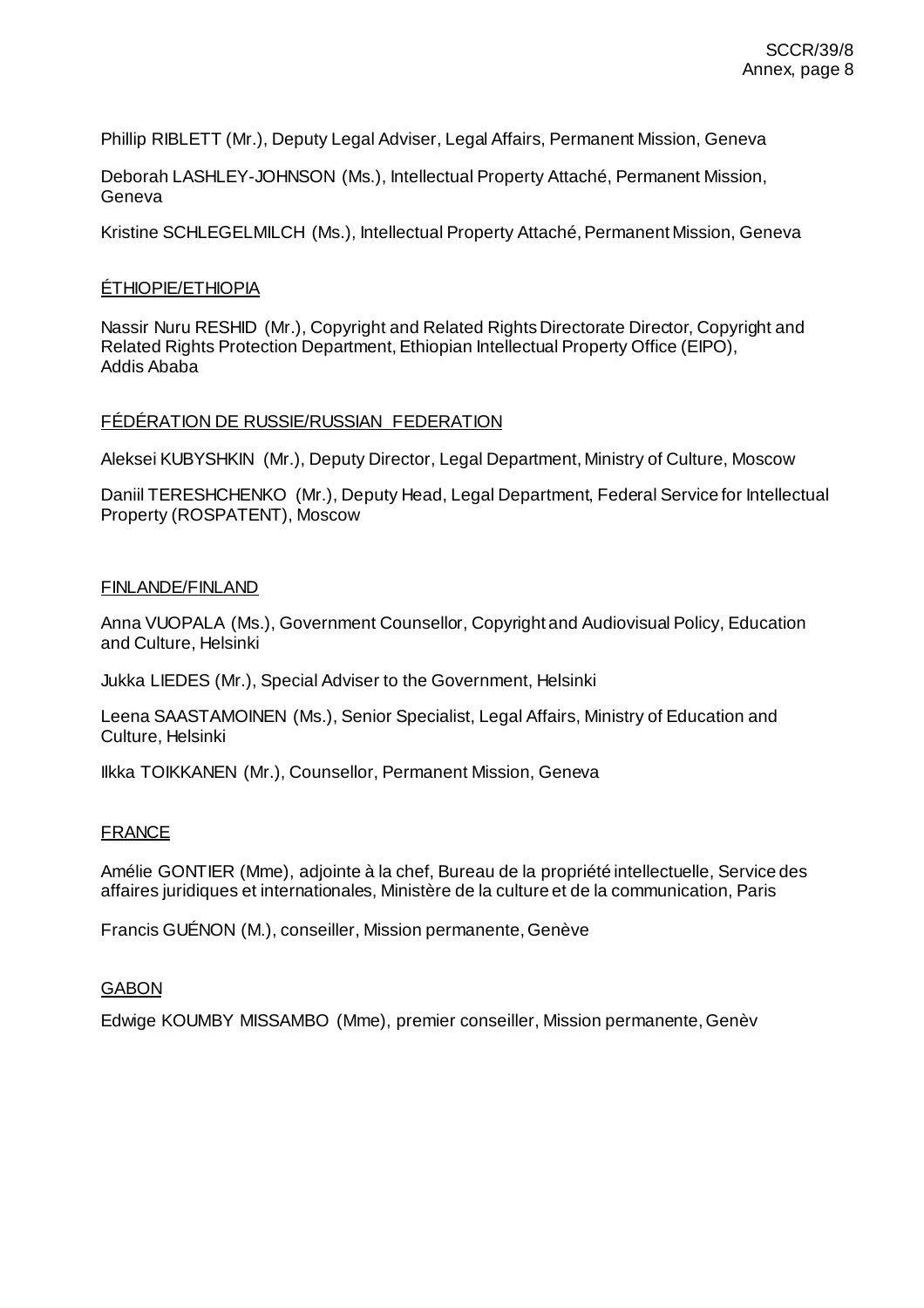Phillip RIBLETT (Mr.), Deputy Legal Adviser, Legal Affairs, Permanent Mission, Geneva

Deborah LASHLEY-JOHNSON (Ms.), Intellectual Property Attaché, Permanent Mission, Geneva

Kristine SCHLEGELMILCH (Ms.), Intellectual Property Attaché, Permanent Mission, Geneva

ÉTHIOPIE/ETHIOPIA

Nassir Nuru RESHID (Mr.), Copyright and Related Rights Directorate Director, Copyright and Related Rights Protection Department, Ethiopian Intellectual Property Office (EIPO), Addis Ababa

FÉDÉRATION DE RUSSIE/RUSSIAN FEDERATION

Aleksei KUBYSHKIN (Mr.), Deputy Director, Legal Department, Ministry of Culture, Moscow

Daniil TERESHCHENKO (Mr.), Deputy Head, Legal Department, Federal Service for Intellectual Property (ROSPATENT), Moscow

FINLANDE/FINLAND

Anna VUOPALA (Ms.), Government Counsellor, Copyright and Audiovisual Policy, Education and Culture, Helsinki

Jukka LIEDES (Mr.), Special Adviser to the Government, Helsinki

Leena SAASTAMOINEN (Ms.), Senior Specialist, Legal Affairs, Ministry of Education and Culture, Helsinki

Ilkka TOIKKANEN (Mr.), Counsellor, Permanent Mission, Geneva

FRANCE

Amélie GONTIER (Mme), adjointe à la chef, Bureau de la propriété intellectuelle, Service des affaires juridiques et internationales, Ministère de la culture et de la communication, Paris

Francis GUÉNON (M.), conseiller, Mission permanente, Genève

GABON

Edwige KOUMBY MISSAMBO (Mme), premier conseiller, Mission permanente, Genèv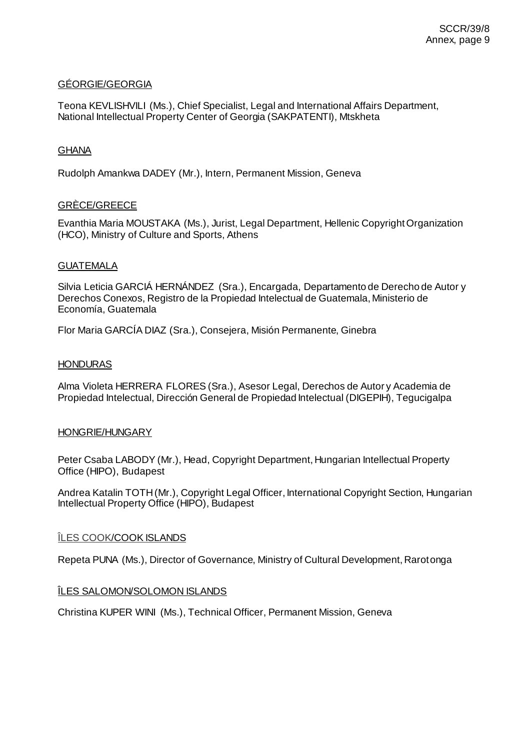GÉORGIE/GEORGIA

Teona KEVLISHVILI (Ms.), Chief Specialist, Legal and International Affairs Department, National Intellectual Property Center of Georgia (SAKPATENTI), Mtskheta

GHANA

Rudolph Amankwa DADEY (Mr.), Intern, Permanent Mission, Geneva

GRÈCE/GREECE

Evanthia Maria MOUSTAKA (Ms.), Jurist, Legal Department, Hellenic Copyright Organization (HCO), Ministry of Culture and Sports, Athens

GUATEMALA

Silvia Leticia GARCIÁ HERNÁNDEZ (Sra.), Encargada, Departamento de Derecho de Autor y Derechos Conexos, Registro de la Propiedad Intelectual de Guatemala, Ministerio de Economía, Guatemala

Flor Maria GARCÍA DIAZ (Sra.), Consejera, Misión Permanente, Ginebra

HONDURAS

Alma Violeta HERRERA FLORES (Sra.), Asesor Legal, Derechos de Autor y Academia de Propiedad Intelectual, Dirección General de Propiedad Intelectual (DIGEPIH), Tegucigalpa

HONGRIE/HUNGARY

Peter Csaba LABODY (Mr.), Head, Copyright Department, Hungarian Intellectual Property Office (HIPO), Budapest

Andrea Katalin TOTH (Mr.), Copyright Legal Officer, International Copyright Section, Hungarian Intellectual Property Office (HIPO), Budapest

ÎLES COOK/COOK ISLANDS

Repeta PUNA (Ms.), Director of Governance, Ministry of Cultural Development, Rarotonga

ÎLES SALOMON/SOLOMON ISLANDS

Christina KUPER WINI (Ms.), Technical Officer, Permanent Mission, Geneva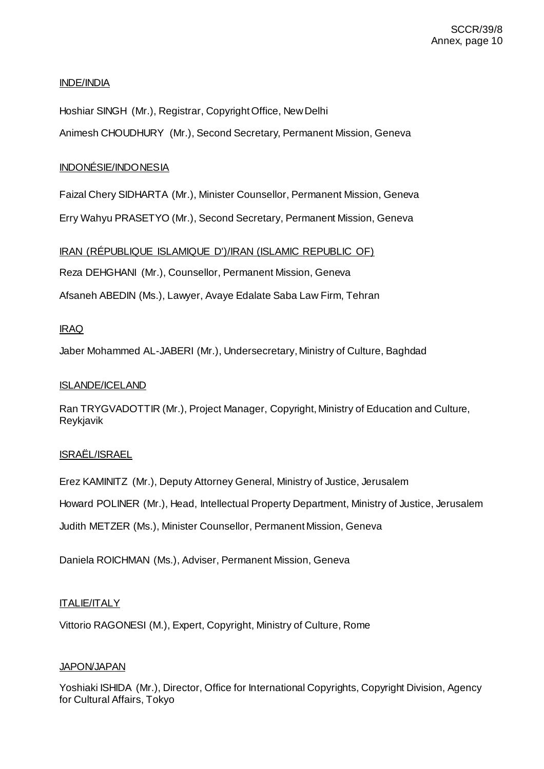INDE/INDIA

Hoshiar SINGH (Mr.), Registrar, Copyright Office, New Delhi

Animesh CHOUDHURY (Mr.), Second Secretary, Permanent Mission, Geneva

INDONÉSIE/INDONESIA

Faizal Chery SIDHARTA (Mr.), Minister Counsellor, Permanent Mission, Geneva

Erry Wahyu PRASETYO (Mr.), Second Secretary, Permanent Mission, Geneva

IRAN (RÉPUBLIQUE ISLAMIQUE D')/IRAN (ISLAMIC REPUBLIC OF)

Reza DEHGHANI (Mr.), Counsellor, Permanent Mission, Geneva

Afsaneh ABEDIN (Ms.), Lawyer, Avaye Edalate Saba Law Firm, Tehran

IRAQ

Jaber Mohammed AL-JABERI (Mr.), Undersecretary, Ministry of Culture, Baghdad

ISLANDE/ICELAND

Ran TRYGVADOTTIR (Mr.), Project Manager, Copyright, Ministry of Education and Culture, Reykjavik

ISRAËL/ISRAEL

Erez KAMINITZ (Mr.), Deputy Attorney General, Ministry of Justice, Jerusalem

Howard POLINER (Mr.), Head, Intellectual Property Department, Ministry of Justice, Jerusalem

Judith METZER (Ms.), Minister Counsellor, Permanent Mission, Geneva

Daniela ROICHMAN (Ms.), Adviser, Permanent Mission, Geneva

ITALIE/ITALY

Vittorio RAGONESI (M.), Expert, Copyright, Ministry of Culture, Rome

JAPON/JAPAN

Yoshiaki ISHIDA (Mr.), Director, Office for International Copyrights, Copyright Division, Agency for Cultural Affairs, Tokyo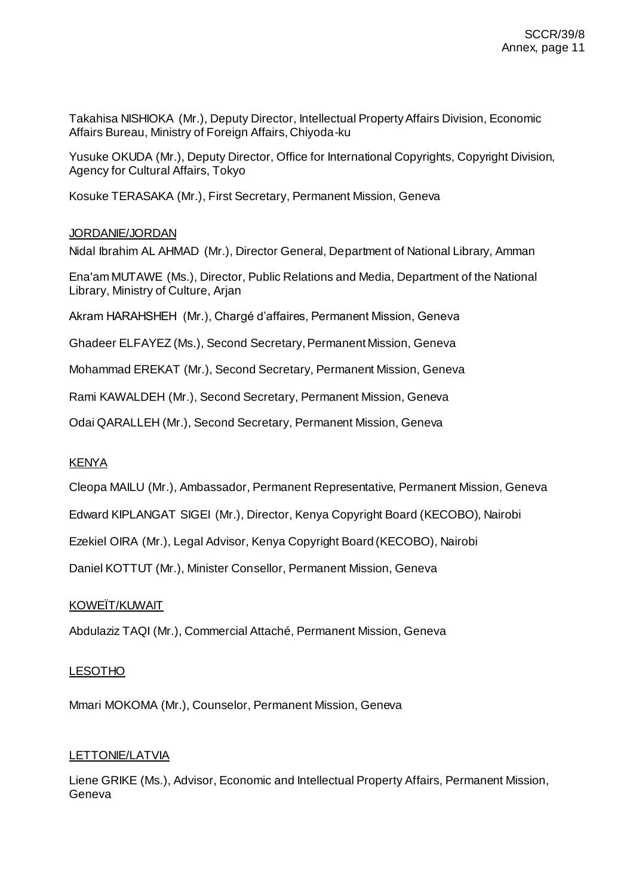Takahisa NISHIOKA (Mr.), Deputy Director, Intellectual Property Affairs Division, Economic Affairs Bureau, Ministry of Foreign Affairs, Chiyoda-ku

Yusuke OKUDA (Mr.), Deputy Director, Office for International Copyrights, Copyright Division, Agency for Cultural Affairs, Tokyo

Kosuke TERASAKA (Mr.), First Secretary, Permanent Mission, Geneva

JORDANIE/JORDAN

Nidal Ibrahim AL AHMAD (Mr.), Director General, Department of National Library, Amman

Ena'am MUTAWE (Ms.), Director, Public Relations and Media, Department of the National Library, Ministry of Culture, Arjan

Akram HARAHSHEH (Mr.), Chargé d'affaires, Permanent Mission, Geneva

Ghadeer ELFAYEZ (Ms.), Second Secretary, Permanent Mission, Geneva

Mohammad EREKAT (Mr.), Second Secretary, Permanent Mission, Geneva

Rami KAWALDEH (Mr.), Second Secretary, Permanent Mission, Geneva

Odai QARALLEH (Mr.), Second Secretary, Permanent Mission, Geneva

KENYA

Cleopa MAILU (Mr.), Ambassador, Permanent Representative, Permanent Mission, Geneva

Edward KIPLANGAT SIGEI (Mr.), Director, Kenya Copyright Board (KECOBO), Nairobi

Ezekiel OIRA (Mr.), Legal Advisor, Kenya Copyright Board (KECOBO), Nairobi

Daniel KOTTUT (Mr.), Minister Consellor, Permanent Mission, Geneva

KOWEÏT/KUWAIT

Abdulaziz TAQI (Mr.), Commercial Attaché, Permanent Mission, Geneva

LESOTHO

Mmari MOKOMA (Mr.), Counselor, Permanent Mission, Geneva

LETTONIE/LATVIA

Liene GRIKE (Ms.), Advisor, Economic and Intellectual Property Affairs, Permanent Mission, Geneva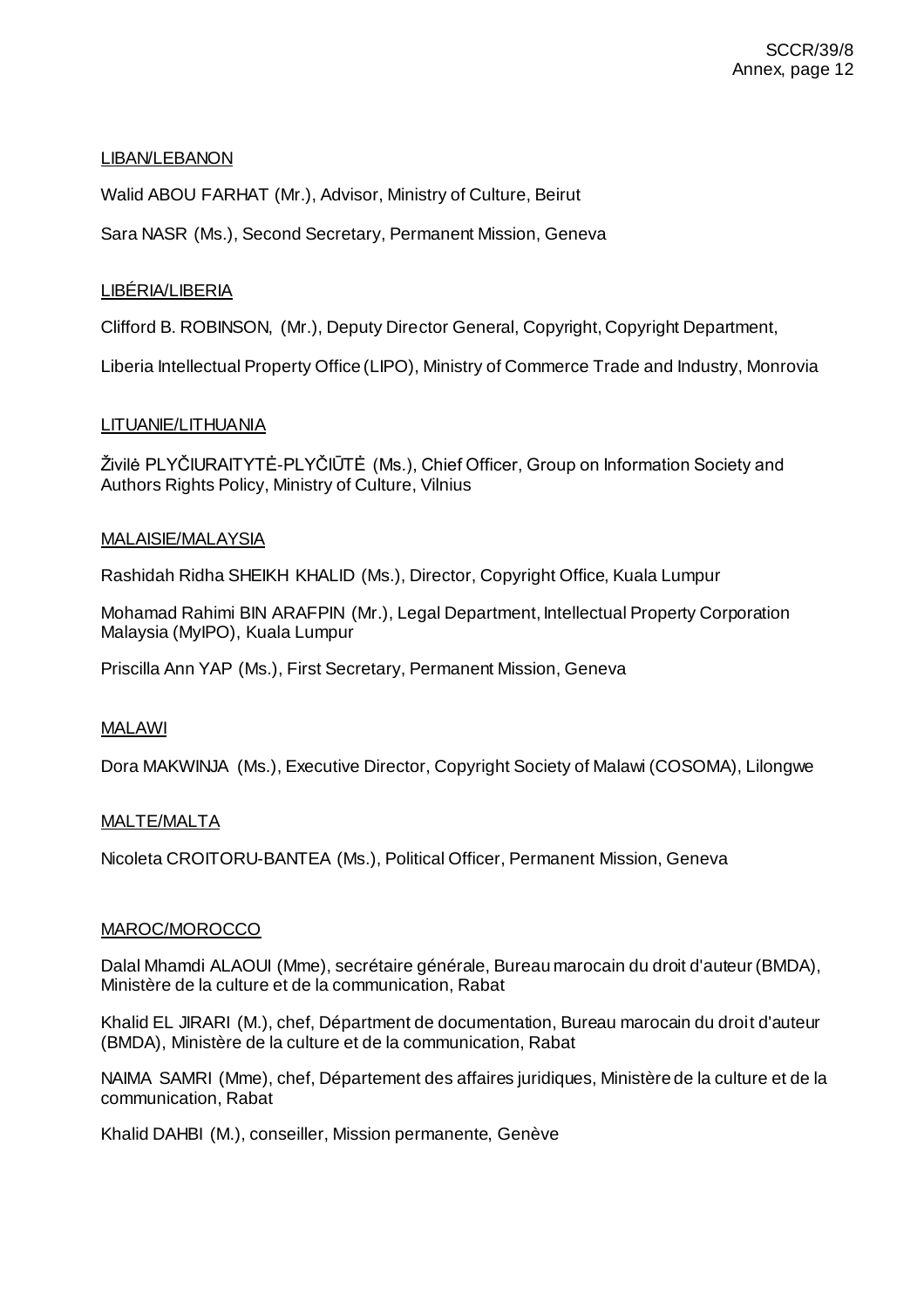LIBAN/LEBANON

Walid ABOU FARHAT (Mr.), Advisor, Ministry of Culture, Beirut

Sara NASR (Ms.), Second Secretary, Permanent Mission, Geneva

LIBÉRIA/LIBERIA

Clifford B. ROBINSON, (Mr.), Deputy Director General, Copyright, Copyright Department,

Liberia Intellectual Property Office (LIPO), Ministry of Commerce Trade and Industry, Monrovia

LITUANIE/LITHUANIA

Živilė PLYČIURAITYTĖ-PLYČIŪTĖ (Ms.), Chief Officer, Group on Information Society and Authors Rights Policy, Ministry of Culture, Vilnius

MALAISIE/MALAYSIA

Rashidah Ridha SHEIKH KHALID (Ms.), Director, Copyright Office, Kuala Lumpur

Mohamad Rahimi BIN ARAFPIN (Mr.), Legal Department, Intellectual Property Corporation Malaysia (MyIPO), Kuala Lumpur

Priscilla Ann YAP (Ms.), First Secretary, Permanent Mission, Geneva

MALAWI

Dora MAKWINJA (Ms.), Executive Director, Copyright Society of Malawi (COSOMA), Lilongwe

MALTE/MALTA

Nicoleta CROITORU-BANTEA (Ms.), Political Officer, Permanent Mission, Geneva

MAROC/MOROCCO

Dalal Mhamdi ALAOUI (Mme), secrétaire générale, Bureau marocain du droit d'auteur (BMDA), Ministère de la culture et de la communication, Rabat

Khalid EL JIRARI (M.), chef, Départment de documentation, Bureau marocain du droit d'auteur (BMDA), Ministère de la culture et de la communication, Rabat

NAIMA SAMRI (Mme), chef, Département des affaires juridiques, Ministère de la culture et de la communication, Rabat

Khalid DAHBI (M.), conseiller, Mission permanente, Genève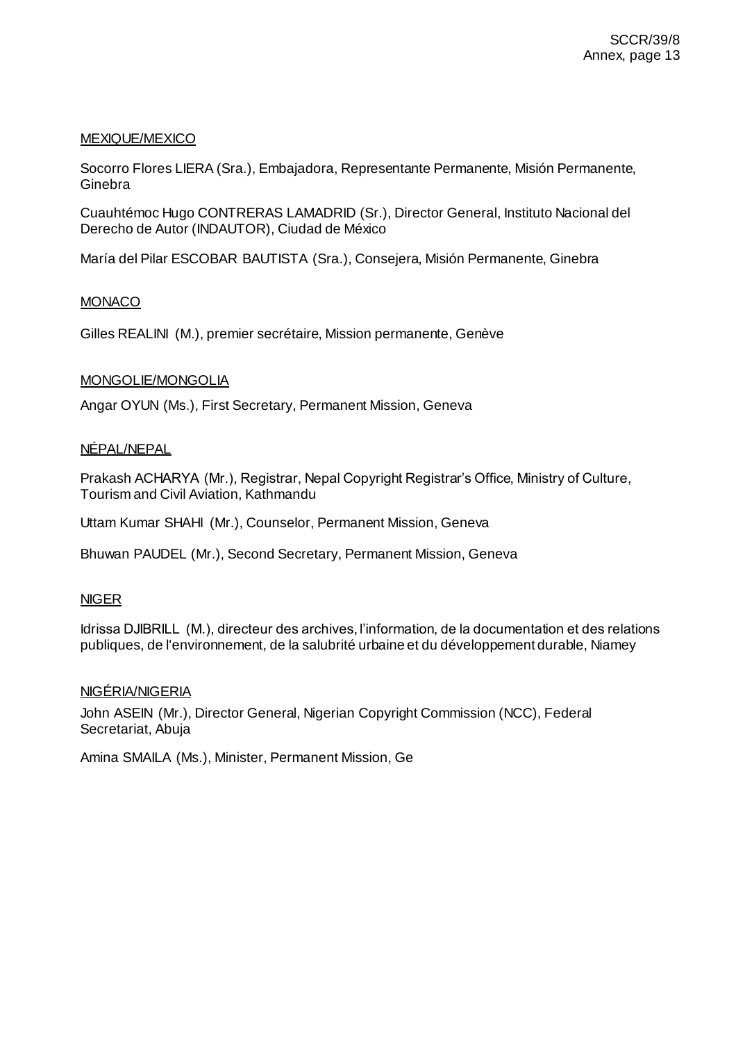MEXIQUE/MEXICO

Socorro Flores LIERA (Sra.), Embajadora, Representante Permanente, Misión Permanente, Ginebra

Cuauhtémoc Hugo CONTRERAS LAMADRID (Sr.), Director General, Instituto Nacional del Derecho de Autor (INDAUTOR), Ciudad de México

María del Pilar ESCOBAR BAUTISTA (Sra.), Consejera, Misión Permanente, Ginebra

MONACO

Gilles REALINI (M.), premier secrétaire, Mission permanente, Genève

MONGOLIE/MONGOLIA

Angar OYUN (Ms.), First Secretary, Permanent Mission, Geneva

NÉPAL/NEPAL

Prakash ACHARYA (Mr.), Registrar, Nepal Copyright Registrar's Office, Ministry of Culture, Tourism and Civil Aviation, Kathmandu

Uttam Kumar SHAHI (Mr.), Counselor, Permanent Mission, Geneva

Bhuwan PAUDEL (Mr.), Second Secretary, Permanent Mission, Geneva

NIGER

Idrissa DJIBRILL (M.), directeur des archives, l'information, de la documentation et des relations publiques, de l'environnement, de la salubrité urbaine et du développement durable, Niamey

NIGÉRIA/NIGERIA

John ASEIN (Mr.), Director General, Nigerian Copyright Commission (NCC), Federal Secretariat, Abuja

Amina SMAILA (Ms.), Minister, Permanent Mission, Ge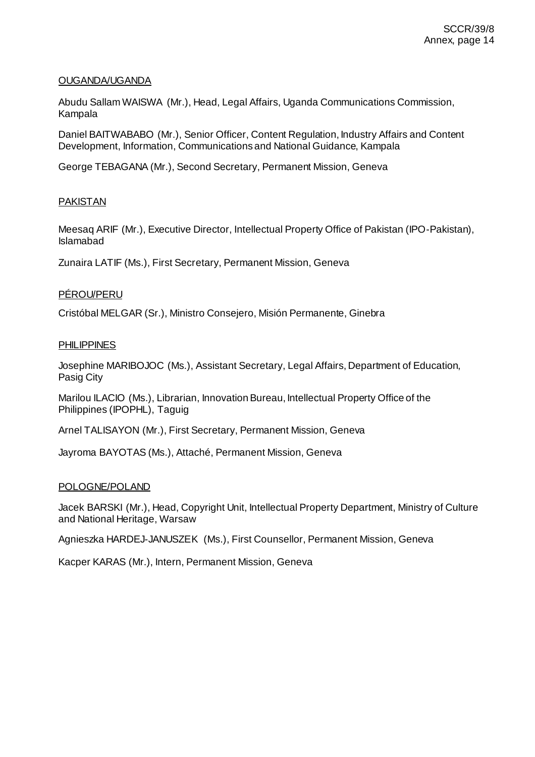<u>OUGANDA/UGANDA</u>

Abudu Sallam WAISWA (Mr.), Head, Legal Affairs, Uganda Communications Commission, Kampala

Daniel BAITWABABO (Mr.), Senior Officer, Content Regulation, Industry Affairs and Content Development, Information, Communications and National Guidance, Kampala

George TEBAGANA (Mr.), Second Secretary, Permanent Mission, Geneva

<u>PAKISTAN</u>

Meesaq ARIF (Mr.), Executive Director, Intellectual Property Office of Pakistan (IPO-Pakistan), Islamabad

Zunaira LATIF (Ms.), First Secretary, Permanent Mission, Geneva

<u>PÉROU/PERU</u>

Cristóbal MELGAR (Sr.), Ministro Consejero, Misión Permanente, Ginebra

<u>PHILIPPINES</u>

Josephine MARIBOJOC (Ms.), Assistant Secretary, Legal Affairs, Department of Education, Pasig City

Marilou ILACIO (Ms.), Librarian, Innovation Bureau, Intellectual Property Office of the Philippines (IPOPHL), Taguig

Arnel TALISAYON (Mr.), First Secretary, Permanent Mission, Geneva

Jayroma BAYOTAS (Ms.), Attaché, Permanent Mission, Geneva

<u>POLOGNE/POLAND</u>

Jacek BARSKI (Mr.), Head, Copyright Unit, Intellectual Property Department, Ministry of Culture and National Heritage, Warsaw

Agnieszka HARDEJ-JANUSZEK (Ms.), First Counsellor, Permanent Mission, Geneva

Kacper KARAS (Mr.), Intern, Permanent Mission, Geneva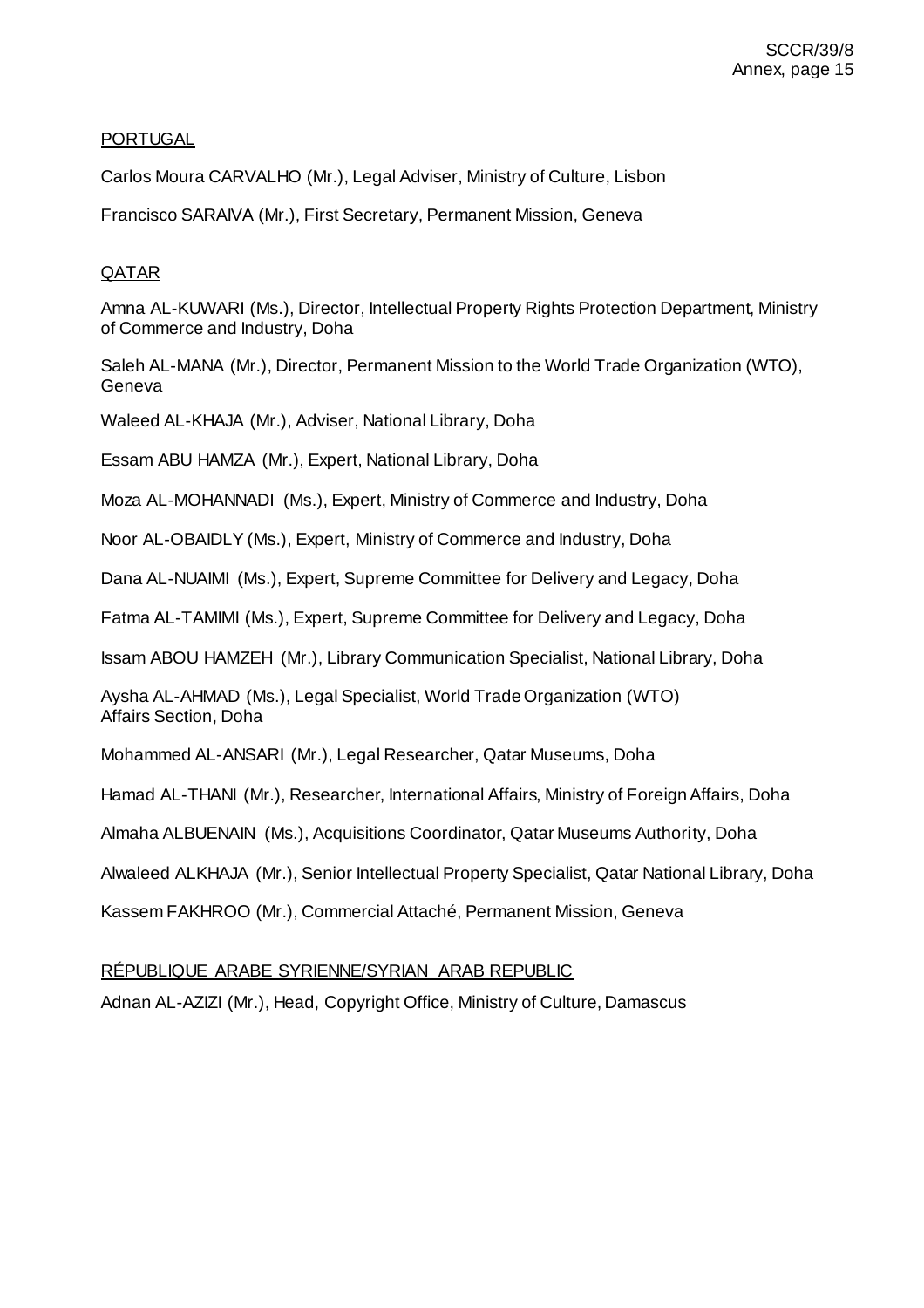PORTUGAL

Carlos Moura CARVALHO (Mr.), Legal Adviser, Ministry of Culture, Lisbon

Francisco SARAIVA (Mr.), First Secretary, Permanent Mission, Geneva

QATAR

Amna AL-KUWARI (Ms.), Director, Intellectual Property Rights Protection Department, Ministry of Commerce and Industry, Doha

Saleh AL-MANA (Mr.), Director, Permanent Mission to the World Trade Organization (WTO), Geneva

Waleed AL-KHAJA (Mr.), Adviser, National Library, Doha

Essam ABU HAMZA (Mr.), Expert, National Library, Doha

Moza AL-MOHANNADI (Ms.), Expert, Ministry of Commerce and Industry, Doha

Noor AL-OBAIDLY (Ms.), Expert, Ministry of Commerce and Industry, Doha

Dana AL-NUAIMI (Ms.), Expert, Supreme Committee for Delivery and Legacy, Doha

Fatma AL-TAMIMI (Ms.), Expert, Supreme Committee for Delivery and Legacy, Doha

Issam ABOU HAMZEH (Mr.), Library Communication Specialist, National Library, Doha

Aysha AL-AHMAD (Ms.), Legal Specialist, World Trade Organization (WTO) Affairs Section, Doha

Mohammed AL-ANSARI (Mr.), Legal Researcher, Qatar Museums, Doha

Hamad AL-THANI (Mr.), Researcher, International Affairs, Ministry of Foreign Affairs, Doha

Almaha ALBUENAIN (Ms.), Acquisitions Coordinator, Qatar Museums Authority, Doha

Alwaleed ALKHAJA (Mr.), Senior Intellectual Property Specialist, Qatar National Library, Doha

Kassem FAKHROO (Mr.), Commercial Attaché, Permanent Mission, Geneva

RÉPUBLIQUE ARABE SYRIENNE/SYRIAN ARAB REPUBLIC

Adnan AL-AZIZI (Mr.), Head, Copyright Office, Ministry of Culture, Damascus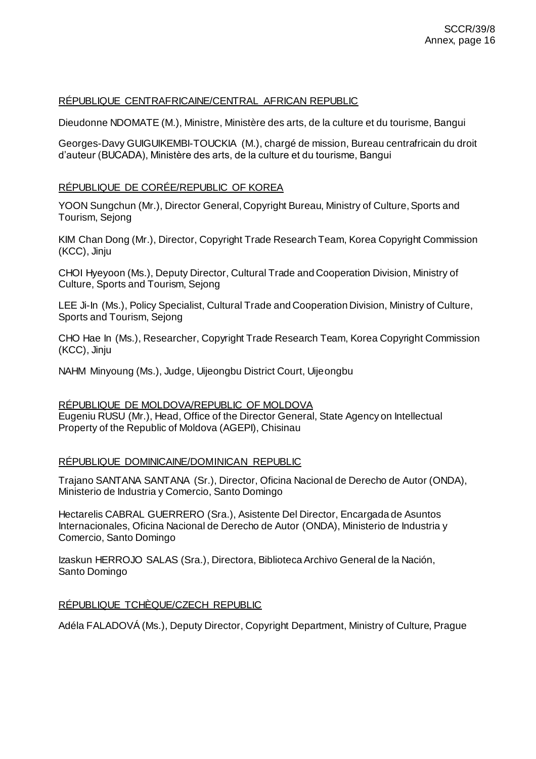RÉPUBLIQUE CENTRAFRICAINE/CENTRAL AFRICAN REPUBLIC

Dieudonne NDOMATE (M.), Ministre, Ministère des arts, de la culture et du tourisme, Bangui

Georges-Davy GUIGUIKEMBI-TOUCKIA (M.), chargé de mission, Bureau centrafricain du droit d'auteur (BUCADA), Ministère des arts, de la culture et du tourisme, Bangui

RÉPUBLIQUE DE CORÉE/REPUBLIC OF KOREA

YOON Sungchun (Mr.), Director General, Copyright Bureau, Ministry of Culture, Sports and Tourism, Sejong

KIM Chan Dong (Mr.), Director, Copyright Trade Research Team, Korea Copyright Commission (KCC), Jinju

CHOI Hyeyoon (Ms.), Deputy Director, Cultural Trade and Cooperation Division, Ministry of Culture, Sports and Tourism, Sejong

LEE Ji-In (Ms.), Policy Specialist, Cultural Trade and Cooperation Division, Ministry of Culture, Sports and Tourism, Sejong

CHO Hae In (Ms.), Researcher, Copyright Trade Research Team, Korea Copyright Commission (KCC), Jinju

NAHM Minyoung (Ms.), Judge, Uijeongbu District Court, Uijeongbu

RÉPUBLIQUE DE MOLDOVA/REPUBLIC OF MOLDOVA

Eugeniu RUSU (Mr.), Head, Office of the Director General, State Agency on Intellectual Property of the Republic of Moldova (AGEPI), Chisinau

RÉPUBLIQUE DOMINICAINE/DOMINICAN REPUBLIC

Trajano SANTANA SANTANA (Sr.), Director, Oficina Nacional de Derecho de Autor (ONDA), Ministerio de Industria y Comercio, Santo Domingo

Hectarelis CABRAL GUERRERO (Sra.), Asistente Del Director, Encargada de Asuntos Internacionales, Oficina Nacional de Derecho de Autor (ONDA), Ministerio de Industria y Comercio, Santo Domingo

Izaskun HERROJO SALAS (Sra.), Directora, Biblioteca Archivo General de la Nación, Santo Domingo

RÉPUBLIQUE TCHÈQUE/CZECH REPUBLIC

Adéla FALADOVÁ (Ms.), Deputy Director, Copyright Department, Ministry of Culture, Prague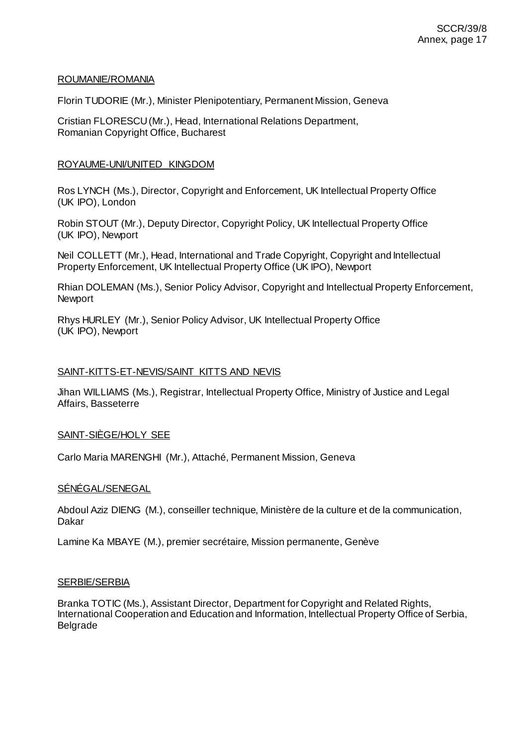ROUMANIE/ROMANIA

Florin TUDORIE (Mr.), Minister Plenipotentiary, Permanent Mission, Geneva

Cristian FLORESCU (Mr.), Head, International Relations Department, Romanian Copyright Office, Bucharest

ROYAUME-UNI/UNITED KINGDOM

Ros LYNCH (Ms.), Director, Copyright and Enforcement, UK Intellectual Property Office (UK IPO), London

Robin STOUT (Mr.), Deputy Director, Copyright Policy, UK Intellectual Property Office (UK IPO), Newport

Neil COLLETT (Mr.), Head, International and Trade Copyright, Copyright and Intellectual Property Enforcement, UK Intellectual Property Office (UK IPO), Newport

Rhian DOLEMAN (Ms.), Senior Policy Advisor, Copyright and Intellectual Property Enforcement, Newport

Rhys HURLEY (Mr.), Senior Policy Advisor, UK Intellectual Property Office (UK IPO), Newport

SAINT-KITTS-ET-NEVIS/SAINT KITTS AND NEVIS

Jihan WILLIAMS (Ms.), Registrar, Intellectual Property Office, Ministry of Justice and Legal Affairs, Basseterre

SAINT-SIÈGE/HOLY SEE

Carlo Maria MARENGHI (Mr.), Attaché, Permanent Mission, Geneva

SÉNÉGAL/SENEGAL

Abdoul Aziz DIENG (M.), conseiller technique, Ministère de la culture et de la communication, Dakar

Lamine Ka MBAYE (M.), premier secrétaire, Mission permanente, Genève

SERBIE/SERBIA

Branka TOTIC (Ms.), Assistant Director, Department for Copyright and Related Rights, International Cooperation and Education and Information, Intellectual Property Office of Serbia, Belgrade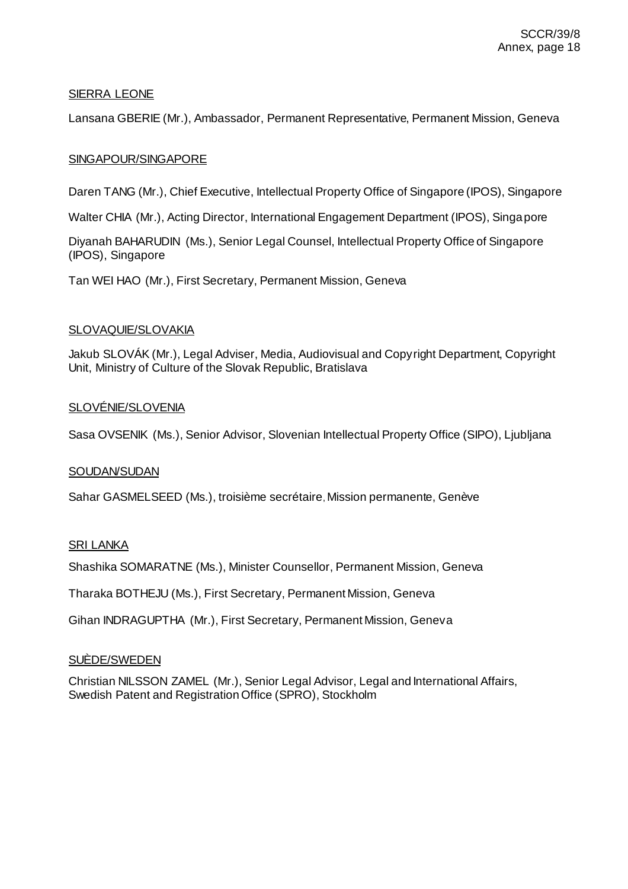<u>SIERRA LEONE</u>

Lansana GBERIE (Mr.), Ambassador, Permanent Representative, Permanent Mission, Geneva

<u>SINGAPOUR/SINGAPORE</u>

Daren TANG (Mr.), Chief Executive, Intellectual Property Office of Singapore (IPOS), Singapore

Walter CHIA (Mr.), Acting Director, International Engagement Department (IPOS), Singapore

Diyanah BAHARUDIN (Ms.), Senior Legal Counsel, Intellectual Property Office of Singapore (IPOS), Singapore

Tan WEI HAO (Mr.), First Secretary, Permanent Mission, Geneva

<u>SLOVAQUIE/SLOVAKIA</u>

Jakub SLOVÁK (Mr.), Legal Adviser, Media, Audiovisual and Copyright Department, Copyright Unit, Ministry of Culture of the Slovak Republic, Bratislava

<u>SLOVÉNIE/SLOVENIA</u>

Sasa OVSENIK (Ms.), Senior Advisor, Slovenian Intellectual Property Office (SIPO), Ljubljana

<u>SOUDAN/SUDAN</u>

Sahar GASMELSEED (Ms.), troisième secrétaire, Mission permanente, Genève

<u>SRI LANKA</u>

Shashika SOMARATNE (Ms.), Minister Counsellor, Permanent Mission, Geneva

Tharaka BOTHEJU (Ms.), First Secretary, Permanent Mission, Geneva

Gihan INDRAGUPTHA (Mr.), First Secretary, Permanent Mission, Geneva

<u>SUÈDE/SWEDEN</u>

Christian NILSSON ZAMEL (Mr.), Senior Legal Advisor, Legal and International Affairs, Swedish Patent and Registration Office (SPRO), Stockholm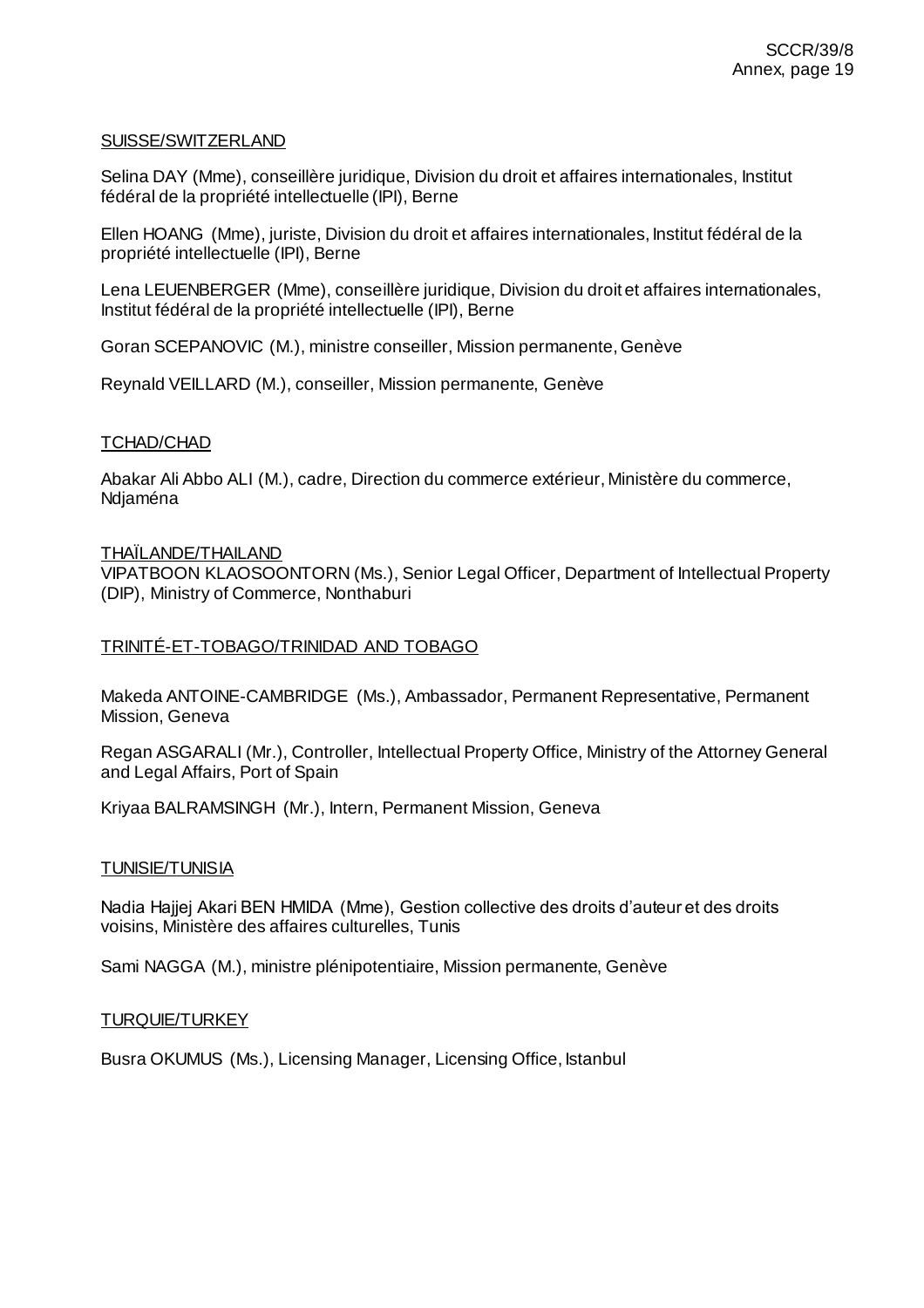SUISSE/SWITZERLAND

Selina DAY (Mme), conseillère juridique, Division du droit et affaires internationales, Institut fédéral de la propriété intellectuelle (IPI), Berne

Ellen HOANG (Mme), juriste, Division du droit et affaires internationales, Institut fédéral de la propriété intellectuelle (IPI), Berne

Lena LEUENBERGER (Mme), conseillère juridique, Division du droit et affaires internationales, Institut fédéral de la propriété intellectuelle (IPI), Berne

Goran SCEPANOVIC (M.), ministre conseiller, Mission permanente, Genève

Reynald VEILLARD (M.), conseiller, Mission permanente, Genève

TCHAD/CHAD

Abakar Ali Abbo ALI (M.), cadre, Direction du commerce extérieur, Ministère du commerce, Ndjaména

THAÏLANDE/THAILAND

VIPATBOON KLAOSOONTORN (Ms.), Senior Legal Officer, Department of Intellectual Property (DIP), Ministry of Commerce, Nonthaburi

TRINITÉ-ET-TOBAGO/TRINIDAD AND TOBAGO

Makeda ANTOINE-CAMBRIDGE (Ms.), Ambassador, Permanent Representative, Permanent Mission, Geneva

Regan ASGARALI (Mr.), Controller, Intellectual Property Office, Ministry of the Attorney General and Legal Affairs, Port of Spain

Kriyaa BALRAMSINGH (Mr.), Intern, Permanent Mission, Geneva

TUNISIE/TUNISIA

Nadia Hajjej Akari BEN HMIDA (Mme), Gestion collective des droits d'auteur et des droits voisins, Ministère des affaires culturelles, Tunis

Sami NAGGA (M.), ministre plénipotentiaire, Mission permanente, Genève

TURQUIE/TURKEY

Busra OKUMUS (Ms.), Licensing Manager, Licensing Office, Istanbul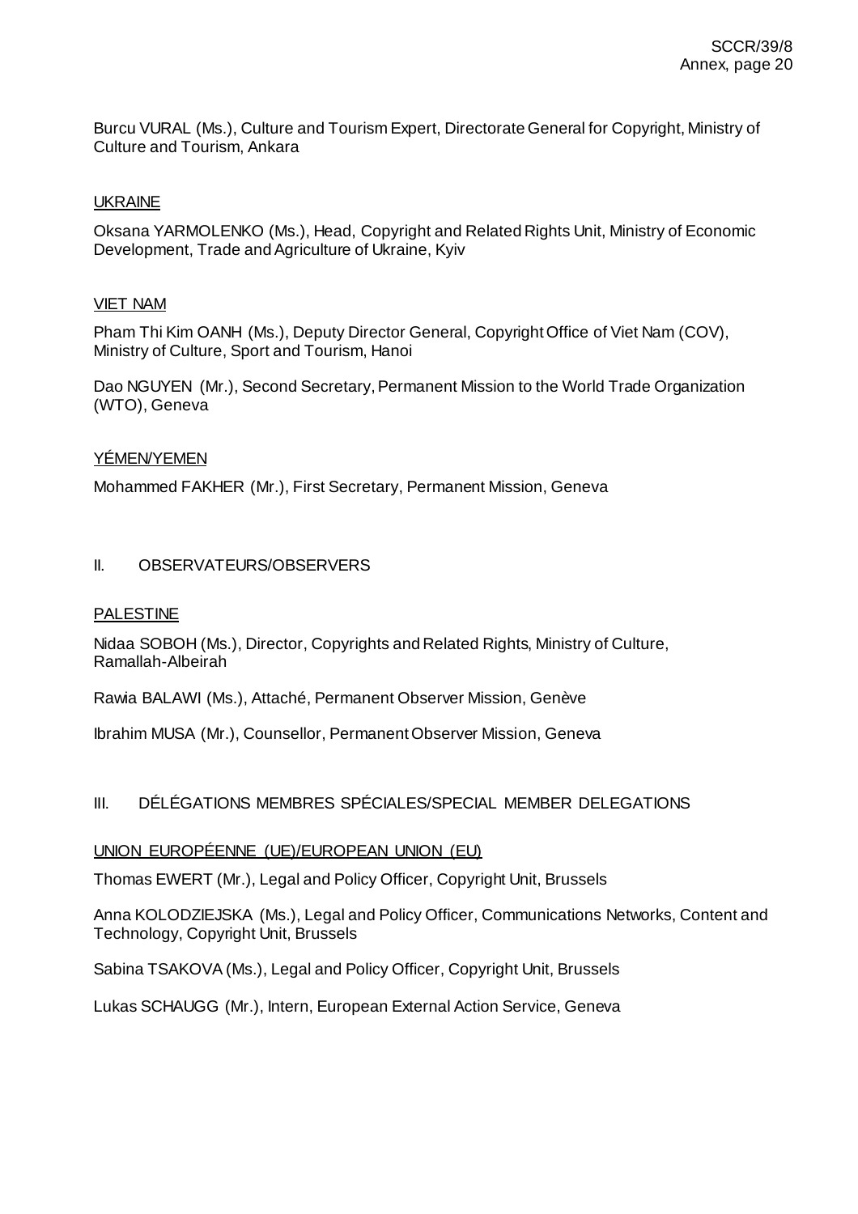Burcu VURAL (Ms.), Culture and Tourism Expert, Directorate General for Copyright, Ministry of Culture and Tourism, Ankara

UKRAINE

Oksana YARMOLENKO (Ms.), Head, Copyright and Related Rights Unit, Ministry of Economic Development, Trade and Agriculture of Ukraine, Kyiv

VIET NAM

Pham Thi Kim OANH (Ms.), Deputy Director General, Copyright Office of Viet Nam (COV), Ministry of Culture, Sport and Tourism, Hanoi

Dao NGUYEN (Mr.), Second Secretary, Permanent Mission to the World Trade Organization (WTO), Geneva

YÉMEN/YEMEN

Mohammed FAKHER (Mr.), First Secretary, Permanent Mission, Geneva

## II. OBSERVATEURS/OBSERVERS

PALESTINE

Nidaa SOBOH (Ms.), Director, Copyrights and Related Rights, Ministry of Culture, Ramallah-Albeirah

Rawia BALAWI (Ms.), Attaché, Permanent Observer Mission, Genève

Ibrahim MUSA (Mr.), Counsellor, Permanent Observer Mission, Geneva

## III. DÉLÉGATIONS MEMBRES SPÉCIALES/SPECIAL MEMBER DELEGATIONS

UNION EUROPÉENNE (UE)/EUROPEAN UNION (EU)

Thomas EWERT (Mr.), Legal and Policy Officer, Copyright Unit, Brussels

Anna KOLODZIEJSKA (Ms.), Legal and Policy Officer, Communications Networks, Content and Technology, Copyright Unit, Brussels

Sabina TSAKOVA (Ms.), Legal and Policy Officer, Copyright Unit, Brussels

Lukas SCHAUGG (Mr.), Intern, European External Action Service, Geneva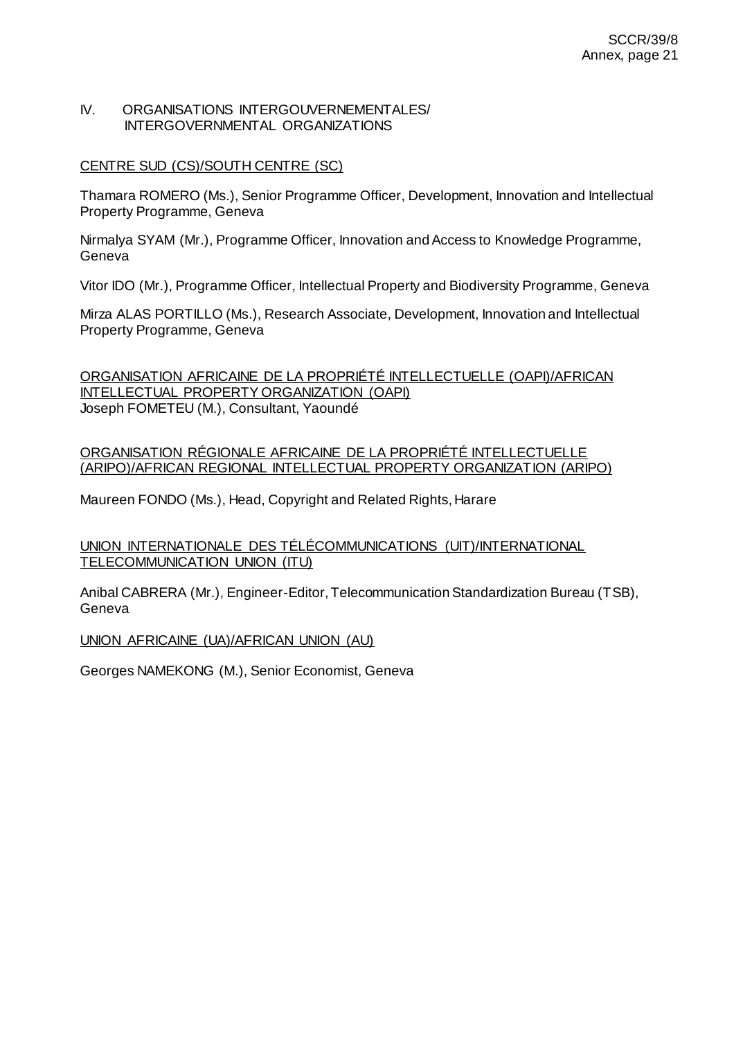## IV. ORGANISATIONS INTERGOUVERNEMENTALES/ INTERGOVERNMENTAL ORGANIZATIONS

CENTRE SUD (CS)/SOUTH CENTRE (SC)

Thamara ROMERO (Ms.), Senior Programme Officer, Development, Innovation and Intellectual Property Programme, Geneva

Nirmalya SYAM (Mr.), Programme Officer, Innovation and Access to Knowledge Programme, Geneva

Vitor IDO (Mr.), Programme Officer, Intellectual Property and Biodiversity Programme, Geneva

Mirza ALAS PORTILLO (Ms.), Research Associate, Development, Innovation and Intellectual Property Programme, Geneva

ORGANISATION AFRICAINE DE LA PROPRIÉTÉ INTELLECTUELLE (OAPI)/AFRICAN INTELLECTUAL PROPERTY ORGANIZATION (OAPI)

Joseph FOMETEU (M.), Consultant, Yaoundé

ORGANISATION RÉGIONALE AFRICAINE DE LA PROPRIÉTÉ INTELLECTUELLE (ARIPO)/AFRICAN REGIONAL INTELLECTUAL PROPERTY ORGANIZATION (ARIPO)

Maureen FONDO (Ms.), Head, Copyright and Related Rights, Harare

UNION INTERNATIONALE DES TÉLÉCOMMUNICATIONS (UIT)/INTERNATIONAL TELECOMMUNICATION UNION (ITU)

Anibal CABRERA (Mr.), Engineer-Editor, Telecommunication Standardization Bureau (TSB), Geneva

UNION AFRICAINE (UA)/AFRICAN UNION (AU)

Georges NAMEKONG (M.), Senior Economist, Geneva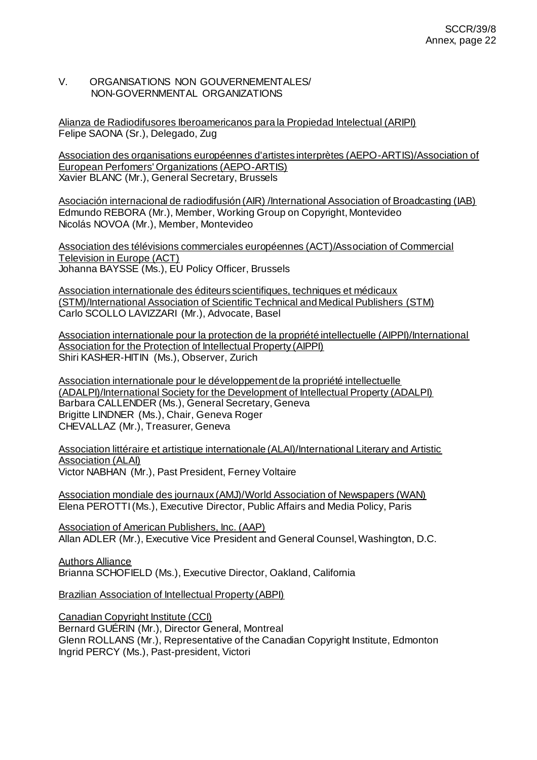## V. ORGANISATIONS NON GOUVERNEMENTALES/ NON-GOVERNMENTAL ORGANIZATIONS

<u>Alianza de Radiodifusores Iberoamericanos para la Propiedad Intelectual (ARIPI)</u>
Felipe SAONA (Sr.), Delegado, Zug

<u>Association des organisations européennes d'artistes interprètes (AEPO-ARTIS)/Association of European Perfomers' Organizations (AEPO-ARTIS)</u>
Xavier BLANC (Mr.), General Secretary, Brussels

<u>Asociación internacional de radiodifusión (AIR) /International Association of Broadcasting (IAB)</u>
Edmundo REBORA (Mr.), Member, Working Group on Copyright, Montevideo
Nicolás NOVOA (Mr.), Member, Montevideo

<u>Association des télévisions commerciales européennes (ACT)/Association of Commercial Television in Europe (ACT)</u>
Johanna BAYSSE (Ms.), EU Policy Officer, Brussels

<u>Association internationale des éditeurs scientifiques, techniques et médicaux (STM)/International Association of Scientific Technical and Medical Publishers (STM)</u>
Carlo SCOLLO LAVIZZARI (Mr.), Advocate, Basel

<u>Association internationale pour la protection de la propriété intellectuelle (AIPPI)/International Association for the Protection of Intellectual Property (AIPPI)</u>
Shiri KASHER-HITIN (Ms.), Observer, Zurich

<u>Association internationale pour le développement de la propriété intellectuelle (ADALPI)/International Society for the Development of Intellectual Property (ADALPI)</u>
Barbara CALLENDER (Ms.), General Secretary, Geneva
Brigitte LINDNER (Ms.), Chair, Geneva Roger
CHEVALLAZ (Mr.), Treasurer, Geneva

<u>Association littéraire et artistique internationale (ALAI)/International Literary and Artistic Association (ALAI)</u>
Victor NABHAN (Mr.), Past President, Ferney Voltaire

<u>Association mondiale des journaux (AMJ)/World Association of Newspapers (WAN)</u>
Elena PEROTTI (Ms.), Executive Director, Public Affairs and Media Policy, Paris

<u>Association of American Publishers, Inc. (AAP)</u>
Allan ADLER (Mr.), Executive Vice President and General Counsel, Washington, D.C.

<u>Authors Alliance</u>
Brianna SCHOFIELD (Ms.), Executive Director, Oakland, California

<u>Brazilian Association of Intellectual Property (ABPI)</u>

<u>Canadian Copyright Institute (CCI)</u>
Bernard GUÉRIN (Mr.), Director General, Montreal
Glenn ROLLANS (Mr.), Representative of the Canadian Copyright Institute, Edmonton
Ingrid PERCY (Ms.), Past-president, Victori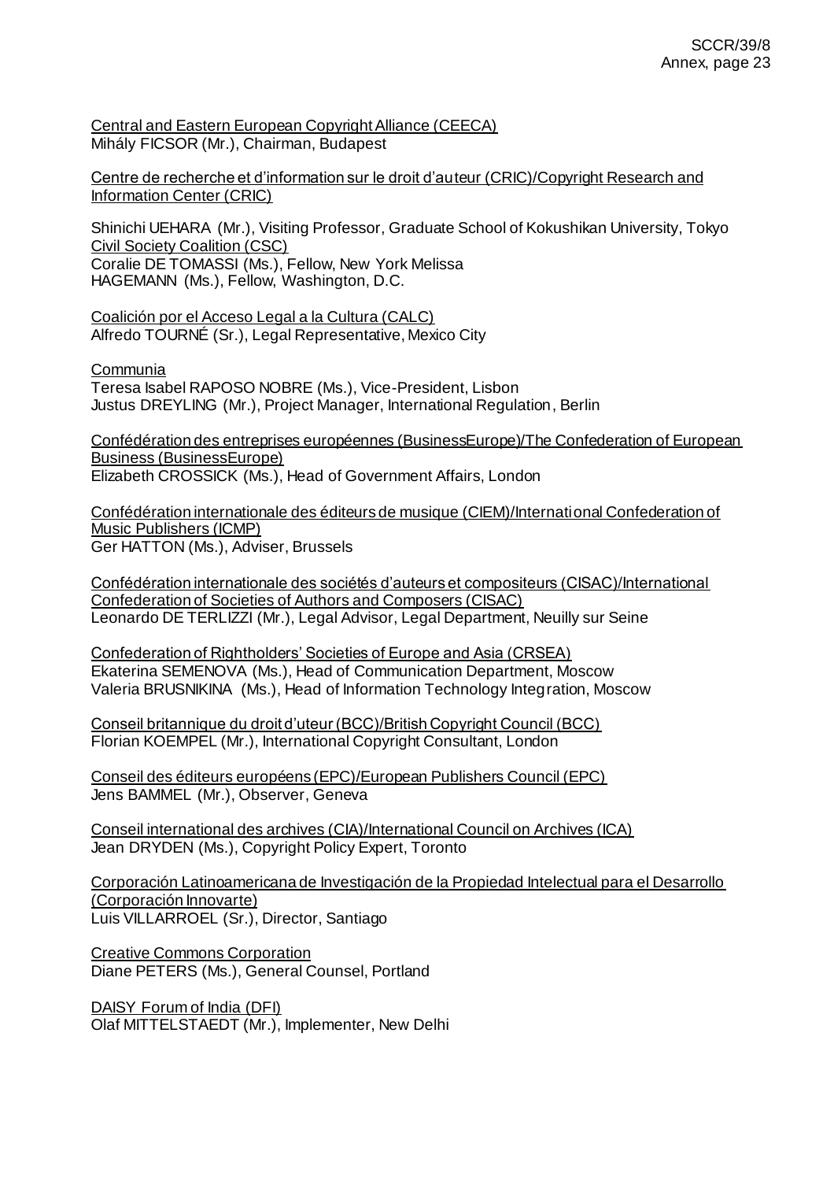Central and Eastern European Copyright Alliance (CEECA)
Mihály FICSOR (Mr.), Chairman, Budapest

Centre de recherche et d'information sur le droit d'auteur (CRIC)/Copyright Research and Information Center (CRIC)

Shinichi UEHARA (Mr.), Visiting Professor, Graduate School of Kokushikan University, Tokyo
Civil Society Coalition (CSC)
Coralie DE TOMASSI (Ms.), Fellow, New York Melissa
HAGEMANN (Ms.), Fellow, Washington, D.C.

Coalición por el Acceso Legal a la Cultura (CALC)
Alfredo TOURNÉ (Sr.), Legal Representative, Mexico City

Communia
Teresa Isabel RAPOSO NOBRE (Ms.), Vice-President, Lisbon
Justus DREYLING (Mr.), Project Manager, International Regulation, Berlin

Confédération des entreprises européennes (BusinessEurope)/The Confederation of European Business (BusinessEurope)
Elizabeth CROSSICK (Ms.), Head of Government Affairs, London

Confédération internationale des éditeurs de musique (CIEM)/International Confederation of Music Publishers (ICMP)
Ger HATTON (Ms.), Adviser, Brussels

Confédération internationale des sociétés d'auteurs et compositeurs (CISAC)/International Confederation of Societies of Authors and Composers (CISAC)
Leonardo DE TERLIZZI (Mr.), Legal Advisor, Legal Department, Neuilly sur Seine

Confederation of Rightholders' Societies of Europe and Asia (CRSEA)
Ekaterina SEMENOVA (Ms.), Head of Communication Department, Moscow
Valeria BRUSNIKINA (Ms.), Head of Information Technology Integration, Moscow

Conseil britannique du droit d'uteur (BCC)/British Copyright Council (BCC)
Florian KOEMPEL (Mr.), International Copyright Consultant, London

Conseil des éditeurs européens (EPC)/European Publishers Council (EPC)
Jens BAMMEL (Mr.), Observer, Geneva

Conseil international des archives (CIA)/International Council on Archives (ICA)
Jean DRYDEN (Ms.), Copyright Policy Expert, Toronto

Corporación Latinoamericana de Investigación de la Propiedad Intelectual para el Desarrollo (Corporación Innovarte)
Luis VILLARROEL (Sr.), Director, Santiago

Creative Commons Corporation
Diane PETERS (Ms.), General Counsel, Portland

DAISY Forum of India (DFI)
Olaf MITTELSTAEDT (Mr.), Implementer, New Delhi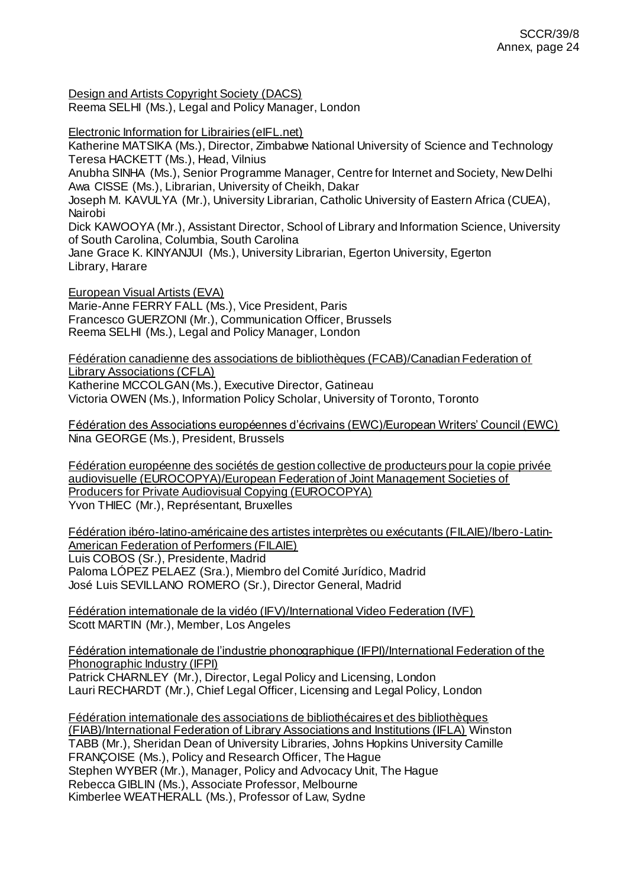Design and Artists Copyright Society (DACS)
Reema SELHI (Ms.), Legal and Policy Manager, London

Electronic Information for Librairies (eIFL.net)
Katherine MATSIKA (Ms.), Director, Zimbabwe National University of Science and Technology
Teresa HACKETT (Ms.), Head, Vilnius
Anubha SINHA (Ms.), Senior Programme Manager, Centre for Internet and Society, New Delhi
Awa CISSE (Ms.), Librarian, University of Cheikh, Dakar
Joseph M. KAVULYA (Mr.), University Librarian, Catholic University of Eastern Africa (CUEA), Nairobi
Dick KAWOOYA (Mr.), Assistant Director, School of Library and Information Science, University of South Carolina, Columbia, South Carolina
Jane Grace K. KINYANJUI (Ms.), University Librarian, Egerton University, Egerton Library, Harare

European Visual Artists (EVA)
Marie-Anne FERRY FALL (Ms.), Vice President, Paris
Francesco GUERZONI (Mr.), Communication Officer, Brussels
Reema SELHI (Ms.), Legal and Policy Manager, London

Fédération canadienne des associations de bibliothèques (FCAB)/Canadian Federation of Library Associations (CFLA)
Katherine MCCOLGAN (Ms.), Executive Director, Gatineau
Victoria OWEN (Ms.), Information Policy Scholar, University of Toronto, Toronto

Fédération des Associations européennes d'écrivains (EWC)/European Writers' Council (EWC)
Nina GEORGE (Ms.), President, Brussels

Fédération européenne des sociétés de gestion collective de producteurs pour la copie privée audiovisuelle (EUROCOPYA)/European Federation of Joint Management Societies of Producers for Private Audiovisual Copying (EUROCOPYA)
Yvon THIEC (Mr.), Représentant, Bruxelles

Fédération ibéro-latino-américaine des artistes interprètes ou exécutants (FILAIE)/Ibero-Latin-American Federation of Performers (FILAIE)
Luis COBOS (Sr.), Presidente, Madrid
Paloma LÓPEZ PELAEZ (Sra.), Miembro del Comité Jurídico, Madrid
José Luis SEVILLANO ROMERO (Sr.), Director General, Madrid

Fédération internationale de la vidéo (IFV)/International Video Federation (IVF)
Scott MARTIN (Mr.), Member, Los Angeles

Fédération internationale de l'industrie phonographique (IFPI)/International Federation of the Phonographic Industry (IFPI)
Patrick CHARNLEY (Mr.), Director, Legal Policy and Licensing, London
Lauri RECHARDT (Mr.), Chief Legal Officer, Licensing and Legal Policy, London

Fédération internationale des associations de bibliothécaires et des bibliothèques (FIAB)/International Federation of Library Associations and Institutions (IFLA)
Winston TABB (Mr.), Sheridan Dean of University Libraries, Johns Hopkins University
Camille FRANÇOISE (Ms.), Policy and Research Officer, The Hague
Stephen WYBER (Mr.), Manager, Policy and Advocacy Unit, The Hague
Rebecca GIBLIN (Ms.), Associate Professor, Melbourne
Kimberlee WEATHERALL (Ms.), Professor of Law, Sydne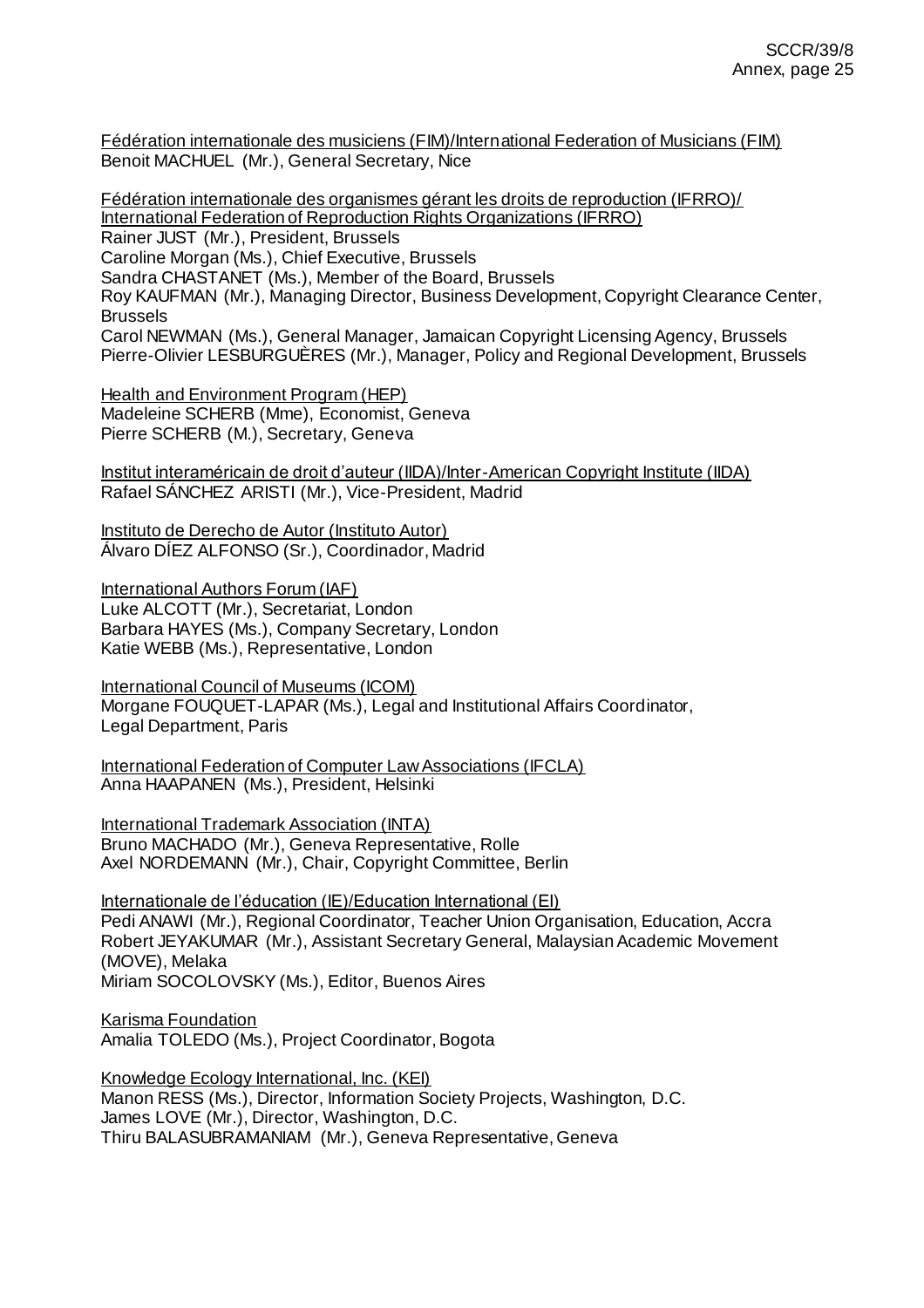Fédération internationale des musiciens (FIM)/International Federation of Musicians (FIM)
Benoit MACHUEL (Mr.), General Secretary, Nice

Fédération internationale des organismes gérant les droits de reproduction (IFRRO)/
International Federation of Reproduction Rights Organizations (IFRRO)
Rainer JUST (Mr.), President, Brussels
Caroline Morgan (Ms.), Chief Executive, Brussels
Sandra CHASTANET (Ms.), Member of the Board, Brussels
Roy KAUFMAN (Mr.), Managing Director, Business Development, Copyright Clearance Center, Brussels
Carol NEWMAN (Ms.), General Manager, Jamaican Copyright Licensing Agency, Brussels
Pierre-Olivier LESBURGUÈRES (Mr.), Manager, Policy and Regional Development, Brussels

Health and Environment Program (HEP)
Madeleine SCHERB (Mme), Economist, Geneva
Pierre SCHERB (M.), Secretary, Geneva

Institut interaméricain de droit d'auteur (IIDA)/Inter-American Copyright Institute (IIDA)
Rafael SÁNCHEZ ARISTI (Mr.), Vice-President, Madrid

Instituto de Derecho de Autor (Instituto Autor)
Álvaro DÍEZ ALFONSO (Sr.), Coordinador, Madrid

International Authors Forum (IAF)
Luke ALCOTT (Mr.), Secretariat, London
Barbara HAYES (Ms.), Company Secretary, London
Katie WEBB (Ms.), Representative, London

International Council of Museums (ICOM)
Morgane FOUQUET-LAPAR (Ms.), Legal and Institutional Affairs Coordinator, Legal Department, Paris

International Federation of Computer Law Associations (IFCLA)
Anna HAAPANEN (Ms.), President, Helsinki

International Trademark Association (INTA)
Bruno MACHADO (Mr.), Geneva Representative, Rolle
Axel NORDEMANN (Mr.), Chair, Copyright Committee, Berlin

Internationale de l'éducation (IE)/Education International (EI)
Pedi ANAWI (Mr.), Regional Coordinator, Teacher Union Organisation, Education, Accra
Robert JEYAKUMAR (Mr.), Assistant Secretary General, Malaysian Academic Movement (MOVE), Melaka
Miriam SOCOLOVSKY (Ms.), Editor, Buenos Aires

Karisma Foundation
Amalia TOLEDO (Ms.), Project Coordinator, Bogota

Knowledge Ecology International, Inc. (KEI)
Manon RESS (Ms.), Director, Information Society Projects, Washington, D.C.
James LOVE (Mr.), Director, Washington, D.C.
Thiru BALASUBRAMANIAM (Mr.), Geneva Representative, Geneva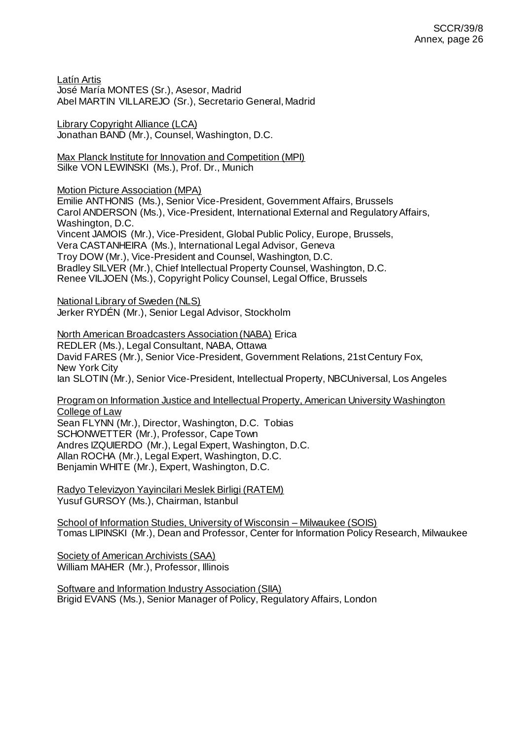Latín Artis
José María MONTES (Sr.), Asesor, Madrid
Abel MARTIN VILLAREJO (Sr.), Secretario General, Madrid

Library Copyright Alliance (LCA)
Jonathan BAND (Mr.), Counsel, Washington, D.C.

Max Planck Institute for Innovation and Competition (MPI)
Silke VON LEWINSKI (Ms.), Prof. Dr., Munich

Motion Picture Association (MPA)
Emilie ANTHONIS (Ms.), Senior Vice-President, Government Affairs, Brussels
Carol ANDERSON (Ms.), Vice-President, International External and Regulatory Affairs, Washington, D.C.
Vincent JAMOIS (Mr.), Vice-President, Global Public Policy, Europe, Brussels,
Vera CASTANHEIRA (Ms.), International Legal Advisor, Geneva
Troy DOW (Mr.), Vice-President and Counsel, Washington, D.C.
Bradley SILVER (Mr.), Chief Intellectual Property Counsel, Washington, D.C.
Renee VILJOEN (Ms.), Copyright Policy Counsel, Legal Office, Brussels

National Library of Sweden (NLS)
Jerker RYDÉN (Mr.), Senior Legal Advisor, Stockholm

North American Broadcasters Association (NABA) Erica
REDLER (Ms.), Legal Consultant, NABA, Ottawa
David FARES (Mr.), Senior Vice-President, Government Relations, 21st Century Fox, New York City
Ian SLOTIN (Mr.), Senior Vice-President, Intellectual Property, NBCUniversal, Los Angeles

Program on Information Justice and Intellectual Property, American University Washington College of Law
Sean FLYNN (Mr.), Director, Washington, D.C. Tobias
SCHONWETTER (Mr.), Professor, Cape Town
Andres IZQUIERDO (Mr.), Legal Expert, Washington, D.C.
Allan ROCHA (Mr.), Legal Expert, Washington, D.C.
Benjamin WHITE (Mr.), Expert, Washington, D.C.

Radyo Televizyon Yayincilari Meslek Birligi (RATEM)
Yusuf GURSOY (Ms.), Chairman, Istanbul

School of Information Studies, University of Wisconsin – Milwaukee (SOIS)
Tomas LIPINSKI (Mr.), Dean and Professor, Center for Information Policy Research, Milwaukee

Society of American Archivists (SAA)
William MAHER (Mr.), Professor, Illinois

Software and Information Industry Association (SIIA)
Brigid EVANS (Ms.), Senior Manager of Policy, Regulatory Affairs, London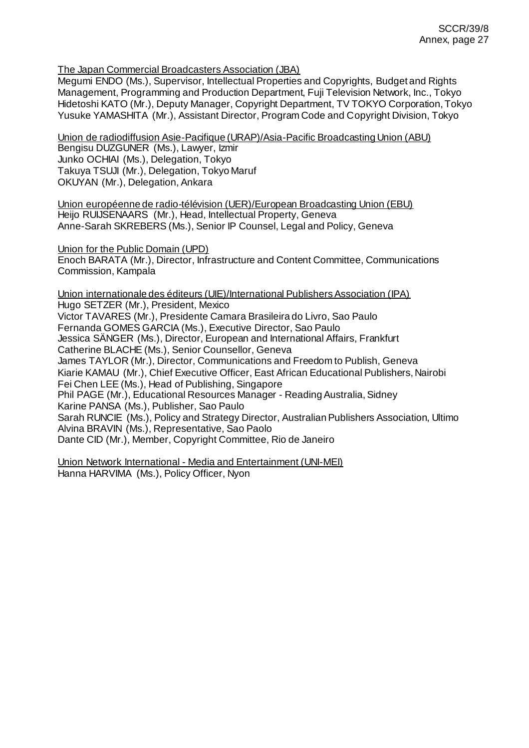The Japan Commercial Broadcasters Association (JBA)
Megumi ENDO (Ms.), Supervisor, Intellectual Properties and Copyrights, Budget and Rights Management, Programming and Production Department, Fuji Television Network, Inc., Tokyo
Hidetoshi KATO (Mr.), Deputy Manager, Copyright Department, TV TOKYO Corporation, Tokyo
Yusuke YAMASHITA (Mr.), Assistant Director, Program Code and Copyright Division, Tokyo

Union de radiodiffusion Asie-Pacifique (URAP)/Asia-Pacific Broadcasting Union (ABU)
Bengisu DUZGUNER (Ms.), Lawyer, Izmir
Junko OCHIAI (Ms.), Delegation, Tokyo
Takuya TSUJI (Mr.), Delegation, Tokyo Maruf
OKUYAN (Mr.), Delegation, Ankara

Union européenne de radio-télévision (UER)/European Broadcasting Union (EBU)
Heijo RUIJSENAARS (Mr.), Head, Intellectual Property, Geneva
Anne-Sarah SKREBERS (Ms.), Senior IP Counsel, Legal and Policy, Geneva

Union for the Public Domain (UPD)
Enoch BARATA (Mr.), Director, Infrastructure and Content Committee, Communications Commission, Kampala

Union internationale des éditeurs (UIE)/International Publishers Association (IPA)
Hugo SETZER (Mr.), President, Mexico
Victor TAVARES (Mr.), Presidente Camara Brasileira do Livro, Sao Paulo
Fernanda GOMES GARCIA (Ms.), Executive Director, Sao Paulo
Jessica SÄNGER (Ms.), Director, European and International Affairs, Frankfurt
Catherine BLACHE (Ms.), Senior Counsellor, Geneva
James TAYLOR (Mr.), Director, Communications and Freedom to Publish, Geneva
Kiarie KAMAU (Mr.), Chief Executive Officer, East African Educational Publishers, Nairobi
Fei Chen LEE (Ms.), Head of Publishing, Singapore
Phil PAGE (Mr.), Educational Resources Manager - Reading Australia, Sidney
Karine PANSA (Ms.), Publisher, Sao Paulo
Sarah RUNCIE (Ms.), Policy and Strategy Director, Australian Publishers Association, Ultimo
Alvina BRAVIN (Ms.), Representative, Sao Paolo
Dante CID (Mr.), Member, Copyright Committee, Rio de Janeiro

Union Network International - Media and Entertainment (UNI-MEI)
Hanna HARVIMA (Ms.), Policy Officer, Nyon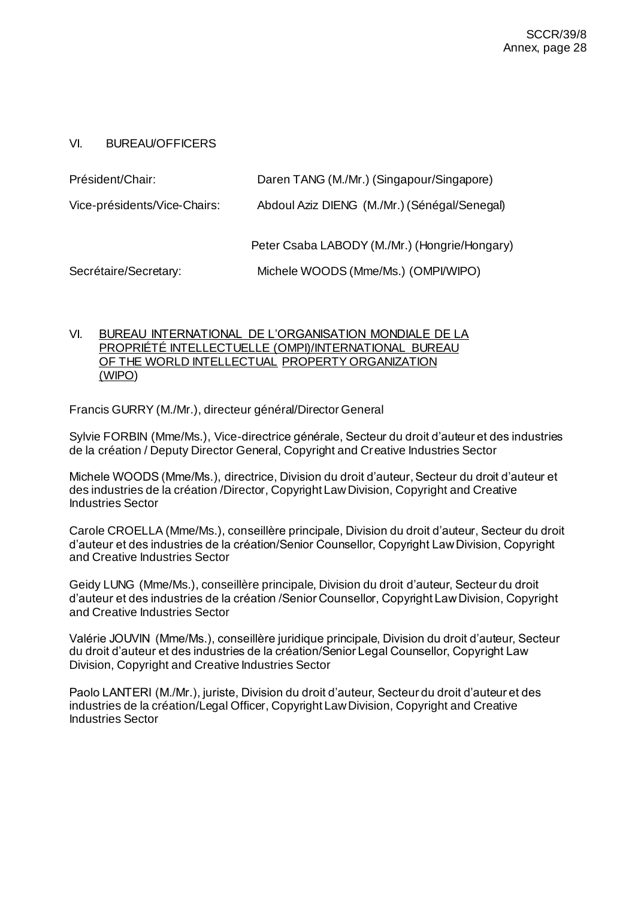## VI. BUREAU/OFFICERS

| | |
|---|---|
| Président/Chair: | Daren TANG (M./Mr.) (Singapour/Singapore) |
| Vice-présidents/Vice-Chairs: | Abdoul Aziz DIENG (M./Mr.) (Sénégal/Senegal) |
| | Peter Csaba LABODY (M./Mr.) (Hongrie/Hongary) |
| Secrétaire/Secretary: | Michele WOODS (Mme/Ms.) (OMPI/WIPO) |

## VI. BUREAU INTERNATIONAL DE L'ORGANISATION MONDIALE DE LA PROPRIÉTÉ INTELLECTUELLE (OMPI)/INTERNATIONAL BUREAU OF THE WORLD INTELLECTUAL PROPERTY ORGANIZATION (WIPO)

Francis GURRY (M./Mr.), directeur général/Director General

Sylvie FORBIN (Mme/Ms.), Vice-directrice générale, Secteur du droit d'auteur et des industries de la création / Deputy Director General, Copyright and Creative Industries Sector

Michele WOODS (Mme/Ms.), directrice, Division du droit d'auteur, Secteur du droit d'auteur et des industries de la création /Director, Copyright Law Division, Copyright and Creative Industries Sector

Carole CROELLA (Mme/Ms.), conseillère principale, Division du droit d'auteur, Secteur du droit d'auteur et des industries de la création/Senior Counsellor, Copyright Law Division, Copyright and Creative Industries Sector

Geidy LUNG (Mme/Ms.), conseillère principale, Division du droit d'auteur, Secteur du droit d'auteur et des industries de la création /Senior Counsellor, Copyright Law Division, Copyright and Creative Industries Sector

Valérie JOUVIN (Mme/Ms.), conseillère juridique principale, Division du droit d'auteur, Secteur du droit d'auteur et des industries de la création/Senior Legal Counsellor, Copyright Law Division, Copyright and Creative Industries Sector

Paolo LANTERI (M./Mr.), juriste, Division du droit d'auteur, Secteur du droit d'auteur et des industries de la création/Legal Officer, Copyright Law Division, Copyright and Creative Industries Sector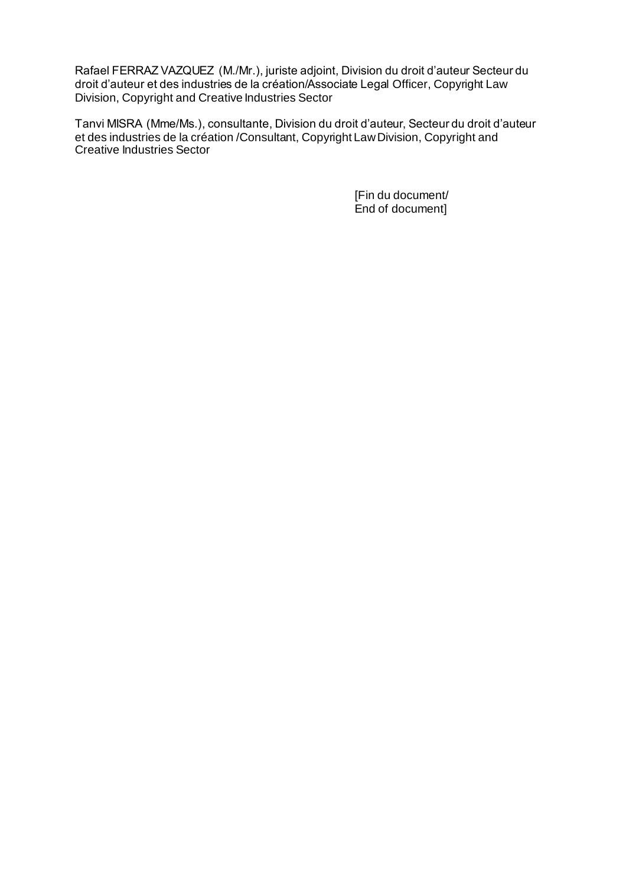Rafael FERRAZ VAZQUEZ (M./Mr.), juriste adjoint, Division du droit d'auteur Secteur du droit d'auteur et des industries de la création/Associate Legal Officer, Copyright Law Division, Copyright and Creative Industries Sector

Tanvi MISRA (Mme/Ms.), consultante, Division du droit d'auteur, Secteur du droit d'auteur et des industries de la création /Consultant, Copyright Law Division, Copyright and Creative Industries Sector

[Fin du document/
End of document]